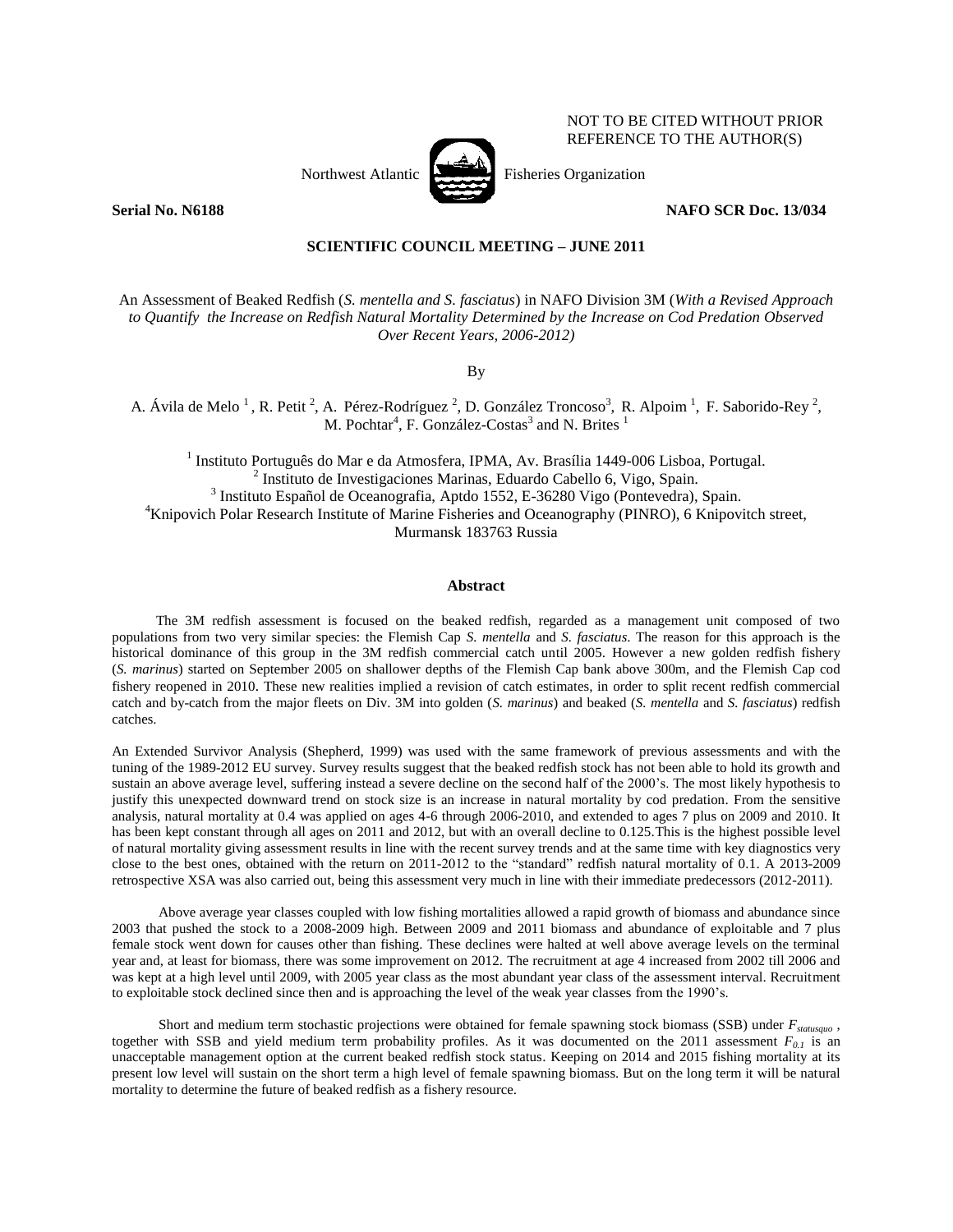NOT TO BE CITED WITHOUT PRIOR REFERENCE TO THE AUTHOR(S)

Northwest Atlantic Fisheries Organization

**Serial No. N6188** **NAFO SCR Doc. 13/034**

**SCIENTIFIC COUNCIL MEETING – JUNE 2011**

An Assessment of Beaked Redfish (*S. mentella and S. fasciatus*) in NAFO Division 3M (*With a Revised Approach to Quantify the Increase on Redfish Natural Mortality Determined by the Increase on Cod Predation Observed Over Recent Years, 2006-2012)*

By

A. Ávila de Melo [1], R. Petit [2], A. Pérez-Rodríguez [2], D. González Troncoso[3], R. Alpoim [1], F. Saborido-Rey [2], M. Pochtar[4], F. González-Costas[3] and N. Brites [1]

[1] Instituto Português do Mar e da Atmosfera, IPMA, Av. Brasília 1449-006 Lisboa, Portugal.
[2] Instituto de Investigaciones Marinas, Eduardo Cabello 6, Vigo, Spain.
[3] Instituto Español de Oceanografia, Aptdo 1552, E-36280 Vigo (Pontevedra), Spain.
[4] Knipovich Polar Research Institute of Marine Fisheries and Oceanography (PINRO), 6 Knipovitch street, Murmansk 183763 Russia

## Abstract

The 3M redfish assessment is focused on the beaked redfish, regarded as a management unit composed of two populations from two very similar species: the Flemish Cap *S. mentella* and *S. fasciatus*. The reason for this approach is the historical dominance of this group in the 3M redfish commercial catch until 2005. However a new golden redfish fishery (*S. marinus*) started on September 2005 on shallower depths of the Flemish Cap bank above 300m, and the Flemish Cap cod fishery reopened in 2010. These new realities implied a revision of catch estimates, in order to split recent redfish commercial catch and by-catch from the major fleets on Div. 3M into golden (*S. marinus*) and beaked (*S. mentella* and *S. fasciatus*) redfish catches.

An Extended Survivor Analysis (Shepherd, 1999) was used with the same framework of previous assessments and with the tuning of the 1989-2012 EU survey. Survey results suggest that the beaked redfish stock has not been able to hold its growth and sustain an above average level, suffering instead a severe decline on the second half of the 2000's. The most likely hypothesis to justify this unexpected downward trend on stock size is an increase in natural mortality by cod predation. From the sensitive analysis, natural mortality at 0.4 was applied on ages 4-6 through 2006-2010, and extended to ages 7 plus on 2009 and 2010. It has been kept constant through all ages on 2011 and 2012, but with an overall decline to 0.125.This is the highest possible level of natural mortality giving assessment results in line with the recent survey trends and at the same time with key diagnostics very close to the best ones, obtained with the return on 2011-2012 to the "standard" redfish natural mortality of 0.1. A 2013-2009 retrospective XSA was also carried out, being this assessment very much in line with their immediate predecessors (2012-2011).

Above average year classes coupled with low fishing mortalities allowed a rapid growth of biomass and abundance since 2003 that pushed the stock to a 2008-2009 high. Between 2009 and 2011 biomass and abundance of exploitable and 7 plus female stock went down for causes other than fishing. These declines were halted at well above average levels on the terminal year and, at least for biomass, there was some improvement on 2012. The recruitment at age 4 increased from 2002 till 2006 and was kept at a high level until 2009, with 2005 year class as the most abundant year class of the assessment interval. Recruitment to exploitable stock declined since then and is approaching the level of the weak year classes from the 1990's.

Short and medium term stochastic projections were obtained for female spawning stock biomass (SSB) under $F_{statusquo}$, together with SSB and yield medium term probability profiles. As it was documented on the 2011 assessment $F_{0.1}$ is an unacceptable management option at the current beaked redfish stock status. Keeping on 2014 and 2015 fishing mortality at its present low level will sustain on the short term a high level of female spawning biomass. But on the long term it will be natural mortality to determine the future of beaked redfish as a fishery resource.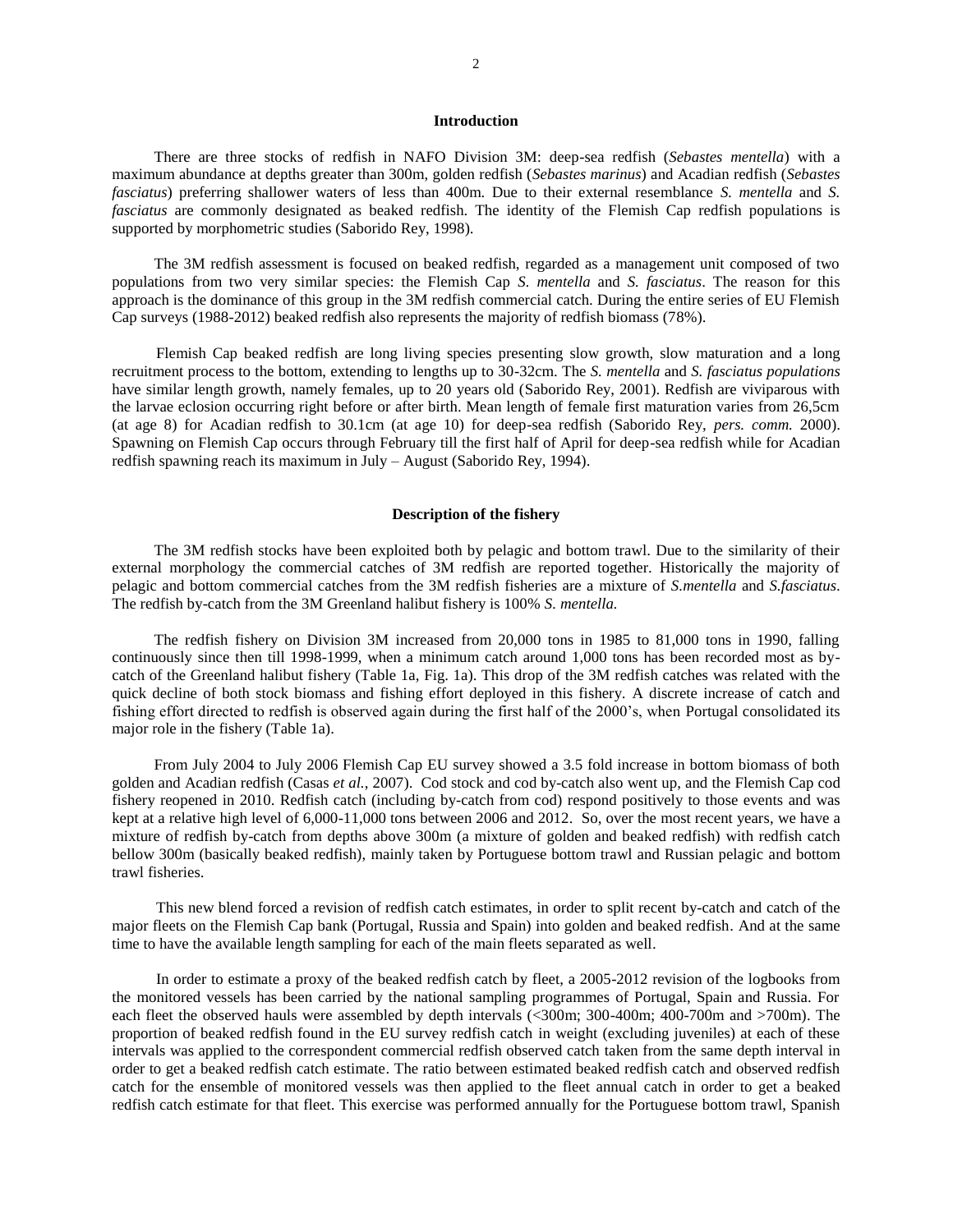## Introduction

There are three stocks of redfish in NAFO Division 3M: deep-sea redfish (*Sebastes mentella*) with a maximum abundance at depths greater than 300m, golden redfish (*Sebastes marinus*) and Acadian redfish (*Sebastes fasciatus*) preferring shallower waters of less than 400m. Due to their external resemblance *S. mentella* and *S. fasciatus* are commonly designated as beaked redfish. The identity of the Flemish Cap redfish populations is supported by morphometric studies (Saborido Rey, 1998).

The 3M redfish assessment is focused on beaked redfish, regarded as a management unit composed of two populations from two very similar species: the Flemish Cap *S. mentella* and *S. fasciatus*. The reason for this approach is the dominance of this group in the 3M redfish commercial catch. During the entire series of EU Flemish Cap surveys (1988-2012) beaked redfish also represents the majority of redfish biomass (78%).

Flemish Cap beaked redfish are long living species presenting slow growth, slow maturation and a long recruitment process to the bottom, extending to lengths up to 30-32cm. The *S. mentella* and *S. fasciatus populations* have similar length growth, namely females, up to 20 years old (Saborido Rey, 2001). Redfish are viviparous with the larvae eclosion occurring right before or after birth. Mean length of female first maturation varies from 26,5cm (at age 8) for Acadian redfish to 30.1cm (at age 10) for deep-sea redfish (Saborido Rey, *pers. comm.* 2000). Spawning on Flemish Cap occurs through February till the first half of April for deep-sea redfish while for Acadian redfish spawning reach its maximum in July – August (Saborido Rey, 1994).

## Description of the fishery

The 3M redfish stocks have been exploited both by pelagic and bottom trawl. Due to the similarity of their external morphology the commercial catches of 3M redfish are reported together. Historically the majority of pelagic and bottom commercial catches from the 3M redfish fisheries are a mixture of *S.mentella* and *S.fasciatus*. The redfish by-catch from the 3M Greenland halibut fishery is 100% *S. mentella.*

The redfish fishery on Division 3M increased from 20,000 tons in 1985 to 81,000 tons in 1990, falling continuously since then till 1998-1999, when a minimum catch around 1,000 tons has been recorded most as by-catch of the Greenland halibut fishery (Table 1a, Fig. 1a). This drop of the 3M redfish catches was related with the quick decline of both stock biomass and fishing effort deployed in this fishery. A discrete increase of catch and fishing effort directed to redfish is observed again during the first half of the 2000's, when Portugal consolidated its major role in the fishery (Table 1a).

From July 2004 to July 2006 Flemish Cap EU survey showed a 3.5 fold increase in bottom biomass of both golden and Acadian redfish (Casas *et al.*, 2007). Cod stock and cod by-catch also went up, and the Flemish Cap cod fishery reopened in 2010. Redfish catch (including by-catch from cod) respond positively to those events and was kept at a relative high level of 6,000-11,000 tons between 2006 and 2012. So, over the most recent years, we have a mixture of redfish by-catch from depths above 300m (a mixture of golden and beaked redfish) with redfish catch bellow 300m (basically beaked redfish), mainly taken by Portuguese bottom trawl and Russian pelagic and bottom trawl fisheries.

This new blend forced a revision of redfish catch estimates, in order to split recent by-catch and catch of the major fleets on the Flemish Cap bank (Portugal, Russia and Spain) into golden and beaked redfish. And at the same time to have the available length sampling for each of the main fleets separated as well.

In order to estimate a proxy of the beaked redfish catch by fleet, a 2005-2012 revision of the logbooks from the monitored vessels has been carried by the national sampling programmes of Portugal, Spain and Russia. For each fleet the observed hauls were assembled by depth intervals (<300m; 300-400m; 400-700m and >700m). The proportion of beaked redfish found in the EU survey redfish catch in weight (excluding juveniles) at each of these intervals was applied to the correspondent commercial redfish observed catch taken from the same depth interval in order to get a beaked redfish catch estimate. The ratio between estimated beaked redfish catch and observed redfish catch for the ensemble of monitored vessels was then applied to the fleet annual catch in order to get a beaked redfish catch estimate for that fleet. This exercise was performed annually for the Portuguese bottom trawl, Spanish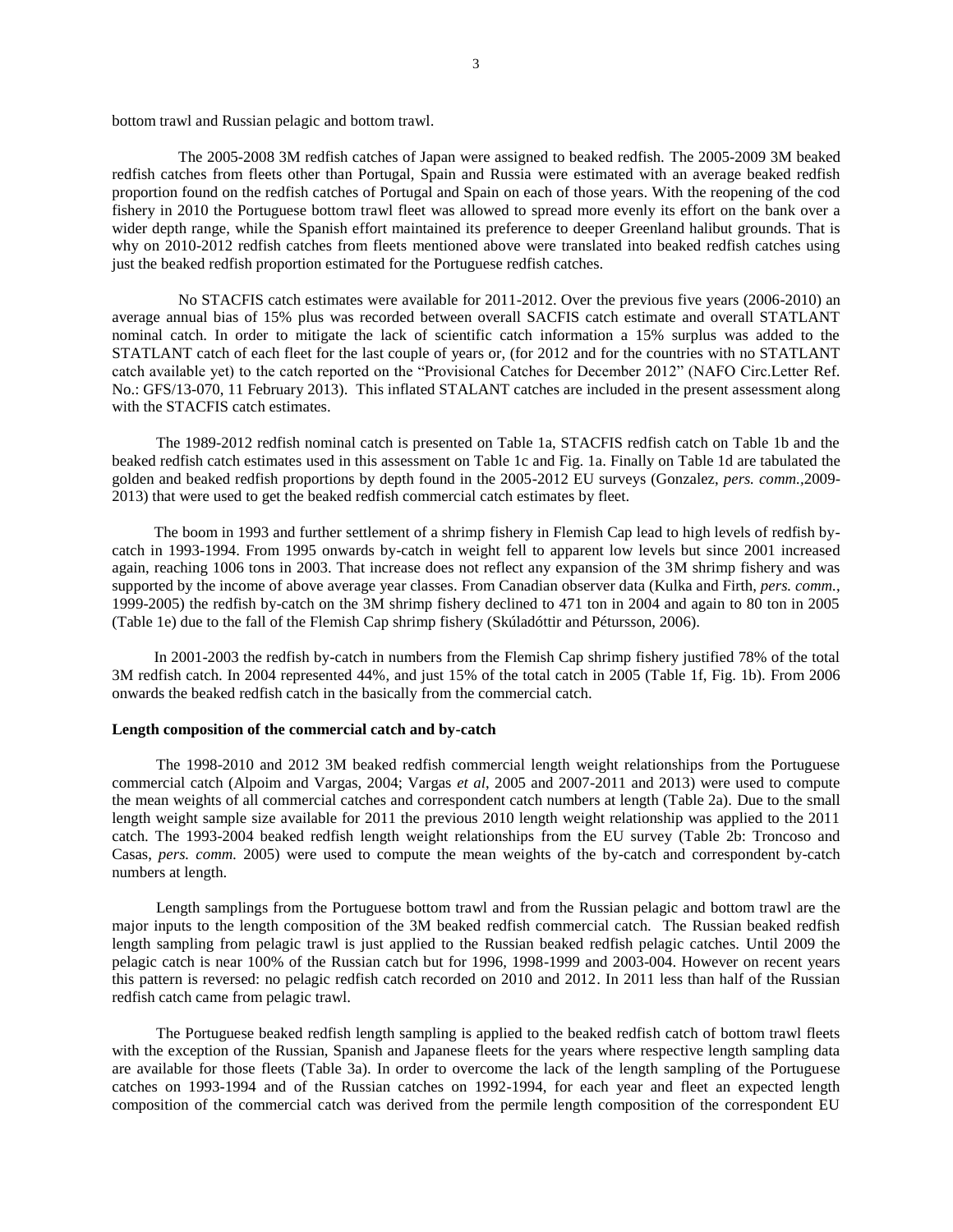bottom trawl and Russian pelagic and bottom trawl.

The 2005-2008 3M redfish catches of Japan were assigned to beaked redfish. The 2005-2009 3M beaked redfish catches from fleets other than Portugal, Spain and Russia were estimated with an average beaked redfish proportion found on the redfish catches of Portugal and Spain on each of those years. With the reopening of the cod fishery in 2010 the Portuguese bottom trawl fleet was allowed to spread more evenly its effort on the bank over a wider depth range, while the Spanish effort maintained its preference to deeper Greenland halibut grounds. That is why on 2010-2012 redfish catches from fleets mentioned above were translated into beaked redfish catches using just the beaked redfish proportion estimated for the Portuguese redfish catches.

No STACFIS catch estimates were available for 2011-2012. Over the previous five years (2006-2010) an average annual bias of 15% plus was recorded between overall SACFIS catch estimate and overall STATLANT nominal catch. In order to mitigate the lack of scientific catch information a 15% surplus was added to the STATLANT catch of each fleet for the last couple of years or, (for 2012 and for the countries with no STATLANT catch available yet) to the catch reported on the "Provisional Catches for December 2012" (NAFO Circ.Letter Ref. No.: GFS/13-070, 11 February 2013). This inflated STALANT catches are included in the present assessment along with the STACFIS catch estimates.

The 1989-2012 redfish nominal catch is presented on Table 1a, STACFIS redfish catch on Table 1b and the beaked redfish catch estimates used in this assessment on Table 1c and Fig. 1a. Finally on Table 1d are tabulated the golden and beaked redfish proportions by depth found in the 2005-2012 EU surveys (Gonzalez, *pers. comm.*,2009-2013) that were used to get the beaked redfish commercial catch estimates by fleet.

The boom in 1993 and further settlement of a shrimp fishery in Flemish Cap lead to high levels of redfish by-catch in 1993-1994. From 1995 onwards by-catch in weight fell to apparent low levels but since 2001 increased again, reaching 1006 tons in 2003. That increase does not reflect any expansion of the 3M shrimp fishery and was supported by the income of above average year classes. From Canadian observer data (Kulka and Firth, *pers. comm.*, 1999-2005) the redfish by-catch on the 3M shrimp fishery declined to 471 ton in 2004 and again to 80 ton in 2005 (Table 1e) due to the fall of the Flemish Cap shrimp fishery (Skúladóttir and Pétursson, 2006).

In 2001-2003 the redfish by-catch in numbers from the Flemish Cap shrimp fishery justified 78% of the total 3M redfish catch. In 2004 represented 44%, and just 15% of the total catch in 2005 (Table 1f, Fig. 1b). From 2006 onwards the beaked redfish catch in the basically from the commercial catch.

**Length composition of the commercial catch and by-catch**

The 1998-2010 and 2012 3M beaked redfish commercial length weight relationships from the Portuguese commercial catch (Alpoim and Vargas, 2004; Vargas *et al*, 2005 and 2007-2011 and 2013) were used to compute the mean weights of all commercial catches and correspondent catch numbers at length (Table 2a). Due to the small length weight sample size available for 2011 the previous 2010 length weight relationship was applied to the 2011 catch. The 1993-2004 beaked redfish length weight relationships from the EU survey (Table 2b: Troncoso and Casas, *pers. comm.* 2005) were used to compute the mean weights of the by-catch and correspondent by-catch numbers at length.

Length samplings from the Portuguese bottom trawl and from the Russian pelagic and bottom trawl are the major inputs to the length composition of the 3M beaked redfish commercial catch. The Russian beaked redfish length sampling from pelagic trawl is just applied to the Russian beaked redfish pelagic catches. Until 2009 the pelagic catch is near 100% of the Russian catch but for 1996, 1998-1999 and 2003-004. However on recent years this pattern is reversed: no pelagic redfish catch recorded on 2010 and 2012. In 2011 less than half of the Russian redfish catch came from pelagic trawl.

The Portuguese beaked redfish length sampling is applied to the beaked redfish catch of bottom trawl fleets with the exception of the Russian, Spanish and Japanese fleets for the years where respective length sampling data are available for those fleets (Table 3a). In order to overcome the lack of the length sampling of the Portuguese catches on 1993-1994 and of the Russian catches on 1992-1994, for each year and fleet an expected length composition of the commercial catch was derived from the permile length composition of the correspondent EU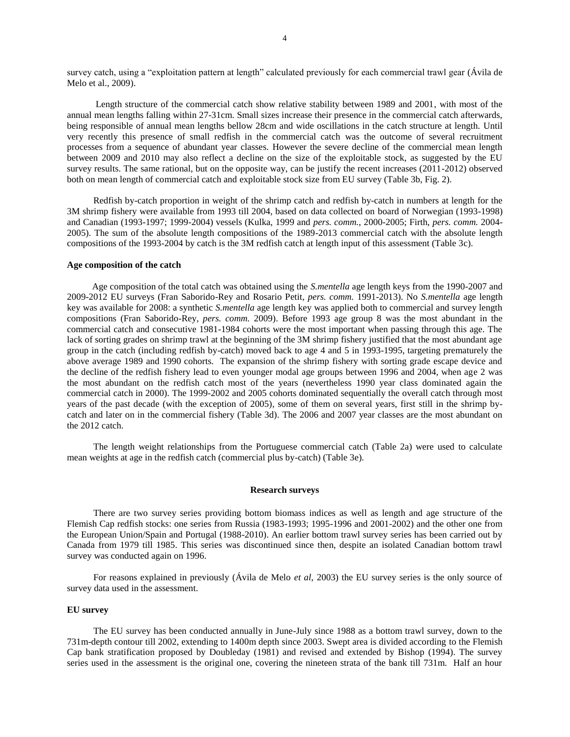survey catch, using a "exploitation pattern at length" calculated previously for each commercial trawl gear (Ávila de Melo et al., 2009).

Length structure of the commercial catch show relative stability between 1989 and 2001, with most of the annual mean lengths falling within 27-31cm. Small sizes increase their presence in the commercial catch afterwards, being responsible of annual mean lengths bellow 28cm and wide oscillations in the catch structure at length. Until very recently this presence of small redfish in the commercial catch was the outcome of several recruitment processes from a sequence of abundant year classes. However the severe decline of the commercial mean length between 2009 and 2010 may also reflect a decline on the size of the exploitable stock, as suggested by the EU survey results. The same rational, but on the opposite way, can be justify the recent increases (2011-2012) observed both on mean length of commercial catch and exploitable stock size from EU survey (Table 3b, Fig. 2).

Redfish by-catch proportion in weight of the shrimp catch and redfish by-catch in numbers at length for the 3M shrimp fishery were available from 1993 till 2004, based on data collected on board of Norwegian (1993-1998) and Canadian (1993-1997; 1999-2004) vessels (Kulka, 1999 and *pers. comm.*, 2000-2005; Firth, *pers. comm.* 2004-2005). The sum of the absolute length compositions of the 1989-2013 commercial catch with the absolute length compositions of the 1993-2004 by catch is the 3M redfish catch at length input of this assessment (Table 3c).

**Age composition of the catch**

Age composition of the total catch was obtained using the *S.mentella* age length keys from the 1990-2007 and 2009-2012 EU surveys (Fran Saborido-Rey and Rosario Petit, *pers. comm.* 1991-2013). No *S.mentella* age length key was available for 2008: a synthetic *S.mentella* age length key was applied both to commercial and survey length compositions (Fran Saborido-Rey, *pers. comm.* 2009). Before 1993 age group 8 was the most abundant in the commercial catch and consecutive 1981-1984 cohorts were the most important when passing through this age. The lack of sorting grades on shrimp trawl at the beginning of the 3M shrimp fishery justified that the most abundant age group in the catch (including redfish by-catch) moved back to age 4 and 5 in 1993-1995, targeting prematurely the above average 1989 and 1990 cohorts. The expansion of the shrimp fishery with sorting grade escape device and the decline of the redfish fishery lead to even younger modal age groups between 1996 and 2004, when age 2 was the most abundant on the redfish catch most of the years (nevertheless 1990 year class dominated again the commercial catch in 2000). The 1999-2002 and 2005 cohorts dominated sequentially the overall catch through most years of the past decade (with the exception of 2005), some of them on several years, first still in the shrimp by-catch and later on in the commercial fishery (Table 3d). The 2006 and 2007 year classes are the most abundant on the 2012 catch.

The length weight relationships from the Portuguese commercial catch (Table 2a) were used to calculate mean weights at age in the redfish catch (commercial plus by-catch) (Table 3e).

## Research surveys

There are two survey series providing bottom biomass indices as well as length and age structure of the Flemish Cap redfish stocks: one series from Russia (1983-1993; 1995-1996 and 2001-2002) and the other one from the European Union/Spain and Portugal (1988-2010). An earlier bottom trawl survey series has been carried out by Canada from 1979 till 1985. This series was discontinued since then, despite an isolated Canadian bottom trawl survey was conducted again on 1996.

For reasons explained in previously (Ávila de Melo *et al*, 2003) the EU survey series is the only source of survey data used in the assessment.

**EU survey**

The EU survey has been conducted annually in June-July since 1988 as a bottom trawl survey, down to the 731m-depth contour till 2002, extending to 1400m depth since 2003. Swept area is divided according to the Flemish Cap bank stratification proposed by Doubleday (1981) and revised and extended by Bishop (1994). The survey series used in the assessment is the original one, covering the nineteen strata of the bank till 731m. Half an hour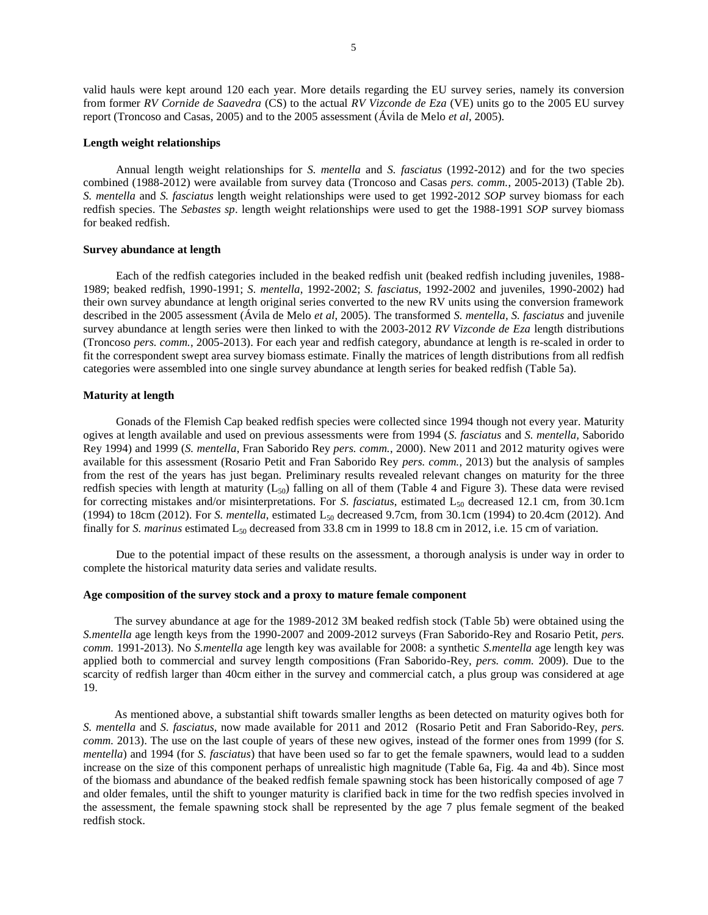valid hauls were kept around 120 each year. More details regarding the EU survey series, namely its conversion from former *RV Cornide de Saavedra* (CS) to the actual *RV Vizconde de Eza* (VE) units go to the 2005 EU survey report (Troncoso and Casas, 2005) and to the 2005 assessment (Ávila de Melo *et al*, 2005).

**Length weight relationships**

Annual length weight relationships for *S. mentella* and *S. fasciatus* (1992-2012) and for the two species combined (1988-2012) were available from survey data (Troncoso and Casas *pers. comm.*, 2005-2013) (Table 2b). *S. mentella* and *S. fasciatus* length weight relationships were used to get 1992-2012 *SOP* survey biomass for each redfish species. The *Sebastes sp*. length weight relationships were used to get the 1988-1991 *SOP* survey biomass for beaked redfish.

**Survey abundance at length**

Each of the redfish categories included in the beaked redfish unit (beaked redfish including juveniles, 1988-1989; beaked redfish, 1990-1991; *S. mentella*, 1992-2002; *S. fasciatus*, 1992-2002 and juveniles, 1990-2002) had their own survey abundance at length original series converted to the new RV units using the conversion framework described in the 2005 assessment (Ávila de Melo *et al*, 2005). The transformed *S. mentella, S. fasciatus* and juvenile survey abundance at length series were then linked to with the 2003-2012 *RV Vizconde de Eza* length distributions (Troncoso *pers. comm.*, 2005-2013). For each year and redfish category, abundance at length is re-scaled in order to fit the correspondent swept area survey biomass estimate. Finally the matrices of length distributions from all redfish categories were assembled into one single survey abundance at length series for beaked redfish (Table 5a).

**Maturity at length**

Gonads of the Flemish Cap beaked redfish species were collected since 1994 though not every year. Maturity ogives at length available and used on previous assessments were from 1994 (*S. fasciatus* and *S. mentella,* Saborido Rey 1994) and 1999 (*S. mentella*, Fran Saborido Rey *pers. comm.*, 2000). New 2011 and 2012 maturity ogives were available for this assessment (Rosario Petit and Fran Saborido Rey *pers. comm.*, 2013) but the analysis of samples from the rest of the years has just began. Preliminary results revealed relevant changes on maturity for the three redfish species with length at maturity ($L_{50}$) falling on all of them (Table 4 and Figure 3). These data were revised for correcting mistakes and/or misinterpretations. For *S. fasciatus*, estimated $L_{50}$ decreased 12.1 cm, from 30.1cm (1994) to 18cm (2012). For *S. mentella*, estimated $L_{50}$ decreased 9.7cm, from 30.1cm (1994) to 20.4cm (2012). And finally for *S. marinus* estimated $L_{50}$ decreased from 33.8 cm in 1999 to 18.8 cm in 2012, i.e. 15 cm of variation.

Due to the potential impact of these results on the assessment, a thorough analysis is under way in order to complete the historical maturity data series and validate results.

**Age composition of the survey stock and a proxy to mature female component**

The survey abundance at age for the 1989-2012 3M beaked redfish stock (Table 5b) were obtained using the *S.mentella* age length keys from the 1990-2007 and 2009-2012 surveys (Fran Saborido-Rey and Rosario Petit, *pers. comm.* 1991-2013). No *S.mentella* age length key was available for 2008: a synthetic *S.mentella* age length key was applied both to commercial and survey length compositions (Fran Saborido-Rey, *pers. comm.* 2009). Due to the scarcity of redfish larger than 40cm either in the survey and commercial catch, a plus group was considered at age 19.

As mentioned above, a substantial shift towards smaller lengths as been detected on maturity ogives both for *S. mentella* and *S. fasciatus*, now made available for 2011 and 2012 (Rosario Petit and Fran Saborido-Rey, *pers. comm.* 2013). The use on the last couple of years of these new ogives, instead of the former ones from 1999 (for *S. mentella*) and 1994 (for *S. fasciatus*) that have been used so far to get the female spawners, would lead to a sudden increase on the size of this component perhaps of unrealistic high magnitude (Table 6a, Fig. 4a and 4b). Since most of the biomass and abundance of the beaked redfish female spawning stock has been historically composed of age 7 and older females, until the shift to younger maturity is clarified back in time for the two redfish species involved in the assessment, the female spawning stock shall be represented by the age 7 plus female segment of the beaked redfish stock.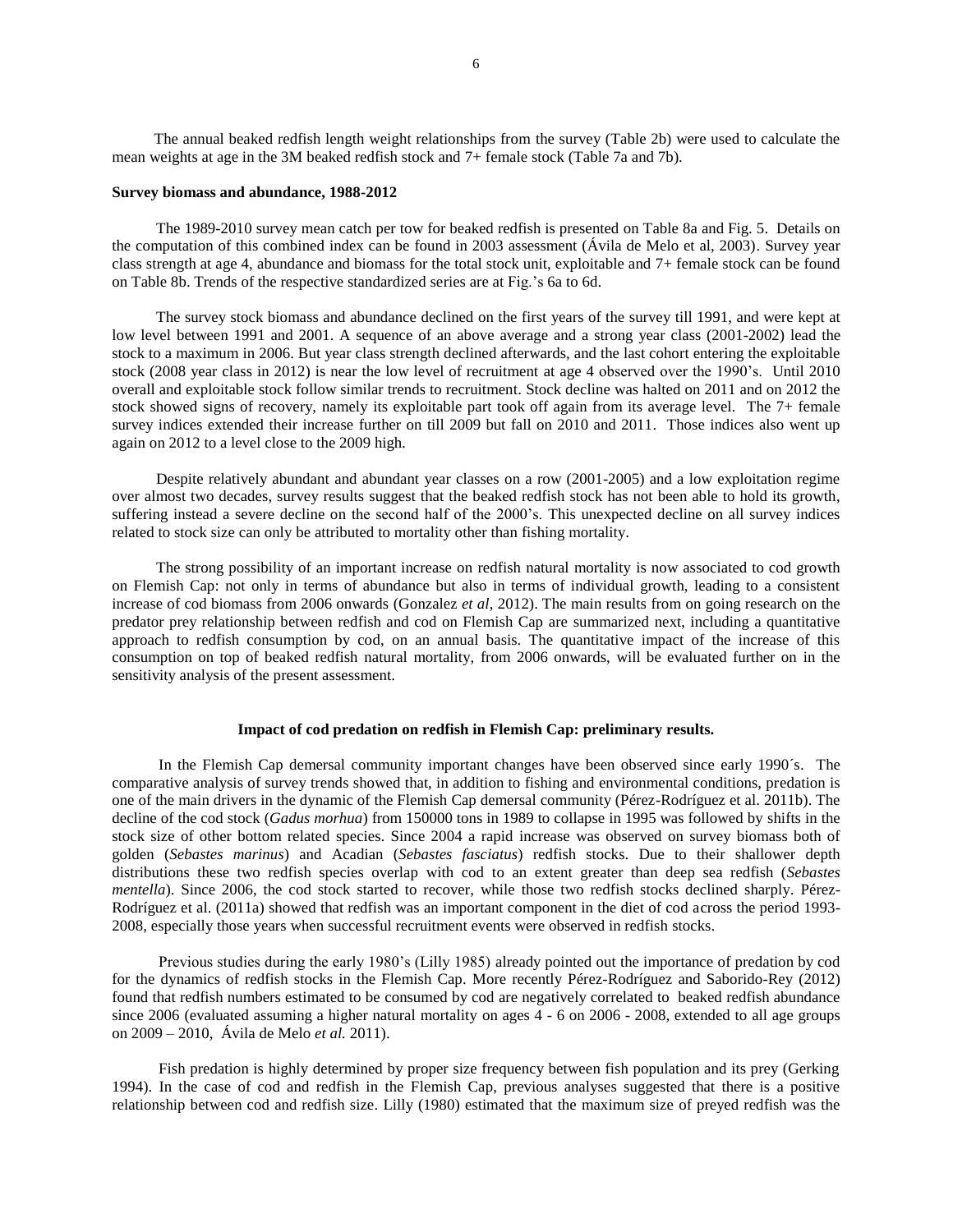The annual beaked redfish length weight relationships from the survey (Table 2b) were used to calculate the mean weights at age in the 3M beaked redfish stock and 7+ female stock (Table 7a and 7b).

**Survey biomass and abundance, 1988-2012**

The 1989-2010 survey mean catch per tow for beaked redfish is presented on Table 8a and Fig. 5. Details on the computation of this combined index can be found in 2003 assessment (Ávila de Melo et al, 2003). Survey year class strength at age 4, abundance and biomass for the total stock unit, exploitable and 7+ female stock can be found on Table 8b. Trends of the respective standardized series are at Fig.'s 6a to 6d.

The survey stock biomass and abundance declined on the first years of the survey till 1991, and were kept at low level between 1991 and 2001. A sequence of an above average and a strong year class (2001-2002) lead the stock to a maximum in 2006. But year class strength declined afterwards, and the last cohort entering the exploitable stock (2008 year class in 2012) is near the low level of recruitment at age 4 observed over the 1990's. Until 2010 overall and exploitable stock follow similar trends to recruitment. Stock decline was halted on 2011 and on 2012 the stock showed signs of recovery, namely its exploitable part took off again from its average level. The 7+ female survey indices extended their increase further on till 2009 but fall on 2010 and 2011. Those indices also went up again on 2012 to a level close to the 2009 high.

Despite relatively abundant and abundant year classes on a row (2001-2005) and a low exploitation regime over almost two decades, survey results suggest that the beaked redfish stock has not been able to hold its growth, suffering instead a severe decline on the second half of the 2000's. This unexpected decline on all survey indices related to stock size can only be attributed to mortality other than fishing mortality.

The strong possibility of an important increase on redfish natural mortality is now associated to cod growth on Flemish Cap: not only in terms of abundance but also in terms of individual growth, leading to a consistent increase of cod biomass from 2006 onwards (Gonzalez *et al*, 2012). The main results from on going research on the predator prey relationship between redfish and cod on Flemish Cap are summarized next, including a quantitative approach to redfish consumption by cod, on an annual basis. The quantitative impact of the increase of this consumption on top of beaked redfish natural mortality, from 2006 onwards, will be evaluated further on in the sensitivity analysis of the present assessment.

**Impact of cod predation on redfish in Flemish Cap: preliminary results.**

In the Flemish Cap demersal community important changes have been observed since early 1990´s. The comparative analysis of survey trends showed that, in addition to fishing and environmental conditions, predation is one of the main drivers in the dynamic of the Flemish Cap demersal community (Pérez-Rodríguez et al. 2011b). The decline of the cod stock (*Gadus morhua*) from 150000 tons in 1989 to collapse in 1995 was followed by shifts in the stock size of other bottom related species. Since 2004 a rapid increase was observed on survey biomass both of golden (*Sebastes marinus*) and Acadian (*Sebastes fasciatus*) redfish stocks. Due to their shallower depth distributions these two redfish species overlap with cod to an extent greater than deep sea redfish (*Sebastes mentella*). Since 2006, the cod stock started to recover, while those two redfish stocks declined sharply. Pérez-Rodríguez et al. (2011a) showed that redfish was an important component in the diet of cod across the period 1993-2008, especially those years when successful recruitment events were observed in redfish stocks.

Previous studies during the early 1980's (Lilly 1985) already pointed out the importance of predation by cod for the dynamics of redfish stocks in the Flemish Cap. More recently Pérez-Rodríguez and Saborido-Rey (2012) found that redfish numbers estimated to be consumed by cod are negatively correlated to beaked redfish abundance since 2006 (evaluated assuming a higher natural mortality on ages 4 - 6 on 2006 - 2008, extended to all age groups on 2009 – 2010, Ávila de Melo *et al.* 2011).

Fish predation is highly determined by proper size frequency between fish population and its prey (Gerking 1994). In the case of cod and redfish in the Flemish Cap, previous analyses suggested that there is a positive relationship between cod and redfish size. Lilly (1980) estimated that the maximum size of preyed redfish was the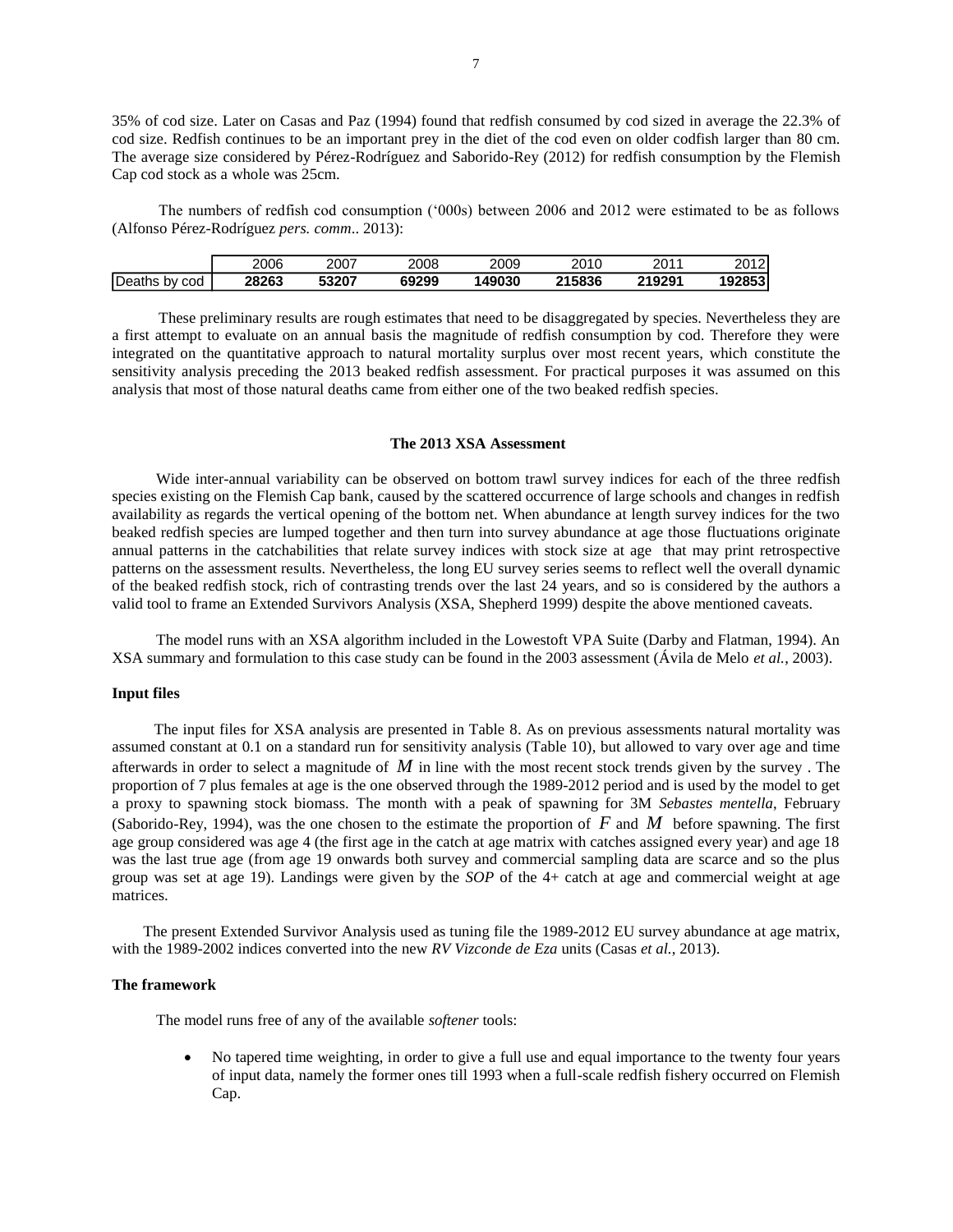35% of cod size. Later on Casas and Paz (1994) found that redfish consumed by cod sized in average the 22.3% of cod size. Redfish continues to be an important prey in the diet of the cod even on older codfish larger than 80 cm. The average size considered by Pérez-Rodríguez and Saborido-Rey (2012) for redfish consumption by the Flemish Cap cod stock as a whole was 25cm.

The numbers of redfish cod consumption ('000s) between 2006 and 2012 were estimated to be as follows (Alfonso Pérez-Rodríguez *pers. comm.*. 2013):

| | 2006 | 2007 | 2008 | 2009 | 2010 | 2011 | 2012 |
|---|---|---|---|---|---|---|---|
| Deaths by cod | **28263** | **53207** | **69299** | **149030** | **215836** | **219291** | **192853** |

These preliminary results are rough estimates that need to be disaggregated by species. Nevertheless they are a first attempt to evaluate on an annual basis the magnitude of redfish consumption by cod. Therefore they were integrated on the quantitative approach to natural mortality surplus over most recent years, which constitute the sensitivity analysis preceding the 2013 beaked redfish assessment. For practical purposes it was assumed on this analysis that most of those natural deaths came from either one of the two beaked redfish species.

## The 2013 XSA Assessment

Wide inter-annual variability can be observed on bottom trawl survey indices for each of the three redfish species existing on the Flemish Cap bank, caused by the scattered occurrence of large schools and changes in redfish availability as regards the vertical opening of the bottom net. When abundance at length survey indices for the two beaked redfish species are lumped together and then turn into survey abundance at age those fluctuations originate annual patterns in the catchabilities that relate survey indices with stock size at age that may print retrospective patterns on the assessment results. Nevertheless, the long EU survey series seems to reflect well the overall dynamic of the beaked redfish stock, rich of contrasting trends over the last 24 years, and so is considered by the authors a valid tool to frame an Extended Survivors Analysis (XSA, Shepherd 1999) despite the above mentioned caveats.

The model runs with an XSA algorithm included in the Lowestoft VPA Suite (Darby and Flatman, 1994). An XSA summary and formulation to this case study can be found in the 2003 assessment (Ávila de Melo *et al.*, 2003).

### Input files

The input files for XSA analysis are presented in Table 8. As on previous assessments natural mortality was assumed constant at 0.1 on a standard run for sensitivity analysis (Table 10), but allowed to vary over age and time afterwards in order to select a magnitude of $M$ in line with the most recent stock trends given by the survey . The proportion of 7 plus females at age is the one observed through the 1989-2012 period and is used by the model to get a proxy to spawning stock biomass. The month with a peak of spawning for 3M *Sebastes mentella*, February (Saborido-Rey, 1994), was the one chosen to the estimate the proportion of $F$ and $M$ before spawning. The first age group considered was age 4 (the first age in the catch at age matrix with catches assigned every year) and age 18 was the last true age (from age 19 onwards both survey and commercial sampling data are scarce and so the plus group was set at age 19). Landings were given by the *SOP* of the 4+ catch at age and commercial weight at age matrices.

The present Extended Survivor Analysis used as tuning file the 1989-2012 EU survey abundance at age matrix, with the 1989-2002 indices converted into the new *RV Vizconde de Eza* units (Casas *et al.*, 2013).

### The framework

The model runs free of any of the available *softener* tools:

- No tapered time weighting, in order to give a full use and equal importance to the twenty four years of input data, namely the former ones till 1993 when a full-scale redfish fishery occurred on Flemish Cap.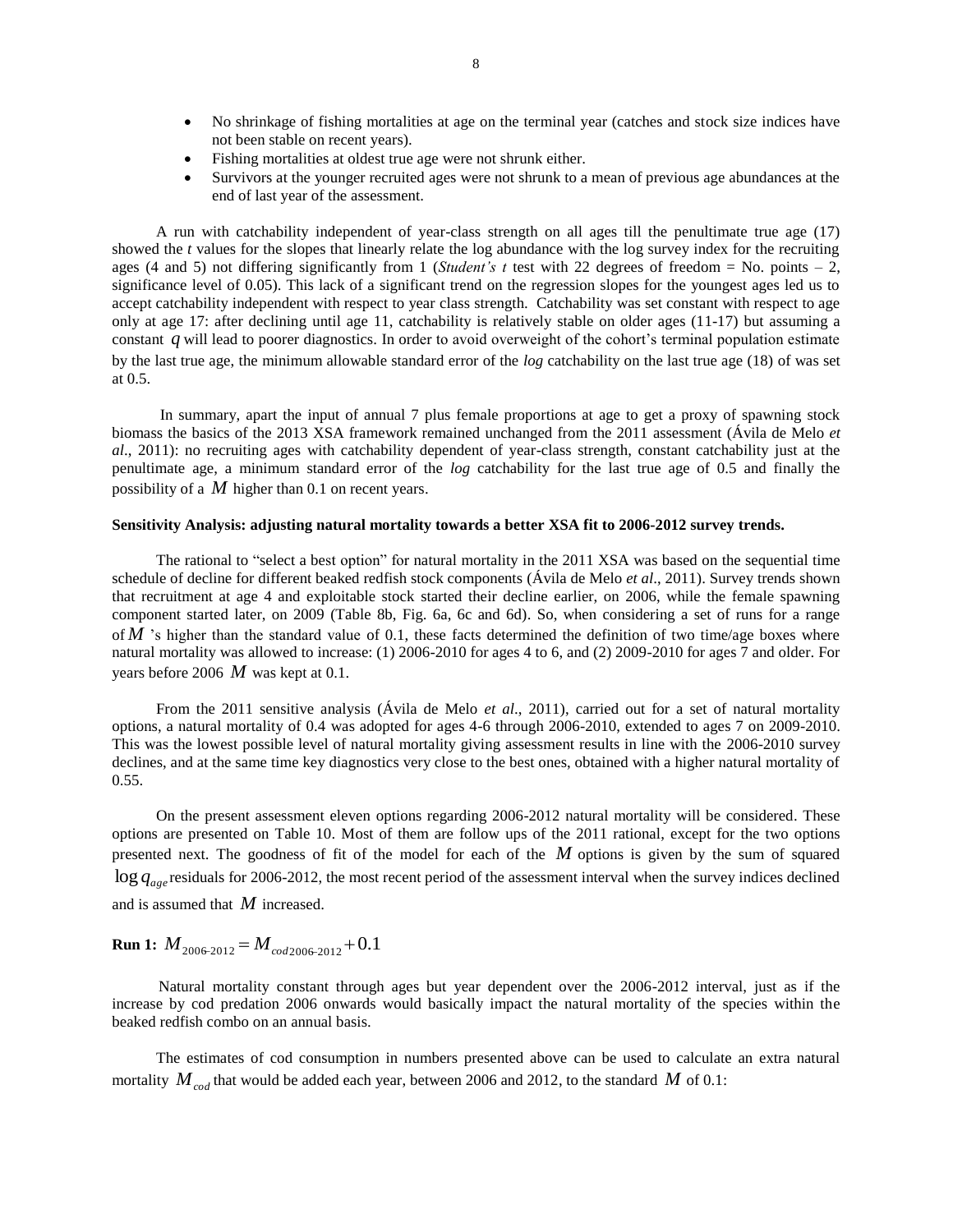- No shrinkage of fishing mortalities at age on the terminal year (catches and stock size indices have not been stable on recent years).
- Fishing mortalities at oldest true age were not shrunk either.
- Survivors at the younger recruited ages were not shrunk to a mean of previous age abundances at the end of last year of the assessment.

A run with catchability independent of year-class strength on all ages till the penultimate true age (17) showed the *t* values for the slopes that linearly relate the log abundance with the log survey index for the recruiting ages (4 and 5) not differing significantly from 1 (*Student's t* test with 22 degrees of freedom = No. points – 2, significance level of 0.05). This lack of a significant trend on the regression slopes for the youngest ages led us to accept catchability independent with respect to year class strength. Catchability was set constant with respect to age only at age 17: after declining until age 11, catchability is relatively stable on older ages (11-17) but assuming a constant $q$ will lead to poorer diagnostics. In order to avoid overweight of the cohort's terminal population estimate by the last true age, the minimum allowable standard error of the *log* catchability on the last true age (18) of was set at 0.5.

In summary, apart the input of annual 7 plus female proportions at age to get a proxy of spawning stock biomass the basics of the 2013 XSA framework remained unchanged from the 2011 assessment (Ávila de Melo *et al*., 2011): no recruiting ages with catchability dependent of year-class strength, constant catchability just at the penultimate age, a minimum standard error of the *log* catchability for the last true age of 0.5 and finally the possibility of a $M$ higher than 0.1 on recent years.

**Sensitivity Analysis: adjusting natural mortality towards a better XSA fit to 2006-2012 survey trends.**

The rational to "select a best option" for natural mortality in the 2011 XSA was based on the sequential time schedule of decline for different beaked redfish stock components (Ávila de Melo *et al*., 2011). Survey trends shown that recruitment at age 4 and exploitable stock started their decline earlier, on 2006, while the female spawning component started later, on 2009 (Table 8b, Fig. 6a, 6c and 6d). So, when considering a set of runs for a range of $M$ 's higher than the standard value of 0.1, these facts determined the definition of two time/age boxes where natural mortality was allowed to increase: (1) 2006-2010 for ages 4 to 6, and (2) 2009-2010 for ages 7 and older. For years before 2006 $M$ was kept at 0.1.

From the 2011 sensitive analysis (Ávila de Melo *et al*., 2011), carried out for a set of natural mortality options, a natural mortality of 0.4 was adopted for ages 4-6 through 2006-2010, extended to ages 7 on 2009-2010. This was the lowest possible level of natural mortality giving assessment results in line with the 2006-2010 survey declines, and at the same time key diagnostics very close to the best ones, obtained with a higher natural mortality of 0.55.

On the present assessment eleven options regarding 2006-2012 natural mortality will be considered. These options are presented on Table 10. Most of them are follow ups of the 2011 rational, except for the two options presented next. The goodness of fit of the model for each of the $M$ options is given by the sum of squared $\log q_{age}$ residuals for 2006-2012, the most recent period of the assessment interval when the survey indices declined and is assumed that $M$ increased.

**Run 1:** $M_{2006\text{-}2012} = M_{cod\,2006\text{-}2012} + 0.1$

Natural mortality constant through ages but year dependent over the 2006-2012 interval, just as if the increase by cod predation 2006 onwards would basically impact the natural mortality of the species within the beaked redfish combo on an annual basis.

The estimates of cod consumption in numbers presented above can be used to calculate an extra natural mortality $M_{cod}$ that would be added each year, between 2006 and 2012, to the standard $M$ of 0.1: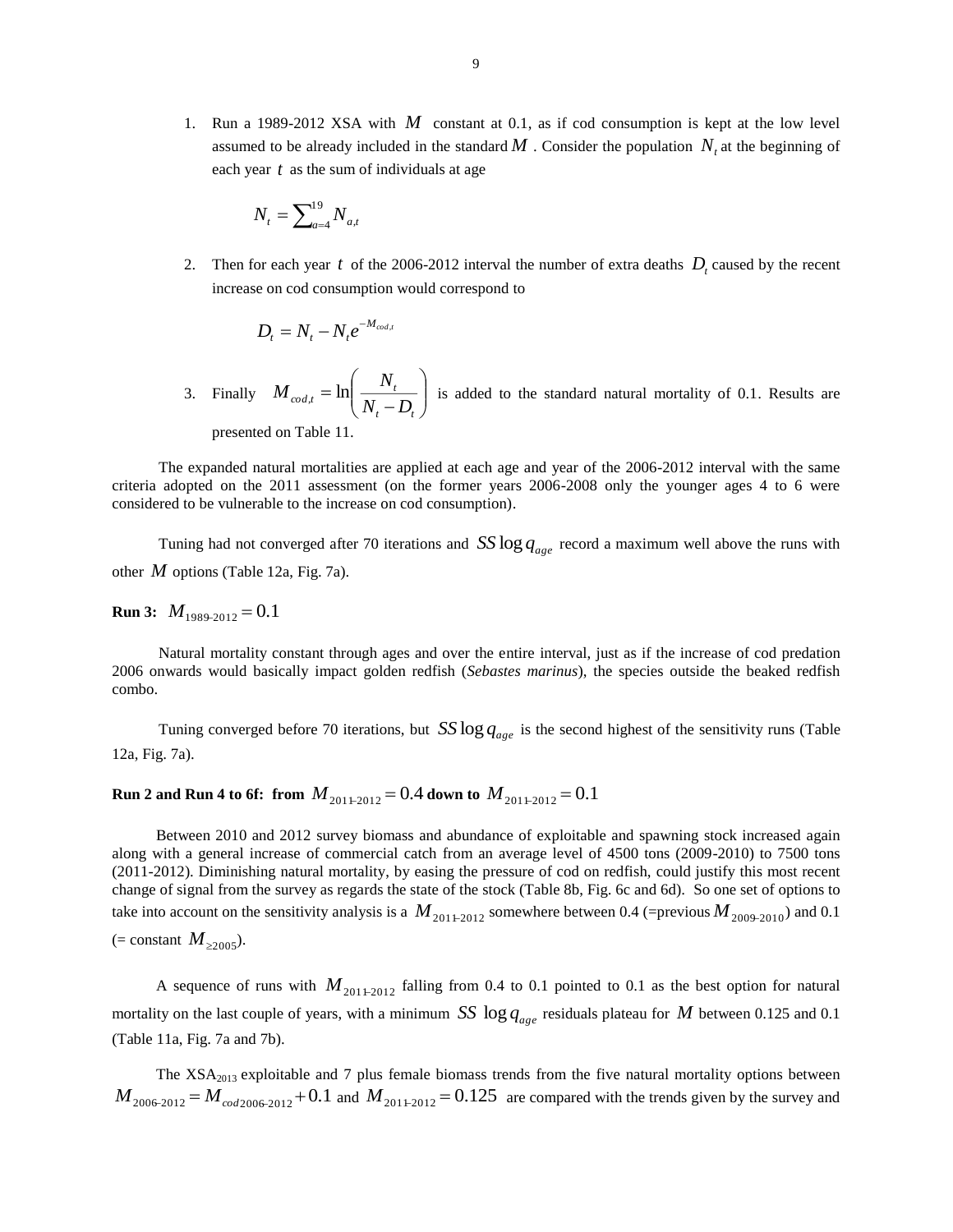1. Run a 1989-2012 XSA with $M$ constant at 0.1, as if cod consumption is kept at the low level assumed to be already included in the standard $M$. Consider the population $N_t$ at the beginning of each year $t$ as the sum of individuals at age

$$N_t = \sum_{a=4}^{19} N_{a,t}$$

2. Then for each year $t$ of the 2006-2012 interval the number of extra deaths $D_t$ caused by the recent increase on cod consumption would correspond to

$$D_t = N_t - N_t e^{-M_{cod,t}}$$

3. Finally $M_{cod,t} = \ln\left(\frac{N_t}{N_t - D_t}\right)$ is added to the standard natural mortality of 0.1. Results are presented on Table 11.

The expanded natural mortalities are applied at each age and year of the 2006-2012 interval with the same criteria adopted on the 2011 assessment (on the former years 2006-2008 only the younger ages 4 to 6 were considered to be vulnerable to the increase on cod consumption).

Tuning had not converged after 70 iterations and $SS \log q_{age}$ record a maximum well above the runs with other $M$ options (Table 12a, Fig. 7a).

**Run 3:** $M_{1989\text{-}2012} = 0.1$

Natural mortality constant through ages and over the entire interval, just as if the increase of cod predation 2006 onwards would basically impact golden redfish (*Sebastes marinus*), the species outside the beaked redfish combo.

Tuning converged before 70 iterations, but $SS \log q_{age}$ is the second highest of the sensitivity runs (Table 12a, Fig. 7a).

**Run 2 and Run 4 to 6f: from** $M_{2011\text{-}2012} = 0.4$ **down to** $M_{2011\text{-}2012} = 0.1$

Between 2010 and 2012 survey biomass and abundance of exploitable and spawning stock increased again along with a general increase of commercial catch from an average level of 4500 tons (2009-2010) to 7500 tons (2011-2012). Diminishing natural mortality, by easing the pressure of cod on redfish, could justify this most recent change of signal from the survey as regards the state of the stock (Table 8b, Fig. 6c and 6d). So one set of options to take into account on the sensitivity analysis is a $M_{2011\text{-}2012}$ somewhere between 0.4 (=previous $M_{2009\text{-}2010}$) and 0.1 (= constant $M_{\geq 2005}$).

A sequence of runs with $M_{2011\text{-}2012}$ falling from 0.4 to 0.1 pointed to 0.1 as the best option for natural mortality on the last couple of years, with a minimum $SS \log q_{age}$ residuals plateau for $M$ between 0.125 and 0.1 (Table 11a, Fig. 7a and 7b).

The $\text{XSA}_{2013}$ exploitable and 7 plus female biomass trends from the five natural mortality options between $M_{2006\text{-}2012} = M_{cod2006\text{-}2012} + 0.1$ and $M_{2011\text{-}2012} = 0.125$ are compared with the trends given by the survey and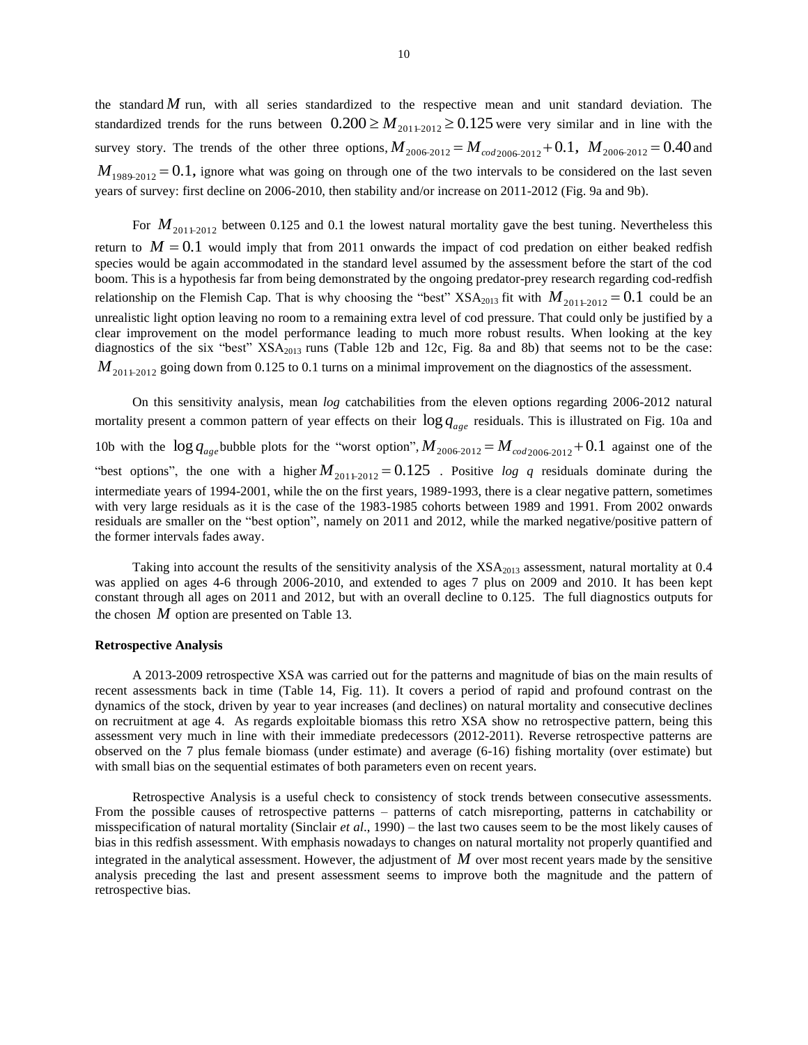the standard $M$ run, with all series standardized to the respective mean and unit standard deviation. The standardized trends for the runs between $0.200 \geq M_{2011\text{-}2012} \geq 0.125$ were very similar and in line with the survey story. The trends of the other three options, $M_{2006\text{-}2012} = M_{cod\,2006\text{-}2012} + 0.1$, $M_{2006\text{-}2012} = 0.40$ and $M_{1989\text{-}2012} = 0.1$, ignore what was going on through one of the two intervals to be considered on the last seven years of survey: first decline on 2006-2010, then stability and/or increase on 2011-2012 (Fig. 9a and 9b).

For $M_{2011\text{-}2012}$ between 0.125 and 0.1 the lowest natural mortality gave the best tuning. Nevertheless this return to $M = 0.1$ would imply that from 2011 onwards the impact of cod predation on either beaked redfish species would be again accommodated in the standard level assumed by the assessment before the start of the cod boom. This is a hypothesis far from being demonstrated by the ongoing predator-prey research regarding cod-redfish relationship on the Flemish Cap. That is why choosing the "best" $XSA_{2013}$ fit with $M_{2011\text{-}2012} = 0.1$ could be an unrealistic light option leaving no room to a remaining extra level of cod pressure. That could only be justified by a clear improvement on the model performance leading to much more robust results. When looking at the key diagnostics of the six "best" $XSA_{2013}$ runs (Table 12b and 12c, Fig. 8a and 8b) that seems not to be the case: $M_{2011\text{-}2012}$ going down from 0.125 to 0.1 turns on a minimal improvement on the diagnostics of the assessment.

On this sensitivity analysis, mean *log* catchabilities from the eleven options regarding 2006-2012 natural mortality present a common pattern of year effects on their $\log q_{age}$ residuals. This is illustrated on Fig. 10a and 10b with the $\log q_{age}$ bubble plots for the "worst option", $M_{2006\text{-}2012} = M_{cod\,2006\text{-}2012} + 0.1$ against one of the "best options", the one with a higher $M_{2011\text{-}2012} = 0.125$ . Positive *log q* residuals dominate during the intermediate years of 1994-2001, while the on the first years, 1989-1993, there is a clear negative pattern, sometimes with very large residuals as it is the case of the 1983-1985 cohorts between 1989 and 1991. From 2002 onwards residuals are smaller on the "best option", namely on 2011 and 2012, while the marked negative/positive pattern of the former intervals fades away.

Taking into account the results of the sensitivity analysis of the $XSA_{2013}$ assessment, natural mortality at 0.4 was applied on ages 4-6 through 2006-2010, and extended to ages 7 plus on 2009 and 2010. It has been kept constant through all ages on 2011 and 2012, but with an overall decline to 0.125. The full diagnostics outputs for the chosen $M$ option are presented on Table 13.

**Retrospective Analysis**

A 2013-2009 retrospective XSA was carried out for the patterns and magnitude of bias on the main results of recent assessments back in time (Table 14, Fig. 11). It covers a period of rapid and profound contrast on the dynamics of the stock, driven by year to year increases (and declines) on natural mortality and consecutive declines on recruitment at age 4. As regards exploitable biomass this retro XSA show no retrospective pattern, being this assessment very much in line with their immediate predecessors (2012-2011). Reverse retrospective patterns are observed on the 7 plus female biomass (under estimate) and average (6-16) fishing mortality (over estimate) but with small bias on the sequential estimates of both parameters even on recent years.

Retrospective Analysis is a useful check to consistency of stock trends between consecutive assessments. From the possible causes of retrospective patterns – patterns of catch misreporting, patterns in catchability or misspecification of natural mortality (Sinclair *et al*., 1990) – the last two causes seem to be the most likely causes of bias in this redfish assessment. With emphasis nowadays to changes on natural mortality not properly quantified and integrated in the analytical assessment. However, the adjustment of $M$ over most recent years made by the sensitive analysis preceding the last and present assessment seems to improve both the magnitude and the pattern of retrospective bias.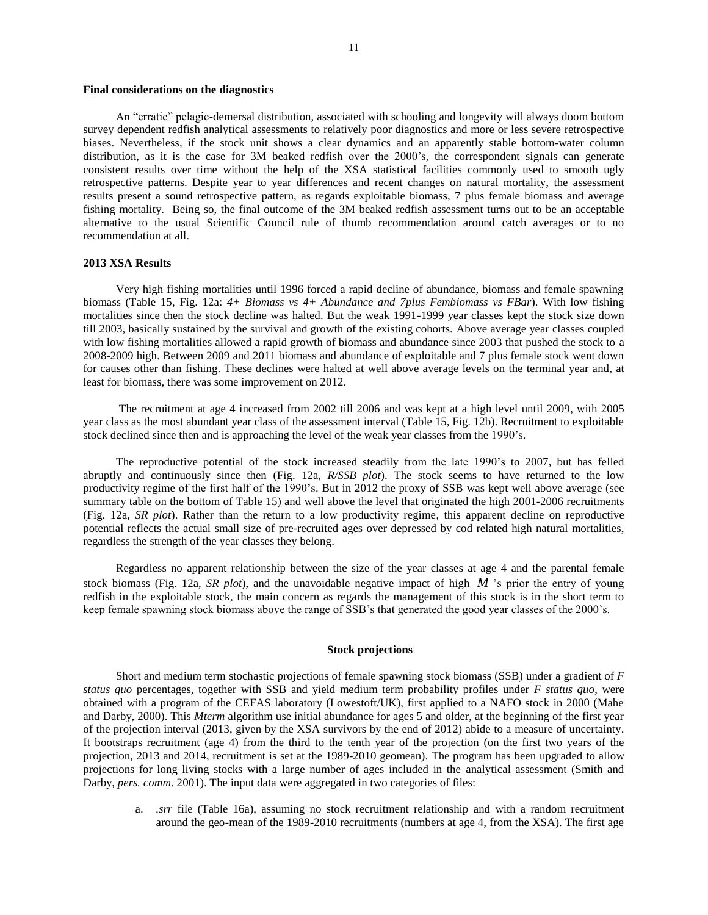**Final considerations on the diagnostics**

An "erratic" pelagic-demersal distribution, associated with schooling and longevity will always doom bottom survey dependent redfish analytical assessments to relatively poor diagnostics and more or less severe retrospective biases. Nevertheless, if the stock unit shows a clear dynamics and an apparently stable bottom-water column distribution, as it is the case for 3M beaked redfish over the 2000's, the correspondent signals can generate consistent results over time without the help of the XSA statistical facilities commonly used to smooth ugly retrospective patterns. Despite year to year differences and recent changes on natural mortality, the assessment results present a sound retrospective pattern, as regards exploitable biomass, 7 plus female biomass and average fishing mortality. Being so, the final outcome of the 3M beaked redfish assessment turns out to be an acceptable alternative to the usual Scientific Council rule of thumb recommendation around catch averages or to no recommendation at all.

**2013 XSA Results**

Very high fishing mortalities until 1996 forced a rapid decline of abundance, biomass and female spawning biomass (Table 15, Fig. 12a: *4+ Biomass vs 4+ Abundance and 7plus Fembiomass vs FBar*). With low fishing mortalities since then the stock decline was halted. But the weak 1991-1999 year classes kept the stock size down till 2003, basically sustained by the survival and growth of the existing cohorts. Above average year classes coupled with low fishing mortalities allowed a rapid growth of biomass and abundance since 2003 that pushed the stock to a 2008-2009 high. Between 2009 and 2011 biomass and abundance of exploitable and 7 plus female stock went down for causes other than fishing. These declines were halted at well above average levels on the terminal year and, at least for biomass, there was some improvement on 2012.

The recruitment at age 4 increased from 2002 till 2006 and was kept at a high level until 2009, with 2005 year class as the most abundant year class of the assessment interval (Table 15, Fig. 12b). Recruitment to exploitable stock declined since then and is approaching the level of the weak year classes from the 1990's.

The reproductive potential of the stock increased steadily from the late 1990's to 2007, but has felled abruptly and continuously since then (Fig. 12a, *R/SSB plot*). The stock seems to have returned to the low productivity regime of the first half of the 1990's. But in 2012 the proxy of SSB was kept well above average (see summary table on the bottom of Table 15) and well above the level that originated the high 2001-2006 recruitments (Fig. 12a, *SR plot*). Rather than the return to a low productivity regime, this apparent decline on reproductive potential reflects the actual small size of pre-recruited ages over depressed by cod related high natural mortalities, regardless the strength of the year classes they belong.

Regardless no apparent relationship between the size of the year classes at age 4 and the parental female stock biomass (Fig. 12a, *SR plot*), and the unavoidable negative impact of high $M$ 's prior the entry of young redfish in the exploitable stock, the main concern as regards the management of this stock is in the short term to keep female spawning stock biomass above the range of SSB's that generated the good year classes of the 2000's.

**Stock projections**

Short and medium term stochastic projections of female spawning stock biomass (SSB) under a gradient of *F status quo* percentages, together with SSB and yield medium term probability profiles under *F status quo*, were obtained with a program of the CEFAS laboratory (Lowestoft/UK), first applied to a NAFO stock in 2000 (Mahe and Darby, 2000). This *Mterm* algorithm use initial abundance for ages 5 and older, at the beginning of the first year of the projection interval (2013, given by the XSA survivors by the end of 2012) abide to a measure of uncertainty. It bootstraps recruitment (age 4) from the third to the tenth year of the projection (on the first two years of the projection, 2013 and 2014, recruitment is set at the 1989-2010 geomean). The program has been upgraded to allow projections for long living stocks with a large number of ages included in the analytical assessment (Smith and Darby, *pers. comm*. 2001). The input data were aggregated in two categories of files:

a. *.srr* file (Table 16a), assuming no stock recruitment relationship and with a random recruitment around the geo-mean of the 1989-2010 recruitments (numbers at age 4, from the XSA). The first age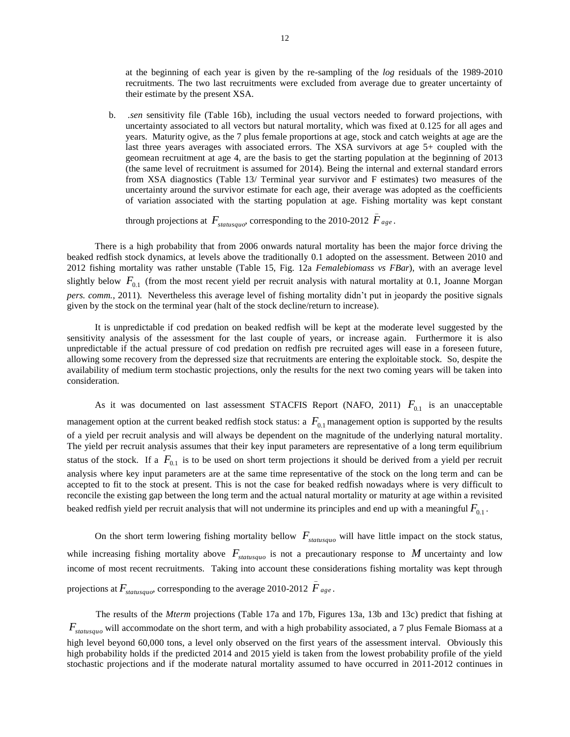at the beginning of each year is given by the re-sampling of the *log* residuals of the 1989-2010 recruitments. The two last recruitments were excluded from average due to greater uncertainty of their estimate by the present XSA.

b. *.sen* sensitivity file (Table 16b), including the usual vectors needed to forward projections, with uncertainty associated to all vectors but natural mortality, which was fixed at 0.125 for all ages and years. Maturity ogive, as the 7 plus female proportions at age, stock and catch weights at age are the last three years averages with associated errors. The XSA survivors at age 5+ coupled with the geomean recruitment at age 4, are the basis to get the starting population at the beginning of 2013 (the same level of recruitment is assumed for 2014). Being the internal and external standard errors from XSA diagnostics (Table 13/ Terminal year survivor and F estimates) two measures of the uncertainty around the survivor estimate for each age, their average was adopted as the coefficients of variation associated with the starting population at age. Fishing mortality was kept constant through projections at $F_{statusquo}$, corresponding to the 2010-2012 $\bar{F}_{age}$.

There is a high probability that from 2006 onwards natural mortality has been the major force driving the beaked redfish stock dynamics, at levels above the traditionally 0.1 adopted on the assessment. Between 2010 and 2012 fishing mortality was rather unstable (Table 15, Fig. 12a *Femalebiomass vs FBar*), with an average level slightly below $F_{0.1}$ (from the most recent yield per recruit analysis with natural mortality at 0.1, Joanne Morgan *pers. comm.*, 2011). Nevertheless this average level of fishing mortality didn't put in jeopardy the positive signals given by the stock on the terminal year (halt of the stock decline/return to increase).

It is unpredictable if cod predation on beaked redfish will be kept at the moderate level suggested by the sensitivity analysis of the assessment for the last couple of years, or increase again. Furthermore it is also unpredictable if the actual pressure of cod predation on redfish pre recruited ages will ease in a foreseen future, allowing some recovery from the depressed size that recruitments are entering the exploitable stock. So, despite the availability of medium term stochastic projections, only the results for the next two coming years will be taken into consideration.

As it was documented on last assessment STACFIS Report (NAFO, 2011) $F_{0.1}$ is an unacceptable management option at the current beaked redfish stock status: a $F_{0.1}$ management option is supported by the results of a yield per recruit analysis and will always be dependent on the magnitude of the underlying natural mortality. The yield per recruit analysis assumes that their key input parameters are representative of a long term equilibrium status of the stock. If a $F_{0.1}$ is to be used on short term projections it should be derived from a yield per recruit analysis where key input parameters are at the same time representative of the stock on the long term and can be accepted to fit to the stock at present. This is not the case for beaked redfish nowadays where is very difficult to reconcile the existing gap between the long term and the actual natural mortality or maturity at age within a revisited beaked redfish yield per recruit analysis that will not undermine its principles and end up with a meaningful $F_{0.1}$.

On the short term lowering fishing mortality bellow $F_{statusquo}$ will have little impact on the stock status, while increasing fishing mortality above $F_{statusquo}$ is not a precautionary response to $M$ uncertainty and low income of most recent recruitments. Taking into account these considerations fishing mortality was kept through projections at $F_{statusquo}$, corresponding to the average 2010-2012 $\bar{F}_{age}$.

The results of the *Mterm* projections (Table 17a and 17b, Figures 13a, 13b and 13c) predict that fishing at $F_{statusquo}$ will accommodate on the short term, and with a high probability associated, a 7 plus Female Biomass at a high level beyond 60,000 tons, a level only observed on the first years of the assessment interval. Obviously this high probability holds if the predicted 2014 and 2015 yield is taken from the lowest probability profile of the yield stochastic projections and if the moderate natural mortality assumed to have occurred in 2011-2012 continues in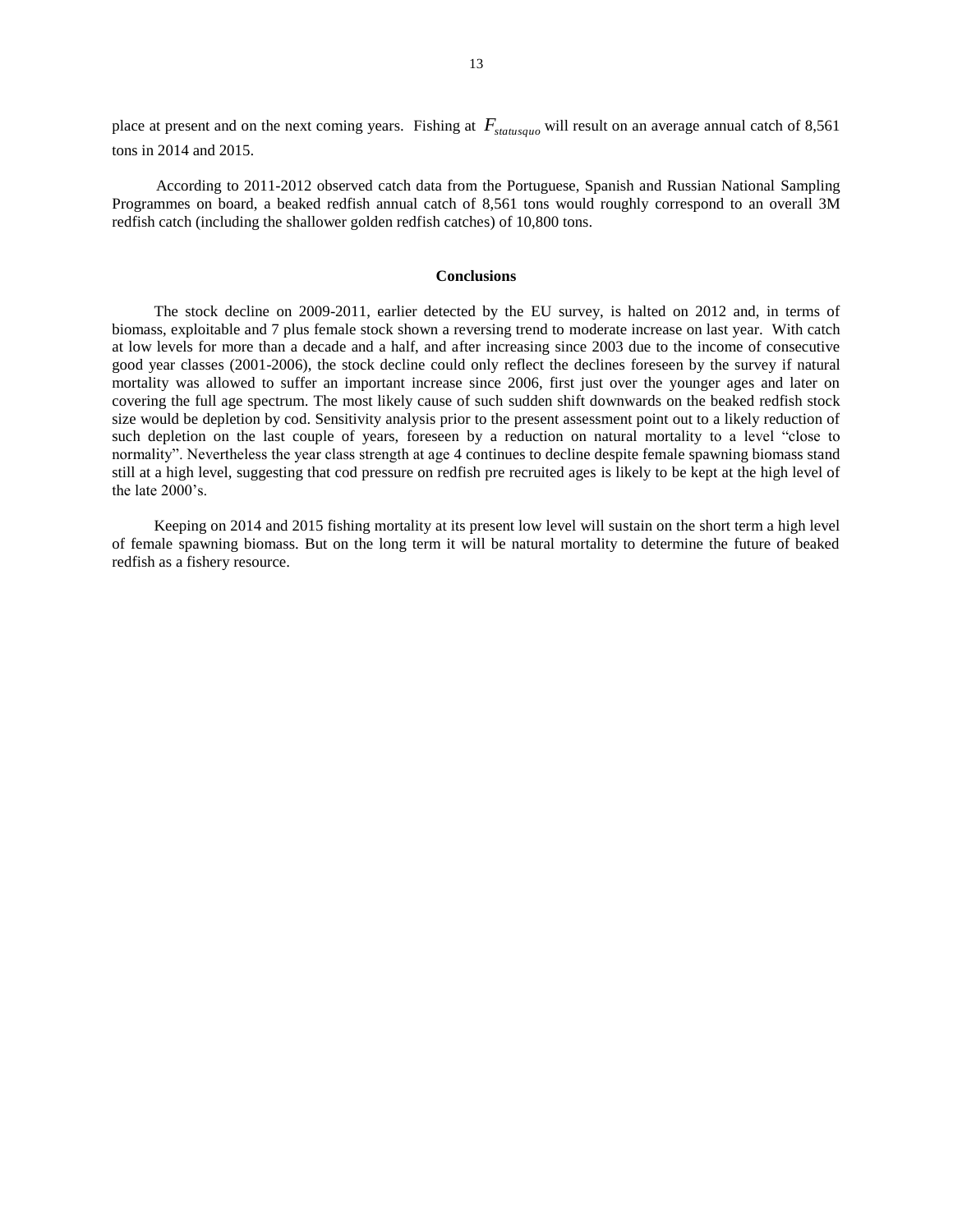place at present and on the next coming years. Fishing at $F_{statusquo}$ will result on an average annual catch of 8,561 tons in 2014 and 2015.

According to 2011-2012 observed catch data from the Portuguese, Spanish and Russian National Sampling Programmes on board, a beaked redfish annual catch of 8,561 tons would roughly correspond to an overall 3M redfish catch (including the shallower golden redfish catches) of 10,800 tons.

## Conclusions

The stock decline on 2009-2011, earlier detected by the EU survey, is halted on 2012 and, in terms of biomass, exploitable and 7 plus female stock shown a reversing trend to moderate increase on last year. With catch at low levels for more than a decade and a half, and after increasing since 2003 due to the income of consecutive good year classes (2001-2006), the stock decline could only reflect the declines foreseen by the survey if natural mortality was allowed to suffer an important increase since 2006, first just over the younger ages and later on covering the full age spectrum. The most likely cause of such sudden shift downwards on the beaked redfish stock size would be depletion by cod. Sensitivity analysis prior to the present assessment point out to a likely reduction of such depletion on the last couple of years, foreseen by a reduction on natural mortality to a level "close to normality". Nevertheless the year class strength at age 4 continues to decline despite female spawning biomass stand still at a high level, suggesting that cod pressure on redfish pre recruited ages is likely to be kept at the high level of the late 2000's.

Keeping on 2014 and 2015 fishing mortality at its present low level will sustain on the short term a high level of female spawning biomass. But on the long term it will be natural mortality to determine the future of beaked redfish as a fishery resource.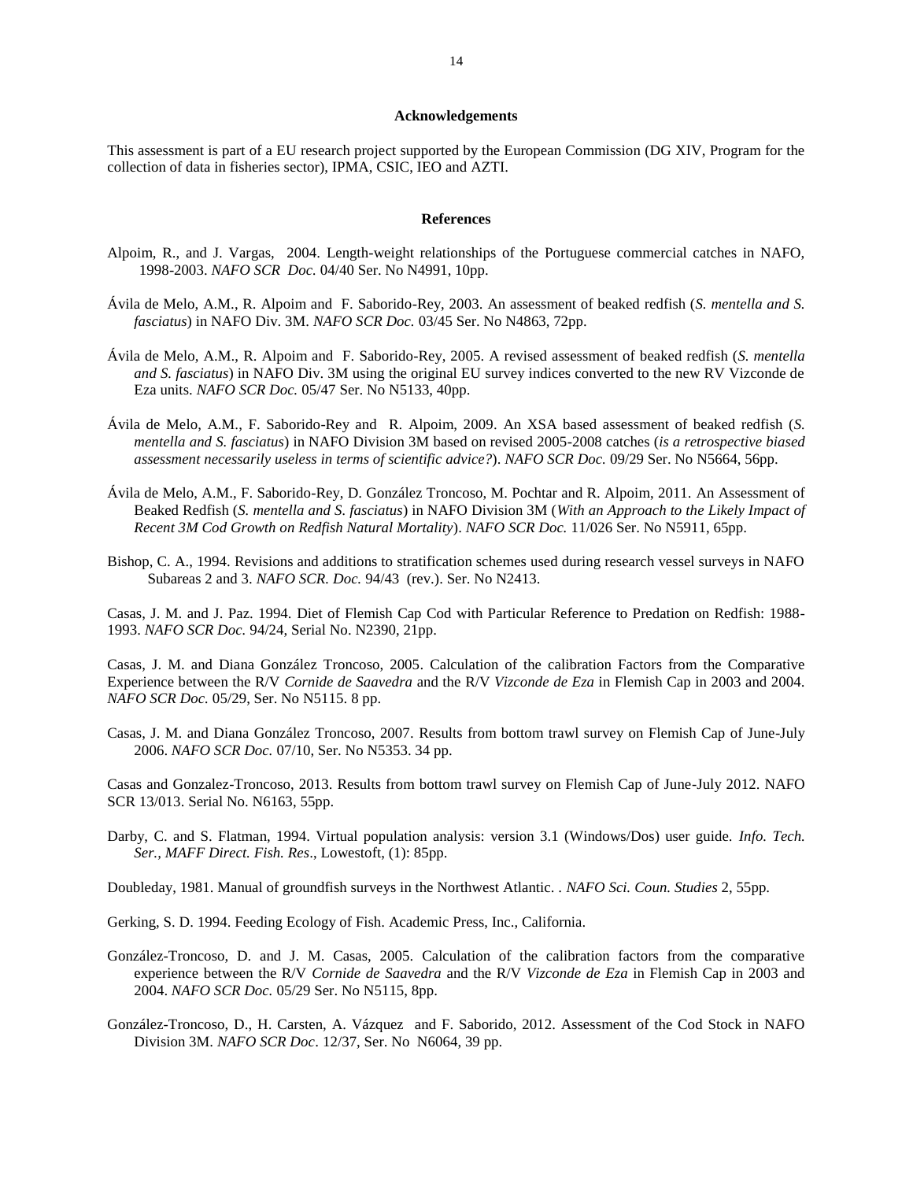## Acknowledgements

This assessment is part of a EU research project supported by the European Commission (DG XIV, Program for the collection of data in fisheries sector), IPMA, CSIC, IEO and AZTI.

## References

Alpoim, R., and J. Vargas, 2004. Length-weight relationships of the Portuguese commercial catches in NAFO, 1998-2003. *NAFO SCR Doc.* 04/40 Ser. No N4991, 10pp.

Ávila de Melo, A.M., R. Alpoim and F. Saborido-Rey, 2003. An assessment of beaked redfish (*S. mentella and S. fasciatus*) in NAFO Div. 3M. *NAFO SCR Doc.* 03/45 Ser. No N4863, 72pp.

Ávila de Melo, A.M., R. Alpoim and F. Saborido-Rey, 2005. A revised assessment of beaked redfish (*S. mentella and S. fasciatus*) in NAFO Div. 3M using the original EU survey indices converted to the new RV Vizconde de Eza units. *NAFO SCR Doc.* 05/47 Ser. No N5133, 40pp.

Ávila de Melo, A.M., F. Saborido-Rey and R. Alpoim, 2009. An XSA based assessment of beaked redfish (*S. mentella and S. fasciatus*) in NAFO Division 3M based on revised 2005-2008 catches (*is a retrospective biased assessment necessarily useless in terms of scientific advice?*). *NAFO SCR Doc.* 09/29 Ser. No N5664, 56pp.

Ávila de Melo, A.M., F. Saborido-Rey, D. González Troncoso, M. Pochtar and R. Alpoim, 2011. An Assessment of Beaked Redfish (*S. mentella and S. fasciatus*) in NAFO Division 3M (*With an Approach to the Likely Impact of Recent 3M Cod Growth on Redfish Natural Mortality*). *NAFO SCR Doc.* 11/026 Ser. No N5911, 65pp.

Bishop, C. A., 1994. Revisions and additions to stratification schemes used during research vessel surveys in NAFO Subareas 2 and 3. *NAFO SCR. Doc.* 94/43 (rev.). Ser. No N2413.

Casas, J. M. and J. Paz. 1994. Diet of Flemish Cap Cod with Particular Reference to Predation on Redfish: 1988-1993. *NAFO SCR Doc.* 94/24, Serial No. N2390, 21pp.

Casas, J. M. and Diana González Troncoso, 2005. Calculation of the calibration Factors from the Comparative Experience between the R/V *Cornide de Saavedra* and the R/V *Vizconde de Eza* in Flemish Cap in 2003 and 2004. *NAFO SCR Doc.* 05/29, Ser. No N5115. 8 pp.

Casas, J. M. and Diana González Troncoso, 2007. Results from bottom trawl survey on Flemish Cap of June-July 2006. *NAFO SCR Doc.* 07/10, Ser. No N5353. 34 pp.

Casas and Gonzalez-Troncoso, 2013. Results from bottom trawl survey on Flemish Cap of June-July 2012. NAFO SCR 13/013. Serial No. N6163, 55pp.

Darby, C. and S. Flatman, 1994. Virtual population analysis: version 3.1 (Windows/Dos) user guide. *Info. Tech. Ser., MAFF Direct. Fish. Res*., Lowestoft, (1): 85pp.

Doubleday, 1981. Manual of groundfish surveys in the Northwest Atlantic. . *NAFO Sci. Coun. Studies* 2, 55pp.

Gerking, S. D. 1994. Feeding Ecology of Fish. Academic Press, Inc., California.

González-Troncoso, D. and J. M. Casas, 2005. Calculation of the calibration factors from the comparative experience between the R/V *Cornide de Saavedra* and the R/V *Vizconde de Eza* in Flemish Cap in 2003 and 2004. *NAFO SCR Doc.* 05/29 Ser. No N5115, 8pp.

González-Troncoso, D., H. Carsten, A. Vázquez and F. Saborido, 2012. Assessment of the Cod Stock in NAFO Division 3M. *NAFO SCR Doc*. 12/37, Ser. No N6064, 39 pp.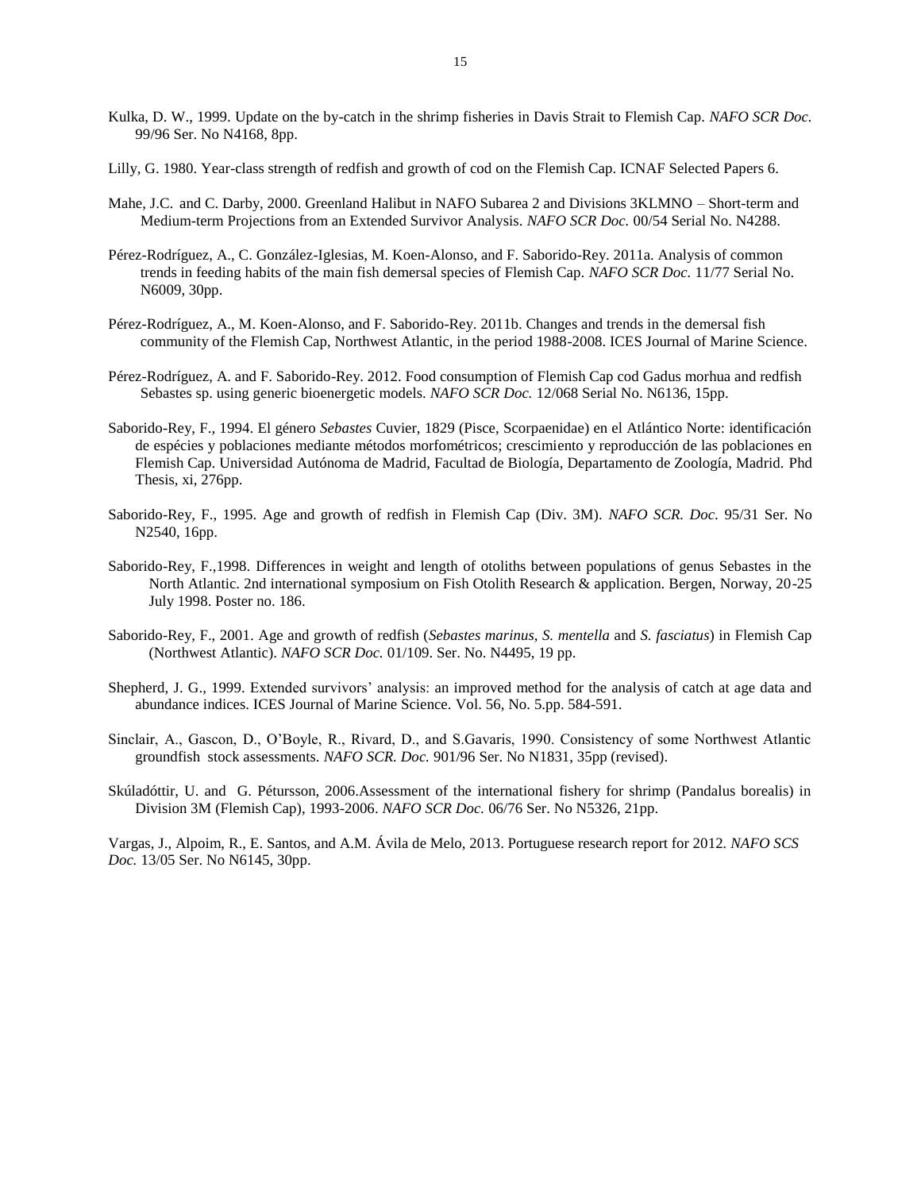Kulka, D. W., 1999. Update on the by-catch in the shrimp fisheries in Davis Strait to Flemish Cap. *NAFO SCR Doc.* 99/96 Ser. No N4168, 8pp.

Lilly, G. 1980. Year-class strength of redfish and growth of cod on the Flemish Cap. ICNAF Selected Papers 6.

Mahe, J.C. and C. Darby, 2000. Greenland Halibut in NAFO Subarea 2 and Divisions 3KLMNO – Short-term and Medium-term Projections from an Extended Survivor Analysis. *NAFO SCR Doc.* 00/54 Serial No. N4288.

Pérez-Rodríguez, A., C. González-Iglesias, M. Koen-Alonso, and F. Saborido-Rey. 2011a. Analysis of common trends in feeding habits of the main fish demersal species of Flemish Cap. *NAFO SCR Doc.* 11/77 Serial No. N6009, 30pp.

Pérez-Rodríguez, A., M. Koen-Alonso, and F. Saborido-Rey. 2011b. Changes and trends in the demersal fish community of the Flemish Cap, Northwest Atlantic, in the period 1988-2008. ICES Journal of Marine Science.

Pérez-Rodríguez, A. and F. Saborido-Rey. 2012. Food consumption of Flemish Cap cod Gadus morhua and redfish Sebastes sp. using generic bioenergetic models. *NAFO SCR Doc.* 12/068 Serial No. N6136, 15pp.

Saborido-Rey, F., 1994. El género *Sebastes* Cuvier, 1829 (Pisce, Scorpaenidae) en el Atlántico Norte: identificación de espécies y poblaciones mediante métodos morfométricos; crescimiento y reproducción de las poblaciones en Flemish Cap. Universidad Autónoma de Madrid, Facultad de Biología, Departamento de Zoología, Madrid. Phd Thesis, xi, 276pp.

Saborido-Rey, F., 1995. Age and growth of redfish in Flemish Cap (Div. 3M). *NAFO SCR. Doc.* 95/31 Ser. No N2540, 16pp.

Saborido-Rey, F.,1998. Differences in weight and length of otoliths between populations of genus Sebastes in the North Atlantic. 2nd international symposium on Fish Otolith Research & application. Bergen, Norway, 20-25 July 1998. Poster no. 186.

Saborido-Rey, F., 2001. Age and growth of redfish (*Sebastes marinus*, *S. mentella* and *S. fasciatus*) in Flemish Cap (Northwest Atlantic). *NAFO SCR Doc.* 01/109. Ser. No. N4495, 19 pp.

Shepherd, J. G., 1999. Extended survivors' analysis: an improved method for the analysis of catch at age data and abundance indices. ICES Journal of Marine Science. Vol. 56, No. 5.pp. 584-591.

Sinclair, A., Gascon, D., O'Boyle, R., Rivard, D., and S.Gavaris, 1990. Consistency of some Northwest Atlantic groundfish stock assessments. *NAFO SCR. Doc.* 901/96 Ser. No N1831, 35pp (revised).

Skúladóttir, U. and G. Pétursson, 2006.Assessment of the international fishery for shrimp (Pandalus borealis) in Division 3M (Flemish Cap), 1993-2006. *NAFO SCR Doc.* 06/76 Ser. No N5326, 21pp.

Vargas, J., Alpoim, R., E. Santos, and A.M. Ávila de Melo, 2013. Portuguese research report for 2012. *NAFO SCS Doc.* 13/05 Ser. No N6145, 30pp.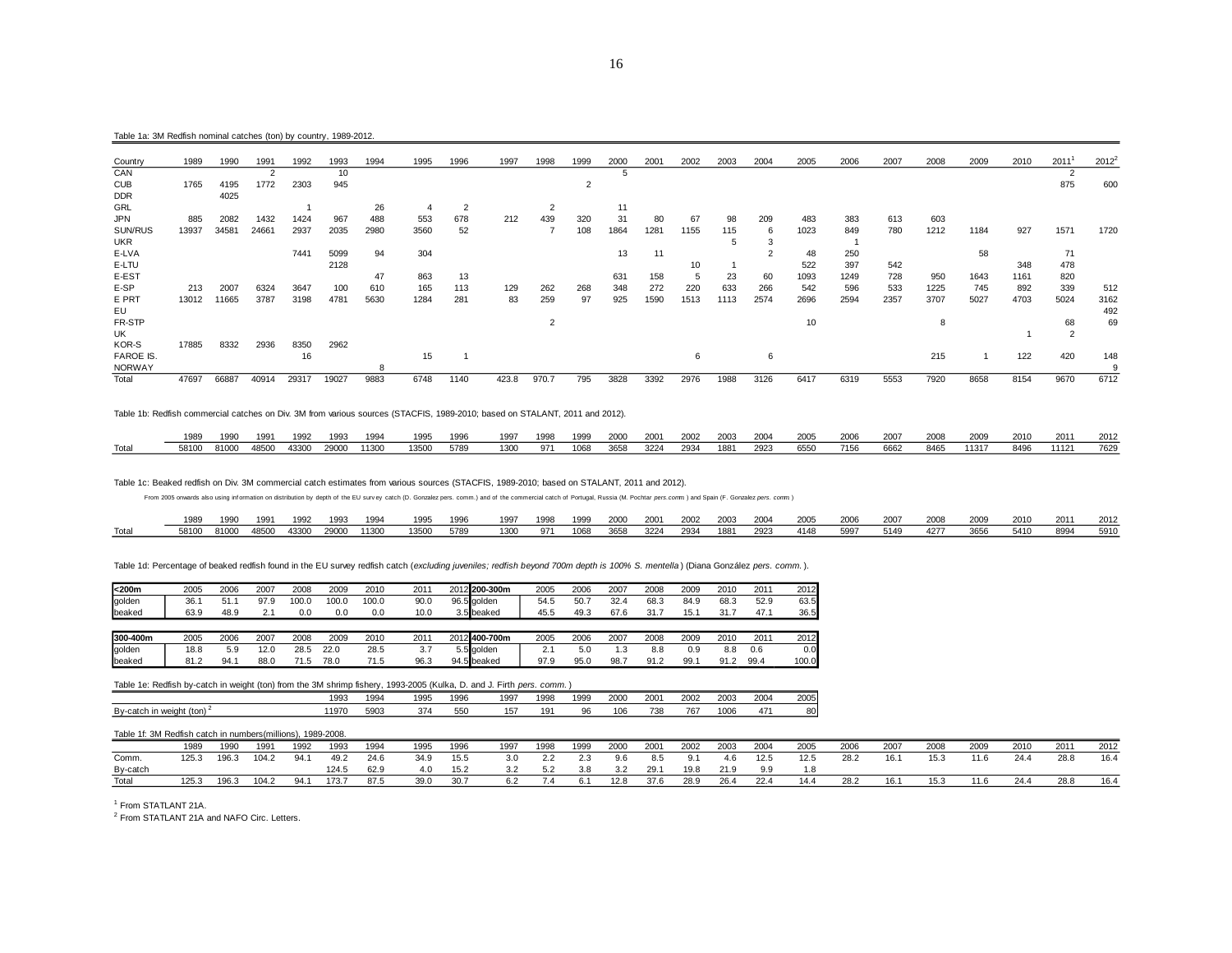Table 1a: 3M Redfish nominal catches (ton) by country, 1989-2012.

| Country | 1989 | 1990 | 1991 | 1992 | 1993 | 1994 | 1995 | 1996 | 1997 | 1998 | 1999 | 2000 | 2001 | 2002 | 2003 | 2004 | 2005 | 2006 | 2007 | 2008 | 2009 | 2010 | 2011[1] | 2012[2] |
|---|---|---|---|---|---|---|---|---|---|---|---|---|---|---|---|---|---|---|---|---|---|---|---|---|
| CAN | | | 2 | | 10 | | | | | | | 5 | | | | | | | | | | | 2 | |
| CUB | 1765 | 4195 | 1772 | 2303 | 945 | | | | | | 2 | | | | | | | | | | | | 875 | 600 |
| DDR | | 4025 | | | | | | | | | | | | | | | | | | | | | | |
| GRL | | | | 1 | | 26 | 4 | 2 | | 2 | | 11 | | | | | | | | | | | | |
| JPN | 885 | 2082 | 1432 | 1424 | 967 | 488 | 553 | 678 | 212 | 439 | 320 | 31 | 80 | 67 | 98 | 209 | 483 | 383 | 613 | 603 | | | | |
| SUN/RUS | 13937 | 34581 | 24661 | 2937 | 2035 | 2980 | 3560 | 52 | | 7 | 108 | 1864 | 1281 | 1155 | 115 | 6 | 1023 | 849 | 780 | 1212 | 1184 | 927 | 1571 | 1720 |
| UKR | | | | | | | | | | | | | | | 5 | 3 | | 1 | | | | | | |
| E-LVA | | | | 7441 | 5099 | 94 | 304 | | | | | 13 | 11 | | | | 48 | 250 | | | 58 | | 71 | |
| E-LTU | | | | | 2128 | | | | | | | | | 10 | 1 | | 522 | 397 | 542 | | | 348 | 478 | |
| E-EST | | | | | | 47 | 863 | 13 | | | | 631 | 158 | 5 | 23 | 60 | 1093 | 1249 | 728 | 950 | 1643 | 1161 | 820 | |
| E-SP | 213 | 2007 | 6324 | 3647 | 100 | 610 | 165 | 113 | 129 | 262 | 268 | 348 | 272 | 220 | 633 | 266 | 542 | 596 | 533 | 1225 | 745 | 892 | 339 | 512 |
| E PRT | 13012 | 11665 | 3787 | 3198 | 4781 | 5630 | 1284 | 281 | 83 | 259 | 97 | 925 | 1590 | 1513 | 1113 | 2574 | 2696 | 2594 | 2357 | 3707 | 5027 | 4703 | 5024 | 3162 |
| EU | | | | | | | | | | | | | | | | | | | | | | | | 492 |
| FR-STP | | | | | | | | | | 2 | | | | | | | 10 | | | 8 | | | 68 | 69 |
| UK | | | | | | | | | | | | | | | | | | | | | | 1 | 2 | |
| KOR-S | 17885 | 8332 | 2936 | 8350 | 2962 | | | | | | | | | | | | | | | | | | | |
| FAROE IS. | | | | 16 | | | 15 | 1 | | | | | | 6 | | 6 | | | | 215 | 1 | 122 | 420 | 148 |
| NORWAY | | | | | | 8 | | | | | | | | | | | | | | | | | | 9 |
| Total | 47697 | 66887 | 40914 | 29317 | 19027 | 9883 | 6748 | 1140 | 423.8 | 970.7 | 795 | 3828 | 3392 | 2976 | 1988 | 3126 | 6417 | 6319 | 5553 | 7920 | 8658 | 8154 | 9670 | 6712 |

Table 1b: Redfish commercial catches on Div. 3M from various sources (STACFIS, 1989-2010; based on STALANT, 2011 and 2012).

| | 1989 | 1990 | 1991 | 1992 | 1993 | 1994 | 1995 | 1996 | 1997 | 1998 | 1999 | 2000 | 2001 | 2002 | 2003 | 2004 | 2005 | 2006 | 2007 | 2008 | 2009 | 2010 | 2011 | 2012 |
|---|---|---|---|---|---|---|---|---|---|---|---|---|---|---|---|---|---|---|---|---|---|---|---|---|
| Total | 58100 | 81000 | 48500 | 43300 | 29000 | 11300 | 13500 | 5789 | 1300 | 971 | 1068 | 3658 | 3224 | 2934 | 1881 | 2923 | 6550 | 7156 | 6662 | 8465 | 11317 | 8496 | 11121 | 7629 |

Table 1c: Beaked redfish on Div. 3M commercial catch estimates from various sources (STACFIS, 1989-2010; based on STALANT, 2011 and 2012).

From 2005 onwards also using information on distribution by depth of the EU survey catch (D. Gonzalez *pers. comm.*) and of the commercial catch of Portugal, Russia (M. Pochtar *pers.comm.*) and Spain (F. Gonzalez *pers. comm.*)

| | 1989 | 1990 | 1991 | 1992 | 1993 | 1994 | 1995 | 1996 | 1997 | 1998 | 1999 | 2000 | 2001 | 2002 | 2003 | 2004 | 2005 | 2006 | 2007 | 2008 | 2009 | 2010 | 2011 | 2012 |
|---|---|---|---|---|---|---|---|---|---|---|---|---|---|---|---|---|---|---|---|---|---|---|---|---|
| Total | 58100 | 81000 | 48500 | 43300 | 29000 | 11300 | 13500 | 5789 | 1300 | 971 | 1068 | 3658 | 3224 | 2934 | 1881 | 2923 | 4148 | 5997 | 5149 | 4277 | 3656 | 5410 | 8994 | 5910 |

Table 1d: Percentage of beaked redfish found in the EU survey redfish catch (*excluding juveniles; redfish beyond 700m depth is 100% S. mentella*) (Diana González *pers. comm.*).

| **<200m** | 2005 | 2006 | 2007 | 2008 | 2009 | 2010 | 2011 | 2012 | **200-300m** | 2005 | 2006 | 2007 | 2008 | 2009 | 2010 | 2011 | 2012 |
|---|---|---|---|---|---|---|---|---|---|---|---|---|---|---|---|---|---|
| golden | 36.1 | 51.1 | 97.9 | 100.0 | 100.0 | 100.0 | 90.0 | 96.5 | golden | 54.5 | 50.7 | 32.4 | 68.3 | 84.9 | 68.3 | 52.9 | 63.5 |
| beaked | 63.9 | 48.9 | 2.1 | 0.0 | 0.0 | 0.0 | 10.0 | 3.5 | beaked | 45.5 | 49.3 | 67.6 | 31.7 | 15.1 | 31.7 | 47.1 | 36.5 |

| **300-400m** | 2005 | 2006 | 2007 | 2008 | 2009 | 2010 | 2011 | 2012 | **400-700m** | 2005 | 2006 | 2007 | 2008 | 2009 | 2010 | 2011 | 2012 |
|---|---|---|---|---|---|---|---|---|---|---|---|---|---|---|---|---|---|
| golden | 18.8 | 5.9 | 12.0 | 28.5 | 22.0 | 28.5 | 3.7 | 5.5 | golden | 2.1 | 5.0 | 1.3 | 8.8 | 0.9 | 8.8 | 0.6 | 0.0 |
| beaked | 81.2 | 94.1 | 88.0 | 71.5 | 78.0 | 71.5 | 96.3 | 94.5 | beaked | 97.9 | 95.0 | 98.7 | 91.2 | 99.1 | 91.2 | 99.4 | 100.0 |

Table 1e: Redfish by-catch in weight (ton) from the 3M shrimp fishery, 1993-2005 (Kulka, D. and J. Firth *pers. comm.*)

| | 1993 | 1994 | 1995 | 1996 | 1997 | 1998 | 1999 | 2000 | 2001 | 2002 | 2003 | 2004 | 2005 |
|---|---|---|---|---|---|---|---|---|---|---|---|---|---|
| By-catch in weight (ton)[2] | 11970 | 5903 | 374 | 550 | 157 | 191 | 96 | 106 | 738 | 767 | 1006 | 471 | 80 |

Table 1f: 3M Redfish catch in numbers(millions), 1989-2008.

| | 1989 | 1990 | 1991 | 1992 | 1993 | 1994 | 1995 | 1996 | 1997 | 1998 | 1999 | 2000 | 2001 | 2002 | 2003 | 2004 | 2005 | 2006 | 2007 | 2008 | 2009 | 2010 | 2011 | 2012 |
|---|---|---|---|---|---|---|---|---|---|---|---|---|---|---|---|---|---|---|---|---|---|---|---|---|
| Comm. | 125.3 | 196.3 | 104.2 | 94.1 | 49.2 | 24.6 | 34.9 | 15.5 | 3.0 | 2.2 | 2.3 | 9.6 | 8.5 | 9.1 | 4.6 | 12.5 | 12.5 | 28.2 | 16.1 | 15.3 | 11.6 | 24.4 | 28.8 | 16.4 |
| By-catch | | | | | 124.5 | 62.9 | 4.0 | 15.2 | 3.2 | 5.2 | 3.8 | 3.2 | 29.1 | 19.8 | 21.9 | 9.9 | 1.8 | | | | | | | |
| Total | 125.3 | 196.3 | 104.2 | 94.1 | 173.7 | 87.5 | 39.0 | 30.7 | 6.2 | 7.4 | 6.1 | 12.8 | 37.6 | 28.9 | 26.4 | 22.4 | 14.4 | 28.2 | 16.1 | 15.3 | 11.6 | 24.4 | 28.8 | 16.4 |

[1] From STATLANT 21A.

[2] From STATLANT 21A and NAFO Circ. Letters.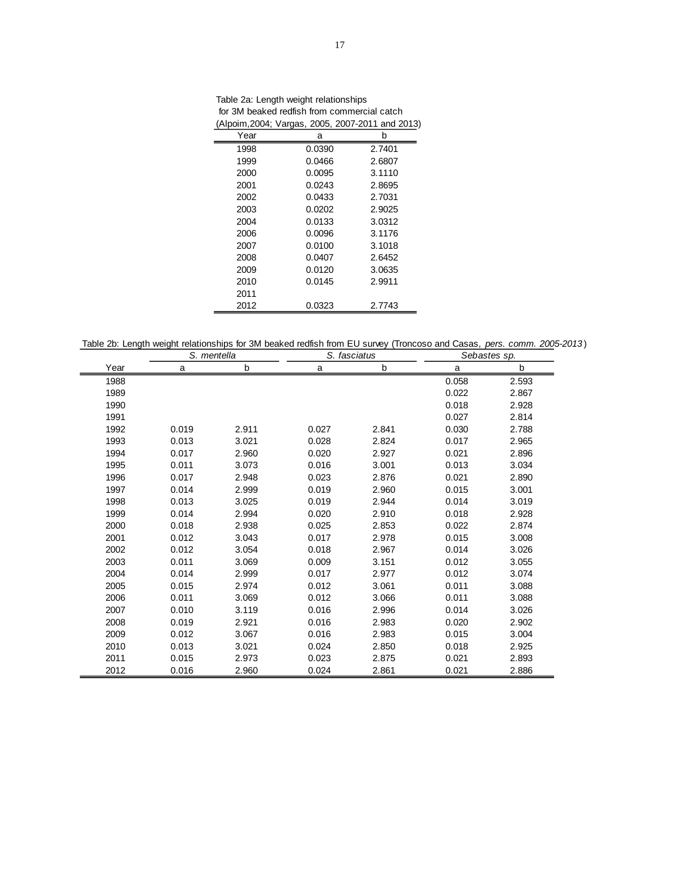Table 2a: Length weight relationships for 3M beaked redfish from commercial catch (Alpoim,2004; Vargas, 2005, 2007-2011 and 2013)

| Year | a | b |
|---|---|---|
| 1998 | 0.0390 | 2.7401 |
| 1999 | 0.0466 | 2.6807 |
| 2000 | 0.0095 | 3.1110 |
| 2001 | 0.0243 | 2.8695 |
| 2002 | 0.0433 | 2.7031 |
| 2003 | 0.0202 | 2.9025 |
| 2004 | 0.0133 | 3.0312 |
| 2006 | 0.0096 | 3.1176 |
| 2007 | 0.0100 | 3.1018 |
| 2008 | 0.0407 | 2.6452 |
| 2009 | 0.0120 | 3.0635 |
| 2010 | 0.0145 | 2.9911 |
| 2011 | | |
| 2012 | 0.0323 | 2.7743 |

Table 2b: Length weight relationships for 3M beaked redfish from EU survey (Troncoso and Casas, *pers. comm. 2005-2013*)

| | *S. mentella* | | *S. fasciatus* | | *Sebastes sp.* | |
|---|---|---|---|---|---|---|
| Year | a | b | a | b | a | b |
| 1988 | | | | | 0.058 | 2.593 |
| 1989 | | | | | 0.022 | 2.867 |
| 1990 | | | | | 0.018 | 2.928 |
| 1991 | | | | | 0.027 | 2.814 |
| 1992 | 0.019 | 2.911 | 0.027 | 2.841 | 0.030 | 2.788 |
| 1993 | 0.013 | 3.021 | 0.028 | 2.824 | 0.017 | 2.965 |
| 1994 | 0.017 | 2.960 | 0.020 | 2.927 | 0.021 | 2.896 |
| 1995 | 0.011 | 3.073 | 0.016 | 3.001 | 0.013 | 3.034 |
| 1996 | 0.017 | 2.948 | 0.023 | 2.876 | 0.021 | 2.890 |
| 1997 | 0.014 | 2.999 | 0.019 | 2.960 | 0.015 | 3.001 |
| 1998 | 0.013 | 3.025 | 0.019 | 2.944 | 0.014 | 3.019 |
| 1999 | 0.014 | 2.994 | 0.020 | 2.910 | 0.018 | 2.928 |
| 2000 | 0.018 | 2.938 | 0.025 | 2.853 | 0.022 | 2.874 |
| 2001 | 0.012 | 3.043 | 0.017 | 2.978 | 0.015 | 3.008 |
| 2002 | 0.012 | 3.054 | 0.018 | 2.967 | 0.014 | 3.026 |
| 2003 | 0.011 | 3.069 | 0.009 | 3.151 | 0.012 | 3.055 |
| 2004 | 0.014 | 2.999 | 0.017 | 2.977 | 0.012 | 3.074 |
| 2005 | 0.015 | 2.974 | 0.012 | 3.061 | 0.011 | 3.088 |
| 2006 | 0.011 | 3.069 | 0.012 | 3.066 | 0.011 | 3.088 |
| 2007 | 0.010 | 3.119 | 0.016 | 2.996 | 0.014 | 3.026 |
| 2008 | 0.019 | 2.921 | 0.016 | 2.983 | 0.020 | 2.902 |
| 2009 | 0.012 | 3.067 | 0.016 | 2.983 | 0.015 | 3.004 |
| 2010 | 0.013 | 3.021 | 0.024 | 2.850 | 0.018 | 2.925 |
| 2011 | 0.015 | 2.973 | 0.023 | 2.875 | 0.021 | 2.893 |
| 2012 | 0.016 | 2.960 | 0.024 | 2.861 | 0.021 | 2.886 |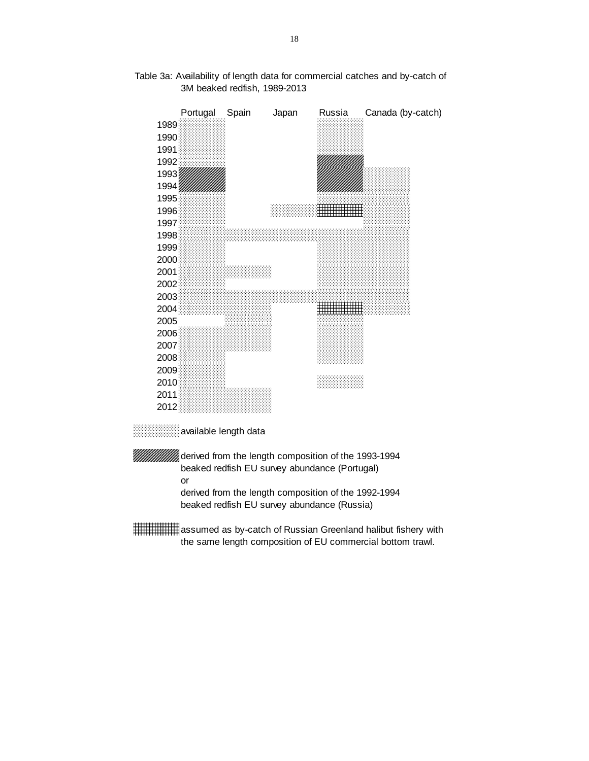Table 3a: Availability of length data for commercial catches and by-catch of 3M beaked redfish, 1989-2013

| | Portugal | Spain | Japan | Russia | Canada (by-catch) |
|---|---|---|---|---|---|
| 1989 | ░ | | | ░ | |
| 1990 | ░ | | | ░ | |
| 1991 | ░ | | | ░ | |
| 1992 | ░ | | | ▨ | |
| 1993 | ▨ | | | ▨ | ░ |
| 1994 | ▨ | | | ▨ | ░ |
| 1995 | ░ | | | ░ | ░ |
| 1996 | ░ | | ░ | ▦ | ░ |
| 1997 | ░ | | | | ░ |
| 1998 | ░ | ░ | ░ | ░ | ░ |
| 1999 | ░ | | | ░ | ░ |
| 2000 | ░ | | | ░ | ░ |
| 2001 | ░ | ░ | | ░ | ░ |
| 2002 | ░ | | | ░ | ░ |
| 2003 | ░ | ░ | ░ | ░ | ░ |
| 2004 | ░ | ░ | | ▦ | ░ |
| 2005 | | ░ | | ░ | |
| 2006 | ░ | ░ | | ░ | |
| 2007 | ░ | ░ | | ░ | |
| 2008 | ░ | | | ░ | |
| 2009 | ░ | | | | |
| 2010 | ░ | | | ░ | |
| 2011 | ░ | ░ | | | |
| 2012 | ░ | ░ | | | |

░ available length data

▨ derived from the length composition of the 1993-1994 beaked redfish EU survey abundance (Portugal)
or
derived from the length composition of the 1992-1994 beaked redfish EU survey abundance (Russia)

▦ assumed as by-catch of Russian Greenland halibut fishery with the same length composition of EU commercial bottom trawl.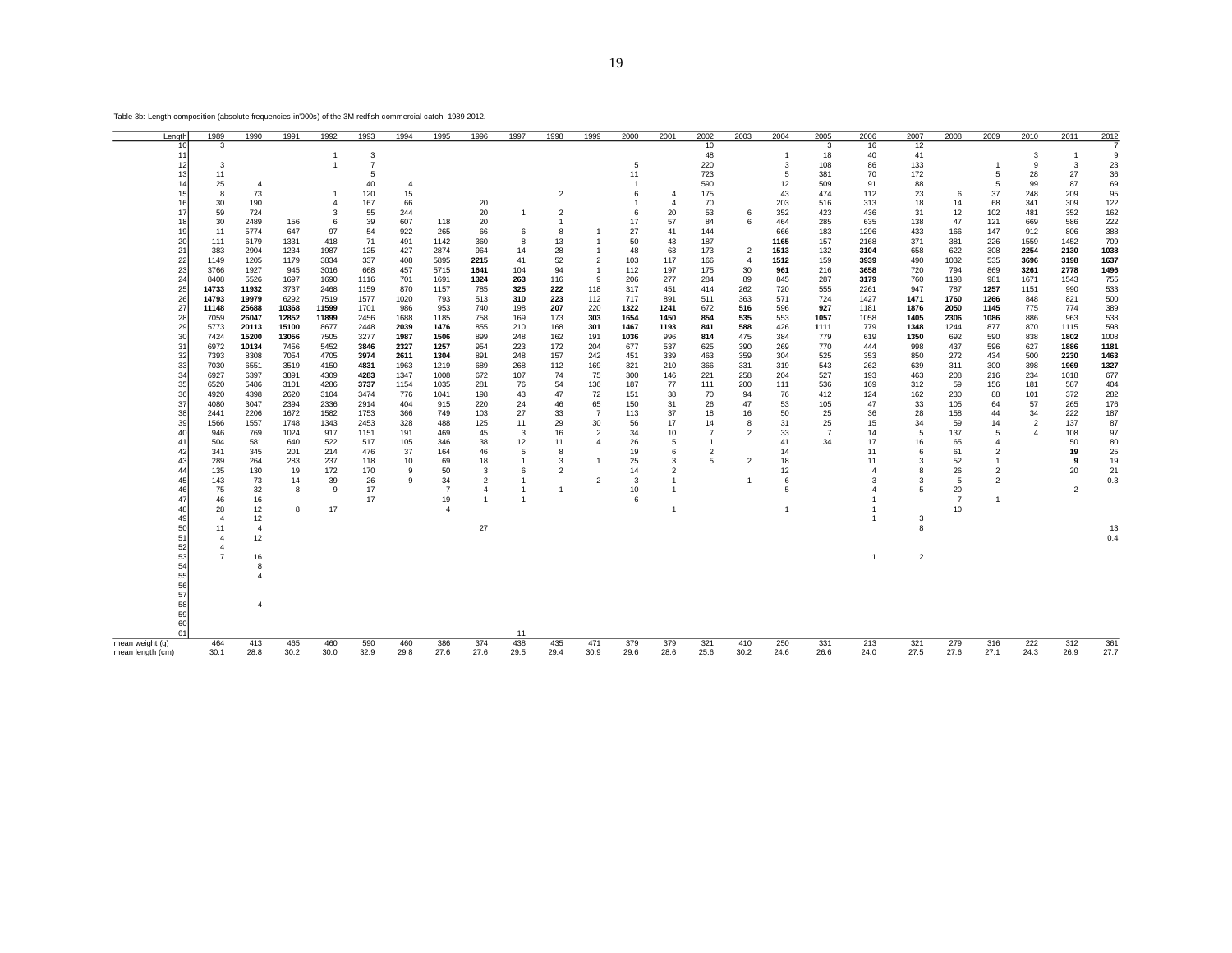Table 3b: Length composition (absolute frequencies in'000s) of the 3M redfish commercial catch, 1989-2012.

| Length | 1989 | 1990 | 1991 | 1992 | 1993 | 1994 | 1995 | 1996 | 1997 | 1998 | 1999 | 2000 | 2001 | 2002 | 2003 | 2004 | 2005 | 2006 | 2007 | 2008 | 2009 | 2010 | 2011 | 2012 |
|---|---|---|---|---|---|---|---|---|---|---|---|---|---|---|---|---|---|---|---|---|---|---|---|---|
| 10 | 3 | | | | | | | | | | | | | 10 | | | 3 | 16 | 12 | | | | | 7 |
| 11 | | | | 1 | 3 | | | | | | | | | 48 | | 1 | 18 | 40 | 41 | | | 3 | 1 | 9 |
| 12 | 3 | | | 1 | 7 | | | | | | | 5 | | 220 | | 3 | 108 | 86 | 133 | | 1 | 9 | 3 | 23 |
| 13 | 11 | | | | 5 | | | | | | | 11 | | 723 | | 5 | 381 | 70 | 172 | | 5 | 28 | 27 | 36 |
| 14 | 25 | 4 | | | 40 | 4 | | | | | | 1 | | 590 | | 12 | 509 | 91 | 88 | | 5 | 99 | 87 | 69 |
| 15 | 8 | 73 | | 1 | 120 | 15 | | | | 2 | | 6 | 4 | 175 | | 43 | 474 | 112 | 23 | 6 | 37 | 248 | 209 | 95 |
| 16 | 30 | 190 | | 4 | 167 | 66 | | 20 | | | | 1 | 4 | 70 | | 203 | 516 | 313 | 18 | 14 | 68 | 341 | 309 | 122 |
| 17 | 59 | 724 | | 3 | 55 | 244 | | 20 | 1 | 2 | | 6 | 20 | 53 | 6 | 352 | 423 | 436 | 31 | 12 | 102 | 481 | 352 | 162 |
| 18 | 30 | 2489 | 156 | 6 | 39 | 607 | 118 | 20 | | 1 | | 17 | 57 | 84 | 6 | 464 | 285 | 635 | 138 | 47 | 121 | 669 | 586 | 222 |
| 19 | 11 | 5774 | 647 | 97 | 54 | 922 | 265 | 66 | 6 | 8 | 1 | 27 | 41 | 144 | | 666 | 183 | 1296 | 433 | 166 | 147 | 912 | 806 | 388 |
| 20 | 111 | 6179 | 1331 | 418 | 71 | 491 | 1142 | 360 | 8 | 13 | 1 | 50 | 43 | 187 | | **1165** | 157 | 2168 | 371 | 381 | 226 | 1559 | 1452 | 709 |
| 21 | 383 | 2904 | 1234 | 1987 | 125 | 427 | 2874 | 964 | 14 | 28 | 1 | 48 | 63 | 173 | 2 | **1513** | 132 | **3104** | 658 | 622 | 308 | **2254** | **2130** | **1038** |
| 22 | 1149 | 1205 | 1179 | 3834 | 337 | 408 | 5895 | **2215** | 41 | 52 | 2 | 103 | 117 | 166 | 4 | **1512** | 159 | **3939** | 490 | 1032 | 535 | **3696** | **3198** | **1637** |
| 23 | 3766 | 1927 | 945 | 3016 | 668 | 457 | 5715 | **1641** | 104 | 94 | 1 | 112 | 197 | 175 | 30 | **961** | 216 | **3658** | 720 | 794 | 869 | **3261** | **2778** | **1496** |
| 24 | 8408 | 5526 | 1697 | 1690 | 1116 | 701 | 1691 | **1324** | **263** | 116 | 9 | 206 | 277 | 284 | 89 | 845 | 287 | **3179** | 760 | 1198 | 981 | 1671 | 1543 | 755 |
| 25 | **14733** | **11932** | 3737 | 2468 | 1159 | 870 | 1157 | 785 | **325** | **222** | 118 | 317 | 451 | 414 | 262 | 720 | 555 | 2261 | 947 | 787 | **1257** | 1151 | 990 | 533 |
| 26 | **14793** | **19979** | 6292 | 7519 | 1577 | 1020 | 793 | 513 | **310** | **223** | 112 | 717 | 891 | 511 | 363 | 571 | 724 | 1427 | **1471** | **1760** | **1266** | 848 | 821 | 500 |
| 27 | **11148** | **25688** | **10368** | **11599** | 1701 | 986 | 953 | 740 | 198 | **207** | 220 | **1322** | **1241** | 672 | **516** | 596 | **927** | 1181 | **1876** | **2050** | **1145** | 775 | 774 | 389 |
| 28 | 7059 | **26047** | **12852** | **11899** | 2456 | 1688 | 1185 | 758 | 169 | 173 | **303** | **1654** | **1450** | **854** | **535** | 553 | **1057** | 1058 | **1405** | **2306** | **1086** | 886 | 963 | 538 |
| 29 | 5773 | **20113** | **15100** | 8677 | 2448 | **2039** | **1476** | 855 | 210 | 168 | **301** | **1467** | **1193** | **841** | **588** | 426 | **1111** | 779 | **1348** | 1244 | 877 | 870 | 1115 | 598 |
| 30 | 7424 | **15200** | **13056** | 7505 | 3277 | **1987** | **1506** | 899 | 248 | 162 | 191 | **1036** | 996 | **814** | 475 | 384 | 779 | 619 | **1350** | 692 | 590 | 838 | **1802** | 1008 |
| 31 | 6972 | **10134** | 7456 | 5452 | **3846** | **2327** | **1257** | 954 | 223 | 172 | 204 | 677 | 537 | 625 | 390 | 269 | 770 | 444 | 998 | 437 | 596 | 627 | **1886** | **1181** |
| 32 | 7393 | 8308 | 7054 | 4705 | **3974** | **2611** | **1304** | 891 | 248 | 157 | 242 | 451 | 339 | 463 | 359 | 304 | 525 | 353 | 850 | 272 | 434 | 500 | **2230** | **1463** |
| 33 | 7030 | 6551 | 3519 | 4150 | **4831** | 1963 | 1219 | 689 | 268 | 112 | 169 | 321 | 210 | 366 | 331 | 319 | 543 | 262 | 639 | 311 | 300 | 398 | **1969** | **1327** |
| 34 | 6927 | 6397 | 3891 | 4309 | **4283** | 1347 | 1008 | 672 | 107 | 74 | 75 | 300 | 146 | 221 | 258 | 204 | 527 | 193 | 463 | 208 | 216 | 234 | 1018 | 677 |
| 35 | 6520 | 5486 | 3101 | 4286 | **3737** | 1154 | 1035 | 281 | 76 | 54 | 136 | 187 | 77 | 111 | 200 | 111 | 536 | 169 | 312 | 59 | 156 | 181 | 587 | 404 |
| 36 | 4920 | 4398 | 2620 | 3104 | 3474 | 776 | 1041 | 198 | 43 | 47 | 72 | 151 | 38 | 70 | 94 | 76 | 412 | 124 | 162 | 230 | 88 | 101 | 372 | 282 |
| 37 | 4080 | 3047 | 2394 | 2336 | 2914 | 404 | 915 | 220 | 24 | 46 | 65 | 150 | 31 | 26 | 47 | 53 | 105 | 47 | 33 | 105 | 64 | 57 | 265 | 176 |
| 38 | 2441 | 2206 | 1672 | 1582 | 1753 | 366 | 749 | 103 | 27 | 33 | 7 | 113 | 37 | 18 | 16 | 50 | 25 | 36 | 28 | 158 | 44 | 34 | 222 | 187 |
| 39 | 1566 | 1557 | 1748 | 1343 | 2453 | 328 | 488 | 125 | 11 | 29 | 30 | 56 | 17 | 14 | 8 | 31 | 25 | 15 | 34 | 59 | 14 | 2 | 137 | 87 |
| 40 | 946 | 769 | 1024 | 917 | 1151 | 191 | 469 | 45 | 3 | 16 | 2 | 34 | 10 | 7 | 2 | 33 | 7 | 14 | 5 | 137 | 5 | 4 | 108 | 97 |
| 41 | 504 | 581 | 640 | 522 | 517 | 105 | 346 | 38 | 12 | 11 | 4 | 26 | 5 | 1 | | 41 | 34 | 17 | 16 | 65 | 4 | | 50 | 80 |
| 42 | 341 | 345 | 201 | 214 | 476 | 37 | 164 | 46 | 5 | 8 | | 19 | 6 | 2 | | 14 | | 11 | 6 | 61 | 2 | | **19** | 25 |
| 43 | 289 | 264 | 283 | 237 | 118 | 10 | 69 | 18 | 1 | 3 | 1 | 25 | 3 | 5 | 2 | 18 | | 11 | 3 | 52 | 1 | | **9** | 19 |
| 44 | 135 | 130 | 19 | 172 | 170 | 9 | 50 | 3 | 6 | 2 | | 14 | 2 | | | 12 | | 4 | 8 | 26 | 2 | | 20 | 21 |
| 45 | 143 | 73 | 14 | 39 | 26 | 9 | 34 | 2 | 1 | | 2 | 3 | 1 | | 1 | 6 | | 3 | 3 | 5 | 2 | | | 0.3 |
| 46 | 75 | 32 | 8 | 9 | 17 | | 7 | 4 | 1 | 1 | | 10 | 1 | | | 5 | | 4 | 5 | 20 | | | 2 | |
| 47 | 46 | 16 | | | 17 | | 19 | 1 | 1 | | | 6 | | | | | | 1 | | 7 | 1 | | | |
| 48 | 28 | 12 | 8 | 17 | | | 4 | | | | | | 1 | | | 1 | | 1 | | 10 | | | | |
| 49 | 4 | 12 | | | | | | | | | | | | | | | | 1 | 3 | | | | | |
| 50 | 11 | 4 | | | | | | 27 | | | | | | | | | | | 8 | | | | | 13 |
| 51 | 4 | 12 | | | | | | | | | | | | | | | | | | | | | | 0.4 |
| 52 | 4 | | | | | | | | | | | | | | | | | | | | | | | |
| 53 | 7 | 16 | | | | | | | | | | | | | | | | 1 | 2 | | | | | |
| 54 | | 8 | | | | | | | | | | | | | | | | | | | | | | |
| 55 | | 4 | | | | | | | | | | | | | | | | | | | | | | |
| 56 | | | | | | | | | | | | | | | | | | | | | | | | |
| 57 | | | | | | | | | | | | | | | | | | | | | | | | |
| 58 | | 4 | | | | | | | | | | | | | | | | | | | | | | |
| 59 | | | | | | | | | | | | | | | | | | | | | | | | |
| 60 | | | | | | | | | | | | | | | | | | | | | | | | |
| 61 | | | | | | | | | 11 | | | | | | | | | | | | | | | |
| mean weight (g) | 464 | 413 | 465 | 460 | 590 | 460 | 386 | 374 | 438 | 435 | 471 | 379 | 379 | 321 | 410 | 250 | 331 | 213 | 321 | 279 | 316 | 222 | 312 | 361 |
| mean length (cm) | 30.1 | 28.8 | 30.2 | 30.0 | 32.9 | 29.8 | 27.6 | 27.6 | 29.5 | 29.4 | 30.9 | 29.6 | 28.6 | 25.6 | 30.2 | 24.6 | 26.6 | 24.0 | 27.5 | 27.6 | 27.1 | 24.3 | 26.9 | 27.7 |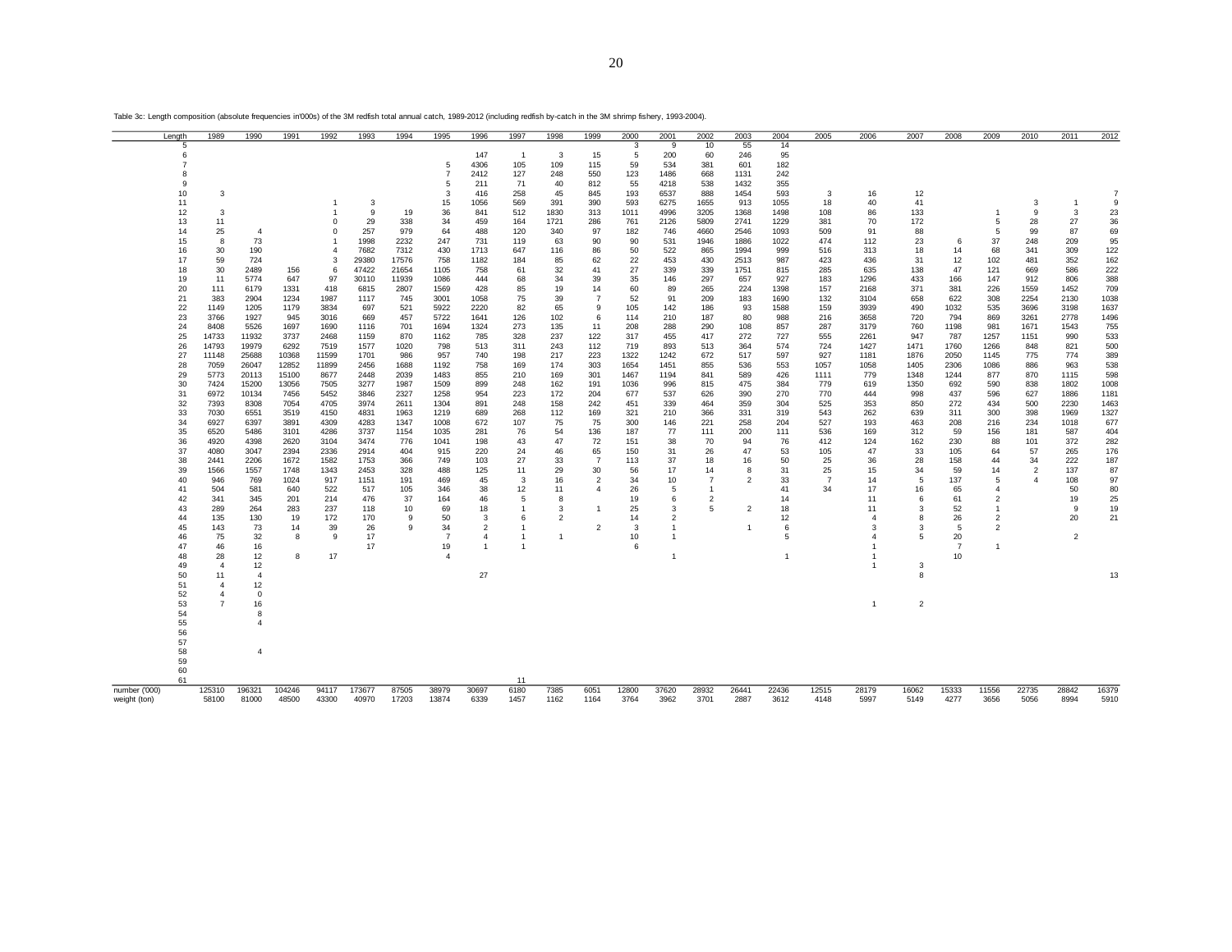Table 3c: Length composition (absolute frequencies in'000s) of the 3M redfish total annual catch, 1989-2012 (including redfish by-catch in the 3M shrimp fishery, 1993-2004).

| Length | 1989 | 1990 | 1991 | 1992 | 1993 | 1994 | 1995 | 1996 | 1997 | 1998 | 1999 | 2000 | 2001 | 2002 | 2003 | 2004 | 2005 | 2006 | 2007 | 2008 | 2009 | 2010 | 2011 | 2012 |
|---|---|---|---|---|---|---|---|---|---|---|---|---|---|---|---|---|---|---|---|---|---|---|---|---|
| 5 | | | | | | | | | | | | 3 | 9 | 10 | 55 | 14 | | | | | | | | |
| 6 | | | | | | | | 147 | 1 | 3 | 15 | 5 | 200 | 60 | 246 | 95 | | | | | | | | |
| 7 | | | | | | | 5 | 4306 | 105 | 109 | 115 | 59 | 534 | 381 | 601 | 182 | | | | | | | | |
| 8 | | | | | | | 7 | 2412 | 127 | 248 | 550 | 123 | 1486 | 668 | 1131 | 242 | | | | | | | | |
| 9 | | | | | | | 5 | 211 | 71 | 40 | 812 | 55 | 4218 | 538 | 1432 | 355 | | | | | | | | |
| 10 | 3 | | | | | | 3 | 416 | 258 | 45 | 845 | 193 | 6537 | 888 | 1454 | 593 | 3 | 16 | 12 | | | | | 7 |
| 11 | | | | 1 | 3 | | 15 | 1056 | 569 | 391 | 390 | 593 | 6275 | 1655 | 913 | 1055 | 18 | 40 | 41 | | | 3 | 1 | 9 |
| 12 | 3 | | | 1 | 9 | 19 | 36 | 841 | 512 | 1830 | 313 | 1011 | 4996 | 3205 | 1368 | 1498 | 108 | 86 | 133 | | 1 | 9 | 3 | 23 |
| 13 | 11 | | | 0 | 29 | 338 | 34 | 459 | 164 | 1721 | 286 | 761 | 2126 | 5809 | 2741 | 1229 | 381 | 70 | 172 | | 5 | 28 | 27 | 36 |
| 14 | 25 | 4 | | 0 | 257 | 979 | 64 | 488 | 120 | 340 | 97 | 182 | 746 | 4660 | 2546 | 1093 | 509 | 91 | 88 | | 5 | 99 | 87 | 69 |
| 15 | 8 | 73 | | 1 | 1998 | 2232 | 247 | 731 | 119 | 63 | 90 | 90 | 531 | 1946 | 1886 | 1022 | 474 | 112 | 23 | 6 | 37 | 248 | 209 | 95 |
| 16 | 30 | 190 | | 4 | 7682 | 7312 | 430 | 1713 | 647 | 116 | 86 | 50 | 522 | 865 | 1994 | 999 | 516 | 313 | 18 | 14 | 68 | 341 | 309 | 122 |
| 17 | 59 | 724 | | 3 | 29380 | 17576 | 758 | 1182 | 184 | 85 | 62 | 22 | 453 | 430 | 2513 | 987 | 423 | 436 | 31 | 12 | 102 | 481 | 352 | 162 |
| 18 | 30 | 2489 | 156 | 6 | 47422 | 21654 | 1105 | 758 | 61 | 32 | 41 | 27 | 339 | 339 | 1751 | 815 | 285 | 635 | 138 | 47 | 121 | 669 | 586 | 222 |
| 19 | 11 | 5774 | 647 | 97 | 30110 | 11939 | 1086 | 444 | 68 | 34 | 39 | 35 | 146 | 297 | 657 | 927 | 183 | 1296 | 433 | 166 | 147 | 912 | 806 | 388 |
| 20 | 111 | 6179 | 1331 | 418 | 6815 | 2807 | 1569 | 428 | 85 | 19 | 14 | 60 | 89 | 265 | 224 | 1398 | 157 | 2168 | 371 | 381 | 226 | 1559 | 1452 | 709 |
| 21 | 383 | 2904 | 1234 | 1987 | 1117 | 745 | 3001 | 1058 | 75 | 39 | 7 | 52 | 91 | 209 | 183 | 1690 | 132 | 3104 | 658 | 622 | 308 | 2254 | 2130 | 1038 |
| 22 | 1149 | 1205 | 1179 | 3834 | 697 | 521 | 5922 | 2220 | 82 | 65 | 9 | 105 | 142 | 186 | 93 | 1588 | 159 | 3939 | 490 | 1032 | 535 | 3696 | 3198 | 1637 |
| 23 | 3766 | 1927 | 945 | 3016 | 669 | 457 | 5722 | 1641 | 126 | 102 | 6 | 114 | 210 | 187 | 80 | 988 | 216 | 3658 | 720 | 794 | 869 | 3261 | 2778 | 1496 |
| 24 | 8408 | 5526 | 1697 | 1690 | 1116 | 701 | 1694 | 1324 | 273 | 135 | 11 | 208 | 288 | 290 | 108 | 857 | 287 | 3179 | 760 | 1198 | 981 | 1671 | 1543 | 755 |
| 25 | 14733 | 11932 | 3737 | 2468 | 1159 | 870 | 1162 | 785 | 328 | 237 | 122 | 317 | 455 | 417 | 272 | 727 | 555 | 2261 | 947 | 787 | 1257 | 1151 | 990 | 533 |
| 26 | 14793 | 19979 | 6292 | 7519 | 1577 | 1020 | 798 | 513 | 311 | 243 | 112 | 719 | 893 | 513 | 364 | 574 | 724 | 1427 | 1471 | 1760 | 1266 | 848 | 821 | 500 |
| 27 | 11148 | 25688 | 10368 | 11599 | 1701 | 986 | 957 | 740 | 198 | 217 | 223 | 1322 | 1242 | 672 | 517 | 597 | 927 | 1181 | 1876 | 2050 | 1145 | 775 | 774 | 389 |
| 28 | 7059 | 26047 | 12852 | 11899 | 2456 | 1688 | 1192 | 758 | 169 | 174 | 303 | 1654 | 1451 | 855 | 536 | 553 | 1057 | 1058 | 1405 | 2306 | 1086 | 886 | 963 | 538 |
| 29 | 5773 | 20113 | 15100 | 8677 | 2448 | 2039 | 1483 | 855 | 210 | 169 | 301 | 1467 | 1194 | 841 | 589 | 426 | 1111 | 779 | 1348 | 1244 | 877 | 870 | 1115 | 598 |
| 30 | 7424 | 15200 | 13056 | 7505 | 3277 | 1987 | 1509 | 899 | 248 | 162 | 191 | 1036 | 996 | 815 | 475 | 384 | 779 | 619 | 1350 | 692 | 590 | 838 | 1802 | 1008 |
| 31 | 6972 | 10134 | 7456 | 5452 | 3846 | 2327 | 1258 | 954 | 223 | 172 | 204 | 677 | 537 | 626 | 390 | 270 | 770 | 444 | 998 | 437 | 596 | 627 | 1886 | 1181 |
| 32 | 7393 | 8308 | 7054 | 4705 | 3974 | 2611 | 1304 | 891 | 248 | 158 | 242 | 451 | 339 | 464 | 359 | 304 | 525 | 353 | 850 | 272 | 434 | 500 | 2230 | 1463 |
| 33 | 7030 | 6551 | 3519 | 4150 | 4831 | 1963 | 1219 | 689 | 268 | 112 | 169 | 321 | 210 | 366 | 331 | 319 | 543 | 262 | 639 | 311 | 300 | 398 | 1969 | 1327 |
| 34 | 6927 | 6397 | 3891 | 4309 | 4283 | 1347 | 1008 | 672 | 107 | 75 | 75 | 300 | 146 | 221 | 258 | 204 | 527 | 193 | 463 | 208 | 216 | 234 | 1018 | 677 |
| 35 | 6520 | 5486 | 3101 | 4286 | 3737 | 1154 | 1035 | 281 | 76 | 54 | 136 | 187 | 77 | 111 | 200 | 111 | 536 | 169 | 312 | 59 | 156 | 181 | 587 | 404 |
| 36 | 4920 | 4398 | 2620 | 3104 | 3474 | 776 | 1041 | 198 | 43 | 47 | 72 | 151 | 38 | 70 | 94 | 76 | 412 | 124 | 162 | 230 | 88 | 101 | 372 | 282 |
| 37 | 4080 | 3047 | 2394 | 2336 | 2914 | 404 | 915 | 220 | 24 | 46 | 65 | 150 | 31 | 26 | 47 | 53 | 105 | 47 | 33 | 105 | 64 | 57 | 265 | 176 |
| 38 | 2441 | 2206 | 1672 | 1582 | 1753 | 366 | 749 | 103 | 27 | 33 | 7 | 113 | 37 | 18 | 16 | 50 | 25 | 36 | 28 | 158 | 44 | 34 | 222 | 187 |
| 39 | 1566 | 1557 | 1748 | 1343 | 2453 | 328 | 488 | 125 | 11 | 29 | 30 | 56 | 17 | 14 | 8 | 31 | 25 | 15 | 34 | 59 | 14 | 2 | 137 | 87 |
| 40 | 946 | 769 | 1024 | 917 | 1151 | 191 | 469 | 45 | 3 | 16 | 2 | 34 | 10 | 7 | 2 | 33 | 7 | 14 | 5 | 137 | 5 | 4 | 108 | 97 |
| 41 | 504 | 581 | 640 | 522 | 517 | 105 | 346 | 38 | 12 | 11 | 4 | 26 | 5 | 1 | | 41 | 34 | 17 | 16 | 65 | 4 | | 50 | 80 |
| 42 | 341 | 345 | 201 | 214 | 476 | 37 | 164 | 46 | 5 | 8 | | 19 | 6 | 2 | | 14 | | 11 | 6 | 61 | 2 | | 19 | 25 |
| 43 | 289 | 264 | 283 | 237 | 118 | 10 | 69 | 18 | 1 | 3 | 1 | 25 | 3 | 5 | 2 | 18 | | 11 | 3 | 52 | 1 | | 9 | 19 |
| 44 | 135 | 130 | 19 | 172 | 170 | 9 | 50 | 3 | 6 | 2 | | 14 | 2 | | | 12 | | 4 | 8 | 26 | 2 | | 20 | 21 |
| 45 | 143 | 73 | 14 | 39 | 26 | 9 | 34 | 2 | 1 | | 2 | 3 | 1 | | 1 | 6 | | 3 | 3 | 5 | 2 | | | |
| 46 | 75 | 32 | 8 | 9 | 17 | | 7 | 4 | 1 | 1 | | 10 | 1 | | | 5 | | 4 | 5 | 20 | | | 2 | |
| 47 | 46 | 16 | | | 17 | | 19 | 1 | 1 | | | 6 | | | | | | 1 | | 7 | 1 | | | |
| 48 | 28 | 12 | 8 | 17 | | | 4 | | | | | | 1 | | | 1 | | 1 | | 10 | | | | |
| 49 | 4 | 12 | | | | | | | | | | | | | | | | 1 | 3 | | | | | |
| 50 | 11 | 4 | | | | | | 27 | | | | | | | | | | | 8 | | | | | 13 |
| 51 | 4 | 12 | | | | | | | | | | | | | | | | | | | | | | |
| 52 | 4 | 0 | | | | | | | | | | | | | | | | | | | | | | |
| 53 | 7 | 16 | | | | | | | | | | | | | | | | 1 | 2 | | | | | |
| 54 | | 8 | | | | | | | | | | | | | | | | | | | | | | |
| 55 | | 4 | | | | | | | | | | | | | | | | | | | | | | |
| 56 | | | | | | | | | | | | | | | | | | | | | | | | |
| 57 | | | | | | | | | | | | | | | | | | | | | | | | |
| 58 | | 4 | | | | | | | | | | | | | | | | | | | | | | |
| 59 | | | | | | | | | | | | | | | | | | | | | | | | |
| 60 | | | | | | | | | | | | | | | | | | | | | | | | |
| 61 | | | | | | | | | 11 | | | | | | | | | | | | | | | |
| number ('000) | 125310 | 196321 | 104246 | 94117 | 173677 | 87505 | 38979 | 30697 | 6180 | 7385 | 6051 | 12800 | 37620 | 28932 | 26441 | 22436 | 12515 | 28179 | 16062 | 15333 | 11556 | 22735 | 28842 | 16379 |
| weight (ton) | 58100 | 81000 | 48500 | 43300 | 40970 | 17203 | 13874 | 6339 | 1457 | 1162 | 1164 | 3764 | 3962 | 3701 | 2887 | 3612 | 4148 | 5997 | 5149 | 4277 | 3656 | 5056 | 8994 | 5910 |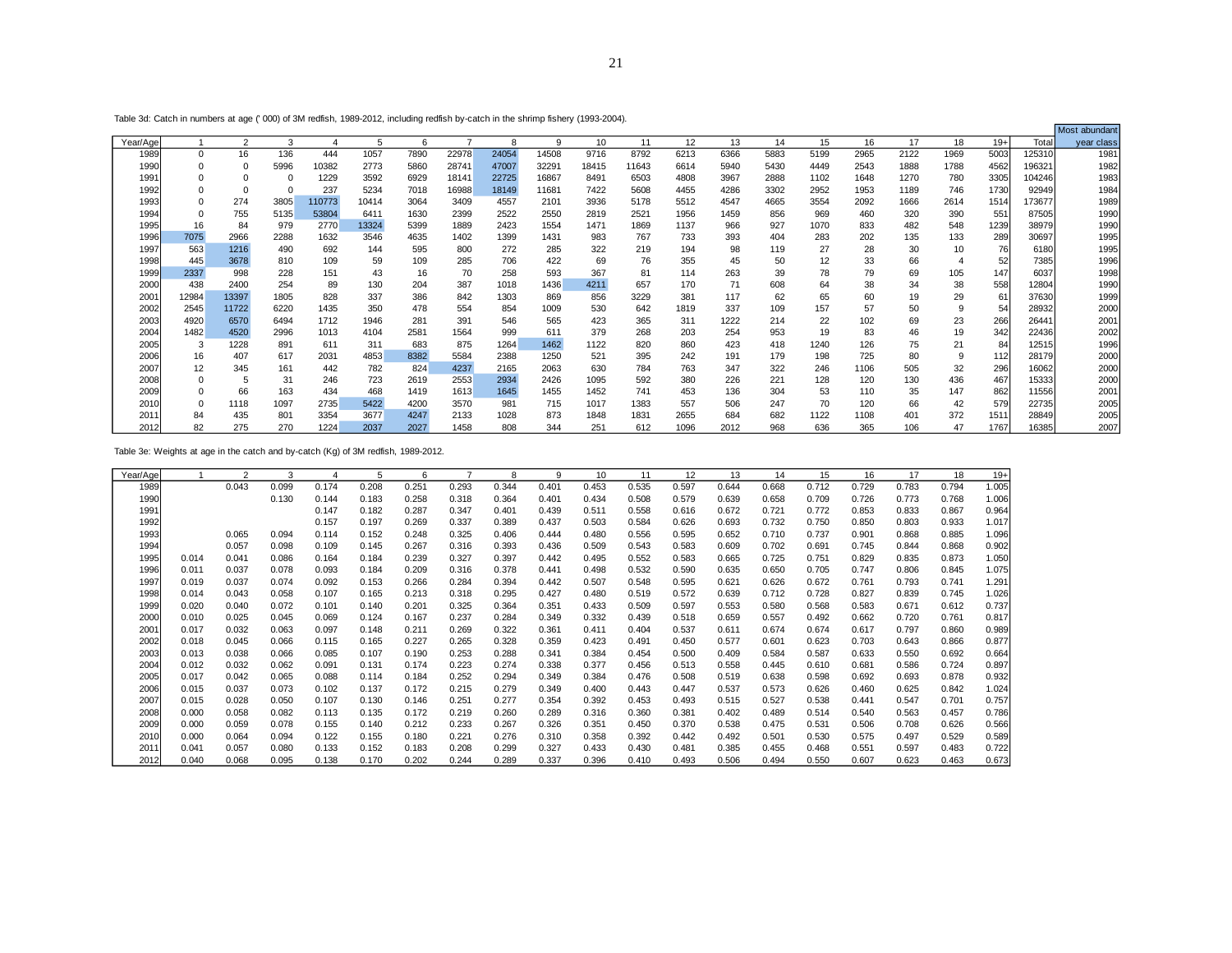Table 3d: Catch in numbers at age (' 000) of 3M redfish, 1989-2012, including redfish by-catch in the shrimp fishery (1993-2004).

| Year/Age | 1 | 2 | 3 | 4 | 5 | 6 | 7 | 8 | 9 | 10 | 11 | 12 | 13 | 14 | 15 | 16 | 17 | 18 | 19+ | Total | Most abundant year class |
|---|---|---|---|---|---|---|---|---|---|---|---|---|---|---|---|---|---|---|---|---|---|
| 1989 | 0 | 16 | 136 | 444 | 1057 | 7890 | 22978 | 24054 | 14508 | 9716 | 8792 | 6213 | 6366 | 5883 | 5199 | 2965 | 2122 | 1969 | 5003 | 125310 | 1981 |
| 1990 | 0 | 0 | 5996 | 10382 | 2773 | 5860 | 28741 | 47007 | 32291 | 18415 | 11643 | 6614 | 5940 | 5430 | 4449 | 2543 | 1888 | 1788 | 4562 | 196321 | 1982 |
| 1991 | 0 | 0 | 0 | 1229 | 3592 | 6929 | 18141 | 22725 | 16867 | 8491 | 6503 | 4808 | 3967 | 2888 | 1102 | 1648 | 1270 | 780 | 3305 | 104246 | 1983 |
| 1992 | 0 | 0 | 0 | 237 | 5234 | 7018 | 16988 | 18149 | 11681 | 7422 | 5608 | 4455 | 4286 | 3302 | 2952 | 1953 | 1189 | 746 | 1730 | 92949 | 1984 |
| 1993 | 0 | 274 | 3805 | 110773 | 10414 | 3064 | 3409 | 4557 | 2101 | 3936 | 5178 | 5512 | 4547 | 4665 | 3554 | 2092 | 1666 | 2614 | 1514 | 173677 | 1989 |
| 1994 | 0 | 755 | 5135 | 53804 | 6411 | 1630 | 2399 | 2522 | 2550 | 2819 | 2521 | 1956 | 1459 | 856 | 969 | 460 | 320 | 390 | 551 | 87505 | 1990 |
| 1995 | 16 | 84 | 979 | 2770 | 13324 | 5399 | 1889 | 2423 | 1554 | 1471 | 1869 | 1137 | 966 | 927 | 1070 | 833 | 482 | 548 | 1239 | 38979 | 1990 |
| 1996 | 7075 | 2966 | 2288 | 1632 | 3546 | 4635 | 1402 | 1399 | 1431 | 983 | 767 | 733 | 393 | 404 | 283 | 202 | 135 | 133 | 289 | 30697 | 1995 |
| 1997 | 563 | 1216 | 490 | 692 | 144 | 595 | 800 | 272 | 285 | 322 | 219 | 194 | 98 | 119 | 27 | 28 | 30 | 10 | 76 | 6180 | 1995 |
| 1998 | 445 | 3678 | 810 | 109 | 59 | 109 | 285 | 706 | 422 | 69 | 76 | 355 | 45 | 50 | 12 | 33 | 66 | 4 | 52 | 7385 | 1996 |
| 1999 | 2337 | 998 | 228 | 151 | 43 | 16 | 70 | 258 | 593 | 367 | 81 | 114 | 263 | 39 | 78 | 79 | 69 | 105 | 147 | 6037 | 1998 |
| 2000 | 438 | 2400 | 254 | 89 | 130 | 204 | 387 | 1018 | 1436 | 4211 | 657 | 170 | 71 | 608 | 64 | 38 | 34 | 38 | 558 | 12804 | 1990 |
| 2001 | 12984 | 13397 | 1805 | 828 | 337 | 386 | 842 | 1303 | 869 | 856 | 3229 | 381 | 117 | 62 | 65 | 60 | 19 | 29 | 61 | 37630 | 1999 |
| 2002 | 2545 | 11722 | 6220 | 1435 | 350 | 478 | 554 | 854 | 1009 | 530 | 642 | 1819 | 337 | 109 | 157 | 57 | 50 | 9 | 54 | 28932 | 2000 |
| 2003 | 4920 | 6570 | 6494 | 1712 | 1946 | 281 | 391 | 546 | 565 | 423 | 365 | 311 | 1222 | 214 | 22 | 102 | 69 | 23 | 266 | 26441 | 2001 |
| 2004 | 1482 | 4520 | 2996 | 1013 | 4104 | 2581 | 1564 | 999 | 611 | 379 | 268 | 203 | 254 | 953 | 19 | 83 | 46 | 19 | 342 | 22436 | 2002 |
| 2005 | 3 | 1228 | 891 | 611 | 311 | 683 | 875 | 1264 | 1462 | 1122 | 820 | 860 | 423 | 418 | 1240 | 126 | 75 | 21 | 84 | 12515 | 1996 |
| 2006 | 16 | 407 | 617 | 2031 | 4853 | 8382 | 5584 | 2388 | 1250 | 521 | 395 | 242 | 191 | 179 | 198 | 725 | 80 | 9 | 112 | 28179 | 2000 |
| 2007 | 12 | 345 | 161 | 442 | 782 | 824 | 4237 | 2165 | 2063 | 630 | 784 | 763 | 347 | 322 | 246 | 1106 | 505 | 32 | 296 | 16062 | 2000 |
| 2008 | 0 | 5 | 31 | 246 | 723 | 2619 | 2553 | 2934 | 2426 | 1095 | 592 | 380 | 226 | 221 | 128 | 120 | 130 | 436 | 467 | 15333 | 2000 |
| 2009 | 0 | 66 | 163 | 434 | 468 | 1419 | 1613 | 1645 | 1455 | 1452 | 741 | 453 | 136 | 304 | 53 | 110 | 35 | 147 | 862 | 11556 | 2001 |
| 2010 | 0 | 1118 | 1097 | 2735 | 5422 | 4200 | 3570 | 981 | 715 | 1017 | 1383 | 557 | 506 | 247 | 70 | 120 | 66 | 42 | 579 | 22735 | 2005 |
| 2011 | 84 | 435 | 801 | 3354 | 3677 | 4247 | 2133 | 1028 | 873 | 1848 | 1831 | 2655 | 684 | 682 | 1122 | 1108 | 401 | 372 | 1511 | 28849 | 2005 |
| 2012 | 82 | 275 | 270 | 1224 | 2037 | 2027 | 1458 | 808 | 344 | 251 | 612 | 1096 | 2012 | 968 | 636 | 365 | 106 | 47 | 1767 | 16385 | 2007 |

Table 3e: Weights at age in the catch and by-catch (Kg) of 3M redfish, 1989-2012.

| Year/Age | 1 | 2 | 3 | 4 | 5 | 6 | 7 | 8 | 9 | 10 | 11 | 12 | 13 | 14 | 15 | 16 | 17 | 18 | 19+ |
|---|---|---|---|---|---|---|---|---|---|---|---|---|---|---|---|---|---|---|---|
| 1989 | | 0.043 | 0.099 | 0.174 | 0.208 | 0.251 | 0.293 | 0.344 | 0.401 | 0.453 | 0.535 | 0.597 | 0.644 | 0.668 | 0.712 | 0.729 | 0.783 | 0.794 | 1.005 |
| 1990 | | | 0.130 | 0.144 | 0.183 | 0.258 | 0.318 | 0.364 | 0.401 | 0.434 | 0.508 | 0.579 | 0.639 | 0.658 | 0.709 | 0.726 | 0.773 | 0.768 | 1.006 |
| 1991 | | | | 0.147 | 0.182 | 0.287 | 0.347 | 0.401 | 0.439 | 0.511 | 0.558 | 0.616 | 0.672 | 0.721 | 0.772 | 0.853 | 0.833 | 0.867 | 0.964 |
| 1992 | | | | 0.157 | 0.197 | 0.269 | 0.337 | 0.389 | 0.437 | 0.503 | 0.584 | 0.626 | 0.693 | 0.732 | 0.750 | 0.850 | 0.803 | 0.933 | 1.017 |
| 1993 | | 0.065 | 0.094 | 0.114 | 0.152 | 0.248 | 0.325 | 0.406 | 0.444 | 0.480 | 0.556 | 0.595 | 0.652 | 0.710 | 0.737 | 0.901 | 0.868 | 0.885 | 1.096 |
| 1994 | | 0.057 | 0.098 | 0.109 | 0.145 | 0.267 | 0.316 | 0.393 | 0.436 | 0.509 | 0.543 | 0.583 | 0.609 | 0.702 | 0.691 | 0.745 | 0.844 | 0.868 | 0.902 |
| 1995 | 0.014 | 0.041 | 0.086 | 0.164 | 0.184 | 0.239 | 0.327 | 0.397 | 0.442 | 0.495 | 0.552 | 0.583 | 0.665 | 0.725 | 0.751 | 0.829 | 0.835 | 0.873 | 1.050 |
| 1996 | 0.011 | 0.037 | 0.078 | 0.093 | 0.184 | 0.209 | 0.316 | 0.378 | 0.441 | 0.498 | 0.532 | 0.590 | 0.635 | 0.650 | 0.705 | 0.747 | 0.806 | 0.845 | 1.075 |
| 1997 | 0.019 | 0.037 | 0.074 | 0.092 | 0.153 | 0.266 | 0.284 | 0.394 | 0.442 | 0.507 | 0.548 | 0.595 | 0.621 | 0.626 | 0.672 | 0.761 | 0.793 | 0.741 | 1.291 |
| 1998 | 0.014 | 0.043 | 0.058 | 0.107 | 0.165 | 0.213 | 0.318 | 0.295 | 0.427 | 0.480 | 0.519 | 0.572 | 0.639 | 0.712 | 0.728 | 0.827 | 0.839 | 0.745 | 1.026 |
| 1999 | 0.020 | 0.040 | 0.072 | 0.101 | 0.140 | 0.201 | 0.325 | 0.364 | 0.351 | 0.433 | 0.509 | 0.597 | 0.553 | 0.580 | 0.568 | 0.583 | 0.671 | 0.612 | 0.737 |
| 2000 | 0.010 | 0.025 | 0.045 | 0.069 | 0.124 | 0.167 | 0.237 | 0.284 | 0.349 | 0.332 | 0.439 | 0.518 | 0.659 | 0.557 | 0.492 | 0.662 | 0.720 | 0.761 | 0.817 |
| 2001 | 0.017 | 0.032 | 0.063 | 0.097 | 0.148 | 0.211 | 0.269 | 0.322 | 0.361 | 0.411 | 0.404 | 0.537 | 0.611 | 0.674 | 0.674 | 0.617 | 0.797 | 0.860 | 0.989 |
| 2002 | 0.018 | 0.045 | 0.066 | 0.115 | 0.165 | 0.227 | 0.265 | 0.328 | 0.359 | 0.423 | 0.491 | 0.450 | 0.577 | 0.601 | 0.623 | 0.703 | 0.643 | 0.866 | 0.877 |
| 2003 | 0.013 | 0.038 | 0.066 | 0.085 | 0.107 | 0.190 | 0.253 | 0.288 | 0.341 | 0.384 | 0.454 | 0.500 | 0.409 | 0.584 | 0.587 | 0.633 | 0.550 | 0.692 | 0.664 |
| 2004 | 0.012 | 0.032 | 0.062 | 0.091 | 0.131 | 0.174 | 0.223 | 0.274 | 0.338 | 0.377 | 0.456 | 0.513 | 0.558 | 0.445 | 0.610 | 0.681 | 0.586 | 0.724 | 0.897 |
| 2005 | 0.017 | 0.042 | 0.065 | 0.088 | 0.114 | 0.184 | 0.252 | 0.294 | 0.349 | 0.384 | 0.476 | 0.508 | 0.519 | 0.638 | 0.598 | 0.692 | 0.693 | 0.878 | 0.932 |
| 2006 | 0.015 | 0.037 | 0.073 | 0.102 | 0.137 | 0.172 | 0.215 | 0.279 | 0.349 | 0.400 | 0.443 | 0.447 | 0.537 | 0.573 | 0.626 | 0.460 | 0.625 | 0.842 | 1.024 |
| 2007 | 0.015 | 0.028 | 0.050 | 0.107 | 0.130 | 0.146 | 0.251 | 0.277 | 0.354 | 0.392 | 0.453 | 0.493 | 0.515 | 0.527 | 0.538 | 0.441 | 0.547 | 0.701 | 0.757 |
| 2008 | 0.000 | 0.058 | 0.082 | 0.113 | 0.135 | 0.172 | 0.219 | 0.260 | 0.289 | 0.316 | 0.360 | 0.381 | 0.402 | 0.489 | 0.514 | 0.540 | 0.563 | 0.457 | 0.786 |
| 2009 | 0.000 | 0.059 | 0.078 | 0.155 | 0.140 | 0.212 | 0.233 | 0.267 | 0.326 | 0.351 | 0.450 | 0.370 | 0.538 | 0.475 | 0.531 | 0.506 | 0.708 | 0.626 | 0.566 |
| 2010 | 0.000 | 0.064 | 0.094 | 0.122 | 0.155 | 0.180 | 0.221 | 0.276 | 0.310 | 0.358 | 0.392 | 0.442 | 0.492 | 0.501 | 0.530 | 0.575 | 0.497 | 0.529 | 0.589 |
| 2011 | 0.041 | 0.057 | 0.080 | 0.133 | 0.152 | 0.183 | 0.208 | 0.299 | 0.327 | 0.433 | 0.430 | 0.481 | 0.385 | 0.455 | 0.468 | 0.551 | 0.597 | 0.483 | 0.722 |
| 2012 | 0.040 | 0.068 | 0.095 | 0.138 | 0.170 | 0.202 | 0.244 | 0.289 | 0.337 | 0.396 | 0.410 | 0.493 | 0.506 | 0.494 | 0.550 | 0.607 | 0.623 | 0.463 | 0.673 |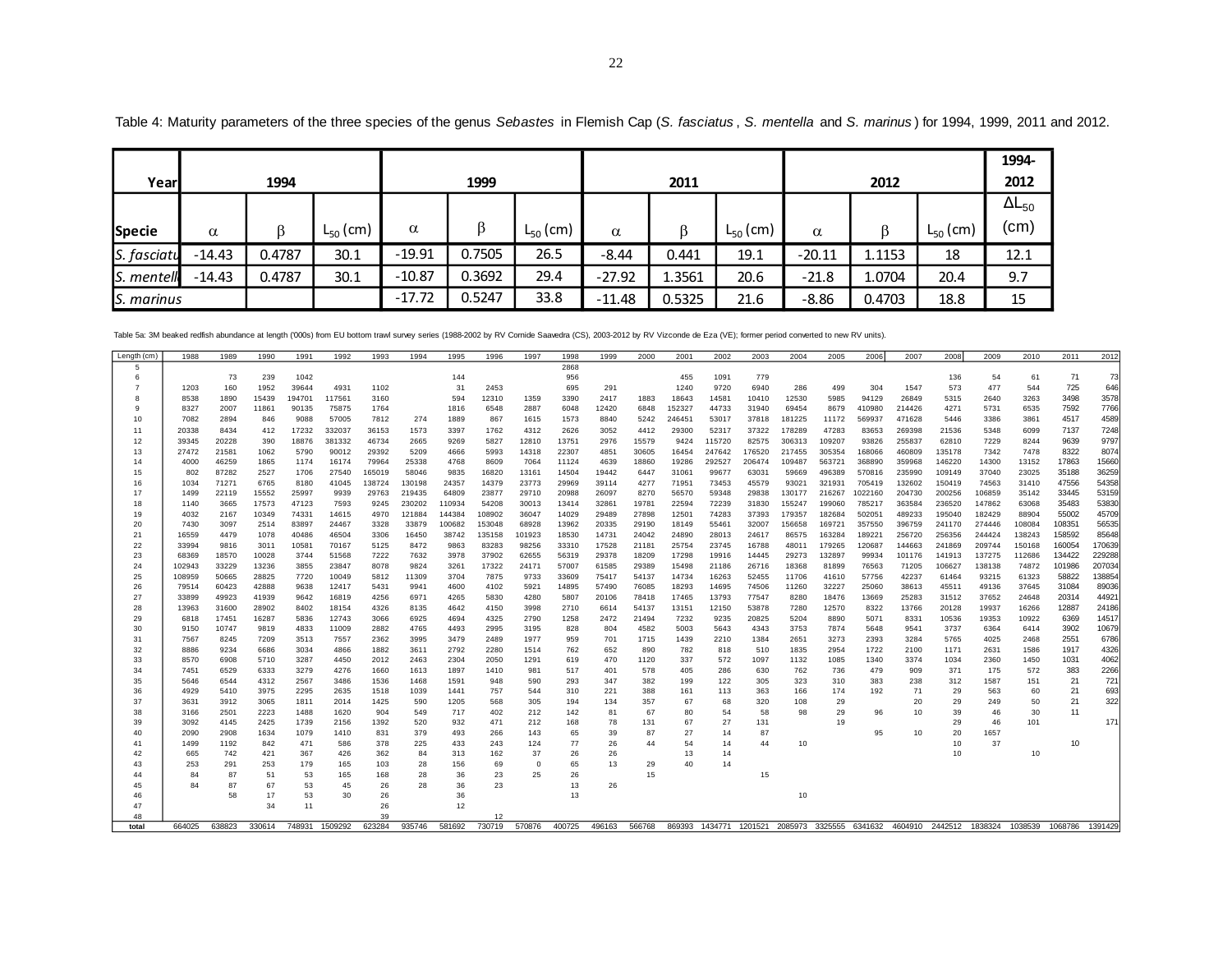Table 4: Maturity parameters of the three species of the genus *Sebastes* in Flemish Cap (*S. fasciatus*, *S. mentella* and *S. marinus*) for 1994, 1999, 2011 and 2012.

| **Year** | **1994** | | | **1999** | | | **2011** | | | **2012** | | | **1994-2012** |
|---|---|---|---|---|---|---|---|---|---|---|---|---|---|
| **Specie** | $\alpha$ | $\beta$ | $L_{50}$ (cm) | $\alpha$ | $\beta$ | $L_{50}$ (cm) | $\alpha$ | $\beta$ | $L_{50}$ (cm) | $\alpha$ | $\beta$ | $L_{50}$ (cm) | $\Delta L_{50}$ (cm) |
| *S. fasciatu* | -14.43 | 0.4787 | 30.1 | -19.91 | 0.7505 | 26.5 | -8.44 | 0.441 | 19.1 | -20.11 | 1.1153 | 18 | 12.1 |
| *S. mentell* | -14.43 | 0.4787 | 30.1 | -10.87 | 0.3692 | 29.4 | -27.92 | 1.3561 | 20.6 | -21.8 | 1.0704 | 20.4 | 9.7 |
| *S. marinus* | | | | -17.72 | 0.5247 | 33.8 | -11.48 | 0.5325 | 21.6 | -8.86 | 0.4703 | 18.8 | 15 |

Table 5a: 3M beaked redfish abundance at length ('000s) from EU bottom trawl survey series (1988-2002 by RV Cornide Saavedra (CS), 2003-2012 by RV Vizconde de Eza (VE); former period converted to new RV units).

| Length (cm) | 1988 | 1989 | 1990 | 1991 | 1992 | 1993 | 1994 | 1995 | 1996 | 1997 | 1998 | 1999 | 2000 | 2001 | 2002 | 2003 | 2004 | 2005 | 2006 | 2007 | 2008 | 2009 | 2010 | 2011 | 2012 |
|---|---|---|---|---|---|---|---|---|---|---|---|---|---|---|---|---|---|---|---|---|---|---|---|---|---|
| 5 | | | | | | | | | | | 2868 | | | | | | | | | | | | | | |
| 6 | | 73 | 239 | 1042 | | | | 144 | | | 956 | | | 455 | 1091 | 779 | | | | | 136 | 54 | 61 | 71 | 73 |
| 7 | 1203 | 160 | 1952 | 39644 | 4931 | 1102 | | 31 | 2453 | | 695 | 291 | | 1240 | 9720 | 6940 | 286 | 499 | 304 | 1547 | 573 | 477 | 544 | 725 | 646 |
| 8 | 8538 | 1890 | 15439 | 194701 | 117561 | 3160 | | 594 | 12310 | 1359 | 3390 | 2417 | 1883 | 18643 | 14581 | 10410 | 12530 | 5985 | 94129 | 26849 | 5315 | 2640 | 3263 | 3498 | 3578 |
| 9 | 8327 | 2007 | 11861 | 90135 | 75875 | 1764 | | 1816 | 6548 | 2887 | 6048 | 12420 | 6848 | 152327 | 44733 | 31940 | 69454 | 8679 | 410980 | 214426 | 4271 | 5731 | 6535 | 7592 | 7766 |
| 10 | 7082 | 2894 | 846 | 9088 | 57005 | 7812 | 274 | 1889 | 867 | 1615 | 1573 | 8840 | 5242 | 246451 | 53017 | 37818 | 181225 | 11172 | 569937 | 471628 | 5446 | 3386 | 3861 | 4517 | 4589 |
| 11 | 20338 | 8434 | 412 | 17232 | 332037 | 36153 | 1573 | 3397 | 1762 | 4312 | 2626 | 3052 | 4412 | 29300 | 52317 | 37322 | 178289 | 47283 | 83653 | 269398 | 21536 | 5348 | 6099 | 7137 | 7248 |
| 12 | 39345 | 20228 | 390 | 18876 | 381332 | 46734 | 2665 | 9269 | 5827 | 12810 | 13751 | 2976 | 15579 | 9424 | 115720 | 82575 | 306313 | 109207 | 93826 | 255837 | 62810 | 7229 | 8244 | 9639 | 9797 |
| 13 | 27472 | 21581 | 1062 | 5790 | 90012 | 29392 | 5209 | 4666 | 5993 | 14318 | 22307 | 4851 | 30605 | 16454 | 247642 | 176520 | 217455 | 305354 | 168066 | 460809 | 135178 | 7342 | 7478 | 8322 | 8074 |
| 14 | 4000 | 46259 | 1865 | 1174 | 16174 | 79964 | 25338 | 4768 | 8609 | 7064 | 11124 | 4639 | 18860 | 19286 | 292527 | 206474 | 109487 | 563721 | 368890 | 359968 | 146220 | 14300 | 13152 | 17863 | 15660 |
| 15 | 802 | 87282 | 2527 | 1706 | 27540 | 165019 | 58046 | 9835 | 16820 | 13161 | 14504 | 19442 | 6447 | 31061 | 99677 | 63031 | 59669 | 496389 | 570816 | 235990 | 109149 | 37040 | 23025 | 35188 | 36259 |
| 16 | 1034 | 71271 | 6765 | 8180 | 41045 | 138724 | 130198 | 24357 | 14379 | 23773 | 29969 | 39114 | 4277 | 71951 | 73453 | 45579 | 93021 | 321931 | 705419 | 132602 | 150419 | 74563 | 31410 | 47556 | 54358 |
| 17 | 1499 | 22119 | 15552 | 25997 | 9939 | 29763 | 219435 | 64809 | 23877 | 29710 | 20988 | 26097 | 8270 | 56570 | 59348 | 29838 | 130177 | 216267 | 1022160 | 204730 | 200256 | 106859 | 35142 | 33445 | 53159 |
| 18 | 1140 | 3665 | 17573 | 47123 | 7593 | 9245 | 230202 | 110934 | 54208 | 30013 | 13414 | 32861 | 19781 | 22594 | 72239 | 31830 | 155247 | 199060 | 785217 | 363584 | 236520 | 147862 | 63068 | 35483 | 53830 |
| 19 | 4032 | 2167 | 10349 | 74331 | 14615 | 4970 | 121884 | 144384 | 108902 | 36047 | 14029 | 29489 | 27898 | 12501 | 74283 | 37393 | 179357 | 182684 | 502051 | 489233 | 195040 | 182429 | 88904 | 55002 | 45709 |
| 20 | 7430 | 3097 | 2514 | 83897 | 24467 | 3328 | 33879 | 100682 | 153048 | 68928 | 13962 | 20335 | 29190 | 18149 | 55461 | 32007 | 156658 | 169721 | 357550 | 396759 | 241170 | 274446 | 108084 | 108351 | 56535 |
| 21 | 16559 | 4479 | 1078 | 40486 | 46504 | 3306 | 16450 | 38742 | 135158 | 101923 | 18530 | 14731 | 24042 | 24890 | 28013 | 24617 | 86575 | 163284 | 189221 | 256720 | 256356 | 244424 | 138243 | 158592 | 85648 |
| 22 | 33994 | 9816 | 3011 | 10581 | 70167 | 5125 | 8472 | 9863 | 83283 | 98256 | 33310 | 17528 | 21181 | 25754 | 23745 | 16788 | 48011 | 179265 | 120687 | 144663 | 241869 | 209744 | 150168 | 160054 | 170639 |
| 23 | 68369 | 18570 | 10028 | 3744 | 51568 | 7222 | 7632 | 3978 | 37902 | 62655 | 56319 | 29378 | 18209 | 17298 | 19916 | 14445 | 29273 | 132897 | 99934 | 101176 | 141913 | 137275 | 112686 | 134422 | 229288 |
| 24 | 102943 | 33229 | 13236 | 3855 | 23847 | 8078 | 9824 | 3261 | 17322 | 24171 | 57007 | 61585 | 29389 | 15498 | 21186 | 26716 | 18368 | 81899 | 76563 | 71205 | 106627 | 138138 | 74872 | 101986 | 207034 |
| 25 | 108959 | 50665 | 28825 | 7720 | 10049 | 5812 | 11309 | 3704 | 7875 | 9733 | 33609 | 75417 | 54137 | 14734 | 16263 | 52455 | 11706 | 41610 | 57756 | 42237 | 61464 | 93215 | 61323 | 58822 | 138854 |
| 26 | 79514 | 60423 | 42888 | 9638 | 12417 | 5431 | 9941 | 4600 | 4102 | 5921 | 14895 | 57490 | 76085 | 18293 | 14695 | 74506 | 11260 | 32227 | 25060 | 38613 | 45511 | 49136 | 37645 | 31084 | 89036 |
| 27 | 33899 | 49923 | 41939 | 9642 | 16819 | 4256 | 6971 | 4265 | 5830 | 4280 | 5807 | 20106 | 78418 | 17465 | 13793 | 77547 | 8280 | 18476 | 13669 | 25283 | 31512 | 37652 | 24648 | 20314 | 44921 |
| 28 | 13963 | 31600 | 28902 | 8402 | 18154 | 4326 | 8135 | 4642 | 4150 | 3998 | 2710 | 6614 | 54137 | 13151 | 12150 | 53878 | 7280 | 12570 | 8322 | 13766 | 20128 | 19937 | 16266 | 12887 | 24186 |
| 29 | 6818 | 17451 | 16287 | 5836 | 12743 | 3066 | 6925 | 4694 | 4325 | 2790 | 1258 | 2472 | 21494 | 7232 | 9235 | 20825 | 5204 | 8890 | 5071 | 8331 | 10536 | 19353 | 10922 | 6369 | 14517 |
| 30 | 9150 | 10747 | 9819 | 4833 | 11009 | 2882 | 4765 | 4493 | 2995 | 3195 | 828 | 804 | 4582 | 5003 | 5643 | 4343 | 3753 | 7874 | 5648 | 9541 | 3737 | 6364 | 6414 | 3902 | 10679 |
| 31 | 7567 | 8245 | 7209 | 3513 | 7557 | 2362 | 3995 | 3479 | 2489 | 1977 | 959 | 701 | 1715 | 1439 | 2210 | 1384 | 2651 | 3273 | 2393 | 3284 | 5765 | 4025 | 2468 | 2551 | 6786 |
| 32 | 8886 | 9234 | 6686 | 3034 | 4866 | 1882 | 3611 | 2792 | 2280 | 1514 | 762 | 652 | 890 | 782 | 818 | 510 | 1835 | 2954 | 1722 | 2100 | 1171 | 2631 | 1586 | 1917 | 4326 |
| 33 | 8570 | 6908 | 5710 | 3287 | 4450 | 2012 | 2463 | 2304 | 2050 | 1291 | 619 | 470 | 1120 | 337 | 572 | 1097 | 1132 | 1085 | 1340 | 3374 | 1034 | 2360 | 1450 | 1031 | 4062 |
| 34 | 7451 | 6529 | 6333 | 3279 | 4276 | 1660 | 1613 | 1897 | 1410 | 981 | 517 | 401 | 578 | 405 | 286 | 630 | 762 | 736 | 479 | 909 | 371 | 175 | 572 | 383 | 2266 |
| 35 | 5646 | 6544 | 4312 | 2567 | 3486 | 1536 | 1468 | 1591 | 948 | 590 | 293 | 347 | 382 | 199 | 122 | 305 | 323 | 310 | 383 | 238 | 312 | 1587 | 151 | 21 | 721 |
| 36 | 4929 | 5410 | 3975 | 2295 | 2635 | 1518 | 1039 | 1441 | 757 | 544 | 310 | 221 | 388 | 161 | 113 | 363 | 166 | 174 | 192 | 71 | 29 | 563 | 60 | 21 | 693 |
| 37 | 3631 | 3912 | 3065 | 1811 | 2014 | 1425 | 590 | 1205 | 568 | 305 | 194 | 134 | 357 | 67 | 68 | 320 | 108 | 29 | | 20 | 29 | 249 | 50 | 21 | 322 |
| 38 | 3166 | 2501 | 2223 | 1488 | 1620 | 904 | 549 | 717 | 402 | 212 | 142 | 81 | 67 | 80 | 54 | 58 | 98 | 29 | 96 | 10 | 39 | 46 | 30 | 11 | |
| 39 | 3092 | 4145 | 2425 | 1739 | 2156 | 1392 | 520 | 932 | 471 | 212 | 168 | 78 | 131 | 67 | 27 | 131 | | 19 | | | 29 | 46 | 101 | | 171 |
| 40 | 2090 | 2908 | 1634 | 1079 | 1410 | 831 | 379 | 493 | 266 | 143 | 65 | 39 | 87 | 27 | 14 | 87 | | | 95 | 10 | 20 | 1657 | | | |
| 41 | 1499 | 1192 | 842 | 471 | 586 | 378 | 225 | 433 | 243 | 124 | 77 | 26 | 44 | 54 | 14 | 44 | 10 | | | | 10 | 37 | | 10 | |
| 42 | 665 | 742 | 421 | 367 | 426 | 362 | 84 | 313 | 162 | 37 | 26 | 26 | | 13 | 14 | | | | | | 10 | | 10 | | |
| 43 | 253 | 291 | 253 | 179 | 165 | 103 | 28 | 156 | 69 | 0 | 65 | 13 | 29 | 40 | 14 | | | | | | | | | | |
| 44 | 84 | 87 | 51 | 53 | 165 | 168 | 28 | 36 | 23 | 25 | 26 | | 15 | | | 15 | | | | | | | | | |
| 45 | 84 | 87 | 67 | 53 | 45 | 26 | 28 | 36 | 23 | | 13 | 26 | | | | | | | | | | | | | |
| 46 | | 58 | 17 | 53 | 30 | 26 | | 36 | | | 13 | | | | | | 10 | | | | | | | | |
| 47 | | | 34 | 11 | | 26 | | 12 | | | | | | | | | | | | | | | | | |
| 48 | | | | | | 39 | | | 12 | | | | | | | | | | | | | | | | |
| total | 664025 | 638823 | 330614 | 748931 | 1509292 | 623284 | 935746 | 581692 | 730719 | 570876 | 400725 | 496163 | 566768 | 869393 | 1434771 | 1201521 | 2085973 | 3325555 | 6341632 | 4604910 | 2442512 | 1838324 | 1038539 | 1068786 | 1391429 |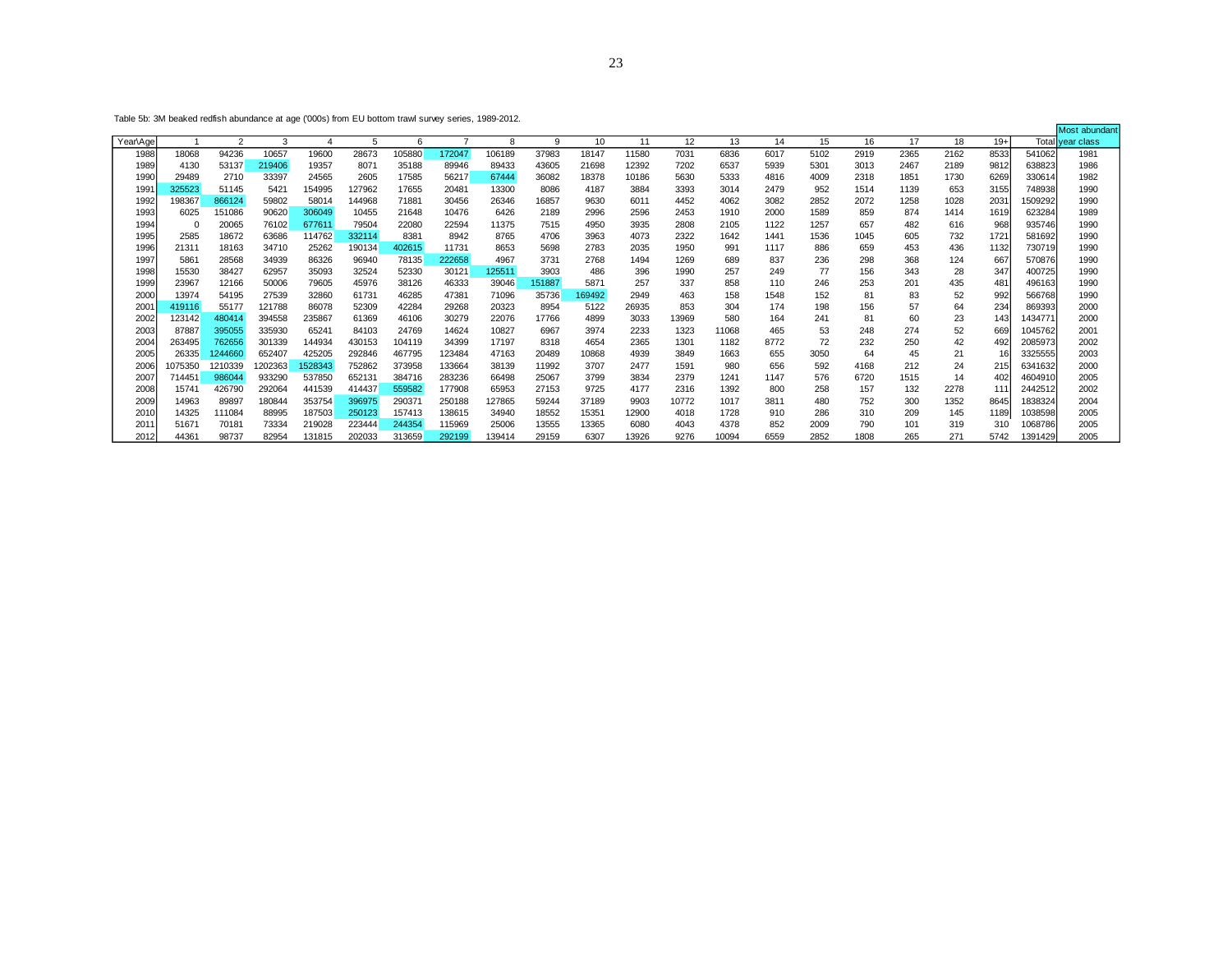Table 5b: 3M beaked redfish abundance at age ('000s) from EU bottom trawl survey series, 1989-2012.

| Year\Age | 1 | 2 | 3 | 4 | 5 | 6 | 7 | 8 | 9 | 10 | 11 | 12 | 13 | 14 | 15 | 16 | 17 | 18 | 19+ | Total | Most abundant year class |
|---|---|---|---|---|---|---|---|---|---|---|---|---|---|---|---|---|---|---|---|---|---|
| 1988 | 18068 | 94236 | 10657 | 19600 | 28673 | 105880 | 172047 | 106189 | 37983 | 18147 | 11580 | 7031 | 6836 | 6017 | 5102 | 2919 | 2365 | 2162 | 8533 | 541062 | 1981 |
| 1989 | 4130 | 53137 | 219406 | 19357 | 8071 | 35188 | 89946 | 89433 | 43605 | 21698 | 12392 | 7202 | 6537 | 5939 | 5301 | 3013 | 2467 | 2189 | 9812 | 638823 | 1986 |
| 1990 | 29489 | 2710 | 33397 | 24565 | 2605 | 17585 | 56217 | 67444 | 36082 | 18378 | 10186 | 5630 | 5333 | 4816 | 4009 | 2318 | 1851 | 1730 | 6269 | 330614 | 1982 |
| 1991 | 325523 | 51145 | 5421 | 154995 | 127962 | 17655 | 20481 | 13300 | 8086 | 4187 | 3884 | 3393 | 3014 | 2479 | 952 | 1514 | 1139 | 653 | 3155 | 748938 | 1990 |
| 1992 | 198367 | 866124 | 59802 | 58014 | 144968 | 71881 | 30456 | 26346 | 16857 | 9630 | 6011 | 4452 | 4062 | 3082 | 2852 | 2072 | 1258 | 1028 | 2031 | 1509292 | 1990 |
| 1993 | 6025 | 151086 | 90620 | 306049 | 10455 | 21648 | 10476 | 6426 | 2189 | 2996 | 2596 | 2453 | 1910 | 2000 | 1589 | 859 | 874 | 1414 | 1619 | 623284 | 1989 |
| 1994 | 0 | 20065 | 76102 | 677611 | 79504 | 22080 | 22594 | 11375 | 7515 | 4950 | 3935 | 2808 | 2105 | 1122 | 1257 | 657 | 482 | 616 | 968 | 935746 | 1990 |
| 1995 | 2585 | 18672 | 63686 | 114762 | 332114 | 8381 | 8942 | 8765 | 4706 | 3963 | 4073 | 2322 | 1642 | 1441 | 1536 | 1045 | 605 | 732 | 1721 | 581692 | 1990 |
| 1996 | 21311 | 18163 | 34710 | 25262 | 190134 | 402615 | 11731 | 8653 | 5698 | 2783 | 2035 | 1950 | 991 | 1117 | 886 | 659 | 453 | 436 | 1132 | 730719 | 1990 |
| 1997 | 5861 | 28568 | 34939 | 86326 | 96940 | 78135 | 222658 | 4967 | 3731 | 2768 | 1494 | 1269 | 689 | 837 | 236 | 298 | 368 | 124 | 667 | 570876 | 1990 |
| 1998 | 15530 | 38427 | 62957 | 35093 | 32524 | 52330 | 30121 | 125511 | 3903 | 486 | 396 | 1990 | 257 | 249 | 77 | 156 | 343 | 28 | 347 | 400725 | 1990 |
| 1999 | 23967 | 12166 | 50006 | 79605 | 45976 | 38126 | 46333 | 39046 | 151887 | 5871 | 257 | 337 | 858 | 110 | 246 | 253 | 201 | 435 | 481 | 496163 | 1990 |
| 2000 | 13974 | 54195 | 27539 | 32860 | 61731 | 46285 | 47381 | 71096 | 35736 | 169492 | 2949 | 463 | 158 | 1548 | 152 | 81 | 83 | 52 | 992 | 566768 | 1990 |
| 2001 | 419116 | 55177 | 121788 | 86078 | 52309 | 42284 | 29268 | 20323 | 8954 | 5122 | 26935 | 853 | 304 | 174 | 198 | 156 | 57 | 64 | 234 | 869393 | 2000 |
| 2002 | 123142 | 480414 | 394558 | 235867 | 61369 | 46106 | 30279 | 22076 | 17766 | 4899 | 3033 | 13969 | 580 | 164 | 241 | 81 | 60 | 23 | 143 | 1434771 | 2000 |
| 2003 | 87887 | 395055 | 335930 | 65241 | 84103 | 24769 | 14624 | 10827 | 6967 | 3974 | 2233 | 1323 | 11068 | 465 | 53 | 248 | 274 | 52 | 669 | 1045762 | 2001 |
| 2004 | 263495 | 762656 | 301339 | 144934 | 430153 | 104119 | 34399 | 17197 | 8318 | 4654 | 2365 | 1301 | 1182 | 8772 | 72 | 232 | 250 | 42 | 492 | 2085973 | 2002 |
| 2005 | 26335 | 1244660 | 652407 | 425205 | 292846 | 467795 | 123484 | 47163 | 20489 | 10868 | 4939 | 3849 | 1663 | 655 | 3050 | 64 | 45 | 21 | 16 | 3325555 | 2003 |
| 2006 | 1075350 | 1210339 | 1202363 | 1528343 | 752862 | 373958 | 133664 | 38139 | 11992 | 3707 | 2477 | 1591 | 980 | 656 | 592 | 4168 | 212 | 24 | 215 | 6341632 | 2000 |
| 2007 | 714451 | 986044 | 933290 | 537850 | 652131 | 384716 | 283236 | 66498 | 25067 | 3799 | 3834 | 2379 | 1241 | 1147 | 576 | 6720 | 1515 | 14 | 402 | 4604910 | 2005 |
| 2008 | 15741 | 426790 | 292064 | 441539 | 414437 | 559582 | 177908 | 65953 | 27153 | 9725 | 4177 | 2316 | 1392 | 800 | 258 | 157 | 132 | 2278 | 111 | 2442512 | 2002 |
| 2009 | 14963 | 89897 | 180844 | 353754 | 396975 | 290371 | 250188 | 127865 | 59244 | 37189 | 9903 | 10772 | 1017 | 3811 | 480 | 752 | 300 | 1352 | 8645 | 1838324 | 2004 |
| 2010 | 14325 | 111084 | 88995 | 187503 | 250123 | 157413 | 138615 | 34940 | 18552 | 15351 | 12900 | 4018 | 1728 | 910 | 286 | 310 | 209 | 145 | 1189 | 1038598 | 2005 |
| 2011 | 51671 | 70181 | 73334 | 219028 | 223444 | 244354 | 115969 | 25006 | 13555 | 13365 | 6080 | 4043 | 4378 | 852 | 2009 | 790 | 101 | 319 | 310 | 1068786 | 2005 |
| 2012 | 44361 | 98737 | 82954 | 131815 | 202033 | 313659 | 292199 | 139414 | 29159 | 6307 | 13926 | 9276 | 10094 | 6559 | 2852 | 1808 | 265 | 271 | 5742 | 1391429 | 2005 |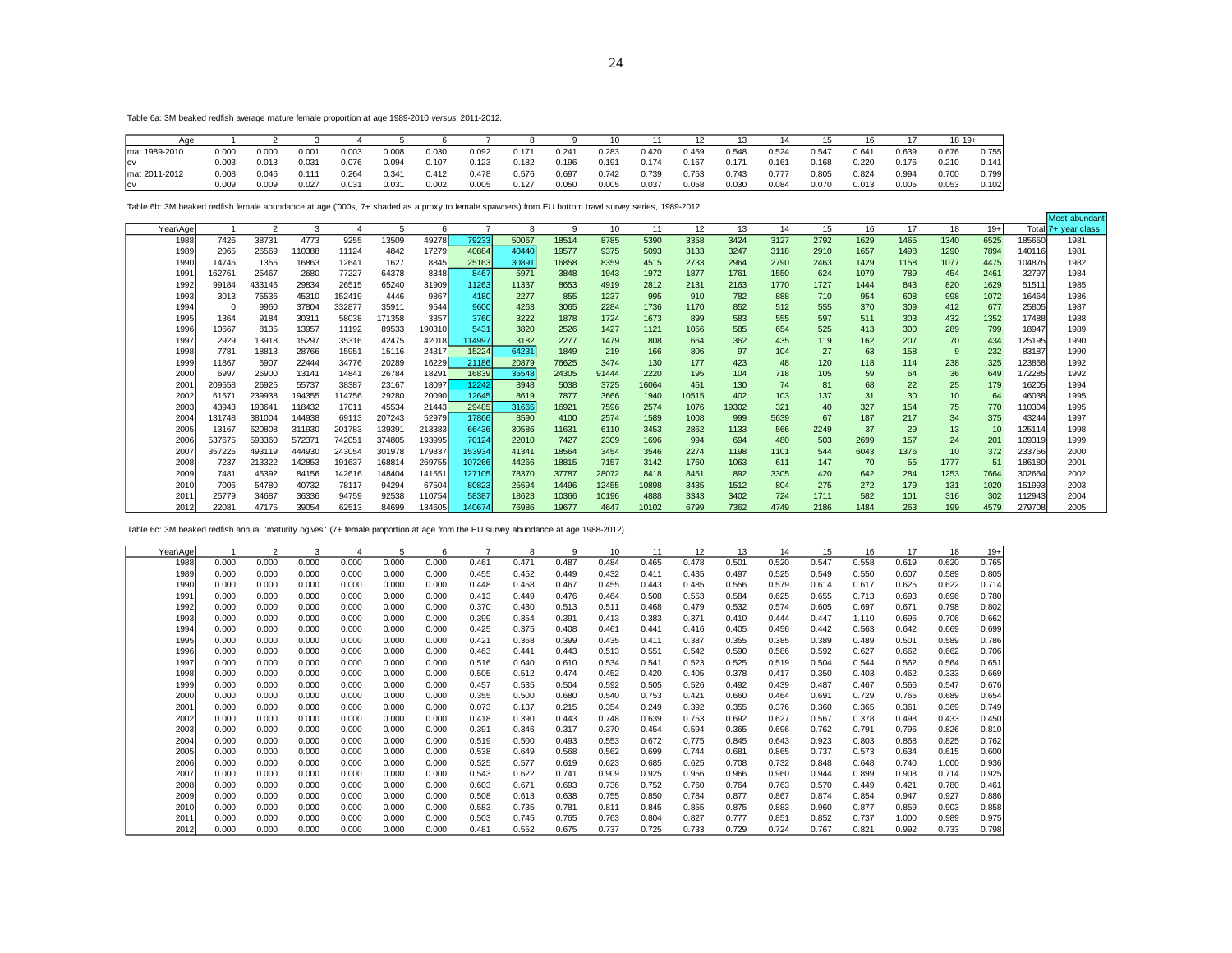Table 6a: 3M beaked redfish average mature female proportion at age 1989-2010 *versus* 2011-2012.

| Age | 1 | 2 | 3 | 4 | 5 | 6 | 7 | 8 | 9 | 10 | 11 | 12 | 13 | 14 | 15 | 16 | 17 | 18 | 19+ |
|---|---|---|---|---|---|---|---|---|---|---|---|---|---|---|---|---|---|---|---|
| mat 1989-2010 | 0.000 | 0.000 | 0.001 | 0.003 | 0.008 | 0.030 | 0.092 | 0.171 | 0.241 | 0.283 | 0.420 | 0.459 | 0.548 | 0.524 | 0.547 | 0.641 | 0.639 | 0.676 | 0.755 |
| cv | 0.003 | 0.013 | 0.031 | 0.076 | 0.094 | 0.107 | 0.123 | 0.182 | 0.196 | 0.191 | 0.174 | 0.167 | 0.171 | 0.161 | 0.168 | 0.220 | 0.176 | 0.210 | 0.141 |
| mat 2011-2012 | 0.008 | 0.046 | 0.111 | 0.264 | 0.341 | 0.412 | 0.478 | 0.576 | 0.697 | 0.742 | 0.739 | 0.753 | 0.743 | 0.777 | 0.805 | 0.824 | 0.994 | 0.700 | 0.799 |
| cv | 0.009 | 0.009 | 0.027 | 0.031 | 0.031 | 0.002 | 0.005 | 0.127 | 0.050 | 0.005 | 0.037 | 0.058 | 0.030 | 0.084 | 0.070 | 0.013 | 0.005 | 0.053 | 0.102 |

Table 6b: 3M beaked redfish female abundance at age ('000s, 7+ shaded as a proxy to female spawners) from EU bottom trawl survey series, 1989-2012.

| Year\Age | 1 | 2 | 3 | 4 | 5 | 6 | 7 | 8 | 9 | 10 | 11 | 12 | 13 | 14 | 15 | 16 | 17 | 18 | 19+ | Total | Most abundant 7+ year class |
|---|---|---|---|---|---|---|---|---|---|---|---|---|---|---|---|---|---|---|---|---|---|
| 1988 | 7426 | 38731 | 4773 | 9255 | 13509 | 49278 | 79233 | 50067 | 18514 | 8785 | 5390 | 3358 | 3424 | 3127 | 2792 | 1629 | 1465 | 1340 | 6525 | 185650 | 1981 |
| 1989 | 2065 | 26569 | 110388 | 11124 | 4842 | 17279 | 40884 | 40440 | 19577 | 9375 | 5093 | 3133 | 3247 | 3118 | 2910 | 1657 | 1498 | 1290 | 7894 | 140116 | 1981 |
| 1990 | 14745 | 1355 | 16863 | 12641 | 1627 | 8845 | 25163 | 30891 | 16858 | 8359 | 4515 | 2733 | 2964 | 2790 | 2463 | 1429 | 1158 | 1077 | 4475 | 104876 | 1982 |
| 1991 | 162761 | 25467 | 2680 | 77227 | 64378 | 8348 | 8467 | 5971 | 3848 | 1943 | 1972 | 1877 | 1761 | 1550 | 624 | 1079 | 789 | 454 | 2461 | 32797 | 1984 |
| 1992 | 99184 | 433145 | 29834 | 26515 | 65240 | 31909 | 11263 | 11337 | 8653 | 4919 | 2812 | 2131 | 2163 | 1770 | 1727 | 1444 | 843 | 820 | 1629 | 51511 | 1985 |
| 1993 | 3013 | 75536 | 45310 | 152419 | 4446 | 9867 | 4180 | 2277 | 855 | 1237 | 995 | 910 | 782 | 888 | 710 | 954 | 608 | 998 | 1072 | 16464 | 1986 |
| 1994 | 0 | 9960 | 37804 | 332877 | 35911 | 9544 | 9600 | 4263 | 3065 | 2284 | 1736 | 1170 | 852 | 512 | 555 | 370 | 309 | 412 | 677 | 25805 | 1987 |
| 1995 | 1364 | 9184 | 30311 | 58038 | 171358 | 3357 | 3760 | 3222 | 1878 | 1724 | 1673 | 899 | 583 | 555 | 597 | 511 | 303 | 432 | 1352 | 17488 | 1988 |
| 1996 | 10667 | 8135 | 13957 | 11192 | 89533 | 190310 | 5431 | 3820 | 2526 | 1427 | 1121 | 1056 | 585 | 654 | 525 | 413 | 300 | 289 | 799 | 18947 | 1989 |
| 1997 | 2929 | 13918 | 15297 | 35316 | 42475 | 42018 | 114997 | 3182 | 2277 | 1479 | 808 | 664 | 362 | 435 | 119 | 162 | 207 | 70 | 434 | 125195 | 1990 |
| 1998 | 7781 | 18813 | 28766 | 15951 | 15116 | 24317 | 15224 | 64231 | 1849 | 219 | 166 | 806 | 97 | 104 | 27 | 63 | 158 | 9 | 232 | 83187 | 1990 |
| 1999 | 11867 | 5907 | 22444 | 34776 | 20289 | 16229 | 21186 | 20879 | 76625 | 3474 | 130 | 177 | 423 | 48 | 120 | 118 | 114 | 238 | 325 | 123858 | 1992 |
| 2000 | 6997 | 26900 | 13141 | 14841 | 26784 | 18291 | 16839 | 35548 | 24305 | 91444 | 2220 | 195 | 104 | 718 | 105 | 59 | 64 | 36 | 649 | 172285 | 1992 |
| 2001 | 209558 | 26925 | 55737 | 38387 | 23167 | 18097 | 12242 | 8948 | 5038 | 3725 | 16064 | 451 | 130 | 74 | 81 | 68 | 22 | 25 | 179 | 16205 | 1994 |
| 2002 | 61571 | 239938 | 194355 | 114756 | 29280 | 20090 | 12645 | 8619 | 7877 | 3666 | 1940 | 10515 | 402 | 103 | 137 | 31 | 30 | 10 | 64 | 46038 | 1995 |
| 2003 | 43943 | 193641 | 118432 | 17011 | 45534 | 21443 | 29485 | 31665 | 16921 | 7596 | 2574 | 1076 | 19302 | 321 | 40 | 327 | 154 | 75 | 770 | 110304 | 1995 |
| 2004 | 131748 | 381004 | 144938 | 69113 | 207243 | 52979 | 17866 | 8590 | 4100 | 2574 | 1589 | 1008 | 999 | 5639 | 67 | 187 | 217 | 34 | 375 | 43244 | 1997 |
| 2005 | 13167 | 620808 | 311930 | 201783 | 139391 | 213383 | 66436 | 30586 | 11631 | 6110 | 3453 | 2862 | 1133 | 566 | 2249 | 37 | 29 | 13 | 10 | 125114 | 1998 |
| 2006 | 537675 | 593360 | 572371 | 742051 | 374805 | 193995 | 70124 | 22010 | 7427 | 2309 | 1696 | 994 | 694 | 480 | 503 | 2699 | 157 | 24 | 201 | 109319 | 1999 |
| 2007 | 357225 | 493119 | 444930 | 243054 | 301978 | 179837 | 153934 | 41341 | 18564 | 3454 | 3546 | 2274 | 1198 | 1101 | 544 | 6043 | 1376 | 10 | 372 | 233756 | 2000 |
| 2008 | 7237 | 213322 | 142853 | 191637 | 168814 | 269755 | 107266 | 44266 | 18815 | 7157 | 3142 | 1760 | 1063 | 611 | 147 | 70 | 55 | 1777 | 51 | 186180 | 2001 |
| 2009 | 7481 | 45392 | 84156 | 142616 | 148404 | 141551 | 127105 | 78370 | 37787 | 28072 | 8418 | 8451 | 892 | 3305 | 420 | 642 | 284 | 1253 | 7664 | 302664 | 2002 |
| 2010 | 7006 | 54780 | 40732 | 78117 | 94294 | 67504 | 80823 | 25694 | 14496 | 12455 | 10898 | 3435 | 1512 | 804 | 275 | 272 | 179 | 131 | 1020 | 151993 | 2003 |
| 2011 | 25779 | 34687 | 36336 | 94759 | 92538 | 110754 | 58387 | 18623 | 10366 | 10196 | 4888 | 3343 | 3402 | 724 | 1711 | 582 | 101 | 316 | 302 | 112943 | 2004 |
| 2012 | 22081 | 47175 | 39054 | 62513 | 84699 | 134605 | 140674 | 76986 | 19677 | 4647 | 10102 | 6799 | 7362 | 4749 | 2186 | 1484 | 263 | 199 | 4579 | 279708 | 2005 |

Table 6c: 3M beaked redfish annual "maturity ogives" (7+ female proportion at age from the EU survey abundance at age 1988-2012).

| Year\Age | 1 | 2 | 3 | 4 | 5 | 6 | 7 | 8 | 9 | 10 | 11 | 12 | 13 | 14 | 15 | 16 | 17 | 18 | 19+ |
|---|---|---|---|---|---|---|---|---|---|---|---|---|---|---|---|---|---|---|---|
| 1988 | 0.000 | 0.000 | 0.000 | 0.000 | 0.000 | 0.000 | 0.461 | 0.471 | 0.487 | 0.484 | 0.465 | 0.478 | 0.501 | 0.520 | 0.547 | 0.558 | 0.619 | 0.620 | 0.765 |
| 1989 | 0.000 | 0.000 | 0.000 | 0.000 | 0.000 | 0.000 | 0.455 | 0.452 | 0.449 | 0.432 | 0.411 | 0.435 | 0.497 | 0.525 | 0.549 | 0.550 | 0.607 | 0.589 | 0.805 |
| 1990 | 0.000 | 0.000 | 0.000 | 0.000 | 0.000 | 0.000 | 0.448 | 0.458 | 0.467 | 0.455 | 0.443 | 0.485 | 0.556 | 0.579 | 0.614 | 0.617 | 0.625 | 0.622 | 0.714 |
| 1991 | 0.000 | 0.000 | 0.000 | 0.000 | 0.000 | 0.000 | 0.413 | 0.449 | 0.476 | 0.464 | 0.508 | 0.553 | 0.584 | 0.625 | 0.655 | 0.713 | 0.693 | 0.696 | 0.780 |
| 1992 | 0.000 | 0.000 | 0.000 | 0.000 | 0.000 | 0.000 | 0.370 | 0.430 | 0.513 | 0.511 | 0.468 | 0.479 | 0.532 | 0.574 | 0.605 | 0.697 | 0.671 | 0.798 | 0.802 |
| 1993 | 0.000 | 0.000 | 0.000 | 0.000 | 0.000 | 0.000 | 0.399 | 0.354 | 0.391 | 0.413 | 0.383 | 0.371 | 0.410 | 0.444 | 0.447 | 1.110 | 0.696 | 0.706 | 0.662 |
| 1994 | 0.000 | 0.000 | 0.000 | 0.000 | 0.000 | 0.000 | 0.425 | 0.375 | 0.408 | 0.461 | 0.441 | 0.416 | 0.405 | 0.456 | 0.442 | 0.563 | 0.642 | 0.669 | 0.699 |
| 1995 | 0.000 | 0.000 | 0.000 | 0.000 | 0.000 | 0.000 | 0.421 | 0.368 | 0.399 | 0.435 | 0.411 | 0.387 | 0.355 | 0.385 | 0.389 | 0.489 | 0.501 | 0.589 | 0.786 |
| 1996 | 0.000 | 0.000 | 0.000 | 0.000 | 0.000 | 0.000 | 0.463 | 0.441 | 0.443 | 0.513 | 0.551 | 0.542 | 0.590 | 0.586 | 0.592 | 0.627 | 0.662 | 0.662 | 0.706 |
| 1997 | 0.000 | 0.000 | 0.000 | 0.000 | 0.000 | 0.000 | 0.516 | 0.640 | 0.610 | 0.534 | 0.541 | 0.523 | 0.525 | 0.519 | 0.504 | 0.544 | 0.562 | 0.564 | 0.651 |
| 1998 | 0.000 | 0.000 | 0.000 | 0.000 | 0.000 | 0.000 | 0.505 | 0.512 | 0.474 | 0.452 | 0.420 | 0.405 | 0.378 | 0.417 | 0.350 | 0.403 | 0.462 | 0.333 | 0.669 |
| 1999 | 0.000 | 0.000 | 0.000 | 0.000 | 0.000 | 0.000 | 0.457 | 0.535 | 0.504 | 0.592 | 0.505 | 0.526 | 0.492 | 0.439 | 0.487 | 0.467 | 0.566 | 0.547 | 0.676 |
| 2000 | 0.000 | 0.000 | 0.000 | 0.000 | 0.000 | 0.000 | 0.355 | 0.500 | 0.680 | 0.540 | 0.753 | 0.421 | 0.660 | 0.464 | 0.691 | 0.729 | 0.765 | 0.689 | 0.654 |
| 2001 | 0.000 | 0.000 | 0.000 | 0.000 | 0.000 | 0.000 | 0.073 | 0.137 | 0.215 | 0.354 | 0.249 | 0.392 | 0.355 | 0.376 | 0.360 | 0.365 | 0.361 | 0.369 | 0.749 |
| 2002 | 0.000 | 0.000 | 0.000 | 0.000 | 0.000 | 0.000 | 0.418 | 0.390 | 0.443 | 0.748 | 0.639 | 0.753 | 0.692 | 0.627 | 0.567 | 0.378 | 0.498 | 0.433 | 0.450 |
| 2003 | 0.000 | 0.000 | 0.000 | 0.000 | 0.000 | 0.000 | 0.391 | 0.346 | 0.317 | 0.370 | 0.454 | 0.594 | 0.365 | 0.696 | 0.762 | 0.791 | 0.796 | 0.826 | 0.810 |
| 2004 | 0.000 | 0.000 | 0.000 | 0.000 | 0.000 | 0.000 | 0.519 | 0.500 | 0.493 | 0.553 | 0.672 | 0.775 | 0.845 | 0.643 | 0.923 | 0.803 | 0.868 | 0.825 | 0.762 |
| 2005 | 0.000 | 0.000 | 0.000 | 0.000 | 0.000 | 0.000 | 0.538 | 0.649 | 0.568 | 0.562 | 0.699 | 0.744 | 0.681 | 0.865 | 0.737 | 0.573 | 0.634 | 0.615 | 0.600 |
| 2006 | 0.000 | 0.000 | 0.000 | 0.000 | 0.000 | 0.000 | 0.525 | 0.577 | 0.619 | 0.623 | 0.685 | 0.625 | 0.708 | 0.732 | 0.848 | 0.648 | 0.740 | 1.000 | 0.936 |
| 2007 | 0.000 | 0.000 | 0.000 | 0.000 | 0.000 | 0.000 | 0.543 | 0.622 | 0.741 | 0.909 | 0.925 | 0.956 | 0.966 | 0.960 | 0.944 | 0.899 | 0.908 | 0.714 | 0.925 |
| 2008 | 0.000 | 0.000 | 0.000 | 0.000 | 0.000 | 0.000 | 0.603 | 0.671 | 0.693 | 0.736 | 0.752 | 0.760 | 0.764 | 0.763 | 0.570 | 0.449 | 0.421 | 0.780 | 0.461 |
| 2009 | 0.000 | 0.000 | 0.000 | 0.000 | 0.000 | 0.000 | 0.508 | 0.613 | 0.638 | 0.755 | 0.850 | 0.784 | 0.877 | 0.867 | 0.874 | 0.854 | 0.947 | 0.927 | 0.886 |
| 2010 | 0.000 | 0.000 | 0.000 | 0.000 | 0.000 | 0.000 | 0.583 | 0.735 | 0.781 | 0.811 | 0.845 | 0.855 | 0.875 | 0.883 | 0.960 | 0.877 | 0.859 | 0.903 | 0.858 |
| 2011 | 0.000 | 0.000 | 0.000 | 0.000 | 0.000 | 0.000 | 0.503 | 0.745 | 0.765 | 0.763 | 0.804 | 0.827 | 0.777 | 0.851 | 0.852 | 0.737 | 1.000 | 0.989 | 0.975 |
| 2012 | 0.000 | 0.000 | 0.000 | 0.000 | 0.000 | 0.000 | 0.481 | 0.552 | 0.675 | 0.737 | 0.725 | 0.733 | 0.729 | 0.724 | 0.767 | 0.821 | 0.992 | 0.733 | 0.798 |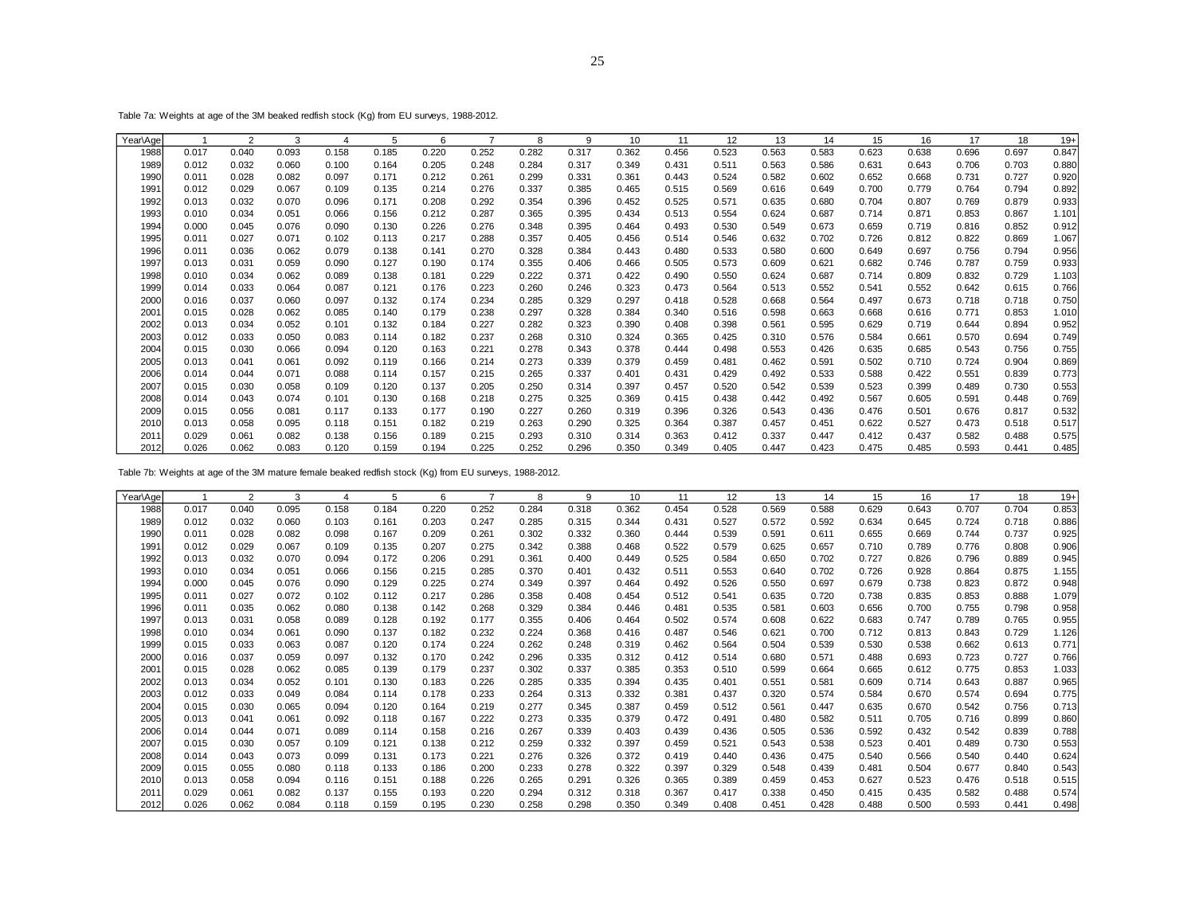Table 7a: Weights at age of the 3M beaked redfish stock (Kg) from EU surveys, 1988-2012.

| Year\Age | 1 | 2 | 3 | 4 | 5 | 6 | 7 | 8 | 9 | 10 | 11 | 12 | 13 | 14 | 15 | 16 | 17 | 18 | 19+ |
|---|---|---|---|---|---|---|---|---|---|---|---|---|---|---|---|---|---|---|---|
| 1988 | 0.017 | 0.040 | 0.093 | 0.158 | 0.185 | 0.220 | 0.252 | 0.282 | 0.317 | 0.362 | 0.456 | 0.523 | 0.563 | 0.583 | 0.623 | 0.638 | 0.696 | 0.697 | 0.847 |
| 1989 | 0.012 | 0.032 | 0.060 | 0.100 | 0.164 | 0.205 | 0.248 | 0.284 | 0.317 | 0.349 | 0.431 | 0.511 | 0.563 | 0.586 | 0.631 | 0.643 | 0.706 | 0.703 | 0.880 |
| 1990 | 0.011 | 0.028 | 0.082 | 0.097 | 0.171 | 0.212 | 0.261 | 0.299 | 0.331 | 0.361 | 0.443 | 0.524 | 0.582 | 0.602 | 0.652 | 0.668 | 0.731 | 0.727 | 0.920 |
| 1991 | 0.012 | 0.029 | 0.067 | 0.109 | 0.135 | 0.214 | 0.276 | 0.337 | 0.385 | 0.465 | 0.515 | 0.569 | 0.616 | 0.649 | 0.700 | 0.779 | 0.764 | 0.794 | 0.892 |
| 1992 | 0.013 | 0.032 | 0.070 | 0.096 | 0.171 | 0.208 | 0.292 | 0.354 | 0.396 | 0.452 | 0.525 | 0.571 | 0.635 | 0.680 | 0.704 | 0.807 | 0.769 | 0.879 | 0.933 |
| 1993 | 0.010 | 0.034 | 0.051 | 0.066 | 0.156 | 0.212 | 0.287 | 0.365 | 0.395 | 0.434 | 0.513 | 0.554 | 0.624 | 0.687 | 0.714 | 0.871 | 0.853 | 0.867 | 1.101 |
| 1994 | 0.000 | 0.045 | 0.076 | 0.090 | 0.130 | 0.226 | 0.276 | 0.348 | 0.395 | 0.464 | 0.493 | 0.530 | 0.549 | 0.673 | 0.659 | 0.719 | 0.816 | 0.852 | 0.912 |
| 1995 | 0.011 | 0.027 | 0.071 | 0.102 | 0.113 | 0.217 | 0.288 | 0.357 | 0.405 | 0.456 | 0.514 | 0.546 | 0.632 | 0.702 | 0.726 | 0.812 | 0.822 | 0.869 | 1.067 |
| 1996 | 0.011 | 0.036 | 0.062 | 0.079 | 0.138 | 0.141 | 0.270 | 0.328 | 0.384 | 0.443 | 0.480 | 0.533 | 0.580 | 0.600 | 0.649 | 0.697 | 0.756 | 0.794 | 0.956 |
| 1997 | 0.013 | 0.031 | 0.059 | 0.090 | 0.127 | 0.190 | 0.174 | 0.355 | 0.406 | 0.466 | 0.505 | 0.573 | 0.609 | 0.621 | 0.682 | 0.746 | 0.787 | 0.759 | 0.933 |
| 1998 | 0.010 | 0.034 | 0.062 | 0.089 | 0.138 | 0.181 | 0.229 | 0.222 | 0.371 | 0.422 | 0.490 | 0.550 | 0.624 | 0.687 | 0.714 | 0.809 | 0.832 | 0.729 | 1.103 |
| 1999 | 0.014 | 0.033 | 0.064 | 0.087 | 0.121 | 0.176 | 0.223 | 0.260 | 0.246 | 0.323 | 0.473 | 0.564 | 0.513 | 0.552 | 0.541 | 0.552 | 0.642 | 0.615 | 0.766 |
| 2000 | 0.016 | 0.037 | 0.060 | 0.097 | 0.132 | 0.174 | 0.234 | 0.285 | 0.329 | 0.297 | 0.418 | 0.528 | 0.668 | 0.564 | 0.497 | 0.673 | 0.718 | 0.718 | 0.750 |
| 2001 | 0.015 | 0.028 | 0.062 | 0.085 | 0.140 | 0.179 | 0.238 | 0.297 | 0.328 | 0.384 | 0.340 | 0.516 | 0.598 | 0.663 | 0.668 | 0.616 | 0.771 | 0.853 | 1.010 |
| 2002 | 0.013 | 0.034 | 0.052 | 0.101 | 0.132 | 0.184 | 0.227 | 0.282 | 0.323 | 0.390 | 0.408 | 0.398 | 0.561 | 0.595 | 0.629 | 0.719 | 0.644 | 0.894 | 0.952 |
| 2003 | 0.012 | 0.033 | 0.050 | 0.083 | 0.114 | 0.182 | 0.237 | 0.268 | 0.310 | 0.324 | 0.365 | 0.425 | 0.310 | 0.576 | 0.584 | 0.661 | 0.570 | 0.694 | 0.749 |
| 2004 | 0.015 | 0.030 | 0.066 | 0.094 | 0.120 | 0.163 | 0.221 | 0.278 | 0.343 | 0.378 | 0.444 | 0.498 | 0.553 | 0.426 | 0.635 | 0.685 | 0.543 | 0.756 | 0.755 |
| 2005 | 0.013 | 0.041 | 0.061 | 0.092 | 0.119 | 0.166 | 0.214 | 0.273 | 0.339 | 0.379 | 0.459 | 0.481 | 0.462 | 0.591 | 0.502 | 0.710 | 0.724 | 0.904 | 0.869 |
| 2006 | 0.014 | 0.044 | 0.071 | 0.088 | 0.114 | 0.157 | 0.215 | 0.265 | 0.337 | 0.401 | 0.431 | 0.429 | 0.492 | 0.533 | 0.588 | 0.422 | 0.551 | 0.839 | 0.773 |
| 2007 | 0.015 | 0.030 | 0.058 | 0.109 | 0.120 | 0.137 | 0.205 | 0.250 | 0.314 | 0.397 | 0.457 | 0.520 | 0.542 | 0.539 | 0.523 | 0.399 | 0.489 | 0.730 | 0.553 |
| 2008 | 0.014 | 0.043 | 0.074 | 0.101 | 0.130 | 0.168 | 0.218 | 0.275 | 0.325 | 0.369 | 0.415 | 0.438 | 0.442 | 0.492 | 0.567 | 0.605 | 0.591 | 0.448 | 0.769 |
| 2009 | 0.015 | 0.056 | 0.081 | 0.117 | 0.133 | 0.177 | 0.190 | 0.227 | 0.260 | 0.319 | 0.396 | 0.326 | 0.543 | 0.436 | 0.476 | 0.501 | 0.676 | 0.817 | 0.532 |
| 2010 | 0.013 | 0.058 | 0.095 | 0.118 | 0.151 | 0.182 | 0.219 | 0.263 | 0.290 | 0.325 | 0.364 | 0.387 | 0.457 | 0.451 | 0.622 | 0.527 | 0.473 | 0.518 | 0.517 |
| 2011 | 0.029 | 0.061 | 0.082 | 0.138 | 0.156 | 0.189 | 0.215 | 0.293 | 0.310 | 0.314 | 0.363 | 0.412 | 0.337 | 0.447 | 0.412 | 0.437 | 0.582 | 0.488 | 0.575 |
| 2012 | 0.026 | 0.062 | 0.083 | 0.120 | 0.159 | 0.194 | 0.225 | 0.252 | 0.296 | 0.350 | 0.349 | 0.405 | 0.447 | 0.423 | 0.475 | 0.485 | 0.593 | 0.441 | 0.485 |

Table 7b: Weights at age of the 3M mature female beaked redfish stock (Kg) from EU surveys, 1988-2012.

| Year\Age | 1 | 2 | 3 | 4 | 5 | 6 | 7 | 8 | 9 | 10 | 11 | 12 | 13 | 14 | 15 | 16 | 17 | 18 | 19+ |
|---|---|---|---|---|---|---|---|---|---|---|---|---|---|---|---|---|---|---|---|
| 1988 | 0.017 | 0.040 | 0.095 | 0.158 | 0.184 | 0.220 | 0.252 | 0.284 | 0.318 | 0.362 | 0.454 | 0.528 | 0.569 | 0.588 | 0.629 | 0.643 | 0.707 | 0.704 | 0.853 |
| 1989 | 0.012 | 0.032 | 0.060 | 0.103 | 0.161 | 0.203 | 0.247 | 0.285 | 0.315 | 0.344 | 0.431 | 0.527 | 0.572 | 0.592 | 0.634 | 0.645 | 0.724 | 0.718 | 0.886 |
| 1990 | 0.011 | 0.028 | 0.082 | 0.098 | 0.167 | 0.209 | 0.261 | 0.302 | 0.332 | 0.360 | 0.444 | 0.539 | 0.591 | 0.611 | 0.655 | 0.669 | 0.744 | 0.737 | 0.925 |
| 1991 | 0.012 | 0.029 | 0.067 | 0.109 | 0.135 | 0.207 | 0.275 | 0.342 | 0.388 | 0.468 | 0.522 | 0.579 | 0.625 | 0.657 | 0.710 | 0.789 | 0.776 | 0.808 | 0.906 |
| 1992 | 0.013 | 0.032 | 0.070 | 0.094 | 0.172 | 0.206 | 0.291 | 0.361 | 0.400 | 0.449 | 0.525 | 0.584 | 0.650 | 0.702 | 0.727 | 0.826 | 0.796 | 0.889 | 0.945 |
| 1993 | 0.010 | 0.034 | 0.051 | 0.066 | 0.156 | 0.215 | 0.285 | 0.370 | 0.401 | 0.432 | 0.511 | 0.553 | 0.640 | 0.702 | 0.726 | 0.928 | 0.864 | 0.875 | 1.155 |
| 1994 | 0.000 | 0.045 | 0.076 | 0.090 | 0.129 | 0.225 | 0.274 | 0.349 | 0.397 | 0.464 | 0.492 | 0.526 | 0.550 | 0.697 | 0.679 | 0.738 | 0.823 | 0.872 | 0.948 |
| 1995 | 0.011 | 0.027 | 0.072 | 0.102 | 0.112 | 0.217 | 0.286 | 0.358 | 0.408 | 0.454 | 0.512 | 0.541 | 0.635 | 0.720 | 0.738 | 0.835 | 0.853 | 0.888 | 1.079 |
| 1996 | 0.011 | 0.035 | 0.062 | 0.080 | 0.138 | 0.142 | 0.268 | 0.329 | 0.384 | 0.446 | 0.481 | 0.535 | 0.581 | 0.603 | 0.656 | 0.700 | 0.755 | 0.798 | 0.958 |
| 1997 | 0.013 | 0.031 | 0.058 | 0.089 | 0.128 | 0.192 | 0.177 | 0.355 | 0.406 | 0.464 | 0.502 | 0.574 | 0.608 | 0.622 | 0.683 | 0.747 | 0.789 | 0.765 | 0.955 |
| 1998 | 0.010 | 0.034 | 0.061 | 0.090 | 0.137 | 0.182 | 0.232 | 0.224 | 0.368 | 0.416 | 0.487 | 0.546 | 0.621 | 0.700 | 0.712 | 0.813 | 0.843 | 0.729 | 1.126 |
| 1999 | 0.015 | 0.033 | 0.063 | 0.087 | 0.120 | 0.174 | 0.224 | 0.262 | 0.248 | 0.319 | 0.462 | 0.564 | 0.504 | 0.539 | 0.530 | 0.538 | 0.662 | 0.613 | 0.771 |
| 2000 | 0.016 | 0.037 | 0.059 | 0.097 | 0.132 | 0.170 | 0.242 | 0.296 | 0.335 | 0.312 | 0.412 | 0.514 | 0.680 | 0.571 | 0.488 | 0.693 | 0.723 | 0.727 | 0.766 |
| 2001 | 0.015 | 0.028 | 0.062 | 0.085 | 0.139 | 0.179 | 0.237 | 0.302 | 0.337 | 0.385 | 0.353 | 0.510 | 0.599 | 0.664 | 0.665 | 0.612 | 0.775 | 0.853 | 1.033 |
| 2002 | 0.013 | 0.034 | 0.052 | 0.101 | 0.130 | 0.183 | 0.226 | 0.285 | 0.335 | 0.394 | 0.435 | 0.401 | 0.551 | 0.581 | 0.609 | 0.714 | 0.643 | 0.887 | 0.965 |
| 2003 | 0.012 | 0.033 | 0.049 | 0.084 | 0.114 | 0.178 | 0.233 | 0.264 | 0.313 | 0.332 | 0.381 | 0.437 | 0.320 | 0.574 | 0.584 | 0.670 | 0.574 | 0.694 | 0.775 |
| 2004 | 0.015 | 0.030 | 0.065 | 0.094 | 0.120 | 0.164 | 0.219 | 0.277 | 0.345 | 0.387 | 0.459 | 0.512 | 0.561 | 0.447 | 0.635 | 0.670 | 0.542 | 0.756 | 0.713 |
| 2005 | 0.013 | 0.041 | 0.061 | 0.092 | 0.118 | 0.167 | 0.222 | 0.273 | 0.335 | 0.379 | 0.472 | 0.491 | 0.480 | 0.582 | 0.511 | 0.705 | 0.716 | 0.899 | 0.860 |
| 2006 | 0.014 | 0.044 | 0.071 | 0.089 | 0.114 | 0.158 | 0.216 | 0.267 | 0.339 | 0.403 | 0.439 | 0.436 | 0.505 | 0.536 | 0.592 | 0.432 | 0.542 | 0.839 | 0.788 |
| 2007 | 0.015 | 0.030 | 0.057 | 0.109 | 0.121 | 0.138 | 0.212 | 0.259 | 0.332 | 0.397 | 0.459 | 0.521 | 0.543 | 0.538 | 0.523 | 0.401 | 0.489 | 0.730 | 0.553 |
| 2008 | 0.014 | 0.043 | 0.073 | 0.099 | 0.131 | 0.173 | 0.221 | 0.276 | 0.326 | 0.372 | 0.419 | 0.440 | 0.436 | 0.475 | 0.540 | 0.566 | 0.540 | 0.440 | 0.624 |
| 2009 | 0.015 | 0.055 | 0.080 | 0.118 | 0.133 | 0.186 | 0.200 | 0.233 | 0.278 | 0.322 | 0.397 | 0.329 | 0.548 | 0.439 | 0.481 | 0.504 | 0.677 | 0.840 | 0.543 |
| 2010 | 0.013 | 0.058 | 0.094 | 0.116 | 0.151 | 0.188 | 0.226 | 0.265 | 0.291 | 0.326 | 0.365 | 0.389 | 0.459 | 0.453 | 0.627 | 0.523 | 0.476 | 0.518 | 0.515 |
| 2011 | 0.029 | 0.061 | 0.082 | 0.137 | 0.155 | 0.193 | 0.220 | 0.294 | 0.312 | 0.318 | 0.367 | 0.417 | 0.338 | 0.450 | 0.415 | 0.435 | 0.582 | 0.488 | 0.574 |
| 2012 | 0.026 | 0.062 | 0.084 | 0.118 | 0.159 | 0.195 | 0.230 | 0.258 | 0.298 | 0.350 | 0.349 | 0.408 | 0.451 | 0.428 | 0.488 | 0.500 | 0.593 | 0.441 | 0.498 |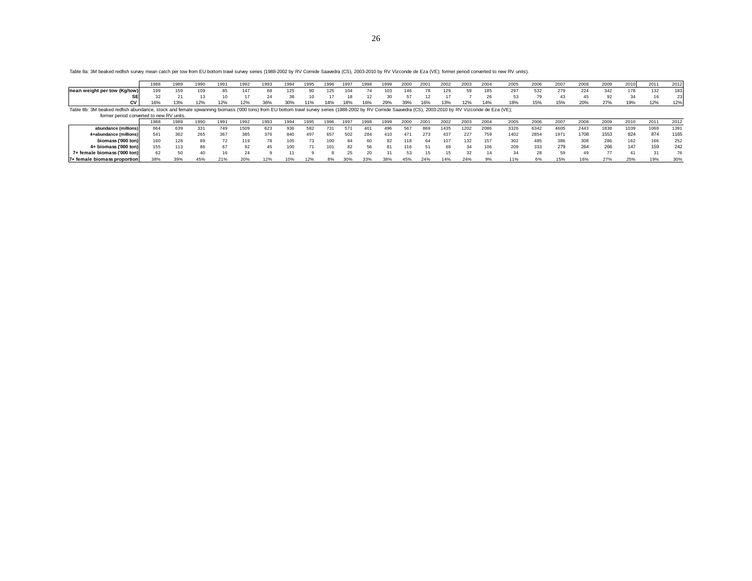Table 8a: 3M beaked redfish survey mean catch per tow from EU bottom trawl survey series (1988-2002 by RV Cornide Saavedra (CS), 2003-2010 by RV Vizconde de Eza (VE); former period converted to new RV units).

| | 1988 | 1989 | 1990 | 1991 | 1992 | 1993 | 1994 | 1995 | 1996 | 1997 | 1998 | 1999 | 2000 | 2001 | 2002 | 2003 | 2004 | 2005 | 2006 | 2007 | 2008 | 2009 | 2010 | 2011 | 2012 |
|---|---|---|---|---|---|---|---|---|---|---|---|---|---|---|---|---|---|---|---|---|---|---|---|---|---|
| **mean weight per tow (Kg/tow)** | 199 | 159 | 109 | 85 | 147 | 68 | 125 | 90 | 125 | 104 | 74 | 103 | 146 | 78 | 129 | 59 | 185 | 297 | 532 | 279 | 224 | 342 | 178 | 132 | 183 |
| **SE** | 32 | 21 | 13 | 10 | 17 | 24 | 38 | 10 | 17 | 18 | 12 | 30 | 57 | 12 | 17 | 7 | 26 | 53 | 79 | 43 | 45 | 92 | 34 | 16 | 23 |
| **CV** | 16% | 13% | 12% | 12% | 12% | 36% | 30% | 11% | 14% | 18% | 16% | 29% | 39% | 16% | 13% | 12% | 14% | 18% | 15% | 15% | 20% | 27% | 19% | 12% | 12% |

Table 8b: 3M beaked redfish abundance, stock and female spwanning biomass ('000 tons) from EU bottom trawl survey series (1988-2002 by RV Cornide Saavedra (CS), 2003-2010 by RV Vizconde de Eza (VE); former period converted to new RV units.

| | 1988 | 1989 | 1990 | 1991 | 1992 | 1993 | 1994 | 1995 | 1996 | 1997 | 1998 | 1999 | 2000 | 2001 | 2002 | 2003 | 2004 | 2005 | 2006 | 2007 | 2008 | 2009 | 2010 | 2011 | 2012 |
|---|---|---|---|---|---|---|---|---|---|---|---|---|---|---|---|---|---|---|---|---|---|---|---|---|---|
| **abundance (millions)** | 664 | 639 | 331 | 749 | 1509 | 623 | 936 | 582 | 731 | 571 | 401 | 496 | 567 | 869 | 1435 | 1202 | 2086 | 3326 | 6342 | 4605 | 2443 | 1838 | 1039 | 1069 | 1391 |
| **4+abundance (millions)** | 541 | 362 | 265 | 367 | 385 | 376 | 840 | 497 | 657 | 502 | 284 | 410 | 471 | 273 | 437 | 227 | 759 | 1402 | 2854 | 1971 | 1708 | 1553 | 824 | 874 | 1165 |
| **biomass ('000 ton)** | 160 | 128 | 89 | 72 | 119 | 78 | 105 | 73 | 100 | 84 | 60 | 82 | 118 | 64 | 107 | 132 | 157 | 302 | 485 | 386 | 308 | 286 | 162 | 166 | 252 |
| **4+ biomass ('000 ton)** | 155 | 113 | 86 | 67 | 92 | 45 | 100 | 71 | 101 | 82 | 56 | 81 | 116 | 51 | 69 | 34 | 106 | 209 | 333 | 279 | 264 | 266 | 147 | 159 | 242 |
| **7+ female biomass ('000 ton)** | 62 | 50 | 40 | 16 | 24 | 9 | 11 | 9 | 8 | 25 | 20 | 31 | 53 | 15 | 15 | 32 | 14 | 34 | 28 | 59 | 49 | 77 | 41 | 31 | 76 |
| **7+ female biomass proportion** | 38% | 39% | 45% | 21% | 20% | 12% | 10% | 12% | 8% | 30% | 33% | 38% | 45% | 24% | 14% | 24% | 9% | 11% | 6% | 15% | 16% | 27% | 25% | 19% | 30% |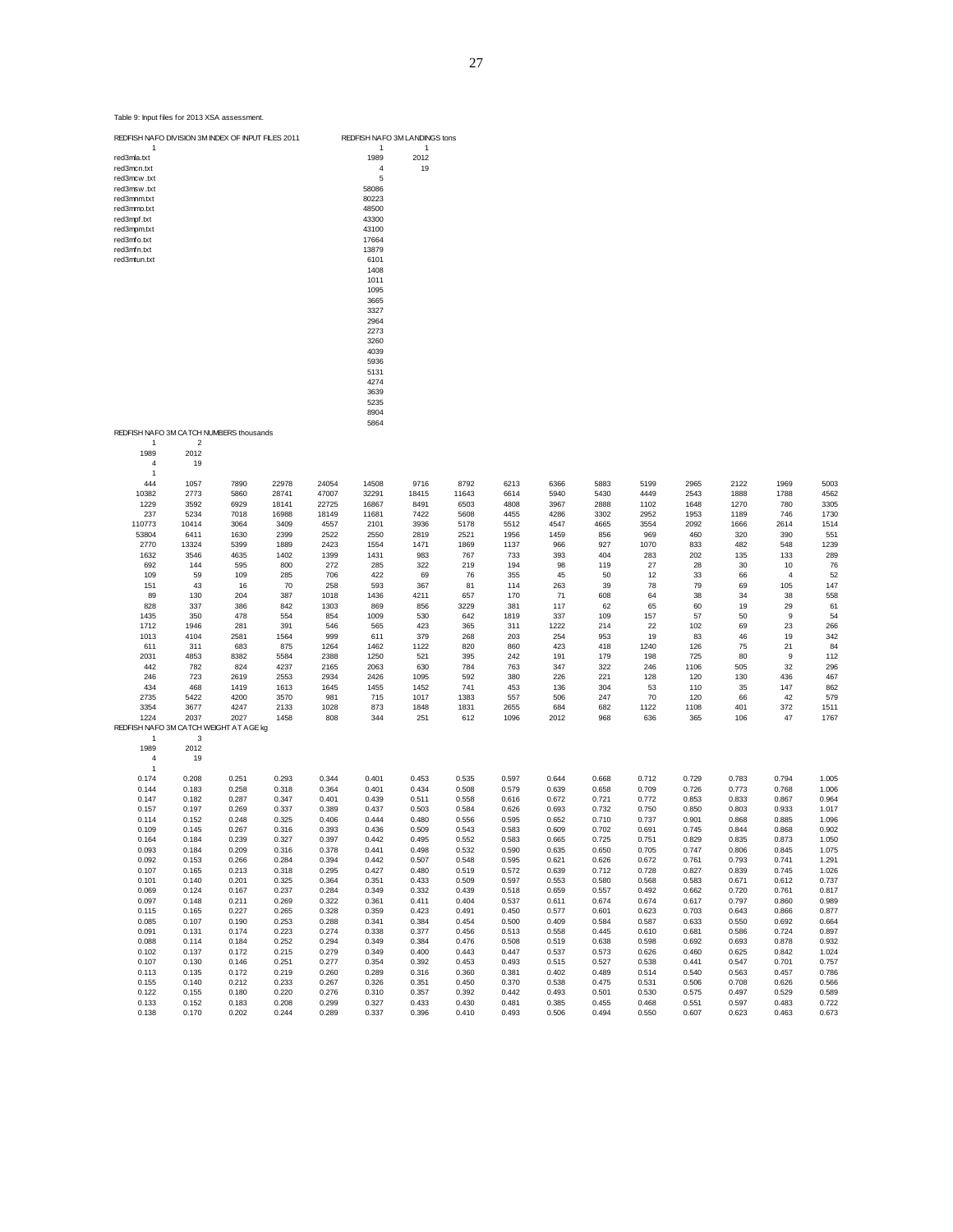Table 9: Input files for 2013 XSA assessment.

```
REDFISH NAFO DIVISION 3M INDEX OF INPUT FILES 2011        REDFISH NAFO 3M LANDINGS tons
1                                                          1        1
red3mla.txt                                                1989     2012
red3mcn.txt                                                4        19
red3mcw.txt                                                5
red3msw.txt                                                58086
red3mnm.txt                                                80223
red3mmo.txt                                                48500
red3mpf.txt                                                43300
red3mpm.txt                                                43100
red3mfo.txt                                                17664
red3mfn.txt                                                13879
red3mtun.txt                                               6101
                                                           1408
                                                           1011
                                                           1095
                                                           3665
                                                           3327
                                                           2964
                                                           2273
                                                           3260
                                                           4039
                                                           5936
                                                           5131
                                                           4274
                                                           3639
                                                           5235
                                                           8904
                                                           5864
```

```
REDFISH NAFO 3M CATCH NUMBERS thousands
1       2
1989    2012
4       19
1
444     1057    7890    22978   24054   14508   9716    8792    6213    6366    5883    5199    2965    2122    1969    5003
10382   2773    5860    28741   47007   32291   18415   11643   6614    5940    5430    4449    2543    1888    1788    4562
1229    3592    6929    18141   22725   16867   8491    6503    4808    3967    2888    1102    1648    1270    780     3305
237     5234    7018    16988   18149   11681   7422    5608    4455    4286    3302    2952    1953    1189    746     1730
110773  10414   3064    3409    4557    2101    3936    5178    5512    4547    4665    3554    2092    1666    2614    1514
53804   6411    1630    2399    2522    2550    2819    2521    1956    1459    856     969     460     320     390     551
2770    13324   5399    1889    2423    1554    1471    1869    1137    966     927     1070    833     482     548     1239
1632    3546    4635    1402    1399    1431    983     767     733     393     404     283     202     135     133     289
692     144     595     800     272     285     322     219     194     98      119     27      28      30      10      76
109     59      109     285     706     422     69      76      355     45      50      12      33      66      4       52
151     43      16      70      258     593     367     81      114     263     39      78      79      69      105     147
89      130     204     387     1018    1436    4211    657     170     71      608     64      38      34      38      558
828     337     386     842     1303    869     856     3229    381     117     62      65      60      19      29      61
1435    350     478     554     854     1009    530     642     1819    337     109     157     57      50      9       54
1712    1946    281     391     546     565     423     365     311     1222    214     22      102     69      23      266
1013    4104    2581    1564    999     611     379     268     203     254     953     19      83      46      19      342
611     311     683     875     1264    1462    1122    820     860     423     418     1240    126     75      21      84
2031    4853    8382    5584    2388    1250    521     395     242     191     179     198     725     80      9       112
442     782     824     4237    2165    2063    630     784     763     347     322     246     1106    505     32      296
246     723     2619    2553    2934    2426    1095    592     380     226     221     128     120     130     436     467
434     468     1419    1613    1645    1455    1452    741     453     136     304     53      110     35      147     862
2735    5422    4200    3570    981     715     1017    1383    557     506     247     70      120     66      42      579
3354    3677    4247    2133    1028    873     1848    1831    2655    684     682     1122    1108    401     372     1511
1224    2037    2027    1458    808     344     251     612     1096    2012    968     636     365     106     47      1767
```

```
REDFISH NAFO 3M CATCH WEIGHT AT AGE kg
1       3
1989    2012
4       19
1
0.174   0.208   0.251   0.293   0.344   0.401   0.453   0.535   0.597   0.644   0.668   0.712   0.729   0.783   0.794   1.005
0.144   0.183   0.258   0.318   0.364   0.401   0.434   0.508   0.579   0.639   0.658   0.709   0.726   0.773   0.768   1.006
0.147   0.182   0.287   0.347   0.401   0.439   0.511   0.558   0.616   0.672   0.721   0.772   0.853   0.833   0.867   0.964
0.157   0.197   0.269   0.337   0.389   0.437   0.503   0.584   0.626   0.693   0.732   0.750   0.850   0.803   0.933   1.017
0.114   0.152   0.248   0.325   0.406   0.444   0.480   0.556   0.595   0.652   0.710   0.737   0.901   0.868   0.885   1.096
0.109   0.145   0.267   0.316   0.393   0.436   0.509   0.543   0.583   0.609   0.702   0.691   0.745   0.844   0.868   0.902
0.164   0.184   0.239   0.327   0.397   0.442   0.495   0.552   0.583   0.665   0.725   0.751   0.829   0.835   0.873   1.050
0.093   0.184   0.209   0.316   0.378   0.441   0.498   0.532   0.590   0.635   0.650   0.705   0.747   0.806   0.845   1.075
0.092   0.153   0.266   0.284   0.394   0.442   0.507   0.548   0.595   0.621   0.626   0.672   0.761   0.793   0.741   1.291
0.107   0.165   0.213   0.318   0.295   0.427   0.480   0.519   0.572   0.639   0.712   0.728   0.827   0.839   0.745   1.026
0.101   0.140   0.201   0.325   0.364   0.351   0.433   0.509   0.597   0.553   0.580   0.568   0.583   0.671   0.612   0.737
0.069   0.124   0.167   0.237   0.284   0.349   0.332   0.439   0.518   0.659   0.557   0.492   0.662   0.720   0.761   0.817
0.097   0.148   0.211   0.269   0.322   0.361   0.411   0.404   0.537   0.611   0.674   0.674   0.617   0.797   0.860   0.989
0.115   0.165   0.227   0.265   0.328   0.359   0.423   0.491   0.450   0.577   0.601   0.623   0.703   0.643   0.866   0.877
0.085   0.107   0.190   0.253   0.288   0.341   0.384   0.454   0.500   0.409   0.584   0.587   0.633   0.550   0.692   0.664
0.091   0.131   0.174   0.223   0.274   0.338   0.377   0.456   0.513   0.558   0.445   0.610   0.681   0.586   0.724   0.897
0.088   0.114   0.184   0.252   0.294   0.349   0.384   0.476   0.508   0.519   0.638   0.598   0.692   0.693   0.878   0.932
0.102   0.137   0.172   0.215   0.279   0.349   0.400   0.443   0.447   0.537   0.573   0.626   0.460   0.625   0.842   1.024
0.107   0.130   0.146   0.251   0.277   0.354   0.392   0.453   0.493   0.515   0.527   0.538   0.441   0.547   0.701   0.757
0.113   0.135   0.172   0.219   0.260   0.289   0.316   0.360   0.381   0.402   0.489   0.514   0.540   0.563   0.457   0.786
0.155   0.140   0.212   0.233   0.267   0.326   0.351   0.450   0.370   0.538   0.475   0.531   0.506   0.708   0.626   0.566
0.122   0.155   0.180   0.220   0.276   0.310   0.357   0.392   0.442   0.493   0.501   0.530   0.575   0.497   0.529   0.589
0.133   0.152   0.183   0.208   0.299   0.327   0.433   0.430   0.481   0.385   0.455   0.468   0.551   0.597   0.483   0.722
0.138   0.170   0.202   0.244   0.289   0.337   0.396   0.410   0.493   0.506   0.494   0.550   0.607   0.623   0.463   0.673
```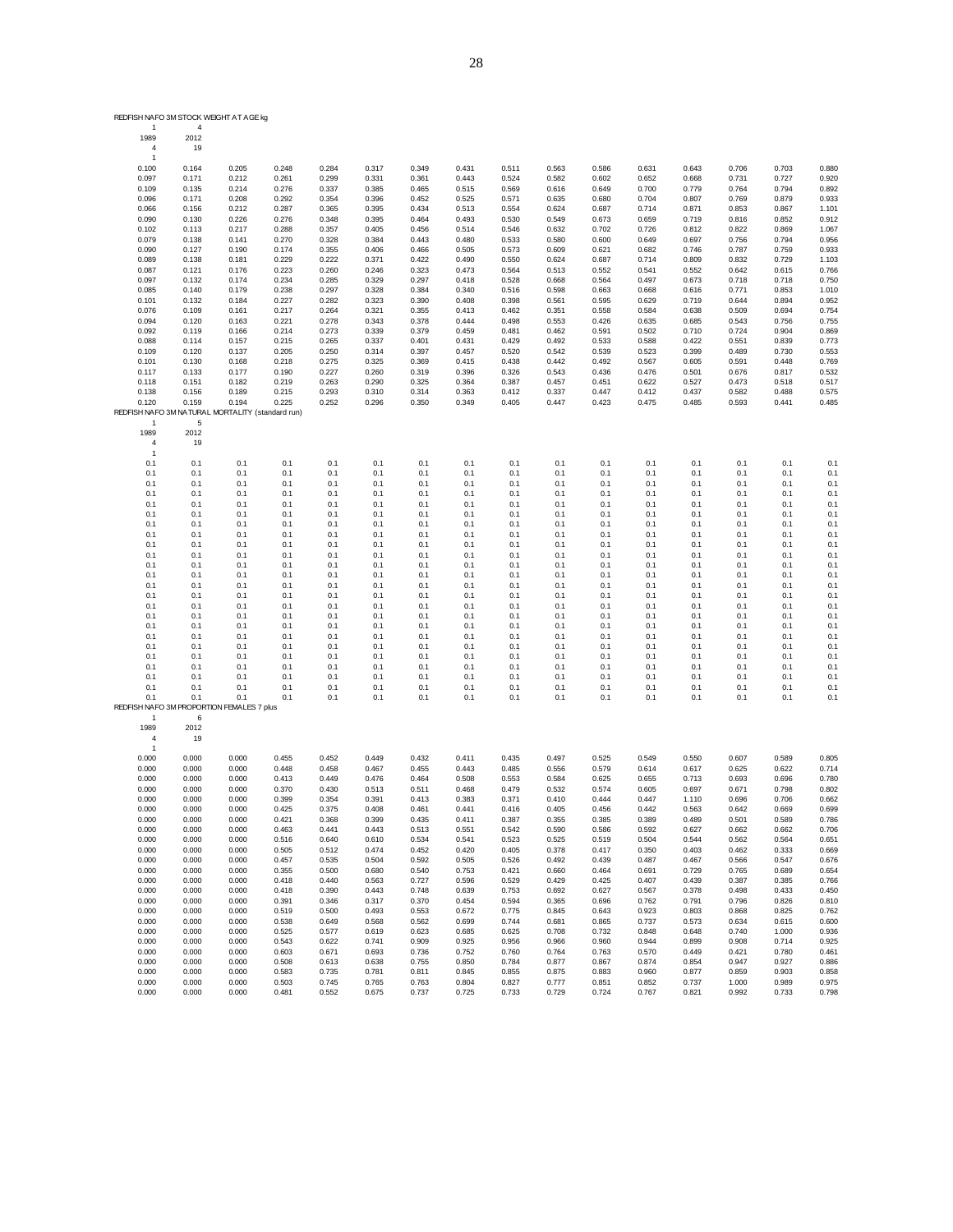REDFISH NAFO 3M STOCK WEIGHT AT AGE kg

1 4
1989 2012
4 19
1

| | | | | | | | | | | | | | | | |
|---|---|---|---|---|---|---|---|---|---|---|---|---|---|---|---|
| 0.100 | 0.164 | 0.205 | 0.248 | 0.284 | 0.317 | 0.349 | 0.431 | 0.511 | 0.563 | 0.586 | 0.631 | 0.643 | 0.706 | 0.703 | 0.880 |
| 0.097 | 0.171 | 0.212 | 0.261 | 0.299 | 0.331 | 0.361 | 0.443 | 0.524 | 0.582 | 0.602 | 0.652 | 0.668 | 0.731 | 0.727 | 0.920 |
| 0.109 | 0.135 | 0.214 | 0.276 | 0.337 | 0.385 | 0.465 | 0.515 | 0.569 | 0.616 | 0.649 | 0.700 | 0.779 | 0.764 | 0.794 | 0.892 |
| 0.096 | 0.171 | 0.208 | 0.292 | 0.354 | 0.396 | 0.452 | 0.525 | 0.571 | 0.635 | 0.680 | 0.704 | 0.807 | 0.769 | 0.879 | 0.933 |
| 0.066 | 0.156 | 0.212 | 0.287 | 0.365 | 0.395 | 0.434 | 0.513 | 0.554 | 0.624 | 0.687 | 0.714 | 0.871 | 0.853 | 0.867 | 1.101 |
| 0.090 | 0.130 | 0.226 | 0.276 | 0.348 | 0.395 | 0.464 | 0.493 | 0.530 | 0.549 | 0.673 | 0.659 | 0.719 | 0.816 | 0.852 | 0.912 |
| 0.102 | 0.113 | 0.217 | 0.288 | 0.357 | 0.405 | 0.456 | 0.514 | 0.546 | 0.632 | 0.702 | 0.726 | 0.812 | 0.822 | 0.869 | 1.067 |
| 0.079 | 0.138 | 0.141 | 0.270 | 0.328 | 0.384 | 0.443 | 0.480 | 0.533 | 0.580 | 0.600 | 0.649 | 0.697 | 0.756 | 0.794 | 0.956 |
| 0.090 | 0.127 | 0.190 | 0.174 | 0.355 | 0.406 | 0.466 | 0.505 | 0.573 | 0.609 | 0.621 | 0.682 | 0.746 | 0.787 | 0.759 | 0.933 |
| 0.089 | 0.138 | 0.181 | 0.229 | 0.222 | 0.371 | 0.422 | 0.490 | 0.550 | 0.624 | 0.687 | 0.714 | 0.809 | 0.832 | 0.729 | 1.103 |
| 0.087 | 0.121 | 0.176 | 0.223 | 0.260 | 0.246 | 0.323 | 0.473 | 0.564 | 0.513 | 0.552 | 0.541 | 0.552 | 0.642 | 0.615 | 0.766 |
| 0.097 | 0.132 | 0.174 | 0.234 | 0.285 | 0.329 | 0.297 | 0.418 | 0.528 | 0.668 | 0.564 | 0.497 | 0.673 | 0.718 | 0.718 | 0.750 |
| 0.085 | 0.140 | 0.179 | 0.238 | 0.297 | 0.328 | 0.384 | 0.340 | 0.516 | 0.598 | 0.663 | 0.668 | 0.616 | 0.771 | 0.853 | 1.010 |
| 0.101 | 0.132 | 0.184 | 0.227 | 0.282 | 0.323 | 0.390 | 0.408 | 0.398 | 0.561 | 0.595 | 0.629 | 0.719 | 0.644 | 0.894 | 0.952 |
| 0.076 | 0.109 | 0.161 | 0.217 | 0.264 | 0.321 | 0.355 | 0.413 | 0.462 | 0.351 | 0.558 | 0.584 | 0.638 | 0.509 | 0.694 | 0.754 |
| 0.094 | 0.120 | 0.163 | 0.221 | 0.278 | 0.343 | 0.378 | 0.444 | 0.498 | 0.553 | 0.426 | 0.635 | 0.685 | 0.543 | 0.756 | 0.755 |
| 0.092 | 0.119 | 0.166 | 0.214 | 0.273 | 0.339 | 0.379 | 0.459 | 0.481 | 0.462 | 0.591 | 0.502 | 0.710 | 0.724 | 0.904 | 0.869 |
| 0.088 | 0.114 | 0.157 | 0.215 | 0.265 | 0.337 | 0.401 | 0.431 | 0.429 | 0.492 | 0.533 | 0.588 | 0.422 | 0.551 | 0.839 | 0.773 |
| 0.109 | 0.120 | 0.137 | 0.205 | 0.250 | 0.314 | 0.397 | 0.457 | 0.520 | 0.542 | 0.539 | 0.523 | 0.399 | 0.489 | 0.730 | 0.553 |
| 0.101 | 0.130 | 0.168 | 0.218 | 0.275 | 0.325 | 0.369 | 0.415 | 0.438 | 0.442 | 0.492 | 0.567 | 0.605 | 0.591 | 0.448 | 0.769 |
| 0.117 | 0.133 | 0.177 | 0.190 | 0.227 | 0.260 | 0.319 | 0.396 | 0.326 | 0.543 | 0.436 | 0.476 | 0.501 | 0.676 | 0.817 | 0.532 |
| 0.118 | 0.151 | 0.182 | 0.219 | 0.263 | 0.290 | 0.325 | 0.364 | 0.387 | 0.457 | 0.451 | 0.622 | 0.527 | 0.473 | 0.518 | 0.517 |
| 0.138 | 0.156 | 0.189 | 0.215 | 0.293 | 0.310 | 0.314 | 0.363 | 0.412 | 0.337 | 0.447 | 0.412 | 0.437 | 0.582 | 0.488 | 0.575 |
| 0.120 | 0.159 | 0.194 | 0.225 | 0.252 | 0.296 | 0.350 | 0.349 | 0.405 | 0.447 | 0.423 | 0.475 | 0.485 | 0.593 | 0.441 | 0.485 |

REDFISH NAFO 3M NATURAL MORTALITY (standard run)

1 5
1989 2012
4 19
1

| | | | | | | | | | | | | | | | |
|---|---|---|---|---|---|---|---|---|---|---|---|---|---|---|---|
| 0.1 | 0.1 | 0.1 | 0.1 | 0.1 | 0.1 | 0.1 | 0.1 | 0.1 | 0.1 | 0.1 | 0.1 | 0.1 | 0.1 | 0.1 | 0.1 |
| 0.1 | 0.1 | 0.1 | 0.1 | 0.1 | 0.1 | 0.1 | 0.1 | 0.1 | 0.1 | 0.1 | 0.1 | 0.1 | 0.1 | 0.1 | 0.1 |
| 0.1 | 0.1 | 0.1 | 0.1 | 0.1 | 0.1 | 0.1 | 0.1 | 0.1 | 0.1 | 0.1 | 0.1 | 0.1 | 0.1 | 0.1 | 0.1 |
| 0.1 | 0.1 | 0.1 | 0.1 | 0.1 | 0.1 | 0.1 | 0.1 | 0.1 | 0.1 | 0.1 | 0.1 | 0.1 | 0.1 | 0.1 | 0.1 |
| 0.1 | 0.1 | 0.1 | 0.1 | 0.1 | 0.1 | 0.1 | 0.1 | 0.1 | 0.1 | 0.1 | 0.1 | 0.1 | 0.1 | 0.1 | 0.1 |
| 0.1 | 0.1 | 0.1 | 0.1 | 0.1 | 0.1 | 0.1 | 0.1 | 0.1 | 0.1 | 0.1 | 0.1 | 0.1 | 0.1 | 0.1 | 0.1 |
| 0.1 | 0.1 | 0.1 | 0.1 | 0.1 | 0.1 | 0.1 | 0.1 | 0.1 | 0.1 | 0.1 | 0.1 | 0.1 | 0.1 | 0.1 | 0.1 |
| 0.1 | 0.1 | 0.1 | 0.1 | 0.1 | 0.1 | 0.1 | 0.1 | 0.1 | 0.1 | 0.1 | 0.1 | 0.1 | 0.1 | 0.1 | 0.1 |
| 0.1 | 0.1 | 0.1 | 0.1 | 0.1 | 0.1 | 0.1 | 0.1 | 0.1 | 0.1 | 0.1 | 0.1 | 0.1 | 0.1 | 0.1 | 0.1 |
| 0.1 | 0.1 | 0.1 | 0.1 | 0.1 | 0.1 | 0.1 | 0.1 | 0.1 | 0.1 | 0.1 | 0.1 | 0.1 | 0.1 | 0.1 | 0.1 |
| 0.1 | 0.1 | 0.1 | 0.1 | 0.1 | 0.1 | 0.1 | 0.1 | 0.1 | 0.1 | 0.1 | 0.1 | 0.1 | 0.1 | 0.1 | 0.1 |
| 0.1 | 0.1 | 0.1 | 0.1 | 0.1 | 0.1 | 0.1 | 0.1 | 0.1 | 0.1 | 0.1 | 0.1 | 0.1 | 0.1 | 0.1 | 0.1 |
| 0.1 | 0.1 | 0.1 | 0.1 | 0.1 | 0.1 | 0.1 | 0.1 | 0.1 | 0.1 | 0.1 | 0.1 | 0.1 | 0.1 | 0.1 | 0.1 |
| 0.1 | 0.1 | 0.1 | 0.1 | 0.1 | 0.1 | 0.1 | 0.1 | 0.1 | 0.1 | 0.1 | 0.1 | 0.1 | 0.1 | 0.1 | 0.1 |
| 0.1 | 0.1 | 0.1 | 0.1 | 0.1 | 0.1 | 0.1 | 0.1 | 0.1 | 0.1 | 0.1 | 0.1 | 0.1 | 0.1 | 0.1 | 0.1 |
| 0.1 | 0.1 | 0.1 | 0.1 | 0.1 | 0.1 | 0.1 | 0.1 | 0.1 | 0.1 | 0.1 | 0.1 | 0.1 | 0.1 | 0.1 | 0.1 |
| 0.1 | 0.1 | 0.1 | 0.1 | 0.1 | 0.1 | 0.1 | 0.1 | 0.1 | 0.1 | 0.1 | 0.1 | 0.1 | 0.1 | 0.1 | 0.1 |
| 0.1 | 0.1 | 0.1 | 0.1 | 0.1 | 0.1 | 0.1 | 0.1 | 0.1 | 0.1 | 0.1 | 0.1 | 0.1 | 0.1 | 0.1 | 0.1 |
| 0.1 | 0.1 | 0.1 | 0.1 | 0.1 | 0.1 | 0.1 | 0.1 | 0.1 | 0.1 | 0.1 | 0.1 | 0.1 | 0.1 | 0.1 | 0.1 |
| 0.1 | 0.1 | 0.1 | 0.1 | 0.1 | 0.1 | 0.1 | 0.1 | 0.1 | 0.1 | 0.1 | 0.1 | 0.1 | 0.1 | 0.1 | 0.1 |
| 0.1 | 0.1 | 0.1 | 0.1 | 0.1 | 0.1 | 0.1 | 0.1 | 0.1 | 0.1 | 0.1 | 0.1 | 0.1 | 0.1 | 0.1 | 0.1 |
| 0.1 | 0.1 | 0.1 | 0.1 | 0.1 | 0.1 | 0.1 | 0.1 | 0.1 | 0.1 | 0.1 | 0.1 | 0.1 | 0.1 | 0.1 | 0.1 |
| 0.1 | 0.1 | 0.1 | 0.1 | 0.1 | 0.1 | 0.1 | 0.1 | 0.1 | 0.1 | 0.1 | 0.1 | 0.1 | 0.1 | 0.1 | 0.1 |
| 0.1 | 0.1 | 0.1 | 0.1 | 0.1 | 0.1 | 0.1 | 0.1 | 0.1 | 0.1 | 0.1 | 0.1 | 0.1 | 0.1 | 0.1 | 0.1 |

REDFISH NAFO 3M PROPORTION FEMALES 7 plus

1 6
1989 2012
4 19
1

| | | | | | | | | | | | | | | | |
|---|---|---|---|---|---|---|---|---|---|---|---|---|---|---|---|
| 0.000 | 0.000 | 0.000 | 0.455 | 0.452 | 0.449 | 0.432 | 0.411 | 0.435 | 0.497 | 0.525 | 0.549 | 0.550 | 0.607 | 0.589 | 0.805 |
| 0.000 | 0.000 | 0.000 | 0.448 | 0.458 | 0.467 | 0.455 | 0.443 | 0.485 | 0.556 | 0.579 | 0.614 | 0.617 | 0.625 | 0.622 | 0.714 |
| 0.000 | 0.000 | 0.000 | 0.413 | 0.449 | 0.476 | 0.464 | 0.508 | 0.553 | 0.584 | 0.625 | 0.655 | 0.713 | 0.693 | 0.696 | 0.780 |
| 0.000 | 0.000 | 0.000 | 0.370 | 0.430 | 0.513 | 0.511 | 0.468 | 0.479 | 0.532 | 0.574 | 0.605 | 0.697 | 0.671 | 0.798 | 0.802 |
| 0.000 | 0.000 | 0.000 | 0.399 | 0.354 | 0.391 | 0.413 | 0.383 | 0.371 | 0.410 | 0.444 | 0.447 | 1.110 | 0.696 | 0.706 | 0.662 |
| 0.000 | 0.000 | 0.000 | 0.425 | 0.375 | 0.408 | 0.461 | 0.441 | 0.416 | 0.405 | 0.456 | 0.442 | 0.563 | 0.642 | 0.669 | 0.699 |
| 0.000 | 0.000 | 0.000 | 0.421 | 0.368 | 0.399 | 0.435 | 0.411 | 0.387 | 0.355 | 0.385 | 0.389 | 0.489 | 0.501 | 0.589 | 0.786 |
| 0.000 | 0.000 | 0.000 | 0.463 | 0.441 | 0.443 | 0.513 | 0.551 | 0.542 | 0.590 | 0.586 | 0.592 | 0.627 | 0.662 | 0.662 | 0.706 |
| 0.000 | 0.000 | 0.000 | 0.516 | 0.640 | 0.610 | 0.534 | 0.541 | 0.523 | 0.525 | 0.519 | 0.504 | 0.544 | 0.562 | 0.564 | 0.651 |
| 0.000 | 0.000 | 0.000 | 0.505 | 0.512 | 0.474 | 0.452 | 0.420 | 0.405 | 0.378 | 0.417 | 0.350 | 0.403 | 0.462 | 0.333 | 0.669 |
| 0.000 | 0.000 | 0.000 | 0.457 | 0.535 | 0.504 | 0.592 | 0.505 | 0.526 | 0.492 | 0.439 | 0.487 | 0.467 | 0.566 | 0.547 | 0.676 |
| 0.000 | 0.000 | 0.000 | 0.355 | 0.500 | 0.680 | 0.540 | 0.753 | 0.421 | 0.660 | 0.464 | 0.691 | 0.729 | 0.765 | 0.689 | 0.654 |
| 0.000 | 0.000 | 0.000 | 0.418 | 0.440 | 0.563 | 0.727 | 0.596 | 0.529 | 0.429 | 0.425 | 0.407 | 0.439 | 0.387 | 0.385 | 0.766 |
| 0.000 | 0.000 | 0.000 | 0.418 | 0.390 | 0.443 | 0.748 | 0.639 | 0.753 | 0.692 | 0.627 | 0.567 | 0.378 | 0.498 | 0.433 | 0.450 |
| 0.000 | 0.000 | 0.000 | 0.391 | 0.346 | 0.317 | 0.370 | 0.454 | 0.594 | 0.365 | 0.696 | 0.762 | 0.791 | 0.796 | 0.826 | 0.810 |
| 0.000 | 0.000 | 0.000 | 0.519 | 0.500 | 0.493 | 0.553 | 0.672 | 0.775 | 0.845 | 0.643 | 0.923 | 0.803 | 0.868 | 0.825 | 0.762 |
| 0.000 | 0.000 | 0.000 | 0.538 | 0.649 | 0.568 | 0.562 | 0.699 | 0.744 | 0.681 | 0.865 | 0.737 | 0.573 | 0.634 | 0.615 | 0.600 |
| 0.000 | 0.000 | 0.000 | 0.525 | 0.577 | 0.619 | 0.623 | 0.685 | 0.625 | 0.708 | 0.732 | 0.848 | 0.648 | 0.740 | 1.000 | 0.936 |
| 0.000 | 0.000 | 0.000 | 0.543 | 0.622 | 0.741 | 0.909 | 0.925 | 0.956 | 0.966 | 0.960 | 0.944 | 0.899 | 0.908 | 0.714 | 0.925 |
| 0.000 | 0.000 | 0.000 | 0.603 | 0.671 | 0.693 | 0.736 | 0.752 | 0.760 | 0.764 | 0.763 | 0.570 | 0.449 | 0.421 | 0.780 | 0.461 |
| 0.000 | 0.000 | 0.000 | 0.508 | 0.613 | 0.638 | 0.755 | 0.850 | 0.784 | 0.877 | 0.867 | 0.874 | 0.854 | 0.947 | 0.927 | 0.886 |
| 0.000 | 0.000 | 0.000 | 0.583 | 0.735 | 0.781 | 0.811 | 0.845 | 0.855 | 0.875 | 0.883 | 0.960 | 0.877 | 0.859 | 0.903 | 0.858 |
| 0.000 | 0.000 | 0.000 | 0.503 | 0.745 | 0.765 | 0.763 | 0.804 | 0.827 | 0.777 | 0.851 | 0.852 | 0.737 | 1.000 | 0.989 | 0.975 |
| 0.000 | 0.000 | 0.000 | 0.481 | 0.552 | 0.675 | 0.737 | 0.725 | 0.733 | 0.729 | 0.724 | 0.767 | 0.821 | 0.992 | 0.733 | 0.798 |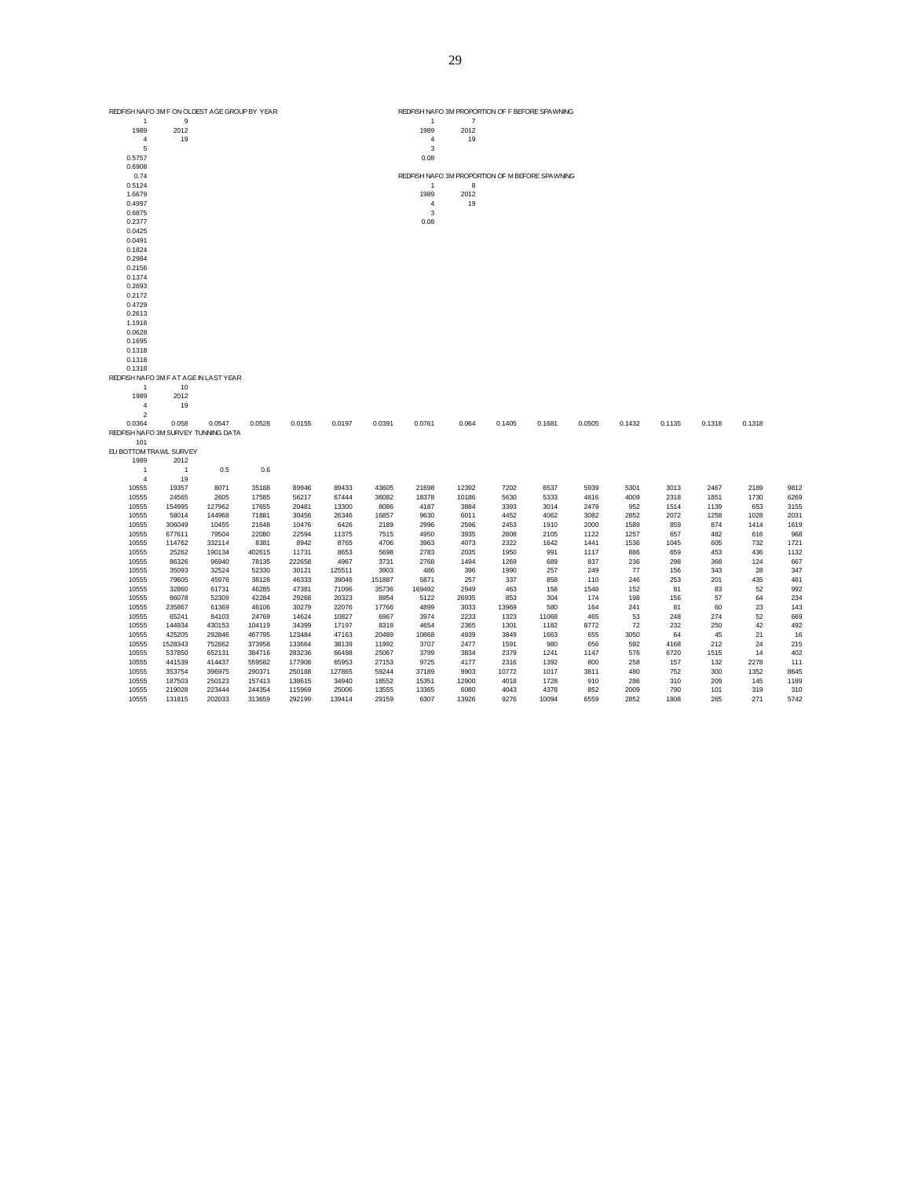REDFISH NAFO 3M F ON OLDEST AGE GROUP BY YEAR

```
1       9
1989    2012
4       19
5
0.5757
0.6908
0.74
0.5124
1.6679
0.4997
0.6875
0.2377
0.0425
0.0491
0.1824
0.2984
0.2156
0.1374
0.2693
0.2172
0.4729
0.2613
1.1918
0.0628
0.1695
0.1318
0.1318
0.1318
```

REDFISH NAFO 3M PROPORTION OF F BEFORE SPAWNING

```
1       7
1989    2012
4       19
3
0.08
```

REDFISH NAFO 3M PROPORTION OF M BEFORE SPAWNING

```
1       8
1989    2012
4       19
3
0.08
```

REDFISH NAFO 3M F AT AGE IN LAST YEAR

```
1       10
1989    2012
4       19
2
0.0364  0.058   0.0547  0.0528  0.0155  0.0197  0.0391  0.0761  0.064   0.1405  0.1681  0.0505  0.1432  0.1135  0.1318  0.1318
```

REDFISH NAFO 3M SURVEY TUNNING DATA

```
101
```

EU BOTTOM TRAWL SURVEY

```
1989    2012
1       1       0.5     0.6
4       19
```

| | | | | | | | | | | | | | | | | |
|---|---|---|---|---|---|---|---|---|---|---|---|---|---|---|---|---|
| 10555 | 19357 | 8071 | 35188 | 89946 | 89433 | 43605 | 21698 | 12392 | 7202 | 6537 | 5939 | 5301 | 3013 | 2467 | 2189 | 9812 |
| 10555 | 24565 | 2605 | 17585 | 56217 | 67444 | 36082 | 18378 | 10186 | 5630 | 5333 | 4816 | 4009 | 2318 | 1851 | 1730 | 6269 |
| 10555 | 154995 | 127962 | 17655 | 20481 | 13300 | 8086 | 4187 | 3884 | 3393 | 3014 | 2479 | 952 | 1514 | 1139 | 653 | 3155 |
| 10555 | 58014 | 144968 | 71881 | 30456 | 26346 | 16857 | 9630 | 6011 | 4452 | 4062 | 3082 | 2852 | 2072 | 1258 | 1028 | 2031 |
| 10555 | 306049 | 10455 | 21648 | 10476 | 6426 | 2189 | 2996 | 2596 | 2453 | 1910 | 2000 | 1589 | 859 | 874 | 1414 | 1619 |
| 10555 | 677611 | 79504 | 22080 | 22594 | 11375 | 7515 | 4950 | 3935 | 2808 | 2105 | 1122 | 1257 | 657 | 482 | 616 | 968 |
| 10555 | 114762 | 332114 | 8381 | 8942 | 8765 | 4706 | 3963 | 4073 | 2322 | 1642 | 1441 | 1536 | 1045 | 605 | 732 | 1721 |
| 10555 | 25262 | 190134 | 402615 | 11731 | 8653 | 5698 | 2783 | 2035 | 1950 | 991 | 1117 | 886 | 659 | 453 | 436 | 1132 |
| 10555 | 86326 | 96940 | 78135 | 222658 | 4967 | 3731 | 2768 | 1494 | 1269 | 689 | 837 | 236 | 298 | 368 | 124 | 667 |
| 10555 | 35093 | 32524 | 52330 | 30121 | 125511 | 3903 | 486 | 396 | 1990 | 257 | 249 | 77 | 156 | 343 | 28 | 347 |
| 10555 | 79605 | 45976 | 38126 | 46333 | 39046 | 151887 | 5871 | 257 | 337 | 858 | 110 | 246 | 253 | 201 | 435 | 481 |
| 10555 | 32860 | 61731 | 46285 | 47381 | 71096 | 35736 | 169492 | 2949 | 463 | 158 | 1548 | 152 | 81 | 83 | 52 | 992 |
| 10555 | 86078 | 52309 | 42284 | 29268 | 20323 | 8954 | 5122 | 26935 | 853 | 304 | 174 | 198 | 156 | 57 | 64 | 234 |
| 10555 | 235867 | 61369 | 46106 | 30279 | 22076 | 17766 | 4899 | 3033 | 13969 | 580 | 164 | 241 | 81 | 60 | 23 | 143 |
| 10555 | 65241 | 84103 | 24769 | 14624 | 10827 | 6967 | 3974 | 2233 | 1323 | 11068 | 465 | 53 | 248 | 274 | 52 | 669 |
| 10555 | 144934 | 430153 | 104119 | 34399 | 17197 | 8318 | 4654 | 2365 | 1301 | 1182 | 8772 | 72 | 232 | 250 | 42 | 492 |
| 10555 | 425205 | 292846 | 467795 | 123484 | 47163 | 20489 | 10868 | 4939 | 3849 | 1663 | 655 | 3050 | 64 | 45 | 21 | 16 |
| 10555 | 1528343 | 752862 | 373958 | 133664 | 38139 | 11992 | 3707 | 2477 | 1591 | 980 | 656 | 592 | 4168 | 212 | 24 | 215 |
| 10555 | 537850 | 652131 | 384716 | 283236 | 66498 | 25067 | 3799 | 3834 | 2379 | 1241 | 1147 | 576 | 6720 | 1515 | 14 | 402 |
| 10555 | 441539 | 414437 | 559582 | 177908 | 65953 | 27153 | 9725 | 4177 | 2316 | 1392 | 800 | 258 | 157 | 132 | 2278 | 111 |
| 10555 | 353754 | 396975 | 290371 | 250188 | 127865 | 59244 | 37189 | 9903 | 10772 | 1017 | 3811 | 480 | 752 | 300 | 1352 | 8645 |
| 10555 | 187503 | 250123 | 157413 | 138615 | 34940 | 18552 | 15351 | 12900 | 4018 | 1728 | 910 | 286 | 310 | 209 | 145 | 1189 |
| 10555 | 219028 | 223444 | 244354 | 115969 | 25006 | 13555 | 13365 | 6080 | 4043 | 4378 | 852 | 2009 | 790 | 101 | 319 | 310 |
| 10555 | 131815 | 202033 | 313659 | 292199 | 139414 | 29159 | 6307 | 13926 | 9276 | 10094 | 6559 | 2852 | 1808 | 265 | 271 | 5742 |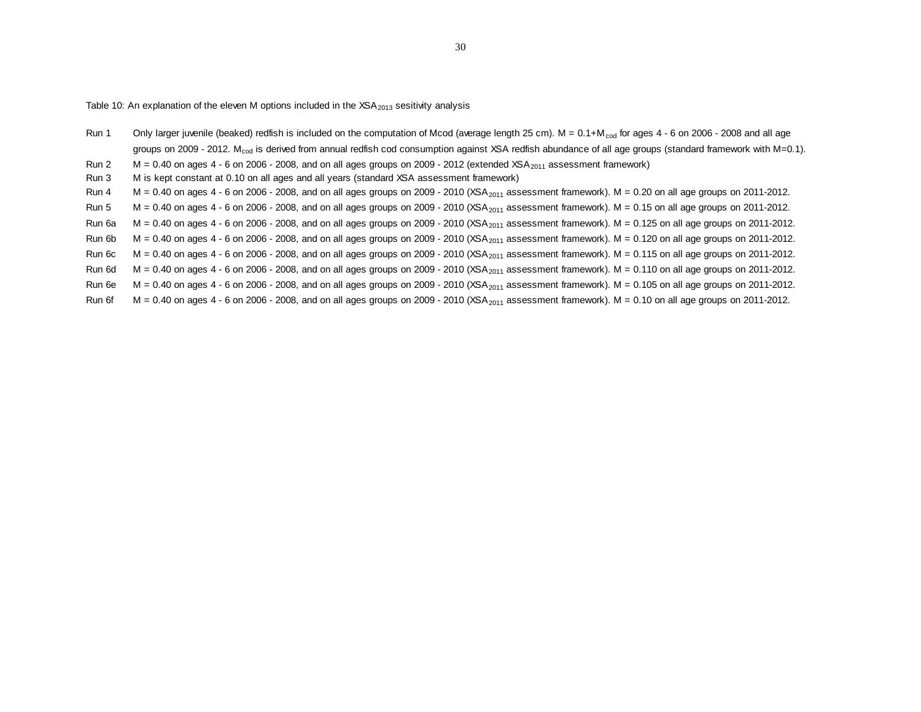Table 10: An explanation of the eleven M options included in the $XSA_{2013}$ sesitivity analysis

| | |
|---|---|
| Run 1 | Only larger juvenile (beaked) redfish is included on the computation of Mcod (average length 25 cm). M = 0.1+$M_{cod}$ for ages 4 - 6 on 2006 - 2008 and all age groups on 2009 - 2012. $M_{cod}$ is derived from annual redfish cod consumption against XSA redfish abundance of all age groups (standard framework with M=0.1). |
| Run 2 | M = 0.40 on ages 4 - 6 on 2006 - 2008, and on all ages groups on 2009 - 2012 (extended $XSA_{2011}$ assessment framework) |
| Run 3 | M is kept constant at 0.10 on all ages and all years (standard XSA assessment framework) |
| Run 4 | M = 0.40 on ages 4 - 6 on 2006 - 2008, and on all ages groups on 2009 - 2010 ($XSA_{2011}$ assessment framework). M = 0.20 on all age groups on 2011-2012. |
| Run 5 | M = 0.40 on ages 4 - 6 on 2006 - 2008, and on all ages groups on 2009 - 2010 ($XSA_{2011}$ assessment framework). M = 0.15 on all age groups on 2011-2012. |
| Run 6a | M = 0.40 on ages 4 - 6 on 2006 - 2008, and on all ages groups on 2009 - 2010 ($XSA_{2011}$ assessment framework). M = 0.125 on all age groups on 2011-2012. |
| Run 6b | M = 0.40 on ages 4 - 6 on 2006 - 2008, and on all ages groups on 2009 - 2010 ($XSA_{2011}$ assessment framework). M = 0.120 on all age groups on 2011-2012. |
| Run 6c | M = 0.40 on ages 4 - 6 on 2006 - 2008, and on all ages groups on 2009 - 2010 ($XSA_{2011}$ assessment framework). M = 0.115 on all age groups on 2011-2012. |
| Run 6d | M = 0.40 on ages 4 - 6 on 2006 - 2008, and on all ages groups on 2009 - 2010 ($XSA_{2011}$ assessment framework). M = 0.110 on all age groups on 2011-2012. |
| Run 6e | M = 0.40 on ages 4 - 6 on 2006 - 2008, and on all ages groups on 2009 - 2010 ($XSA_{2011}$ assessment framework). M = 0.105 on all age groups on 2011-2012. |
| Run 6f | M = 0.40 on ages 4 - 6 on 2006 - 2008, and on all ages groups on 2009 - 2010 ($XSA_{2011}$ assessment framework). M = 0.10 on all age groups on 2011-2012. |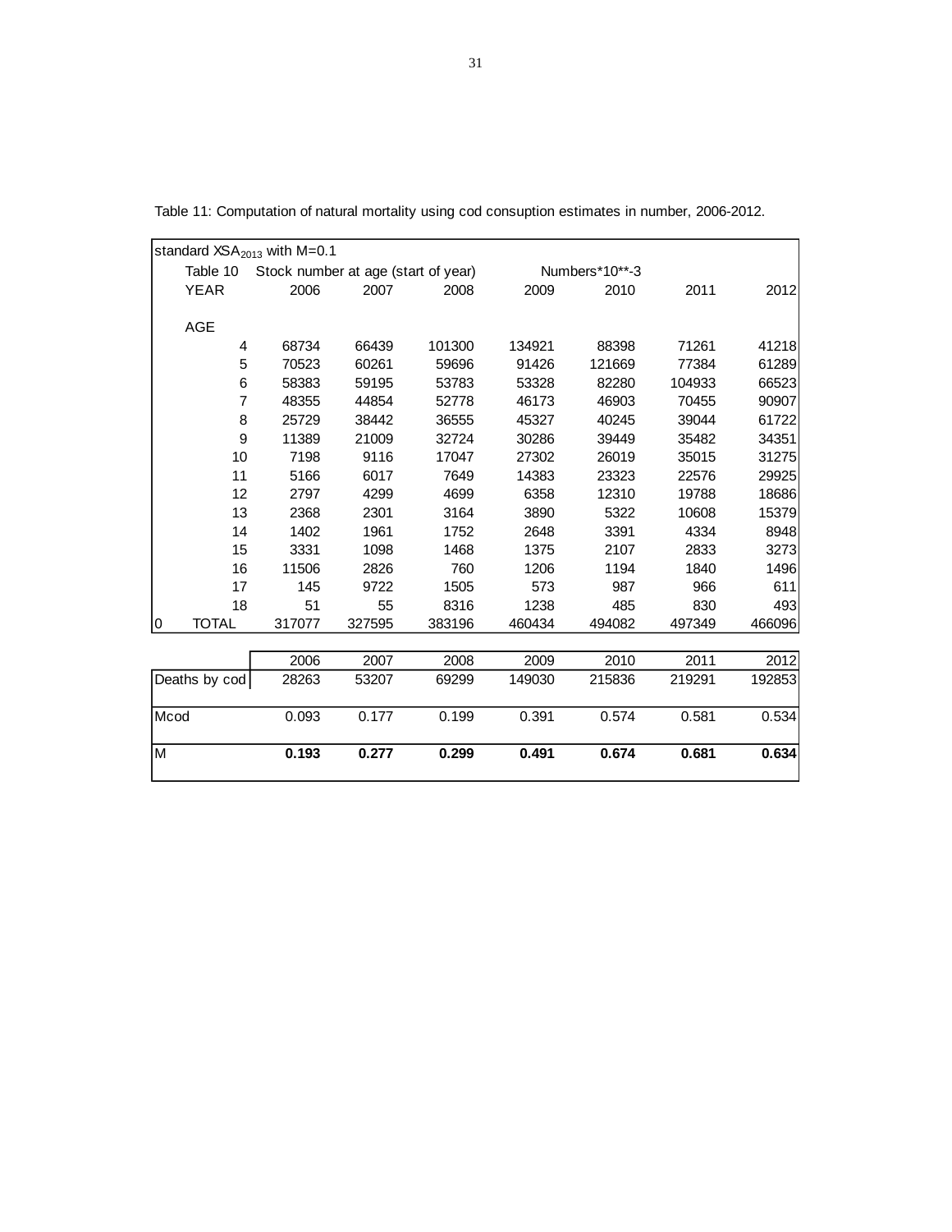Table 11: Computation of natural mortality using cod consuption estimates in number, 2006-2012.

standard $XSA_{2013}$ with M=0.1

| Table 10 | Stock number at age (start of year) | | | Numbers*10**-3 | | | |
|---|---|---|---|---|---|---|---|
| YEAR | 2006 | 2007 | 2008 | 2009 | 2010 | 2011 | 2012 |
| AGE | | | | | | | |
| 4 | 68734 | 66439 | 101300 | 134921 | 88398 | 71261 | 41218 |
| 5 | 70523 | 60261 | 59696 | 91426 | 121669 | 77384 | 61289 |
| 6 | 58383 | 59195 | 53783 | 53328 | 82280 | 104933 | 66523 |
| 7 | 48355 | 44854 | 52778 | 46173 | 46903 | 70455 | 90907 |
| 8 | 25729 | 38442 | 36555 | 45327 | 40245 | 39044 | 61722 |
| 9 | 11389 | 21009 | 32724 | 30286 | 39449 | 35482 | 34351 |
| 10 | 7198 | 9116 | 17047 | 27302 | 26019 | 35015 | 31275 |
| 11 | 5166 | 6017 | 7649 | 14383 | 23323 | 22576 | 29925 |
| 12 | 2797 | 4299 | 4699 | 6358 | 12310 | 19788 | 18686 |
| 13 | 2368 | 2301 | 3164 | 3890 | 5322 | 10608 | 15379 |
| 14 | 1402 | 1961 | 1752 | 2648 | 3391 | 4334 | 8948 |
| 15 | 3331 | 1098 | 1468 | 1375 | 2107 | 2833 | 3273 |
| 16 | 11506 | 2826 | 760 | 1206 | 1194 | 1840 | 1496 |
| 17 | 145 | 9722 | 1505 | 573 | 987 | 966 | 611 |
| 18 | 51 | 55 | 8316 | 1238 | 485 | 830 | 493 |
| 0 TOTAL | 317077 | 327595 | 383196 | 460434 | 494082 | 497349 | 466096 |

| | 2006 | 2007 | 2008 | 2009 | 2010 | 2011 | 2012 |
|---|---|---|---|---|---|---|---|
| Deaths by cod | 28263 | 53207 | 69299 | 149030 | 215836 | 219291 | 192853 |
| Mcod | 0.093 | 0.177 | 0.199 | 0.391 | 0.574 | 0.581 | 0.534 |
| M | **0.193** | **0.277** | **0.299** | **0.491** | **0.674** | **0.681** | **0.634** |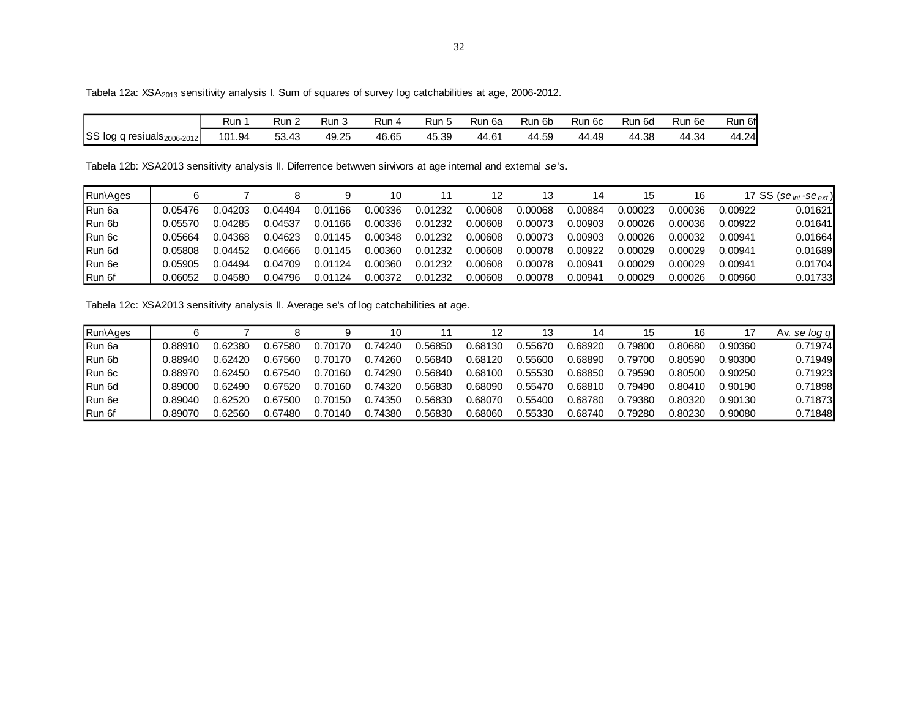Tabela 12a: $XSA_{2013}$ sensitivity analysis I. Sum of squares of survey log catchabilities at age, 2006-2012.

| | Run 1 | Run 2 | Run 3 | Run 4 | Run 5 | Run 6a | Run 6b | Run 6c | Run 6d | Run 6e | Run 6f |
|---|---|---|---|---|---|---|---|---|---|---|---|
| SS log q resiuals$_{2006\text{-}2012}$ | 101.94 | 53.43 | 49.25 | 46.65 | 45.39 | 44.61 | 44.59 | 44.49 | 44.38 | 44.34 | 44.24 |

Tabela 12b: XSA2013 sensitivity analysis II. Diferrence betwwen sirvivors at age internal and external *se*'s.

| Run\Ages | 6 | 7 | 8 | 9 | 10 | 11 | 12 | 13 | 14 | 15 | 16 | 17 | SS ($se_{int}$-$se_{ext}$) |
|---|---|---|---|---|---|---|---|---|---|---|---|---|---|
| Run 6a | 0.05476 | 0.04203 | 0.04494 | 0.01166 | 0.00336 | 0.01232 | 0.00608 | 0.00068 | 0.00884 | 0.00023 | 0.00036 | 0.00922 | 0.01621 |
| Run 6b | 0.05570 | 0.04285 | 0.04537 | 0.01166 | 0.00336 | 0.01232 | 0.00608 | 0.00073 | 0.00903 | 0.00026 | 0.00036 | 0.00922 | 0.01641 |
| Run 6c | 0.05664 | 0.04368 | 0.04623 | 0.01145 | 0.00348 | 0.01232 | 0.00608 | 0.00073 | 0.00903 | 0.00026 | 0.00032 | 0.00941 | 0.01664 |
| Run 6d | 0.05808 | 0.04452 | 0.04666 | 0.01145 | 0.00360 | 0.01232 | 0.00608 | 0.00078 | 0.00922 | 0.00029 | 0.00029 | 0.00941 | 0.01689 |
| Run 6e | 0.05905 | 0.04494 | 0.04709 | 0.01124 | 0.00360 | 0.01232 | 0.00608 | 0.00078 | 0.00941 | 0.00029 | 0.00029 | 0.00941 | 0.01704 |
| Run 6f | 0.06052 | 0.04580 | 0.04796 | 0.01124 | 0.00372 | 0.01232 | 0.00608 | 0.00078 | 0.00941 | 0.00029 | 0.00026 | 0.00960 | 0.01733 |

Tabela 12c: XSA2013 sensitivity analysis II. Average se's of log catchabilities at age.

| Run\Ages | 6 | 7 | 8 | 9 | 10 | 11 | 12 | 13 | 14 | 15 | 16 | 17 | Av. *se log q* |
|---|---|---|---|---|---|---|---|---|---|---|---|---|---|
| Run 6a | 0.88910 | 0.62380 | 0.67580 | 0.70170 | 0.74240 | 0.56850 | 0.68130 | 0.55670 | 0.68920 | 0.79800 | 0.80680 | 0.90360 | 0.71974 |
| Run 6b | 0.88940 | 0.62420 | 0.67560 | 0.70170 | 0.74260 | 0.56840 | 0.68120 | 0.55600 | 0.68890 | 0.79700 | 0.80590 | 0.90300 | 0.71949 |
| Run 6c | 0.88970 | 0.62450 | 0.67540 | 0.70160 | 0.74290 | 0.56840 | 0.68100 | 0.55530 | 0.68850 | 0.79590 | 0.80500 | 0.90250 | 0.71923 |
| Run 6d | 0.89000 | 0.62490 | 0.67520 | 0.70160 | 0.74320 | 0.56830 | 0.68090 | 0.55470 | 0.68810 | 0.79490 | 0.80410 | 0.90190 | 0.71898 |
| Run 6e | 0.89040 | 0.62520 | 0.67500 | 0.70150 | 0.74350 | 0.56830 | 0.68070 | 0.55400 | 0.68780 | 0.79380 | 0.80320 | 0.90130 | 0.71873 |
| Run 6f | 0.89070 | 0.62560 | 0.67480 | 0.70140 | 0.74380 | 0.56830 | 0.68060 | 0.55330 | 0.68740 | 0.79280 | 0.80230 | 0.90080 | 0.71848 |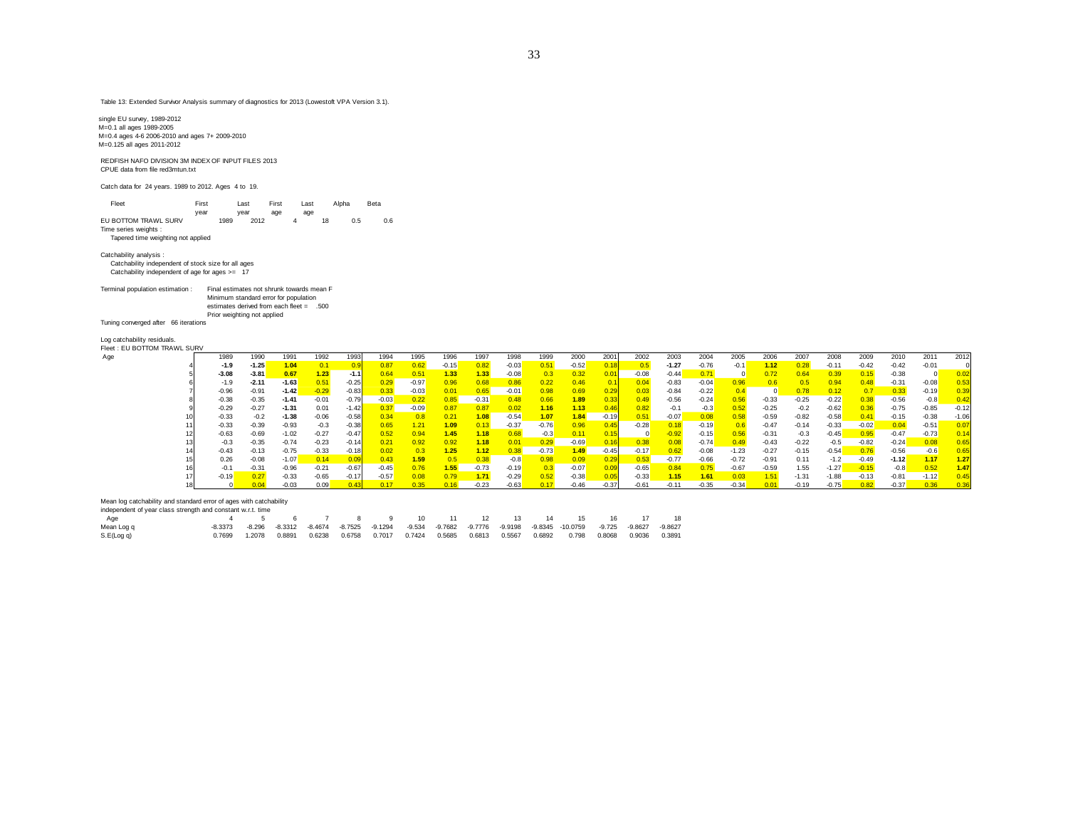Table 13: Extended Survivor Analysis summary of diagnostics for 2013 (Lowestoft VPA Version 3.1).

single EU survey, 1989-2012
M=0.1 all ages 1989-2005
M=0.4 ages 4-6 2006-2010 and ages 7+ 2009-2010
M=0.125 all ages 2011-2012

REDFISH NAFO DIVISION 3M INDEX OF INPUT FILES 2013
CPUE data from file red3mtun.txt

Catch data for 24 years. 1989 to 2012. Ages 4 to 19.

| Fleet | First year | Last year | First age | Last age | Alpha | Beta |
|---|---|---|---|---|---|---|
| EU BOTTOM TRAWL SURV | 1989 | 2012 | 4 | 18 | 0.5 | 0.6 |

Time series weights :
Tapered time weighting not applied

Catchability analysis :
Catchability independent of stock size for all ages
Catchability independent of age for ages >= 17

Terminal population estimation : Final estimates not shrunk towards mean F
Minimum standard error for population estimates derived from each fleet = .500
Prior weighting not applied

Tuning converged after 66 iterations

Log catchability residuals.
Fleet : EU BOTTOM TRAWL SURV

| Age | 1989 | 1990 | 1991 | 1992 | 1993 | 1994 | 1995 | 1996 | 1997 | 1998 | 1999 | 2000 | 2001 | 2002 | 2003 | 2004 | 2005 | 2006 | 2007 | 2008 | 2009 | 2010 | 2011 | 2012 |
|---|---|---|---|---|---|---|---|---|---|---|---|---|---|---|---|---|---|---|---|---|---|---|---|---|
| 4 | **-1.9** | **-1.25** | **1.04** | 0.1 | 0.9 | 0.87 | 0.62 | -0.15 | 0.82 | -0.03 | 0.51 | -0.52 | 0.18 | 0.5 | **-1.27** | -0.76 | -0.1 | **1.12** | 0.28 | -0.11 | -0.42 | -0.42 | -0.01 | 0 |
| 5 | **-3.08** | **-3.81** | 0.67 | **1.23** | **-1.1** | 0.64 | 0.51 | **1.33** | **1.33** | -0.08 | 0.3 | 0.32 | 0.01 | -0.08 | -0.44 | 0.71 | 0 | 0.72 | 0.64 | 0.39 | 0.15 | -0.38 | 0 | 0.02 |
| 6 | -1.9 | **-2.11** | **-1.63** | 0.51 | -0.25 | 0.29 | -0.97 | 0.96 | 0.68 | 0.86 | 0.22 | 0.46 | 0.1 | 0.04 | -0.83 | -0.04 | 0.96 | 0.6 | 0.5 | 0.94 | 0.48 | -0.31 | -0.08 | 0.53 |
| 7 | -0.96 | -0.91 | **-1.42** | -0.29 | -0.83 | 0.33 | -0.03 | 0.01 | 0.65 | -0.01 | 0.98 | 0.69 | 0.29 | 0.03 | -0.84 | -0.22 | 0.4 | 0 | 0.78 | 0.12 | 0.7 | 0.33 | -0.19 | 0.39 |
| 8 | -0.38 | -0.35 | **-1.41** | -0.01 | -0.79 | -0.03 | 0.22 | 0.85 | -0.31 | 0.48 | 0.66 | **1.89** | 0.33 | 0.49 | -0.56 | -0.24 | 0.56 | -0.33 | -0.25 | -0.22 | 0.38 | -0.56 | -0.8 | 0.42 |
| 9 | -0.29 | -0.27 | **-1.31** | 0.01 | -1.42 | 0.37 | -0.09 | 0.87 | 0.87 | 0.02 | **1.16** | **1.13** | 0.46 | 0.82 | -0.1 | -0.3 | 0.52 | -0.25 | -0.2 | -0.62 | 0.36 | -0.75 | -0.85 | -0.12 |
| 10 | -0.33 | -0.2 | **-1.38** | -0.06 | -0.58 | 0.34 | 0.8 | 0.21 | **1.08** | -0.54 | **1.07** | **1.84** | -0.19 | 0.51 | -0.07 | 0.08 | 0.58 | -0.59 | -0.82 | -0.58 | 0.41 | -0.15 | -0.38 | -1.06 |
| 11 | -0.33 | -0.39 | -0.93 | -0.3 | -0.38 | 0.65 | 1.21 | **1.09** | 0.13 | -0.37 | -0.76 | 0.96 | 0.45 | -0.28 | 0.18 | -0.19 | 0.6 | -0.47 | -0.14 | -0.33 | -0.02 | 0.04 | -0.51 | 0.07 |
| 12 | -0.63 | -0.69 | -1.02 | -0.27 | -0.47 | 0.52 | 0.94 | **1.45** | **1.18** | 0.68 | -0.3 | 0.11 | 0.15 | 0 | -0.92 | -0.15 | 0.56 | -0.31 | -0.3 | -0.45 | 0.95 | -0.47 | -0.73 | 0.14 |
| 13 | -0.3 | -0.35 | -0.74 | -0.23 | -0.14 | 0.21 | 0.92 | 0.92 | **1.18** | 0.01 | 0.29 | -0.69 | 0.16 | 0.38 | 0.08 | -0.74 | 0.49 | -0.43 | -0.22 | -0.5 | -0.82 | -0.24 | 0.08 | 0.65 |
| 14 | -0.43 | -0.13 | -0.75 | -0.33 | -0.18 | 0.02 | 0.3 | **1.25** | **1.12** | 0.38 | -0.73 | **1.49** | -0.45 | -0.17 | 0.62 | -0.08 | -1.23 | -0.27 | -0.15 | -0.54 | 0.76 | -0.56 | -0.6 | 0.65 |
| 15 | 0.26 | -0.08 | -1.07 | 0.14 | 0.09 | 0.43 | **1.59** | 0.5 | 0.38 | -0.8 | 0.98 | 0.09 | 0.29 | 0.53 | -0.77 | -0.66 | -0.72 | -0.91 | 0.11 | -1.2 | -0.49 | **-1.12** | **1.17** | **1.27** |
| 16 | -0.1 | -0.31 | -0.96 | -0.21 | -0.67 | -0.45 | 0.76 | **1.55** | -0.73 | -0.19 | 0.3 | -0.07 | 0.09 | -0.65 | 0.84 | 0.75 | -0.67 | -0.59 | 1.55 | -1.27 | -0.15 | -0.8 | 0.52 | **1.47** |
| 17 | -0.19 | 0.27 | -0.33 | -0.65 | -0.17 | -0.57 | 0.08 | 0.79 | **1.71** | -0.29 | 0.52 | -0.38 | 0.05 | -0.33 | **1.15** | **1.61** | 0.03 | 1.51 | -1.31 | -1.88 | -0.13 | -0.81 | -1.12 | 0.45 |
| 18 | 0 | 0.04 | -0.03 | 0.09 | 0.43 | 0.17 | 0.35 | 0.16 | -0.23 | -0.63 | 0.17 | -0.46 | -0.37 | -0.61 | -0.11 | -0.35 | -0.34 | 0.01 | -0.19 | -0.75 | 0.82 | -0.37 | 0.36 | 0.36 |

Mean log catchability and standard error of ages with catchability independent of year class strength and constant w.r.t. time

| Age | 4 | 5 | 6 | 7 | 8 | 9 | 10 | 11 | 12 | 13 | 14 | 15 | 16 | 17 | 18 |
|---|---|---|---|---|---|---|---|---|---|---|---|---|---|---|---|
| Mean Log q | -8.3373 | -8.296 | -8.3312 | -8.4674 | -8.7525 | -9.1294 | -9.534 | -9.7682 | -9.7776 | -9.9198 | -9.8345 | -10.0759 | -9.725 | -9.8627 | -9.8627 |
| S.E(Log q) | 0.7699 | 1.2078 | 0.8891 | 0.6238 | 0.6758 | 0.7017 | 0.7424 | 0.5685 | 0.6813 | 0.5567 | 0.6892 | 0.798 | 0.8068 | 0.9036 | 0.3891 |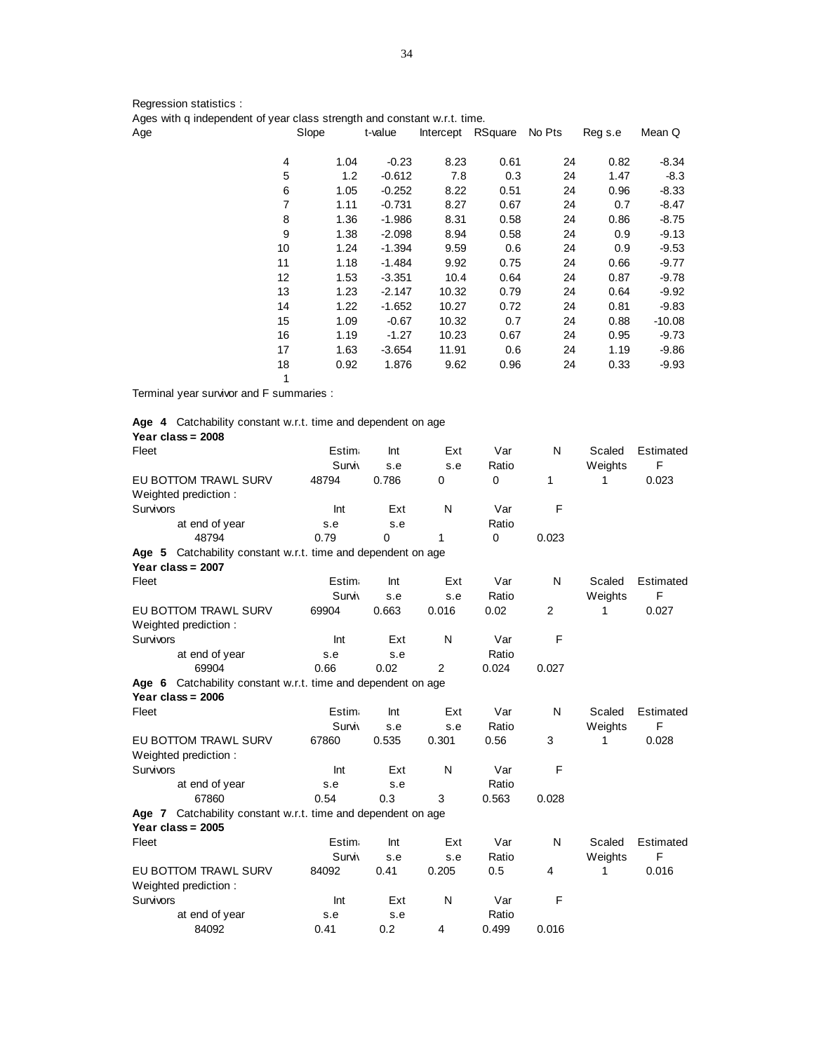Regression statistics :

Ages with q independent of year class strength and constant w.r.t. time.

| Age | Slope | t-value | Intercept | RSquare | No Pts | Reg s.e | Mean Q |
|---|---|---|---|---|---|---|---|
| 4 | 1.04 | -0.23 | 8.23 | 0.61 | 24 | 0.82 | -8.34 |
| 5 | 1.2 | -0.612 | 7.8 | 0.3 | 24 | 1.47 | -8.3 |
| 6 | 1.05 | -0.252 | 8.22 | 0.51 | 24 | 0.96 | -8.33 |
| 7 | 1.11 | -0.731 | 8.27 | 0.67 | 24 | 0.7 | -8.47 |
| 8 | 1.36 | -1.986 | 8.31 | 0.58 | 24 | 0.86 | -8.75 |
| 9 | 1.38 | -2.098 | 8.94 | 0.58 | 24 | 0.9 | -9.13 |
| 10 | 1.24 | -1.394 | 9.59 | 0.6 | 24 | 0.9 | -9.53 |
| 11 | 1.18 | -1.484 | 9.92 | 0.75 | 24 | 0.66 | -9.77 |
| 12 | 1.53 | -3.351 | 10.4 | 0.64 | 24 | 0.87 | -9.78 |
| 13 | 1.23 | -2.147 | 10.32 | 0.79 | 24 | 0.64 | -9.92 |
| 14 | 1.22 | -1.652 | 10.27 | 0.72 | 24 | 0.81 | -9.83 |
| 15 | 1.09 | -0.67 | 10.32 | 0.7 | 24 | 0.88 | -10.08 |
| 16 | 1.19 | -1.27 | 10.23 | 0.67 | 24 | 0.95 | -9.73 |
| 17 | 1.63 | -3.654 | 11.91 | 0.6 | 24 | 1.19 | -9.86 |
| 18 | 0.92 | 1.876 | 9.62 | 0.96 | 24 | 0.33 | -9.93 |
| 1 | | | | | | | |

Terminal year survivor and F summaries :

**Age 4** Catchability constant w.r.t. time and dependent on age

**Year class = 2008**

| Fleet | Estim Surviv | Int s.e | Ext s.e | Var Ratio | N | Scaled Weights | Estimated F |
|---|---|---|---|---|---|---|---|
| EU BOTTOM TRAWL SURV | 48794 | 0.786 | 0 | 0 | 1 | 1 | 0.023 |

Weighted prediction :

| Survivors at end of year | Int s.e | Ext s.e | N | Var Ratio | F |
|---|---|---|---|---|---|
| 48794 | 0.79 | 0 | 1 | 0 | 0.023 |

**Age 5** Catchability constant w.r.t. time and dependent on age

**Year class = 2007**

| Fleet | Estim Surviv | Int s.e | Ext s.e | Var Ratio | N | Scaled Weights | Estimated F |
|---|---|---|---|---|---|---|---|
| EU BOTTOM TRAWL SURV | 69904 | 0.663 | 0.016 | 0.02 | 2 | 1 | 0.027 |

Weighted prediction :

| Survivors at end of year | Int s.e | Ext s.e | N | Var Ratio | F |
|---|---|---|---|---|---|
| 69904 | 0.66 | 0.02 | 2 | 0.024 | 0.027 |

**Age 6** Catchability constant w.r.t. time and dependent on age

**Year class = 2006**

| Fleet | Estim Surviv | Int s.e | Ext s.e | Var Ratio | N | Scaled Weights | Estimated F |
|---|---|---|---|---|---|---|---|
| EU BOTTOM TRAWL SURV | 67860 | 0.535 | 0.301 | 0.56 | 3 | 1 | 0.028 |

Weighted prediction :

| Survivors at end of year | Int s.e | Ext s.e | N | Var Ratio | F |
|---|---|---|---|---|---|
| 67860 | 0.54 | 0.3 | 3 | 0.563 | 0.028 |

**Age 7** Catchability constant w.r.t. time and dependent on age

**Year class = 2005**

| Fleet | Estim Surviv | Int s.e | Ext s.e | Var Ratio | N | Scaled Weights | Estimated F |
|---|---|---|---|---|---|---|---|
| EU BOTTOM TRAWL SURV | 84092 | 0.41 | 0.205 | 0.5 | 4 | 1 | 0.016 |

Weighted prediction :

| Survivors at end of year | Int s.e | Ext s.e | N | Var Ratio | F |
|---|---|---|---|---|---|
| 84092 | 0.41 | 0.2 | 4 | 0.499 | 0.016 |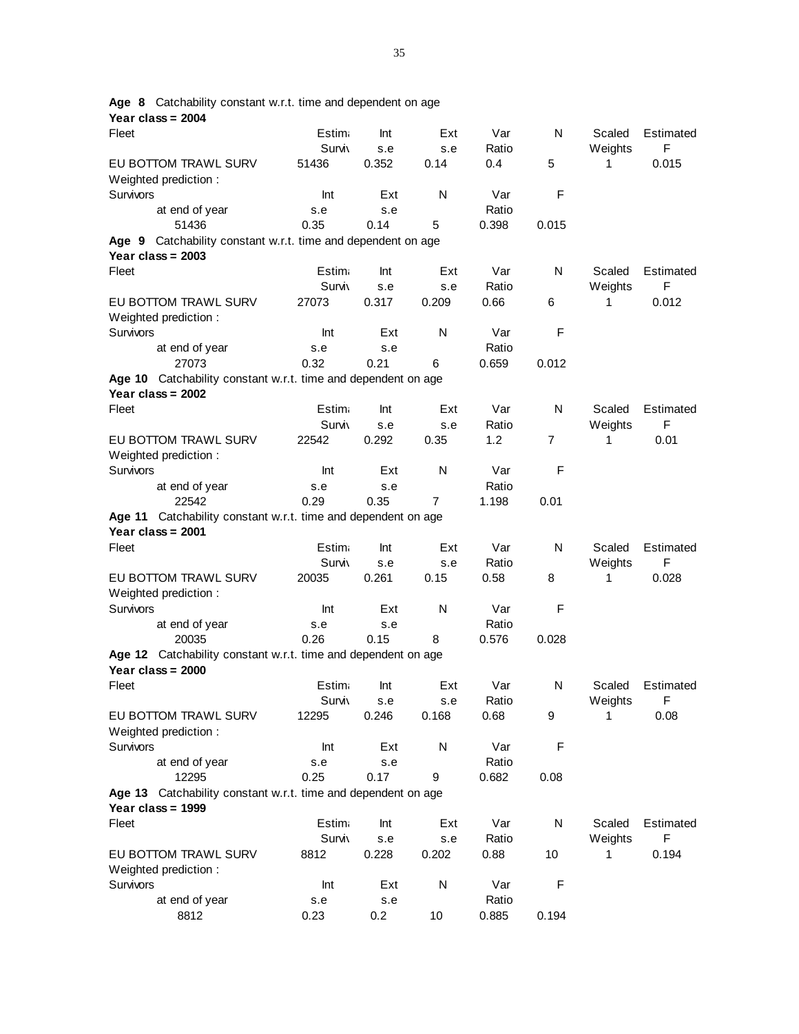**Age 8** Catchability constant w.r.t. time and dependent on age
**Year class = 2004**

| Fleet | Estima Surviv | Int s.e | Ext s.e | Var Ratio | N | Scaled Weights | Estimated F |
|---|---|---|---|---|---|---|---|
| EU BOTTOM TRAWL SURV | 51436 | 0.352 | 0.14 | 0.4 | 5 | 1 | 0.015 |

Weighted prediction :

| Survivors at end of year | Int s.e | Ext s.e | N | Var Ratio | F |
|---|---|---|---|---|---|
| 51436 | 0.35 | 0.14 | 5 | 0.398 | 0.015 |

**Age 9** Catchability constant w.r.t. time and dependent on age
**Year class = 2003**

| Fleet | Estima Surviv | Int s.e | Ext s.e | Var Ratio | N | Scaled Weights | Estimated F |
|---|---|---|---|---|---|---|---|
| EU BOTTOM TRAWL SURV | 27073 | 0.317 | 0.209 | 0.66 | 6 | 1 | 0.012 |

Weighted prediction :

| Survivors at end of year | Int s.e | Ext s.e | N | Var Ratio | F |
|---|---|---|---|---|---|
| 27073 | 0.32 | 0.21 | 6 | 0.659 | 0.012 |

**Age 10** Catchability constant w.r.t. time and dependent on age
**Year class = 2002**

| Fleet | Estima Surviv | Int s.e | Ext s.e | Var Ratio | N | Scaled Weights | Estimated F |
|---|---|---|---|---|---|---|---|
| EU BOTTOM TRAWL SURV | 22542 | 0.292 | 0.35 | 1.2 | 7 | 1 | 0.01 |

Weighted prediction :

| Survivors at end of year | Int s.e | Ext s.e | N | Var Ratio | F |
|---|---|---|---|---|---|
| 22542 | 0.29 | 0.35 | 7 | 1.198 | 0.01 |

**Age 11** Catchability constant w.r.t. time and dependent on age
**Year class = 2001**

| Fleet | Estima Surviv | Int s.e | Ext s.e | Var Ratio | N | Scaled Weights | Estimated F |
|---|---|---|---|---|---|---|---|
| EU BOTTOM TRAWL SURV | 20035 | 0.261 | 0.15 | 0.58 | 8 | 1 | 0.028 |

Weighted prediction :

| Survivors at end of year | Int s.e | Ext s.e | N | Var Ratio | F |
|---|---|---|---|---|---|
| 20035 | 0.26 | 0.15 | 8 | 0.576 | 0.028 |

**Age 12** Catchability constant w.r.t. time and dependent on age
**Year class = 2000**

| Fleet | Estima Surviv | Int s.e | Ext s.e | Var Ratio | N | Scaled Weights | Estimated F |
|---|---|---|---|---|---|---|---|
| EU BOTTOM TRAWL SURV | 12295 | 0.246 | 0.168 | 0.68 | 9 | 1 | 0.08 |

Weighted prediction :

| Survivors at end of year | Int s.e | Ext s.e | N | Var Ratio | F |
|---|---|---|---|---|---|
| 12295 | 0.25 | 0.17 | 9 | 0.682 | 0.08 |

**Age 13** Catchability constant w.r.t. time and dependent on age
**Year class = 1999**

| Fleet | Estima Surviv | Int s.e | Ext s.e | Var Ratio | N | Scaled Weights | Estimated F |
|---|---|---|---|---|---|---|---|
| EU BOTTOM TRAWL SURV | 8812 | 0.228 | 0.202 | 0.88 | 10 | 1 | 0.194 |

Weighted prediction :

| Survivors at end of year | Int s.e | Ext s.e | N | Var Ratio | F |
|---|---|---|---|---|---|
| 8812 | 0.23 | 0.2 | 10 | 0.885 | 0.194 |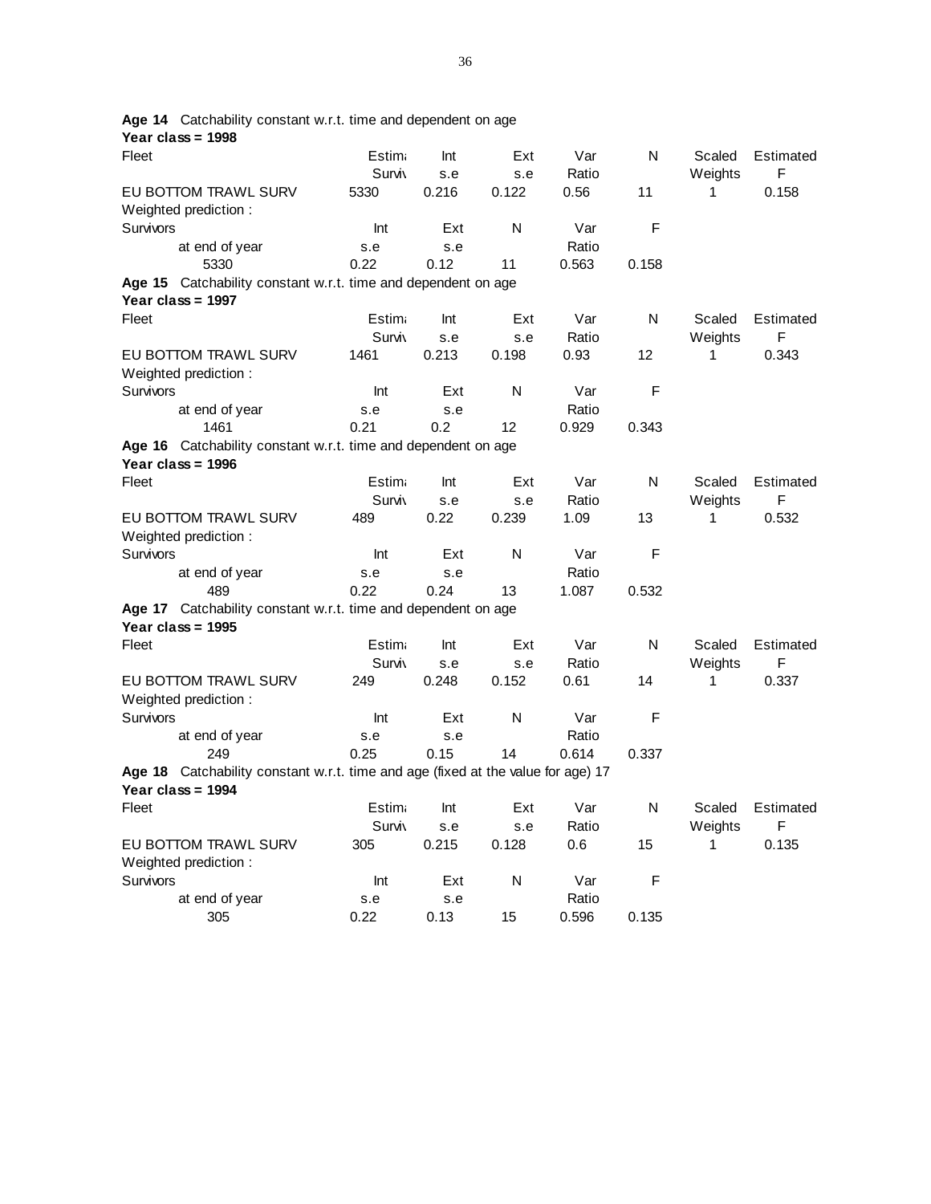**Age 14** Catchability constant w.r.t. time and dependent on age
**Year class = 1998**

| Fleet | Estim. Surviv | Int s.e | Ext s.e | Var Ratio | N | Scaled Weights | Estimated F |
|---|---|---|---|---|---|---|---|
| EU BOTTOM TRAWL SURV | 5330 | 0.216 | 0.122 | 0.56 | 11 | 1 | 0.158 |

Weighted prediction :

| Survivors at end of year | Int s.e | Ext s.e | N | Var Ratio | F |
|---|---|---|---|---|---|
| 5330 | 0.22 | 0.12 | 11 | 0.563 | 0.158 |

**Age 15** Catchability constant w.r.t. time and dependent on age
**Year class = 1997**

| Fleet | Estim. Surviv | Int s.e | Ext s.e | Var Ratio | N | Scaled Weights | Estimated F |
|---|---|---|---|---|---|---|---|
| EU BOTTOM TRAWL SURV | 1461 | 0.213 | 0.198 | 0.93 | 12 | 1 | 0.343 |

Weighted prediction :

| Survivors at end of year | Int s.e | Ext s.e | N | Var Ratio | F |
|---|---|---|---|---|---|
| 1461 | 0.21 | 0.2 | 12 | 0.929 | 0.343 |

**Age 16** Catchability constant w.r.t. time and dependent on age
**Year class = 1996**

| Fleet | Estim. Surviv | Int s.e | Ext s.e | Var Ratio | N | Scaled Weights | Estimated F |
|---|---|---|---|---|---|---|---|
| EU BOTTOM TRAWL SURV | 489 | 0.22 | 0.239 | 1.09 | 13 | 1 | 0.532 |

Weighted prediction :

| Survivors at end of year | Int s.e | Ext s.e | N | Var Ratio | F |
|---|---|---|---|---|---|
| 489 | 0.22 | 0.24 | 13 | 1.087 | 0.532 |

**Age 17** Catchability constant w.r.t. time and dependent on age
**Year class = 1995**

| Fleet | Estim. Surviv | Int s.e | Ext s.e | Var Ratio | N | Scaled Weights | Estimated F |
|---|---|---|---|---|---|---|---|
| EU BOTTOM TRAWL SURV | 249 | 0.248 | 0.152 | 0.61 | 14 | 1 | 0.337 |

Weighted prediction :

| Survivors at end of year | Int s.e | Ext s.e | N | Var Ratio | F |
|---|---|---|---|---|---|
| 249 | 0.25 | 0.15 | 14 | 0.614 | 0.337 |

**Age 18** Catchability constant w.r.t. time and age (fixed at the value for age) 17
**Year class = 1994**

| Fleet | Estim. Surviv | Int s.e | Ext s.e | Var Ratio | N | Scaled Weights | Estimated F |
|---|---|---|---|---|---|---|---|
| EU BOTTOM TRAWL SURV | 305 | 0.215 | 0.128 | 0.6 | 15 | 1 | 0.135 |

Weighted prediction :

| Survivors at end of year | Int s.e | Ext s.e | N | Var Ratio | F |
|---|---|---|---|---|---|
| 305 | 0.22 | 0.13 | 15 | 0.596 | 0.135 |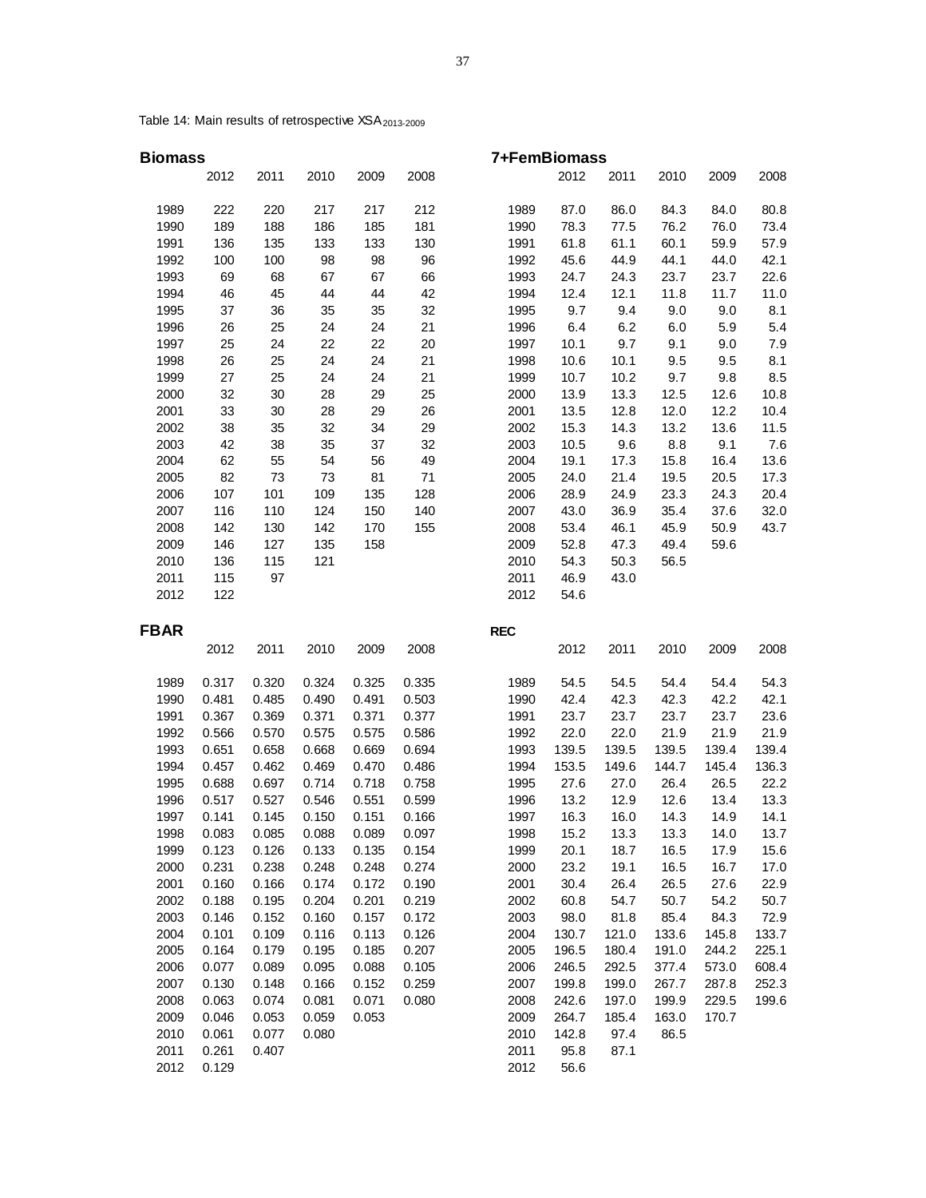Table 14: Main results of retrospective XSA$_{2013\text{-}2009}$

**Biomass**

| | 2012 | 2011 | 2010 | 2009 | 2008 |
|---|---|---|---|---|---|
| 1989 | 222 | 220 | 217 | 217 | 212 |
| 1990 | 189 | 188 | 186 | 185 | 181 |
| 1991 | 136 | 135 | 133 | 133 | 130 |
| 1992 | 100 | 100 | 98 | 98 | 96 |
| 1993 | 69 | 68 | 67 | 67 | 66 |
| 1994 | 46 | 45 | 44 | 44 | 42 |
| 1995 | 37 | 36 | 35 | 35 | 32 |
| 1996 | 26 | 25 | 24 | 24 | 21 |
| 1997 | 25 | 24 | 22 | 22 | 20 |
| 1998 | 26 | 25 | 24 | 24 | 21 |
| 1999 | 27 | 25 | 24 | 24 | 21 |
| 2000 | 32 | 30 | 28 | 29 | 25 |
| 2001 | 33 | 30 | 28 | 29 | 26 |
| 2002 | 38 | 35 | 32 | 34 | 29 |
| 2003 | 42 | 38 | 35 | 37 | 32 |
| 2004 | 62 | 55 | 54 | 56 | 49 |
| 2005 | 82 | 73 | 73 | 81 | 71 |
| 2006 | 107 | 101 | 109 | 135 | 128 |
| 2007 | 116 | 110 | 124 | 150 | 140 |
| 2008 | 142 | 130 | 142 | 170 | 155 |
| 2009 | 146 | 127 | 135 | 158 | |
| 2010 | 136 | 115 | 121 | | |
| 2011 | 115 | 97 | | | |
| 2012 | 122 | | | | |

**7+FemBiomass**

| | 2012 | 2011 | 2010 | 2009 | 2008 |
|---|---|---|---|---|---|
| 1989 | 87.0 | 86.0 | 84.3 | 84.0 | 80.8 |
| 1990 | 78.3 | 77.5 | 76.2 | 76.0 | 73.4 |
| 1991 | 61.8 | 61.1 | 60.1 | 59.9 | 57.9 |
| 1992 | 45.6 | 44.9 | 44.1 | 44.0 | 42.1 |
| 1993 | 24.7 | 24.3 | 23.7 | 23.7 | 22.6 |
| 1994 | 12.4 | 12.1 | 11.8 | 11.7 | 11.0 |
| 1995 | 9.7 | 9.4 | 9.0 | 9.0 | 8.1 |
| 1996 | 6.4 | 6.2 | 6.0 | 5.9 | 5.4 |
| 1997 | 10.1 | 9.7 | 9.1 | 9.0 | 7.9 |
| 1998 | 10.6 | 10.1 | 9.5 | 9.5 | 8.1 |
| 1999 | 10.7 | 10.2 | 9.7 | 9.8 | 8.5 |
| 2000 | 13.9 | 13.3 | 12.5 | 12.6 | 10.8 |
| 2001 | 13.5 | 12.8 | 12.0 | 12.2 | 10.4 |
| 2002 | 15.3 | 14.3 | 13.2 | 13.6 | 11.5 |
| 2003 | 10.5 | 9.6 | 8.8 | 9.1 | 7.6 |
| 2004 | 19.1 | 17.3 | 15.8 | 16.4 | 13.6 |
| 2005 | 24.0 | 21.4 | 19.5 | 20.5 | 17.3 |
| 2006 | 28.9 | 24.9 | 23.3 | 24.3 | 20.4 |
| 2007 | 43.0 | 36.9 | 35.4 | 37.6 | 32.0 |
| 2008 | 53.4 | 46.1 | 45.9 | 50.9 | 43.7 |
| 2009 | 52.8 | 47.3 | 49.4 | 59.6 | |
| 2010 | 54.3 | 50.3 | 56.5 | | |
| 2011 | 46.9 | 43.0 | | | |
| 2012 | 54.6 | | | | |

**FBAR**

| | 2012 | 2011 | 2010 | 2009 | 2008 |
|---|---|---|---|---|---|
| 1989 | 0.317 | 0.320 | 0.324 | 0.325 | 0.335 |
| 1990 | 0.481 | 0.485 | 0.490 | 0.491 | 0.503 |
| 1991 | 0.367 | 0.369 | 0.371 | 0.371 | 0.377 |
| 1992 | 0.566 | 0.570 | 0.575 | 0.575 | 0.586 |
| 1993 | 0.651 | 0.658 | 0.668 | 0.669 | 0.694 |
| 1994 | 0.457 | 0.462 | 0.469 | 0.470 | 0.486 |
| 1995 | 0.688 | 0.697 | 0.714 | 0.718 | 0.758 |
| 1996 | 0.517 | 0.527 | 0.546 | 0.551 | 0.599 |
| 1997 | 0.141 | 0.145 | 0.150 | 0.151 | 0.166 |
| 1998 | 0.083 | 0.085 | 0.088 | 0.089 | 0.097 |
| 1999 | 0.123 | 0.126 | 0.133 | 0.135 | 0.154 |
| 2000 | 0.231 | 0.238 | 0.248 | 0.248 | 0.274 |
| 2001 | 0.160 | 0.166 | 0.174 | 0.172 | 0.190 |
| 2002 | 0.188 | 0.195 | 0.204 | 0.201 | 0.219 |
| 2003 | 0.146 | 0.152 | 0.160 | 0.157 | 0.172 |
| 2004 | 0.101 | 0.109 | 0.116 | 0.113 | 0.126 |
| 2005 | 0.164 | 0.179 | 0.195 | 0.185 | 0.207 |
| 2006 | 0.077 | 0.089 | 0.095 | 0.088 | 0.105 |
| 2007 | 0.130 | 0.148 | 0.166 | 0.152 | 0.259 |
| 2008 | 0.063 | 0.074 | 0.081 | 0.071 | 0.080 |
| 2009 | 0.046 | 0.053 | 0.059 | 0.053 | |
| 2010 | 0.061 | 0.077 | 0.080 | | |
| 2011 | 0.261 | 0.407 | | | |
| 2012 | 0.129 | | | | |

**REC**

| | 2012 | 2011 | 2010 | 2009 | 2008 |
|---|---|---|---|---|---|
| 1989 | 54.5 | 54.5 | 54.4 | 54.4 | 54.3 |
| 1990 | 42.4 | 42.3 | 42.3 | 42.2 | 42.1 |
| 1991 | 23.7 | 23.7 | 23.7 | 23.7 | 23.6 |
| 1992 | 22.0 | 22.0 | 21.9 | 21.9 | 21.9 |
| 1993 | 139.5 | 139.5 | 139.5 | 139.4 | 139.4 |
| 1994 | 153.5 | 149.6 | 144.7 | 145.4 | 136.3 |
| 1995 | 27.6 | 27.0 | 26.4 | 26.5 | 22.2 |
| 1996 | 13.2 | 12.9 | 12.6 | 13.4 | 13.3 |
| 1997 | 16.3 | 16.0 | 14.3 | 14.9 | 14.1 |
| 1998 | 15.2 | 13.3 | 13.3 | 14.0 | 13.7 |
| 1999 | 20.1 | 18.7 | 16.5 | 17.9 | 15.6 |
| 2000 | 23.2 | 19.1 | 16.5 | 16.7 | 17.0 |
| 2001 | 30.4 | 26.4 | 26.5 | 27.6 | 22.9 |
| 2002 | 60.8 | 54.7 | 50.7 | 54.2 | 50.7 |
| 2003 | 98.0 | 81.8 | 85.4 | 84.3 | 72.9 |
| 2004 | 130.7 | 121.0 | 133.6 | 145.8 | 133.7 |
| 2005 | 196.5 | 180.4 | 191.0 | 244.2 | 225.1 |
| 2006 | 246.5 | 292.5 | 377.4 | 573.0 | 608.4 |
| 2007 | 199.8 | 199.0 | 267.7 | 287.8 | 252.3 |
| 2008 | 242.6 | 197.0 | 199.9 | 229.5 | 199.6 |
| 2009 | 264.7 | 185.4 | 163.0 | 170.7 | |
| 2010 | 142.8 | 97.4 | 86.5 | | |
| 2011 | 95.8 | 87.1 | | | |
| 2012 | 56.6 | | | | |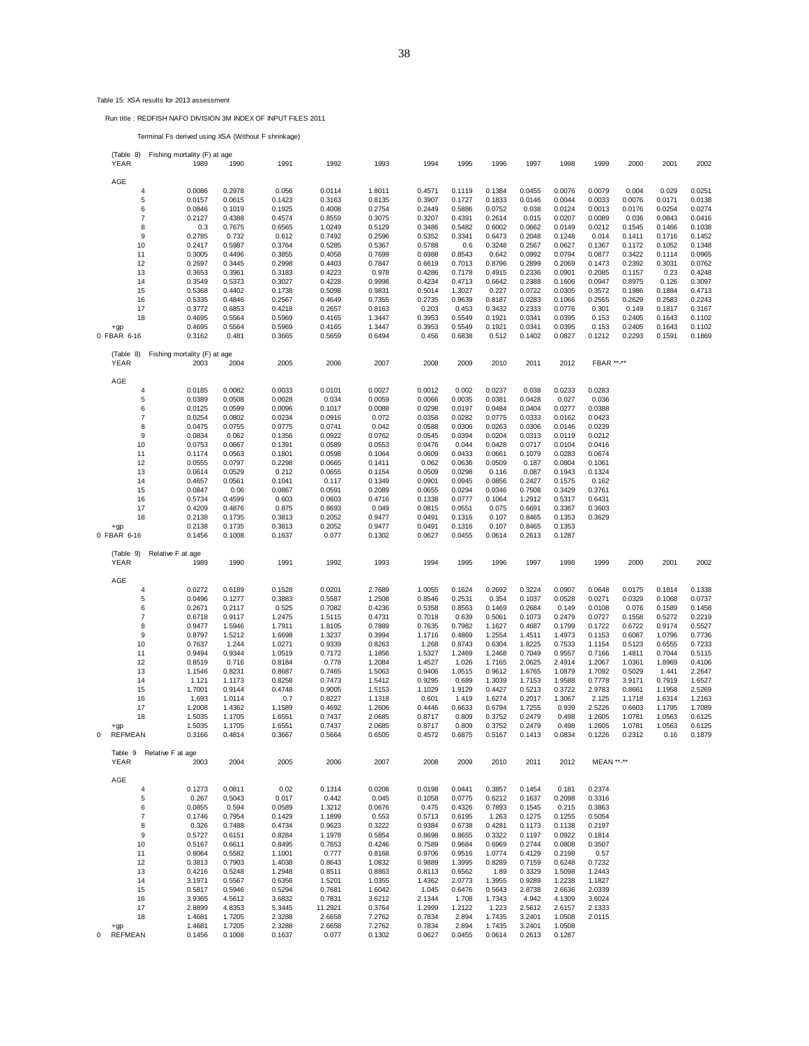Table 15: XSA results for 2013 assessment

Run title : REDFISH NAFO DIVISION 3M INDEX OF INPUT FILES 2011

Terminal Fs derived using XSA (Without F shrinkage)

(Table 8) Fishing mortality (F) at age

| YEAR | 1989 | 1990 | 1991 | 1992 | 1993 | 1994 | 1995 | 1996 | 1997 | 1998 | 1999 | 2000 | 2001 | 2002 |
|---|---|---|---|---|---|---|---|---|---|---|---|---|---|---|
| AGE | | | | | | | | | | | | | | |
| 4 | 0.0086 | 0.2978 | 0.056 | 0.0114 | 1.8011 | 0.4571 | 0.1119 | 0.1384 | 0.0455 | 0.0076 | 0.0079 | 0.004 | 0.029 | 0.0251 |
| 5 | 0.0157 | 0.0615 | 0.1423 | 0.3163 | 0.8135 | 0.3907 | 0.1727 | 0.1833 | 0.0146 | 0.0044 | 0.0033 | 0.0076 | 0.0171 | 0.0138 |
| 6 | 0.0846 | 0.1019 | 0.1925 | 0.4008 | 0.2754 | 0.2449 | 0.5886 | 0.0752 | 0.038 | 0.0124 | 0.0013 | 0.0176 | 0.0254 | 0.0274 |
| 7 | 0.2127 | 0.4388 | 0.4574 | 0.8559 | 0.3075 | 0.3207 | 0.4391 | 0.2614 | 0.015 | 0.0207 | 0.0089 | 0.036 | 0.0843 | 0.0416 |
| 8 | 0.3 | 0.7675 | 0.6565 | 1.0249 | 0.5129 | 0.3486 | 0.5482 | 0.6002 | 0.0662 | 0.0149 | 0.0212 | 0.1545 | 0.1466 | 0.1038 |
| 9 | 0.2785 | 0.732 | 0.612 | 0.7492 | 0.2596 | 0.5352 | 0.3341 | 0.6473 | 0.2048 | 0.1248 | 0.014 | 0.1411 | 0.1716 | 0.1452 |
| 10 | 0.2417 | 0.5987 | 0.3764 | 0.5285 | 0.5367 | 0.5788 | 0.6 | 0.3248 | 0.2567 | 0.0627 | 0.1367 | 0.1172 | 0.1052 | 0.1348 |
| 11 | 0.3005 | 0.4496 | 0.3855 | 0.4058 | 0.7699 | 0.6988 | 0.8543 | 0.642 | 0.0992 | 0.0794 | 0.0877 | 0.3422 | 0.1114 | 0.0965 |
| 12 | 0.2697 | 0.3445 | 0.2998 | 0.4403 | 0.7847 | 0.6619 | 0.7013 | 0.8796 | 0.2899 | 0.2069 | 0.1473 | 0.2392 | 0.3031 | 0.0762 |
| 13 | 0.3653 | 0.3961 | 0.3183 | 0.4223 | 0.978 | 0.4286 | 0.7178 | 0.4915 | 0.2336 | 0.0901 | 0.2085 | 0.1157 | 0.23 | 0.4248 |
| 14 | 0.3549 | 0.5373 | 0.3027 | 0.4228 | 0.9998 | 0.4234 | 0.4713 | 0.6642 | 0.2388 | 0.1606 | 0.0947 | 0.8975 | 0.126 | 0.3097 |
| 15 | 0.5368 | 0.4402 | 0.1738 | 0.5098 | 0.9831 | 0.5014 | 1.3027 | 0.227 | 0.0722 | 0.0305 | 0.3572 | 0.1986 | 0.1884 | 0.4713 |
| 16 | 0.5335 | 0.4846 | 0.2567 | 0.4649 | 0.7355 | 0.2735 | 0.9639 | 0.8187 | 0.0283 | 0.1066 | 0.2555 | 0.2629 | 0.2583 | 0.2243 |
| 17 | 0.3772 | 0.6853 | 0.4218 | 0.2657 | 0.8163 | 0.203 | 0.453 | 0.3432 | 0.2333 | 0.0776 | 0.301 | 0.149 | 0.1817 | 0.3167 |
| 18 | 0.4695 | 0.5564 | 0.5969 | 0.4165 | 1.3447 | 0.3953 | 0.5549 | 0.1921 | 0.0341 | 0.0395 | 0.153 | 0.2405 | 0.1643 | 0.1102 |
| +gp | 0.4695 | 0.5564 | 0.5969 | 0.4165 | 1.3447 | 0.3953 | 0.5549 | 0.1921 | 0.0341 | 0.0395 | 0.153 | 0.2405 | 0.1643 | 0.1102 |
| 0 FBAR 6-16 | 0.3162 | 0.481 | 0.3665 | 0.5659 | 0.6494 | 0.456 | 0.6838 | 0.512 | 0.1402 | 0.0827 | 0.1212 | 0.2293 | 0.1591 | 0.1869 |

(Table 8) Fishing mortality (F) at age

| YEAR | 2003 | 2004 | 2005 | 2006 | 2007 | 2008 | 2009 | 2010 | 2011 | 2012 | FBAR \*\*-\*\* |
|---|---|---|---|---|---|---|---|---|---|---|---|
| AGE | | | | | | | | | | | |
| 4 | 0.0185 | 0.0082 | 0.0033 | 0.0101 | 0.0027 | 0.0012 | 0.002 | 0.0237 | 0.038 | 0.0233 | 0.0283 |
| 5 | 0.0389 | 0.0508 | 0.0028 | 0.034 | 0.0059 | 0.0066 | 0.0035 | 0.0381 | 0.0428 | 0.027 | 0.036 |
| 6 | 0.0125 | 0.0599 | 0.0096 | 0.1017 | 0.0088 | 0.0298 | 0.0197 | 0.0484 | 0.0404 | 0.0277 | 0.0388 |
| 7 | 0.0254 | 0.0802 | 0.0234 | 0.0916 | 0.072 | 0.0358 | 0.0282 | 0.0775 | 0.0333 | 0.0162 | 0.0423 |
| 8 | 0.0475 | 0.0755 | 0.0775 | 0.0741 | 0.042 | 0.0588 | 0.0306 | 0.0263 | 0.0306 | 0.0146 | 0.0239 |
| 9 | 0.0834 | 0.062 | 0.1356 | 0.0922 | 0.0762 | 0.0545 | 0.0394 | 0.0204 | 0.0313 | 0.0119 | 0.0212 |
| 10 | 0.0753 | 0.0667 | 0.1391 | 0.0589 | 0.0553 | 0.0476 | 0.044 | 0.0428 | 0.0717 | 0.0104 | 0.0416 |
| 11 | 0.1174 | 0.0563 | 0.1801 | 0.0598 | 0.1064 | 0.0609 | 0.0433 | 0.0661 | 0.1079 | 0.0283 | 0.0674 |
| 12 | 0.0555 | 0.0797 | 0.2298 | 0.0665 | 0.1411 | 0.062 | 0.0636 | 0.0509 | 0.187 | 0.0804 | 0.1061 |
| 13 | 0.0614 | 0.0529 | 0.212 | 0.0655 | 0.1154 | 0.0509 | 0.0298 | 0.116 | 0.087 | 0.1943 | 0.1324 |
| 14 | 0.4657 | 0.0561 | 0.1041 | 0.117 | 0.1349 | 0.0901 | 0.0945 | 0.0856 | 0.2427 | 0.1575 | 0.162 |
| 15 | 0.0847 | 0.06 | 0.0867 | 0.0591 | 0.2089 | 0.0655 | 0.0294 | 0.0346 | 0.7508 | 0.3429 | 0.3761 |
| 16 | 0.5734 | 0.4599 | 0.603 | 0.0603 | 0.4716 | 0.1338 | 0.0777 | 0.1064 | 1.2912 | 0.5317 | 0.6431 |
| 17 | 0.4209 | 0.4876 | 0.875 | 0.8693 | 0.049 | 0.0815 | 0.0551 | 0.075 | 0.6691 | 0.3367 | 0.3603 |
| 18 | 0.2138 | 0.1735 | 0.3813 | 0.2052 | 0.9477 | 0.0491 | 0.1316 | 0.107 | 0.8465 | 0.1353 | 0.3629 |
| +gp | 0.2138 | 0.1735 | 0.3813 | 0.2052 | 0.9477 | 0.0491 | 0.1316 | 0.107 | 0.8465 | 0.1353 | |
| 0 FBAR 6-16 | 0.1456 | 0.1008 | 0.1637 | 0.077 | 0.1302 | 0.0627 | 0.0455 | 0.0614 | 0.2613 | 0.1287 | |

(Table 9) Relative F at age

| YEAR | 1989 | 1990 | 1991 | 1992 | 1993 | 1994 | 1995 | 1996 | 1997 | 1998 | 1999 | 2000 | 2001 | 2002 |
|---|---|---|---|---|---|---|---|---|---|---|---|---|---|---|
| AGE | | | | | | | | | | | | | | |
| 4 | 0.0272 | 0.6189 | 0.1528 | 0.0201 | 2.7689 | 1.0055 | 0.1624 | 0.2692 | 0.3224 | 0.0907 | 0.0648 | 0.0175 | 0.1814 | 0.1338 |
| 5 | 0.0496 | 0.1277 | 0.3883 | 0.5587 | 1.2508 | 0.8546 | 0.2531 | 0.354 | 0.1037 | 0.0528 | 0.0271 | 0.0329 | 0.1068 | 0.0737 |
| 6 | 0.2671 | 0.2117 | 0.525 | 0.7082 | 0.4236 | 0.5358 | 0.8563 | 0.1469 | 0.2684 | 0.149 | 0.0108 | 0.076 | 0.1589 | 0.1458 |
| 7 | 0.6718 | 0.9117 | 1.2475 | 1.5115 | 0.4731 | 0.7018 | 0.639 | 0.5061 | 0.1073 | 0.2479 | 0.0727 | 0.1558 | 0.5272 | 0.2219 |
| 8 | 0.9477 | 1.5946 | 1.7911 | 1.8105 | 0.7889 | 0.7635 | 0.7982 | 1.1627 | 0.4687 | 0.1799 | 0.1722 | 0.6722 | 0.9174 | 0.5527 |
| 9 | 0.8797 | 1.5212 | 1.6698 | 1.3237 | 0.3994 | 1.1716 | 0.4869 | 1.2554 | 1.4511 | 1.4973 | 0.1153 | 0.6087 | 1.0796 | 0.7736 |
| 10 | 0.7637 | 1.244 | 1.0271 | 0.9339 | 0.8263 | 1.268 | 0.8743 | 0.6304 | 1.8225 | 0.7533 | 1.1154 | 0.5123 | 0.6555 | 0.7233 |
| 11 | 0.9494 | 0.9344 | 1.0519 | 0.7172 | 1.1856 | 1.5327 | 1.2469 | 1.2468 | 0.7049 | 0.9557 | 0.7166 | 1.4811 | 0.7044 | 0.5115 |
| 12 | 0.8519 | 0.716 | 0.8184 | 0.778 | 1.2084 | 1.4527 | 1.026 | 1.7165 | 2.0625 | 2.4914 | 1.2067 | 1.0361 | 1.8969 | 0.4106 |
| 13 | 1.1546 | 0.8231 | 0.8687 | 0.7465 | 1.5063 | 0.9406 | 1.0515 | 0.9612 | 1.6765 | 1.0879 | 1.7092 | 0.5029 | 1.441 | 2.2647 |
| 14 | 1.121 | 1.1173 | 0.8258 | 0.7473 | 1.5412 | 0.9295 | 0.689 | 1.3039 | 1.7153 | 1.9588 | 0.7778 | 3.9171 | 0.7919 | 1.6527 |
| 15 | 1.7001 | 0.9144 | 0.4748 | 0.9005 | 1.5153 | 1.1029 | 1.9129 | 0.4427 | 0.5213 | 0.3722 | 2.9783 | 0.8661 | 1.1958 | 2.5269 |
| 16 | 1.693 | 1.0114 | 0.7 | 0.8227 | 1.1318 | 0.601 | 1.419 | 1.6274 | 0.2017 | 1.3067 | 2.125 | 1.1718 | 1.6314 | 1.2163 |
| 17 | 1.2008 | 1.4362 | 1.1589 | 0.4692 | 1.2606 | 0.4446 | 0.6633 | 0.6794 | 1.7255 | 0.939 | 2.5226 | 0.6603 | 1.1795 | 1.7089 |
| 18 | 1.5035 | 1.1705 | 1.6551 | 0.7437 | 2.0685 | 0.8717 | 0.809 | 0.3752 | 0.2479 | 0.498 | 1.2605 | 1.0781 | 1.0563 | 0.6125 |
| +gp | 1.5035 | 1.1705 | 1.6551 | 0.7437 | 2.0685 | 0.8717 | 0.809 | 0.3752 | 0.2479 | 0.498 | 1.2605 | 1.0781 | 1.0563 | 0.6125 |
| 0 REFMEAN | 0.3166 | 0.4814 | 0.3667 | 0.5664 | 0.6505 | 0.4572 | 0.6875 | 0.5167 | 0.1413 | 0.0834 | 0.1226 | 0.2312 | 0.16 | 0.1879 |

Table 9 Relative F at age

| YEAR | 2003 | 2004 | 2005 | 2006 | 2007 | 2008 | 2009 | 2010 | 2011 | 2012 | MEAN \*\*-\*\* |
|---|---|---|---|---|---|---|---|---|---|---|---|
| AGE | | | | | | | | | | | |
| 4 | 0.1273 | 0.0811 | 0.02 | 0.1314 | 0.0208 | 0.0198 | 0.0441 | 0.3857 | 0.1454 | 0.181 | 0.2374 |
| 5 | 0.267 | 0.5043 | 0.017 | 0.442 | 0.045 | 0.1058 | 0.0775 | 0.6212 | 0.1637 | 0.2098 | 0.3316 |
| 6 | 0.0855 | 0.594 | 0.0589 | 1.3212 | 0.0676 | 0.475 | 0.4326 | 0.7893 | 0.1545 | 0.215 | 0.3863 |
| 7 | 0.1746 | 0.7954 | 0.1429 | 1.1899 | 0.553 | 0.5713 | 0.6195 | 1.263 | 0.1275 | 0.1255 | 0.5054 |
| 8 | 0.326 | 0.7488 | 0.4734 | 0.9623 | 0.3222 | 0.9384 | 0.6738 | 0.4281 | 0.1173 | 0.1138 | 0.2197 |
| 9 | 0.5727 | 0.6151 | 0.8284 | 1.1978 | 0.5854 | 0.8698 | 0.8655 | 0.3322 | 0.1197 | 0.0922 | 0.1814 |
| 10 | 0.5167 | 0.6611 | 0.8495 | 0.7653 | 0.4246 | 0.7589 | 0.9684 | 0.6969 | 0.2744 | 0.0808 | 0.3507 |
| 11 | 0.8064 | 0.5582 | 1.1001 | 0.777 | 0.8168 | 0.9706 | 0.9516 | 1.0774 | 0.4129 | 0.2198 | 0.57 |
| 12 | 0.3813 | 0.7903 | 1.4038 | 0.8643 | 1.0832 | 0.9889 | 1.3995 | 0.8289 | 0.7159 | 0.6248 | 0.7232 |
| 13 | 0.4216 | 0.5248 | 1.2948 | 0.8511 | 0.8863 | 0.8113 | 0.6562 | 1.89 | 0.3329 | 1.5098 | 1.2443 |
| 14 | 3.1971 | 0.5567 | 0.6356 | 1.5201 | 1.0355 | 1.4362 | 2.0773 | 1.3955 | 0.9289 | 1.2238 | 1.1827 |
| 15 | 0.5817 | 0.5946 | 0.5294 | 0.7681 | 1.6042 | 1.045 | 0.6476 | 0.5643 | 2.8738 | 2.6636 | 2.0339 |
| 16 | 3.9365 | 4.5612 | 3.6832 | 0.7831 | 3.6212 | 2.1344 | 1.708 | 1.7343 | 4.942 | 4.1309 | 3.6024 |
| 17 | 2.8899 | 4.8353 | 5.3445 | 11.2921 | 0.3764 | 1.2999 | 1.2122 | 1.223 | 2.5612 | 2.6157 | 2.1333 |
| 18 | 1.4681 | 1.7205 | 2.3288 | 2.6658 | 7.2762 | 0.7834 | 2.894 | 1.7435 | 3.2401 | 1.0508 | 2.0115 |
| +gp | 1.4681 | 1.7205 | 2.3288 | 2.6658 | 7.2762 | 0.7834 | 2.894 | 1.7435 | 3.2401 | 1.0508 | |
| 0 REFMEAN | 0.1456 | 0.1008 | 0.1637 | 0.077 | 0.1302 | 0.0627 | 0.0455 | 0.0614 | 0.2613 | 0.1287 | |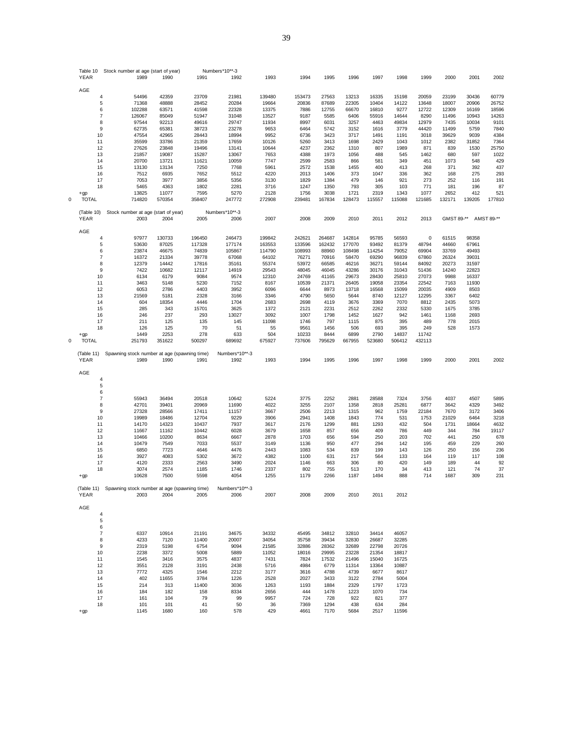Table 10 Stock number at age (start of year) Numbers*10**-3

| YEAR | 1989 | 1990 | 1991 | 1992 | 1993 | 1994 | 1995 | 1996 | 1997 | 1998 | 1999 | 2000 | 2001 | 2002 |
|---|---|---|---|---|---|---|---|---|---|---|---|---|---|---|
| AGE | | | | | | | | | | | | | | |
| 4 | 54496 | 42359 | 23709 | 21981 | 139480 | 153473 | 27563 | 13213 | 16335 | 15198 | 20059 | 23199 | 30436 | 60779 |
| 5 | 71368 | 48888 | 28452 | 20284 | 19664 | 20836 | 87689 | 22305 | 10404 | 14122 | 13648 | 18007 | 20906 | 26752 |
| 6 | 102288 | 63571 | 41598 | 22328 | 13375 | 7886 | 12755 | 66670 | 16810 | 9277 | 12722 | 12309 | 16169 | 18596 |
| 7 | 126067 | 85049 | 51947 | 31048 | 13527 | 9187 | 5585 | 6406 | 55916 | 14644 | 8290 | 11496 | 10943 | 14263 |
| 8 | 97544 | 92213 | 49616 | 29747 | 11934 | 8997 | 6031 | 3257 | 4463 | 49834 | 12979 | 7435 | 10034 | 9101 |
| 9 | 62735 | 65381 | 38723 | 23278 | 9653 | 6464 | 5742 | 3152 | 1616 | 3779 | 44420 | 11499 | 5759 | 7840 |
| 10 | 47554 | 42965 | 28443 | 18994 | 9952 | 6736 | 3423 | 3717 | 1491 | 1191 | 3018 | 39629 | 9039 | 4384 |
| 11 | 35599 | 33786 | 21359 | 17659 | 10126 | 5260 | 3413 | 1698 | 2429 | 1043 | 1012 | 2382 | 31852 | 7364 |
| 12 | 27626 | 23848 | 19496 | 13141 | 10644 | 4237 | 2362 | 1310 | 807 | 1989 | 871 | 839 | 1530 | 25750 |
| 13 | 21857 | 19087 | 15287 | 13067 | 7653 | 4388 | 1973 | 1056 | 488 | 545 | 1462 | 680 | 597 | 1022 |
| 14 | 20700 | 13721 | 11621 | 10059 | 7747 | 2599 | 2583 | 866 | 581 | 349 | 451 | 1073 | 548 | 429 |
| 15 | 13130 | 13134 | 7250 | 7768 | 5961 | 2572 | 1538 | 1455 | 400 | 413 | 268 | 371 | 392 | 437 |
| 16 | 7512 | 6935 | 7652 | 5512 | 4220 | 2013 | 1406 | 373 | 1047 | 336 | 362 | 168 | 275 | 293 |
| 17 | 7053 | 3977 | 3856 | 5356 | 3130 | 1829 | 1384 | 479 | 146 | 921 | 273 | 252 | 116 | 191 |
| 18 | 5465 | 4363 | 1802 | 2281 | 3716 | 1247 | 1350 | 793 | 305 | 103 | 771 | 181 | 196 | 87 |
| +gp | 13825 | 11077 | 7595 | 5270 | 2128 | 1756 | 3038 | 1721 | 2319 | 1343 | 1077 | 2652 | 412 | 521 |
| 0 TOTAL | 714820 | 570354 | 358407 | 247772 | 272908 | 239481 | 167834 | 128473 | 115557 | 115088 | 121685 | 132171 | 139205 | 177810 |

(Table 10) Stock number at age (start of year) Numbers*10**-3

| YEAR | 2003 | 2004 | 2005 | 2006 | 2007 | 2008 | 2009 | 2010 | 2011 | 2012 | 2013 | GMST 89-** | AMST 89-** |
|---|---|---|---|---|---|---|---|---|---|---|---|---|---|
| AGE | | | | | | | | | | | | | |
| 4 | 97977 | 130733 | 196450 | 246473 | 199842 | 242621 | 264687 | 142814 | 95785 | 56593 | 0 | 61515 | 98358 |
| 5 | 53630 | 87025 | 117328 | 177174 | 163553 | 133596 | 162432 | 177070 | 93492 | 81379 | 48794 | 44660 | 67961 |
| 6 | 23874 | 46675 | 74839 | 105867 | 114790 | 108993 | 88960 | 108498 | 114254 | 79052 | 69904 | 33769 | 49493 |
| 7 | 16372 | 21334 | 39778 | 67068 | 64102 | 76271 | 70916 | 58470 | 69290 | 96839 | 67860 | 26324 | 39031 |
| 8 | 12379 | 14442 | 17816 | 35161 | 55374 | 53972 | 66585 | 46216 | 36271 | 59144 | 84092 | 20273 | 31597 |
| 9 | 7422 | 10682 | 12117 | 14919 | 29543 | 48045 | 46045 | 43286 | 30176 | 31043 | 51436 | 14240 | 22823 |
| 10 | 6134 | 6179 | 9084 | 9574 | 12310 | 24769 | 41165 | 29673 | 28430 | 25810 | 27073 | 9988 | 16337 |
| 11 | 3463 | 5148 | 5230 | 7152 | 8167 | 10539 | 21371 | 26405 | 19058 | 23354 | 22542 | 7163 | 11930 |
| 12 | 6053 | 2786 | 4403 | 3952 | 6096 | 6644 | 8973 | 13718 | 16568 | 15099 | 20035 | 4909 | 8503 |
| 13 | 21569 | 5181 | 2328 | 3166 | 3346 | 4790 | 5650 | 5644 | 8740 | 12127 | 12295 | 3367 | 6402 |
| 14 | 604 | 18354 | 4446 | 1704 | 2683 | 2698 | 4119 | 3676 | 3369 | 7070 | 8812 | 2435 | 5073 |
| 15 | 285 | 343 | 15701 | 3625 | 1372 | 2121 | 2231 | 2512 | 2262 | 2332 | 5330 | 1675 | 3785 |
| 16 | 246 | 237 | 293 | 13027 | 3092 | 1007 | 1798 | 1452 | 1627 | 942 | 1461 | 1168 | 2693 |
| 17 | 211 | 125 | 135 | 145 | 11098 | 1746 | 797 | 1115 | 875 | 395 | 489 | 778 | 2015 |
| 18 | 126 | 125 | 70 | 51 | 55 | 9561 | 1456 | 506 | 693 | 395 | 249 | 528 | 1573 |
| +gp | 1449 | 2253 | 278 | 633 | 504 | 10233 | 8444 | 6899 | 2790 | 14837 | 11742 | | |
| 0 TOTAL | 251793 | 351622 | 500297 | 689692 | 675927 | 737606 | 795629 | 667955 | 523680 | 506412 | 432113 | | |

(Table 11) Spawning stock number at age (spawning time) Numbers*10**-3

| YEAR | 1989 | 1990 | 1991 | 1992 | 1993 | 1994 | 1995 | 1996 | 1997 | 1998 | 1999 | 2000 | 2001 | 2002 |
|---|---|---|---|---|---|---|---|---|---|---|---|---|---|---|
| AGE | | | | | | | | | | | | | | |
| 4 | | | | | | | | | | | | | | |
| 5 | | | | | | | | | | | | | | |
| 6 | | | | | | | | | | | | | | |
| 7 | 55943 | 36494 | 20518 | 10642 | 5224 | 3775 | 2252 | 2881 | 28588 | 7324 | 3756 | 4037 | 4507 | 5895 |
| 8 | 42701 | 39401 | 20969 | 11690 | 4022 | 3255 | 2107 | 1358 | 2818 | 25281 | 6877 | 3642 | 4329 | 3492 |
| 9 | 27328 | 28566 | 17411 | 11157 | 3667 | 2506 | 2213 | 1315 | 962 | 1759 | 22184 | 7670 | 3172 | 3406 |
| 10 | 19989 | 18486 | 12704 | 9229 | 3906 | 2941 | 1408 | 1843 | 774 | 531 | 1753 | 21029 | 6464 | 3218 |
| 11 | 14170 | 14323 | 10437 | 7937 | 3617 | 2176 | 1299 | 881 | 1293 | 432 | 504 | 1731 | 18664 | 4632 |
| 12 | 11667 | 11162 | 10442 | 6028 | 3679 | 1658 | 857 | 656 | 409 | 786 | 449 | 344 | 784 | 19117 |
| 13 | 10466 | 10200 | 8634 | 6667 | 2878 | 1703 | 656 | 594 | 250 | 203 | 702 | 441 | 250 | 678 |
| 14 | 10479 | 7549 | 7033 | 5537 | 3149 | 1136 | 950 | 477 | 294 | 142 | 195 | 459 | 229 | 260 |
| 15 | 6850 | 7723 | 4646 | 4476 | 2443 | 1083 | 534 | 839 | 199 | 143 | 126 | 250 | 156 | 236 |
| 16 | 3927 | 4083 | 5302 | 3672 | 4382 | 1100 | 631 | 217 | 564 | 133 | 164 | 119 | 117 | 108 |
| 17 | 4120 | 2333 | 2563 | 3490 | 2024 | 1146 | 663 | 306 | 80 | 420 | 149 | 189 | 44 | 92 |
| 18 | 3074 | 2574 | 1185 | 1746 | 2337 | 802 | 755 | 513 | 170 | 34 | 413 | 121 | 74 | 37 |
| +gp | 10628 | 7500 | 5598 | 4054 | 1255 | 1179 | 2266 | 1187 | 1494 | 888 | 714 | 1687 | 309 | 231 |

(Table 11) Spawning stock number at age (spawning time) Numbers*10**-3

| YEAR | 2003 | 2004 | 2005 | 2006 | 2007 | 2008 | 2009 | 2010 | 2011 | 2012 |
|---|---|---|---|---|---|---|---|---|---|---|
| AGE | | | | | | | | | | |
| 4 | | | | | | | | | | |
| 5 | | | | | | | | | | |
| 6 | | | | | | | | | | |
| 7 | 6337 | 10914 | 21191 | 34675 | 34332 | 45495 | 34812 | 32810 | 34414 | 46057 |
| 8 | 4233 | 7120 | 11400 | 20007 | 34054 | 35758 | 39434 | 32830 | 26687 | 32285 |
| 9 | 2319 | 5198 | 6754 | 9094 | 21585 | 32886 | 28362 | 32689 | 22798 | 20726 |
| 10 | 2238 | 3372 | 5008 | 5889 | 11052 | 18016 | 29995 | 23228 | 21354 | 18817 |
| 11 | 1545 | 3416 | 3575 | 4837 | 7431 | 7824 | 17532 | 21496 | 15040 | 16725 |
| 12 | 3551 | 2128 | 3191 | 2438 | 5716 | 4984 | 6779 | 11314 | 13364 | 10887 |
| 13 | 7772 | 4325 | 1546 | 2212 | 3177 | 3616 | 4788 | 4739 | 6677 | 8617 |
| 14 | 402 | 11655 | 3784 | 1226 | 2528 | 2027 | 3433 | 3122 | 2784 | 5004 |
| 15 | 214 | 313 | 11400 | 3036 | 1263 | 1193 | 1884 | 2329 | 1797 | 1723 |
| 16 | 184 | 182 | 158 | 8334 | 2656 | 444 | 1478 | 1223 | 1070 | 734 |
| 17 | 161 | 104 | 79 | 99 | 9957 | 724 | 728 | 922 | 821 | 377 |
| 18 | 101 | 101 | 41 | 50 | 36 | 7369 | 1294 | 438 | 634 | 284 |
| +gp | 1145 | 1680 | 160 | 578 | 429 | 4661 | 7170 | 5684 | 2517 | 11596 |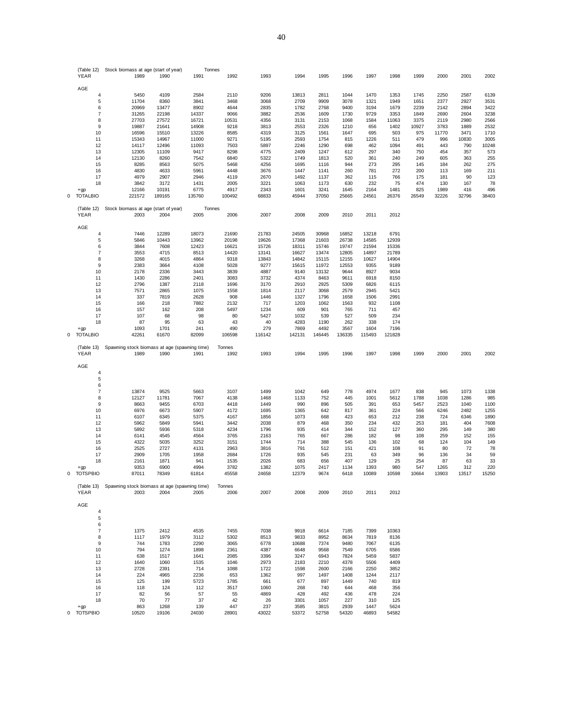(Table 12) Stock biomass at age (start of year) Tonnes

| YEAR | 1989 | 1990 | 1991 | 1992 | 1993 | 1994 | 1995 | 1996 | 1997 | 1998 | 1999 | 2000 | 2001 | 2002 |
|---|---|---|---|---|---|---|---|---|---|---|---|---|---|---|
| AGE | | | | | | | | | | | | | | |
| 4 | 5450 | 4109 | 2584 | 2110 | 9206 | 13813 | 2811 | 1044 | 1470 | 1353 | 1745 | 2250 | 2587 | 6139 |
| 5 | 11704 | 8360 | 3841 | 3468 | 3068 | 2709 | 9909 | 3078 | 1321 | 1949 | 1651 | 2377 | 2927 | 3531 |
| 6 | 20969 | 13477 | 8902 | 4644 | 2835 | 1782 | 2768 | 9400 | 3194 | 1679 | 2239 | 2142 | 2894 | 3422 |
| 7 | 31265 | 22198 | 14337 | 9066 | 3882 | 2536 | 1609 | 1730 | 9729 | 3353 | 1849 | 2690 | 2604 | 3238 |
| 8 | 27703 | 27572 | 16721 | 10531 | 4356 | 3131 | 2153 | 1068 | 1584 | 11063 | 3375 | 2119 | 2980 | 2566 |
| 9 | 19887 | 21641 | 14908 | 9218 | 3813 | 2553 | 2326 | 1210 | 656 | 1402 | 10927 | 3783 | 1889 | 2532 |
| 10 | 16596 | 15510 | 13226 | 8585 | 4319 | 3125 | 1561 | 1647 | 695 | 503 | 975 | 11770 | 3471 | 1710 |
| 11 | 15343 | 14967 | 11000 | 9271 | 5195 | 2593 | 1754 | 815 | 1226 | 511 | 479 | 996 | 10830 | 3005 |
| 12 | 14117 | 12496 | 11093 | 7503 | 5897 | 2246 | 1290 | 698 | 462 | 1094 | 491 | 443 | 790 | 10248 |
| 13 | 12305 | 11109 | 9417 | 8298 | 4775 | 2409 | 1247 | 612 | 297 | 340 | 750 | 454 | 357 | 573 |
| 14 | 12130 | 8260 | 7542 | 6840 | 5322 | 1749 | 1813 | 520 | 361 | 240 | 249 | 605 | 363 | 255 |
| 15 | 8285 | 8563 | 5075 | 5468 | 4256 | 1695 | 1116 | 944 | 273 | 295 | 145 | 184 | 262 | 275 |
| 16 | 4830 | 4633 | 5961 | 4448 | 3676 | 1447 | 1141 | 260 | 781 | 272 | 200 | 113 | 169 | 211 |
| 17 | 4979 | 2907 | 2946 | 4119 | 2670 | 1492 | 1137 | 362 | 115 | 766 | 175 | 181 | 90 | 123 |
| 18 | 3842 | 3172 | 1431 | 2005 | 3221 | 1063 | 1173 | 630 | 232 | 75 | 474 | 130 | 167 | 78 |
| +gp | 12166 | 10191 | 6775 | 4917 | 2343 | 1601 | 3241 | 1645 | 2164 | 1481 | 825 | 1989 | 416 | 496 |
| 0 TOTALBIO | 221572 | 189165 | 135760 | 100492 | 68833 | 45944 | 37050 | 25665 | 24561 | 26376 | 26549 | 32226 | 32796 | 38403 |

(Table 12) Stock biomass at age (start of year) Tonnes

| YEAR | 2003 | 2004 | 2005 | 2006 | 2007 | 2008 | 2009 | 2010 | 2011 | 2012 |
|---|---|---|---|---|---|---|---|---|---|---|
| AGE | | | | | | | | | | |
| 4 | 7446 | 12289 | 18073 | 21690 | 21783 | 24505 | 30968 | 16852 | 13218 | 6791 |
| 5 | 5846 | 10443 | 13962 | 20198 | 19626 | 17368 | 21603 | 26738 | 14585 | 12939 |
| 6 | 3844 | 7608 | 12423 | 16621 | 15726 | 18311 | 15746 | 19747 | 21594 | 15336 |
| 7 | 3553 | 4715 | 8513 | 14420 | 13141 | 16627 | 13474 | 12805 | 14897 | 21789 |
| 8 | 3268 | 4015 | 4864 | 9318 | 13843 | 14842 | 15115 | 12155 | 10627 | 14904 |
| 9 | 2383 | 3664 | 4108 | 5028 | 9277 | 15615 | 11972 | 12553 | 9355 | 9189 |
| 10 | 2178 | 2336 | 3443 | 3839 | 4887 | 9140 | 13132 | 9644 | 8927 | 9034 |
| 11 | 1430 | 2286 | 2401 | 3083 | 3732 | 4374 | 8463 | 9611 | 6918 | 8150 |
| 12 | 2796 | 1387 | 2118 | 1696 | 3170 | 2910 | 2925 | 5309 | 6826 | 6115 |
| 13 | 7571 | 2865 | 1075 | 1558 | 1814 | 2117 | 3068 | 2579 | 2945 | 5421 |
| 14 | 337 | 7819 | 2628 | 908 | 1446 | 1327 | 1796 | 1658 | 1506 | 2991 |
| 15 | 166 | 218 | 7882 | 2132 | 717 | 1203 | 1062 | 1563 | 932 | 1108 |
| 16 | 157 | 162 | 208 | 5497 | 1234 | 609 | 901 | 765 | 711 | 457 |
| 17 | 107 | 68 | 98 | 80 | 5427 | 1032 | 539 | 527 | 509 | 234 |
| 18 | 87 | 95 | 63 | 43 | 40 | 4283 | 1190 | 262 | 338 | 174 |
| +gp | 1093 | 1701 | 241 | 490 | 279 | 7869 | 4492 | 3567 | 1604 | 7196 |
| 0 TOTALBIO | 42261 | 61670 | 82099 | 106598 | 116142 | 142131 | 146445 | 136335 | 115493 | 121828 |

(Table 13) Spawning stock biomass at age (spawning time) Tonnes

| YEAR | 1989 | 1990 | 1991 | 1992 | 1993 | 1994 | 1995 | 1996 | 1997 | 1998 | 1999 | 2000 | 2001 | 2002 |
|---|---|---|---|---|---|---|---|---|---|---|---|---|---|---|
| AGE | | | | | | | | | | | | | | |
| 4 | | | | | | | | | | | | | | |
| 5 | | | | | | | | | | | | | | |
| 6 | | | | | | | | | | | | | | |
| 7 | 13874 | 9525 | 5663 | 3107 | 1499 | 1042 | 649 | 778 | 4974 | 1677 | 838 | 945 | 1073 | 1338 |
| 8 | 12127 | 11781 | 7067 | 4138 | 1468 | 1133 | 752 | 445 | 1001 | 5612 | 1788 | 1038 | 1286 | 985 |
| 9 | 8663 | 9455 | 6703 | 4418 | 1449 | 990 | 896 | 505 | 391 | 653 | 5457 | 2523 | 1040 | 1100 |
| 10 | 6976 | 6673 | 5907 | 4172 | 1695 | 1365 | 642 | 817 | 361 | 224 | 566 | 6246 | 2482 | 1255 |
| 11 | 6107 | 6345 | 5375 | 4167 | 1856 | 1073 | 668 | 423 | 653 | 212 | 238 | 724 | 6346 | 1890 |
| 12 | 5962 | 5849 | 5941 | 3442 | 2038 | 879 | 468 | 350 | 234 | 432 | 253 | 181 | 404 | 7608 |
| 13 | 5892 | 5936 | 5318 | 4234 | 1796 | 935 | 414 | 344 | 152 | 127 | 360 | 295 | 149 | 380 |
| 14 | 6141 | 4545 | 4564 | 3765 | 2163 | 765 | 667 | 286 | 182 | 98 | 108 | 259 | 152 | 155 |
| 15 | 4322 | 5035 | 3252 | 3151 | 1744 | 714 | 388 | 545 | 136 | 102 | 68 | 124 | 104 | 149 |
| 16 | 2525 | 2727 | 4131 | 2963 | 3816 | 791 | 512 | 151 | 421 | 108 | 91 | 80 | 72 | 78 |
| 17 | 2909 | 1705 | 1958 | 2684 | 1726 | 935 | 545 | 231 | 63 | 349 | 96 | 136 | 34 | 59 |
| 18 | 2161 | 1871 | 941 | 1535 | 2026 | 683 | 656 | 407 | 129 | 25 | 254 | 87 | 63 | 33 |
| +gp | 9353 | 6900 | 4994 | 3782 | 1382 | 1075 | 2417 | 1134 | 1393 | 980 | 547 | 1265 | 312 | 220 |
| 0 TOTSPBIO | 87011 | 78349 | 61814 | 45558 | 24658 | 12379 | 9674 | 6418 | 10089 | 10598 | 10664 | 13903 | 13517 | 15250 |

(Table 13) Spawning stock biomass at age (spawning time) Tonnes

| YEAR | 2003 | 2004 | 2005 | 2006 | 2007 | 2008 | 2009 | 2010 | 2011 | 2012 |
|---|---|---|---|---|---|---|---|---|---|---|
| AGE | | | | | | | | | | |
| 4 | | | | | | | | | | |
| 5 | | | | | | | | | | |
| 6 | | | | | | | | | | |
| 7 | 1375 | 2412 | 4535 | 7455 | 7038 | 9918 | 6614 | 7185 | 7399 | 10363 |
| 8 | 1117 | 1979 | 3112 | 5302 | 8513 | 9833 | 8952 | 8634 | 7819 | 8136 |
| 9 | 744 | 1783 | 2290 | 3065 | 6778 | 10688 | 7374 | 9480 | 7067 | 6135 |
| 10 | 794 | 1274 | 1898 | 2361 | 4387 | 6648 | 9568 | 7549 | 6705 | 6586 |
| 11 | 638 | 1517 | 1641 | 2085 | 3396 | 3247 | 6943 | 7824 | 5459 | 5837 |
| 12 | 1640 | 1060 | 1535 | 1046 | 2973 | 2183 | 2210 | 4378 | 5506 | 4409 |
| 13 | 2728 | 2391 | 714 | 1088 | 1722 | 1598 | 2600 | 2166 | 2250 | 3852 |
| 14 | 224 | 4965 | 2236 | 653 | 1362 | 997 | 1497 | 1408 | 1244 | 2117 |
| 15 | 125 | 199 | 5723 | 1785 | 661 | 677 | 897 | 1449 | 740 | 819 |
| 16 | 118 | 124 | 112 | 3517 | 1060 | 268 | 740 | 644 | 468 | 356 |
| 17 | 82 | 56 | 57 | 55 | 4869 | 428 | 492 | 436 | 478 | 224 |
| 18 | 70 | 77 | 37 | 42 | 26 | 3301 | 1057 | 227 | 310 | 125 |
| +gp | 863 | 1268 | 139 | 447 | 237 | 3585 | 3815 | 2939 | 1447 | 5624 |
| 0 TOTSPBIO | 10520 | 19106 | 24030 | 28901 | 43022 | 53372 | 52758 | 54320 | 46893 | 54582 |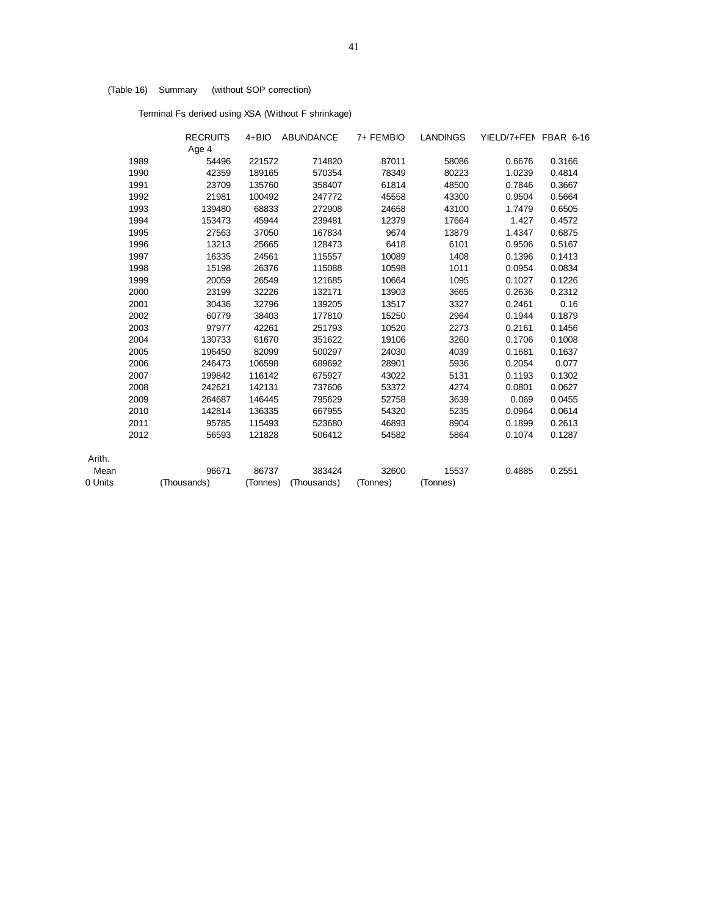(Table 16) Summary (without SOP correction)

Terminal Fs derived using XSA (Without F shrinkage)

| | RECRUITS Age 4 | 4+BIO | ABUNDANCE | 7+ FEMBIO | LANDINGS | YIELD/7+FEN | FBAR 6-16 |
|---|---|---|---|---|---|---|---|
| 1989 | 54496 | 221572 | 714820 | 87011 | 58086 | 0.6676 | 0.3166 |
| 1990 | 42359 | 189165 | 570354 | 78349 | 80223 | 1.0239 | 0.4814 |
| 1991 | 23709 | 135760 | 358407 | 61814 | 48500 | 0.7846 | 0.3667 |
| 1992 | 21981 | 100492 | 247772 | 45558 | 43300 | 0.9504 | 0.5664 |
| 1993 | 139480 | 68833 | 272908 | 24658 | 43100 | 1.7479 | 0.6505 |
| 1994 | 153473 | 45944 | 239481 | 12379 | 17664 | 1.427 | 0.4572 |
| 1995 | 27563 | 37050 | 167834 | 9674 | 13879 | 1.4347 | 0.6875 |
| 1996 | 13213 | 25665 | 128473 | 6418 | 6101 | 0.9506 | 0.5167 |
| 1997 | 16335 | 24561 | 115557 | 10089 | 1408 | 0.1396 | 0.1413 |
| 1998 | 15198 | 26376 | 115088 | 10598 | 1011 | 0.0954 | 0.0834 |
| 1999 | 20059 | 26549 | 121685 | 10664 | 1095 | 0.1027 | 0.1226 |
| 2000 | 23199 | 32226 | 132171 | 13903 | 3665 | 0.2636 | 0.2312 |
| 2001 | 30436 | 32796 | 139205 | 13517 | 3327 | 0.2461 | 0.16 |
| 2002 | 60779 | 38403 | 177810 | 15250 | 2964 | 0.1944 | 0.1879 |
| 2003 | 97977 | 42261 | 251793 | 10520 | 2273 | 0.2161 | 0.1456 |
| 2004 | 130733 | 61670 | 351622 | 19106 | 3260 | 0.1706 | 0.1008 |
| 2005 | 196450 | 82099 | 500297 | 24030 | 4039 | 0.1681 | 0.1637 |
| 2006 | 246473 | 106598 | 689692 | 28901 | 5936 | 0.2054 | 0.077 |
| 2007 | 199842 | 116142 | 675927 | 43022 | 5131 | 0.1193 | 0.1302 |
| 2008 | 242621 | 142131 | 737606 | 53372 | 4274 | 0.0801 | 0.0627 |
| 2009 | 264687 | 146445 | 795629 | 52758 | 3639 | 0.069 | 0.0455 |
| 2010 | 142814 | 136335 | 667955 | 54320 | 5235 | 0.0964 | 0.0614 |
| 2011 | 95785 | 115493 | 523680 | 46893 | 8904 | 0.1899 | 0.2613 |
| 2012 | 56593 | 121828 | 506412 | 54582 | 5864 | 0.1074 | 0.1287 |
| Arith. Mean | 96671 | 86737 | 383424 | 32600 | 15537 | 0.4885 | 0.2551 |
| 0 Units | (Thousands) | (Tonnes) | (Thousands) | (Tonnes) | (Tonnes) | | |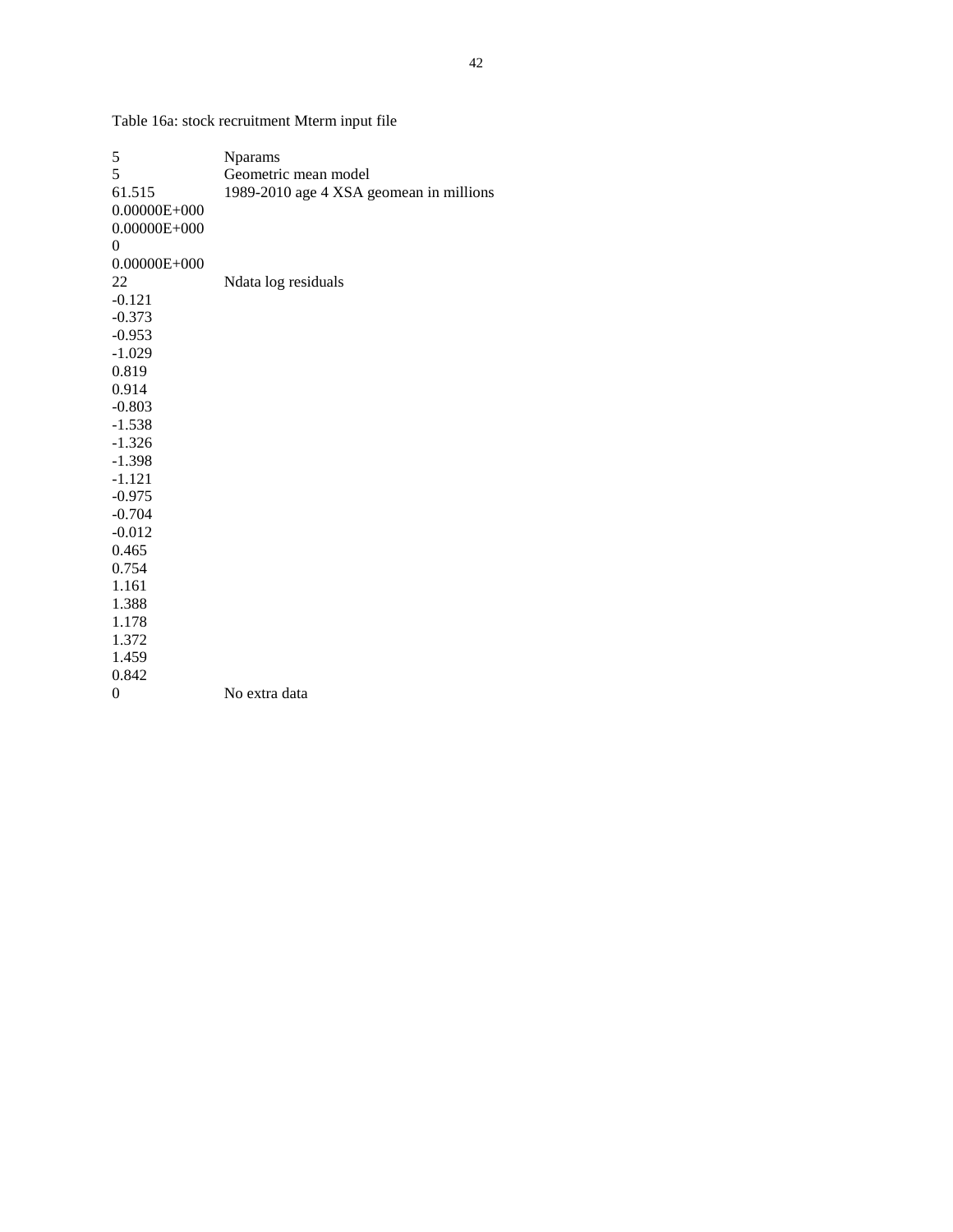Table 16a: stock recruitment Mterm input file

```
5               Nparams
5               Geometric mean model
61.515          1989-2010 age 4 XSA geomean in millions
0.00000E+000
0.00000E+000
0
0.00000E+000
22              Ndata log residuals
-0.121
-0.373
-0.953
-1.029
0.819
0.914
-0.803
-1.538
-1.326
-1.398
-1.121
-0.975
-0.704
-0.012
0.465
0.754
1.161
1.388
1.178
1.372
1.459
0.842
0               No extra data
```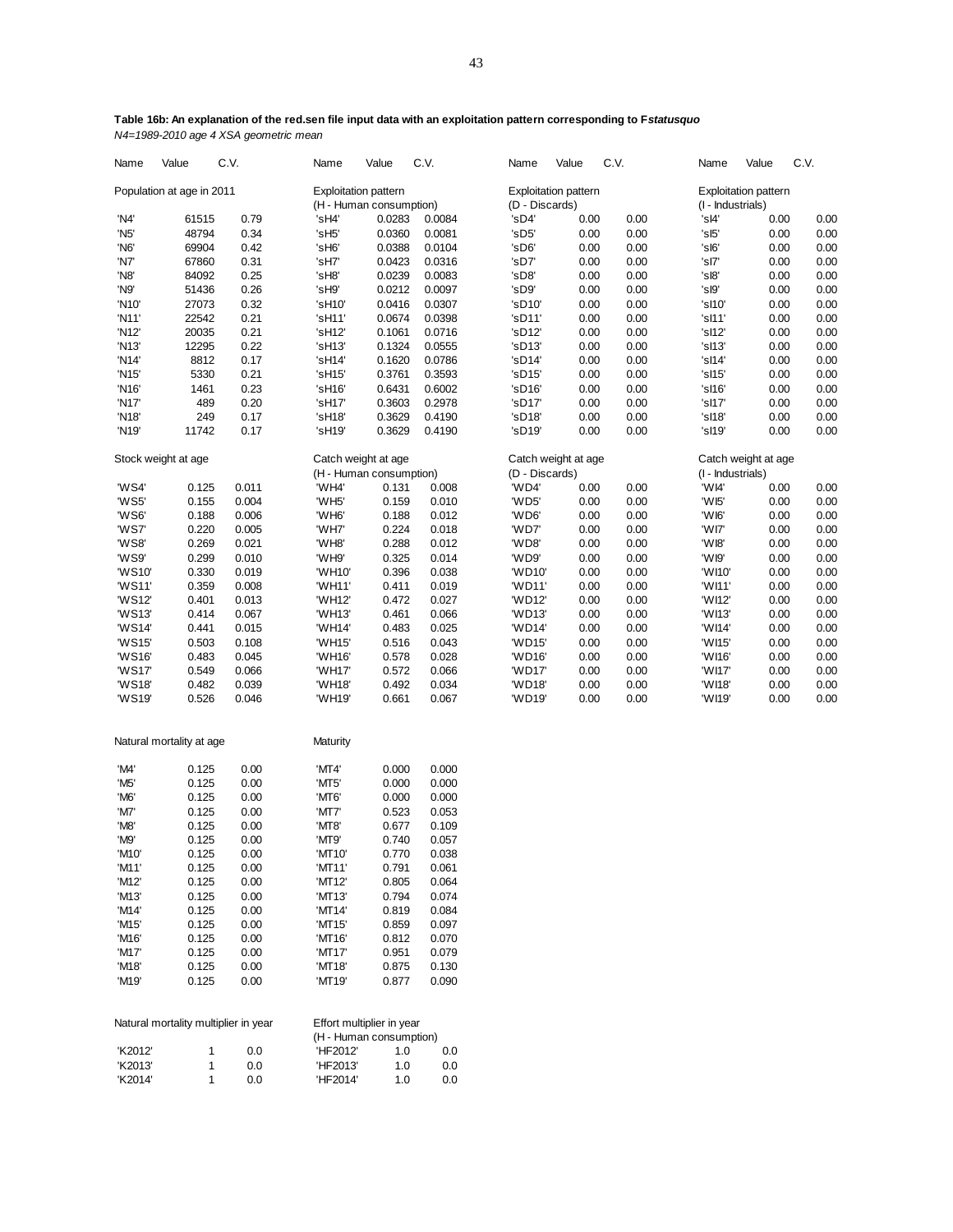**Table 16b: An explanation of the red.sen file input data with an exploitation pattern corresponding to F*statusquo***
*N4=1989-2010 age 4 XSA geometric mean*

| Name | Value | C.V. | Name | Value | C.V. | Name | Value | C.V. | Name | Value | C.V. |
|---|---|---|---|---|---|---|---|---|---|---|---|
| Population at age in 2011 | | | Exploitation pattern (H - Human consumption) | | | Exploitation pattern (D - Discards) | | | Exploitation pattern (I - Industrials) | | |
| 'N4' | 61515 | 0.79 | 'sH4' | 0.0283 | 0.0084 | 'sD4' | 0.00 | 0.00 | 'sI4' | 0.00 | 0.00 |
| 'N5' | 48794 | 0.34 | 'sH5' | 0.0360 | 0.0081 | 'sD5' | 0.00 | 0.00 | 'sI5' | 0.00 | 0.00 |
| 'N6' | 69904 | 0.42 | 'sH6' | 0.0388 | 0.0104 | 'sD6' | 0.00 | 0.00 | 'sI6' | 0.00 | 0.00 |
| 'N7' | 67860 | 0.31 | 'sH7' | 0.0423 | 0.0316 | 'sD7' | 0.00 | 0.00 | 'sI7' | 0.00 | 0.00 |
| 'N8' | 84092 | 0.25 | 'sH8' | 0.0239 | 0.0083 | 'sD8' | 0.00 | 0.00 | 'sI8' | 0.00 | 0.00 |
| 'N9' | 51436 | 0.26 | 'sH9' | 0.0212 | 0.0097 | 'sD9' | 0.00 | 0.00 | 'sI9' | 0.00 | 0.00 |
| 'N10' | 27073 | 0.32 | 'sH10' | 0.0416 | 0.0307 | 'sD10' | 0.00 | 0.00 | 'sI10' | 0.00 | 0.00 |
| 'N11' | 22542 | 0.21 | 'sH11' | 0.0674 | 0.0398 | 'sD11' | 0.00 | 0.00 | 'sI11' | 0.00 | 0.00 |
| 'N12' | 20035 | 0.21 | 'sH12' | 0.1061 | 0.0716 | 'sD12' | 0.00 | 0.00 | 'sI12' | 0.00 | 0.00 |
| 'N13' | 12295 | 0.22 | 'sH13' | 0.1324 | 0.0555 | 'sD13' | 0.00 | 0.00 | 'sI13' | 0.00 | 0.00 |
| 'N14' | 8812 | 0.17 | 'sH14' | 0.1620 | 0.0786 | 'sD14' | 0.00 | 0.00 | 'sI14' | 0.00 | 0.00 |
| 'N15' | 5330 | 0.21 | 'sH15' | 0.3761 | 0.3593 | 'sD15' | 0.00 | 0.00 | 'sI15' | 0.00 | 0.00 |
| 'N16' | 1461 | 0.23 | 'sH16' | 0.6431 | 0.6002 | 'sD16' | 0.00 | 0.00 | 'sI16' | 0.00 | 0.00 |
| 'N17' | 489 | 0.20 | 'sH17' | 0.3603 | 0.2978 | 'sD17' | 0.00 | 0.00 | 'sI17' | 0.00 | 0.00 |
| 'N18' | 249 | 0.17 | 'sH18' | 0.3629 | 0.4190 | 'sD18' | 0.00 | 0.00 | 'sI18' | 0.00 | 0.00 |
| 'N19' | 11742 | 0.17 | 'sH19' | 0.3629 | 0.4190 | 'sD19' | 0.00 | 0.00 | 'sI19' | 0.00 | 0.00 |
| Stock weight at age | | | Catch weight at age (H - Human consumption) | | | Catch weight at age (D - Discards) | | | Catch weight at age (I - Industrials) | | |
| 'WS4' | 0.125 | 0.011 | 'WH4' | 0.131 | 0.008 | 'WD4' | 0.00 | 0.00 | 'WI4' | 0.00 | 0.00 |
| 'WS5' | 0.155 | 0.004 | 'WH5' | 0.159 | 0.010 | 'WD5' | 0.00 | 0.00 | 'WI5' | 0.00 | 0.00 |
| 'WS6' | 0.188 | 0.006 | 'WH6' | 0.188 | 0.012 | 'WD6' | 0.00 | 0.00 | 'WI6' | 0.00 | 0.00 |
| 'WS7' | 0.220 | 0.005 | 'WH7' | 0.224 | 0.018 | 'WD7' | 0.00 | 0.00 | 'WI7' | 0.00 | 0.00 |
| 'WS8' | 0.269 | 0.021 | 'WH8' | 0.288 | 0.012 | 'WD8' | 0.00 | 0.00 | 'WI8' | 0.00 | 0.00 |
| 'WS9' | 0.299 | 0.010 | 'WH9' | 0.325 | 0.014 | 'WD9' | 0.00 | 0.00 | 'WI9' | 0.00 | 0.00 |
| 'WS10' | 0.330 | 0.019 | 'WH10' | 0.396 | 0.038 | 'WD10' | 0.00 | 0.00 | 'WI10' | 0.00 | 0.00 |
| 'WS11' | 0.359 | 0.008 | 'WH11' | 0.411 | 0.019 | 'WD11' | 0.00 | 0.00 | 'WI11' | 0.00 | 0.00 |
| 'WS12' | 0.401 | 0.013 | 'WH12' | 0.472 | 0.027 | 'WD12' | 0.00 | 0.00 | 'WI12' | 0.00 | 0.00 |
| 'WS13' | 0.414 | 0.067 | 'WH13' | 0.461 | 0.066 | 'WD13' | 0.00 | 0.00 | 'WI13' | 0.00 | 0.00 |
| 'WS14' | 0.441 | 0.015 | 'WH14' | 0.483 | 0.025 | 'WD14' | 0.00 | 0.00 | 'WI14' | 0.00 | 0.00 |
| 'WS15' | 0.503 | 0.108 | 'WH15' | 0.516 | 0.043 | 'WD15' | 0.00 | 0.00 | 'WI15' | 0.00 | 0.00 |
| 'WS16' | 0.483 | 0.045 | 'WH16' | 0.578 | 0.028 | 'WD16' | 0.00 | 0.00 | 'WI16' | 0.00 | 0.00 |
| 'WS17' | 0.549 | 0.066 | 'WH17' | 0.572 | 0.066 | 'WD17' | 0.00 | 0.00 | 'WI17' | 0.00 | 0.00 |
| 'WS18' | 0.482 | 0.039 | 'WH18' | 0.492 | 0.034 | 'WD18' | 0.00 | 0.00 | 'WI18' | 0.00 | 0.00 |
| 'WS19' | 0.526 | 0.046 | 'WH19' | 0.661 | 0.067 | 'WD19' | 0.00 | 0.00 | 'WI19' | 0.00 | 0.00 |
| Natural mortality at age | | | Maturity | | | | | | | | |
| 'M4' | 0.125 | 0.00 | 'MT4' | 0.000 | 0.000 | | | | | | |
| 'M5' | 0.125 | 0.00 | 'MT5' | 0.000 | 0.000 | | | | | | |
| 'M6' | 0.125 | 0.00 | 'MT6' | 0.000 | 0.000 | | | | | | |
| 'M7' | 0.125 | 0.00 | 'MT7' | 0.523 | 0.053 | | | | | | |
| 'M8' | 0.125 | 0.00 | 'MT8' | 0.677 | 0.109 | | | | | | |
| 'M9' | 0.125 | 0.00 | 'MT9' | 0.740 | 0.057 | | | | | | |
| 'M10' | 0.125 | 0.00 | 'MT10' | 0.770 | 0.038 | | | | | | |
| 'M11' | 0.125 | 0.00 | 'MT11' | 0.791 | 0.061 | | | | | | |
| 'M12' | 0.125 | 0.00 | 'MT12' | 0.805 | 0.064 | | | | | | |
| 'M13' | 0.125 | 0.00 | 'MT13' | 0.794 | 0.074 | | | | | | |
| 'M14' | 0.125 | 0.00 | 'MT14' | 0.819 | 0.084 | | | | | | |
| 'M15' | 0.125 | 0.00 | 'MT15' | 0.859 | 0.097 | | | | | | |
| 'M16' | 0.125 | 0.00 | 'MT16' | 0.812 | 0.070 | | | | | | |
| 'M17' | 0.125 | 0.00 | 'MT17' | 0.951 | 0.079 | | | | | | |
| 'M18' | 0.125 | 0.00 | 'MT18' | 0.875 | 0.130 | | | | | | |
| 'M19' | 0.125 | 0.00 | 'MT19' | 0.877 | 0.090 | | | | | | |
| Natural mortality multiplier in year | | | Effort multiplier in year (H - Human consumption) | | | | | | | | |
| 'K2012' | 1 | 0.0 | 'HF2012' | 1.0 | 0.0 | | | | | | |
| 'K2013' | 1 | 0.0 | 'HF2013' | 1.0 | 0.0 | | | | | | |
| 'K2014' | 1 | 0.0 | 'HF2014' | 1.0 | 0.0 | | | | | | |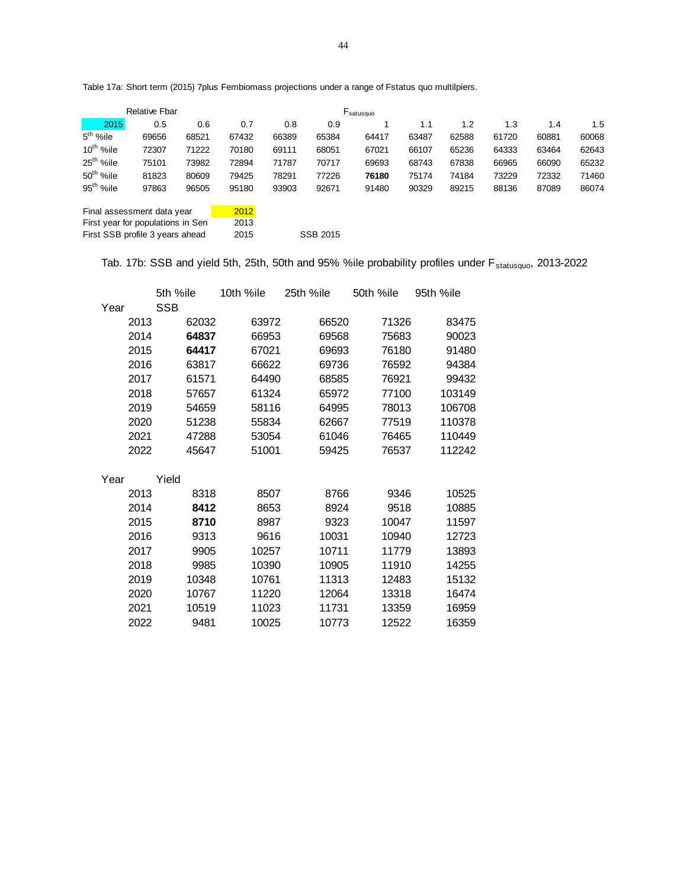Table 17a: Short term (2015) 7plus Fembiomass projections under a range of Fstatus quo multilpiers.

| Relative Fbar | | | | | $F_{satusquo}$ | | | | | | |
|---|---|---|---|---|---|---|---|---|---|---|---|
| 2015 | 0.5 | 0.6 | 0.7 | 0.8 | 0.9 | 1 | 1.1 | 1.2 | 1.3 | 1.4 | 1.5 |
| $5^{th}$ %ile | 69656 | 68521 | 67432 | 66389 | 65384 | 64417 | 63487 | 62588 | 61720 | 60881 | 60068 |
| $10^{th}$ %ile | 72307 | 71222 | 70180 | 69111 | 68051 | 67021 | 66107 | 65236 | 64333 | 63464 | 62643 |
| $25^{th}$ %ile | 75101 | 73982 | 72894 | 71787 | 70717 | 69693 | 68743 | 67838 | 66965 | 66090 | 65232 |
| $50^{th}$ %ile | 81823 | 80609 | 79425 | 78291 | 77226 | **76180** | 75174 | 74184 | 73229 | 72332 | 71460 |
| $95^{th}$ %ile | 97863 | 96505 | 95180 | 93903 | 92671 | 91480 | 90329 | 89215 | 88136 | 87089 | 86074 |

| | | |
|---|---|---|
| Final assessment data year | 2012 | |
| First year for populations in Sen | 2013 | |
| First SSB profile 3 years ahead | 2015 | SSB 2015 |

Tab. 17b: SSB and yield 5th, 25th, 50th and 95% %ile probability profiles under $F_{statusquo}$, 2013-2022

| Year | 5th %ile | 10th %ile | 25th %ile | 50th %ile | 95th %ile |
|---|---|---|---|---|---|
| | SSB | | | | |
| 2013 | 62032 | 63972 | 66520 | 71326 | 83475 |
| 2014 | **64837** | 66953 | 69568 | 75683 | 90023 |
| 2015 | **64417** | 67021 | 69693 | 76180 | 91480 |
| 2016 | 63817 | 66622 | 69736 | 76592 | 94384 |
| 2017 | 61571 | 64490 | 68585 | 76921 | 99432 |
| 2018 | 57657 | 61324 | 65972 | 77100 | 103149 |
| 2019 | 54659 | 58116 | 64995 | 78013 | 106708 |
| 2020 | 51238 | 55834 | 62667 | 77519 | 110378 |
| 2021 | 47288 | 53054 | 61046 | 76465 | 110449 |
| 2022 | 45647 | 51001 | 59425 | 76537 | 112242 |
| Year | Yield | | | | |
| 2013 | 8318 | 8507 | 8766 | 9346 | 10525 |
| 2014 | **8412** | 8653 | 8924 | 9518 | 10885 |
| 2015 | **8710** | 8987 | 9323 | 10047 | 11597 |
| 2016 | 9313 | 9616 | 10031 | 10940 | 12723 |
| 2017 | 9905 | 10257 | 10711 | 11779 | 13893 |
| 2018 | 9985 | 10390 | 10905 | 11910 | 14255 |
| 2019 | 10348 | 10761 | 11313 | 12483 | 15132 |
| 2020 | 10767 | 11220 | 12064 | 13318 | 16474 |
| 2021 | 10519 | 11023 | 11731 | 13359 | 16959 |
| 2022 | 9481 | 10025 | 10773 | 12522 | 16359 |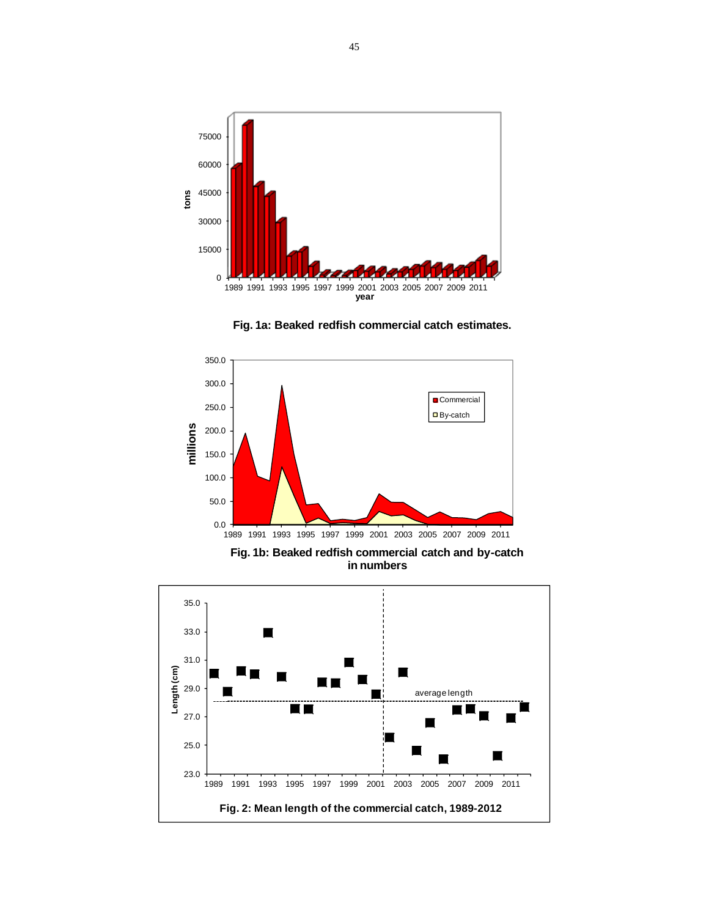**Fig. 1a: Beaked redfish commercial catch estimates.**

**Fig. 1b: Beaked redfish commercial catch and by-catch in numbers**

**Fig. 2: Mean length of the commercial catch, 1989-2012**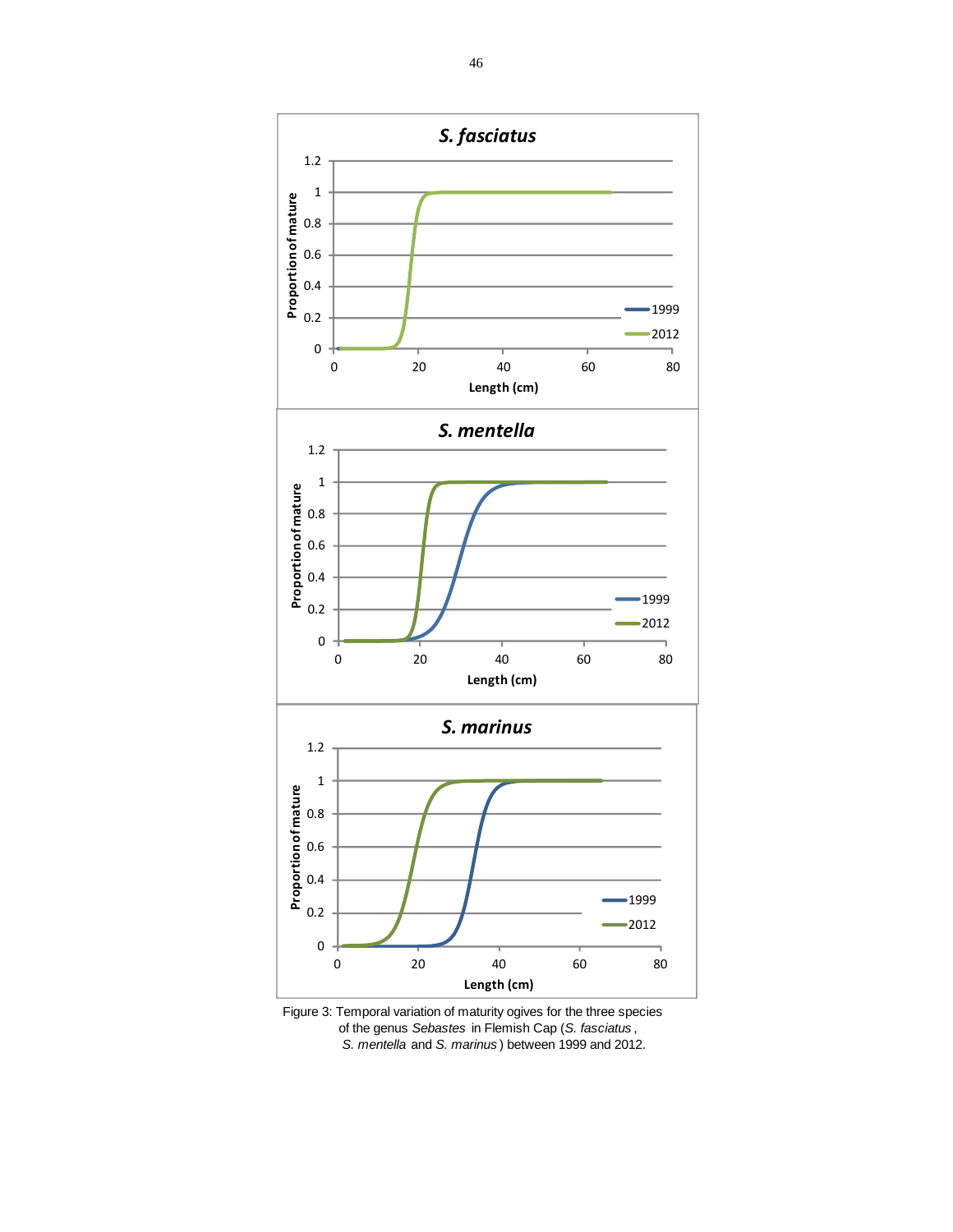Figure 3: Temporal variation of maturity ogives for the three species of the genus *Sebastes* in Flemish Cap (*S. fasciatus*, *S. mentella* and *S. marinus*) between 1999 and 2012.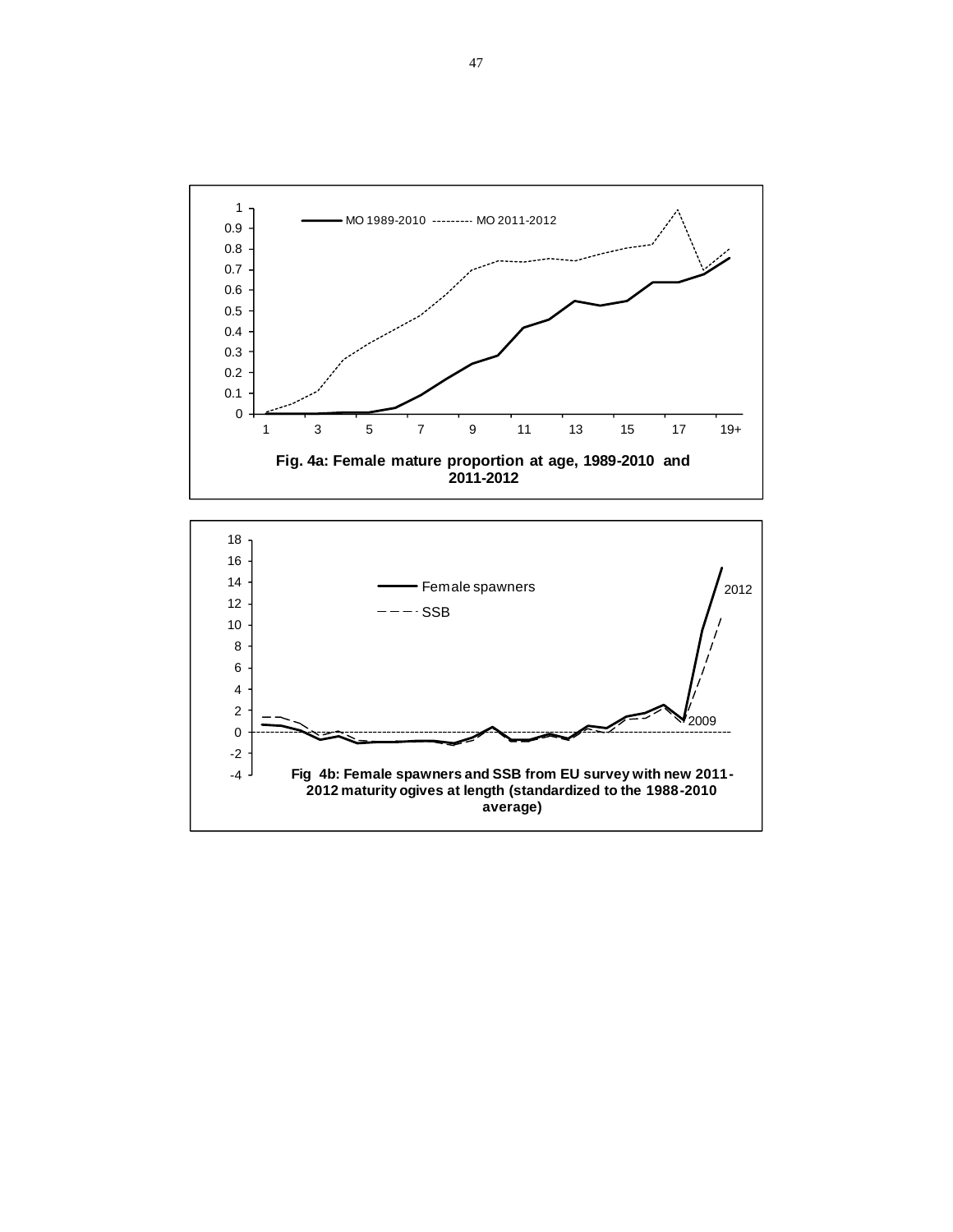Fig. 4a: Female mature proportion at age, 1989-2010 and 2011-2012

Fig 4b: Female spawners and SSB from EU survey with new 2011-2012 maturity ogives at length (standardized to the 1988-2010 average)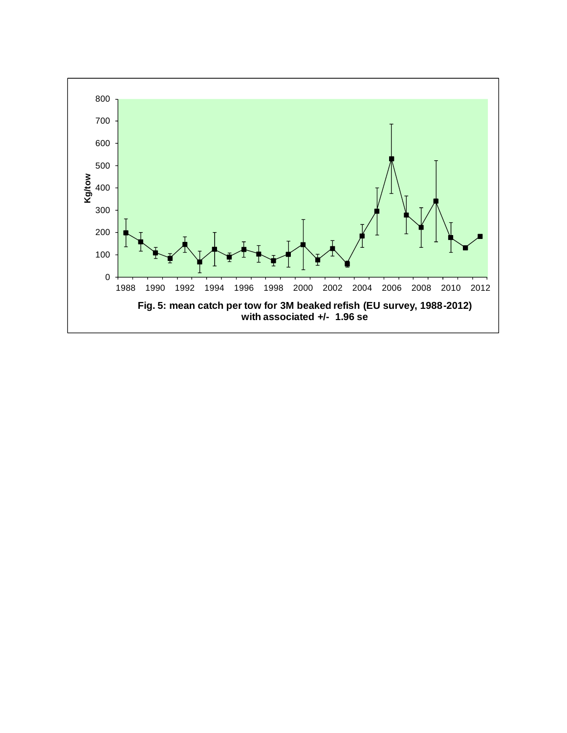Fig. 5: mean catch per tow for 3M beaked refish (EU survey, 1988-2012) with associated +/- 1.96 se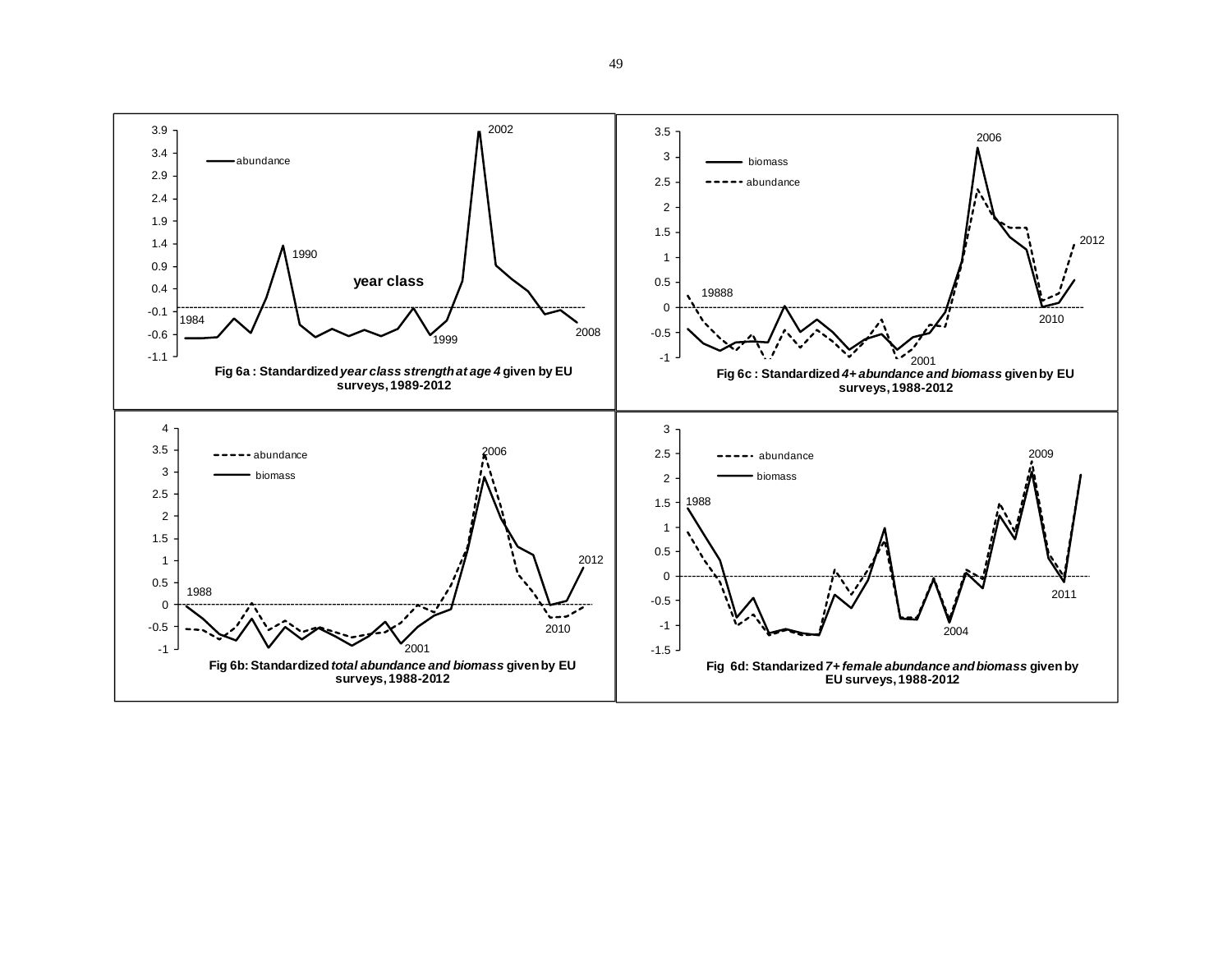Fig 6a : Standardized *year class strength at age 4* given by EU surveys, 1989-2012

Fig 6c : Standardized *4+ abundance and biomass* given by EU surveys, 1988-2012

Fig 6b: Standardized *total abundance and biomass* given by EU surveys, 1988-2012

Fig 6d: Standarized *7+ female abundance and biomass* given by EU surveys, 1988-2012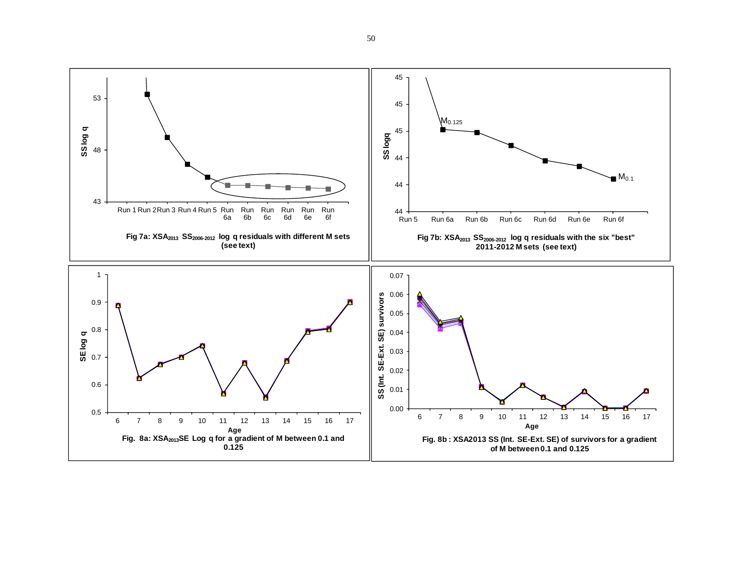Fig 7a: $XSA_{2013}$ $SS_{2006\text{-}2012}$ log q residuals with different M sets (see text)

Fig 7b: $XSA_{2013}$ $SS_{2006\text{-}2012}$ log q residuals with the six "best" 2011-2012 M sets (see text)

Fig. 8a: $XSA_{2013}$SE Log q for a gradient of M between 0.1 and 0.125

Fig. 8b : XSA2013 SS (Int. SE-Ext. SE) of survivors for a gradient of M between 0.1 and 0.125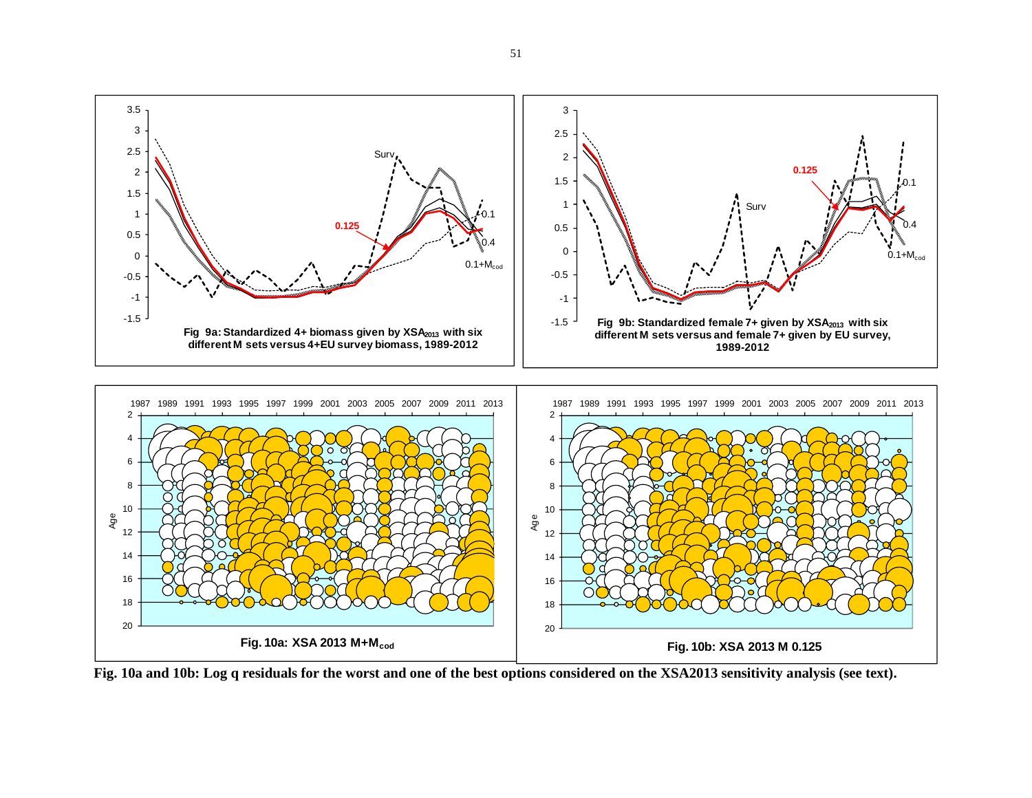Fig 9a: Standardized 4+ biomass given by $XSA_{2013}$ with six different M sets versus 4+EU survey biomass, 1989-2012

Fig 9b: Standardized female 7+ given by $XSA_{2013}$ with six different M sets versus and female 7+ given by EU survey, 1989-2012

Fig. 10a: XSA 2013 $M+M_{cod}$

Fig. 10b: XSA 2013 M 0.125

**Fig. 10a and 10b: Log q residuals for the worst and one of the best options considered on the XSA2013 sensitivity analysis (see text).**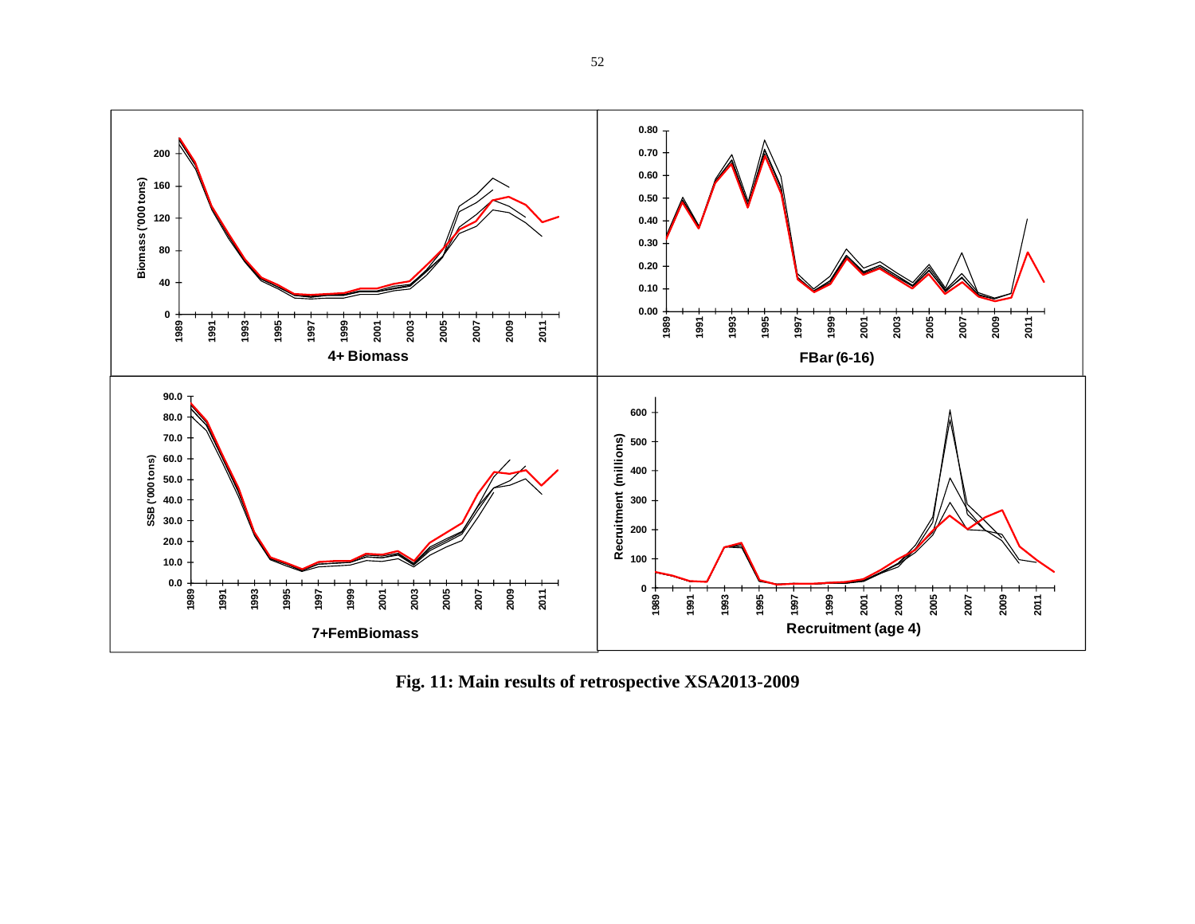**Fig. 11: Main results of retrospective XSA2013-2009**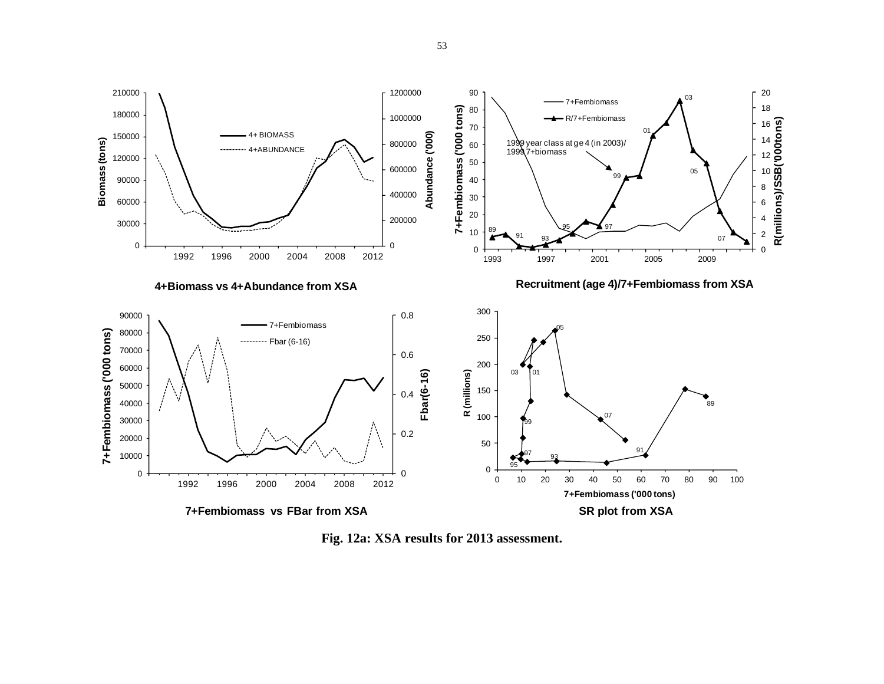4+Biomass vs 4+Abundance from XSA

Recruitment (age 4)/7+Fembiomass from XSA

7+Fembiomass vs FBar from XSA

SR plot from XSA

**Fig. 12a: XSA results for 2013 assessment.**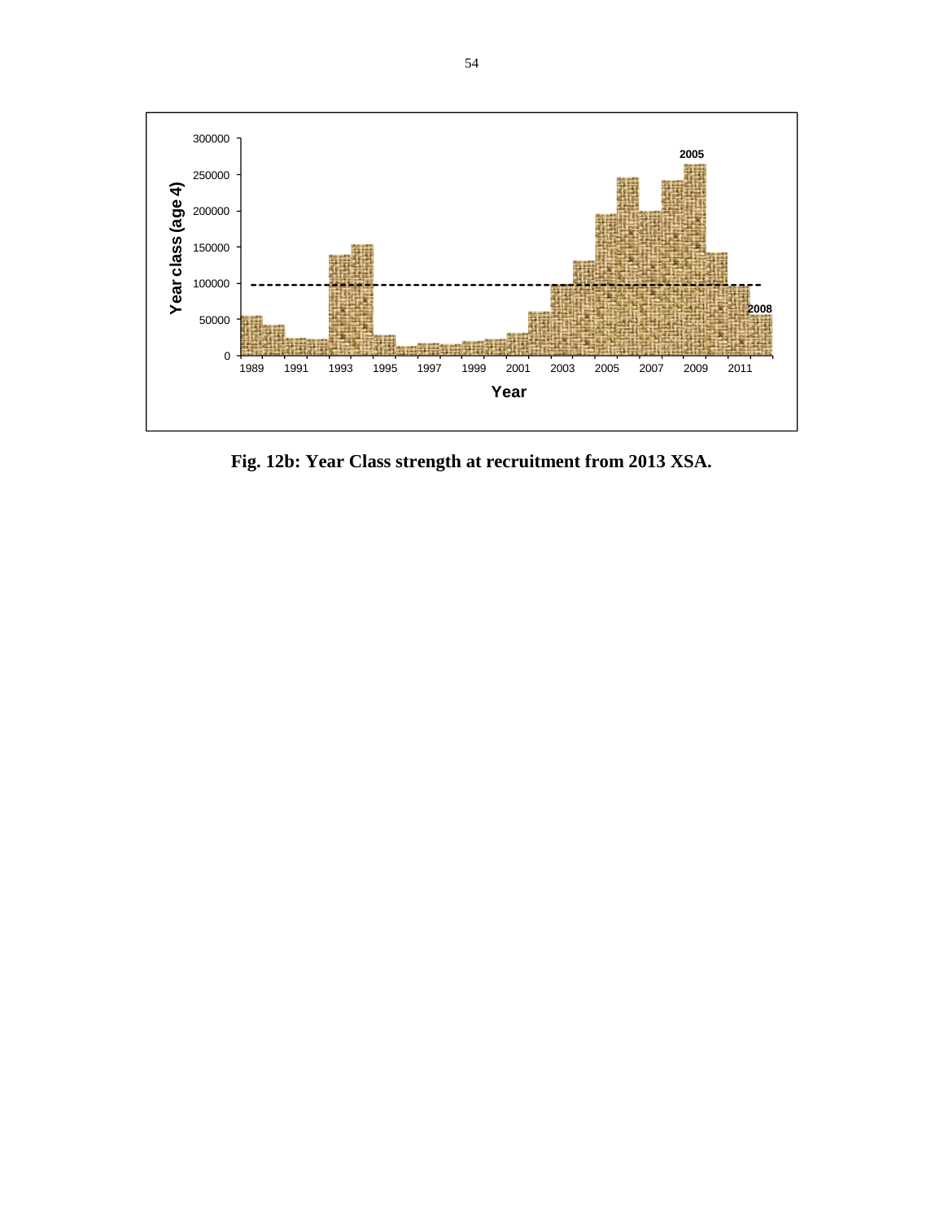**Fig. 12b: Year Class strength at recruitment from 2013 XSA.**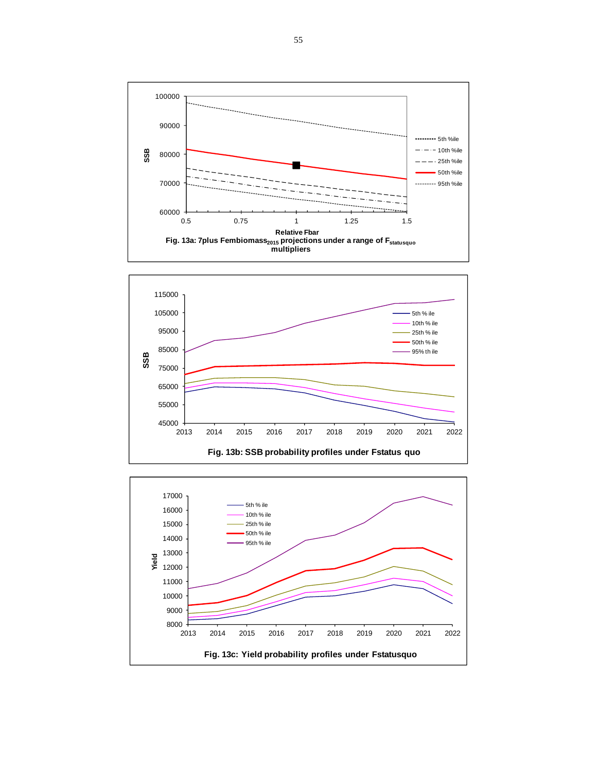100000
90000
80000
70000
60000

SSB

0.5
0.75
1
1.25
1.5

Relative Fbar

5th %ile
10th %ile
25th %ile
50th %ile
95th %ile

**Fig. 13a: 7plus Fembiomass$_{2015}$ projections under a range of F$_{statusquo}$ multipliers**

115000
105000
95000
85000
75000
65000
55000
45000

SSB

2013
2014
2015
2016
2017
2018
2019
2020
2021
2022

5th % ile
10th % ile
25th % ile
50th % ile
95% th ile

**Fig. 13b: SSB probability profiles under Fstatus quo**

17000
16000
15000
14000
13000
12000
11000
10000
9000
8000

Yield

2013
2014
2015
2016
2017
2018
2019
2020
2021
2022

5th % ile
10th % ile
25th % ile
50th % ile
95th % ile

**Fig. 13c: Yield probability profiles under Fstatusquo**